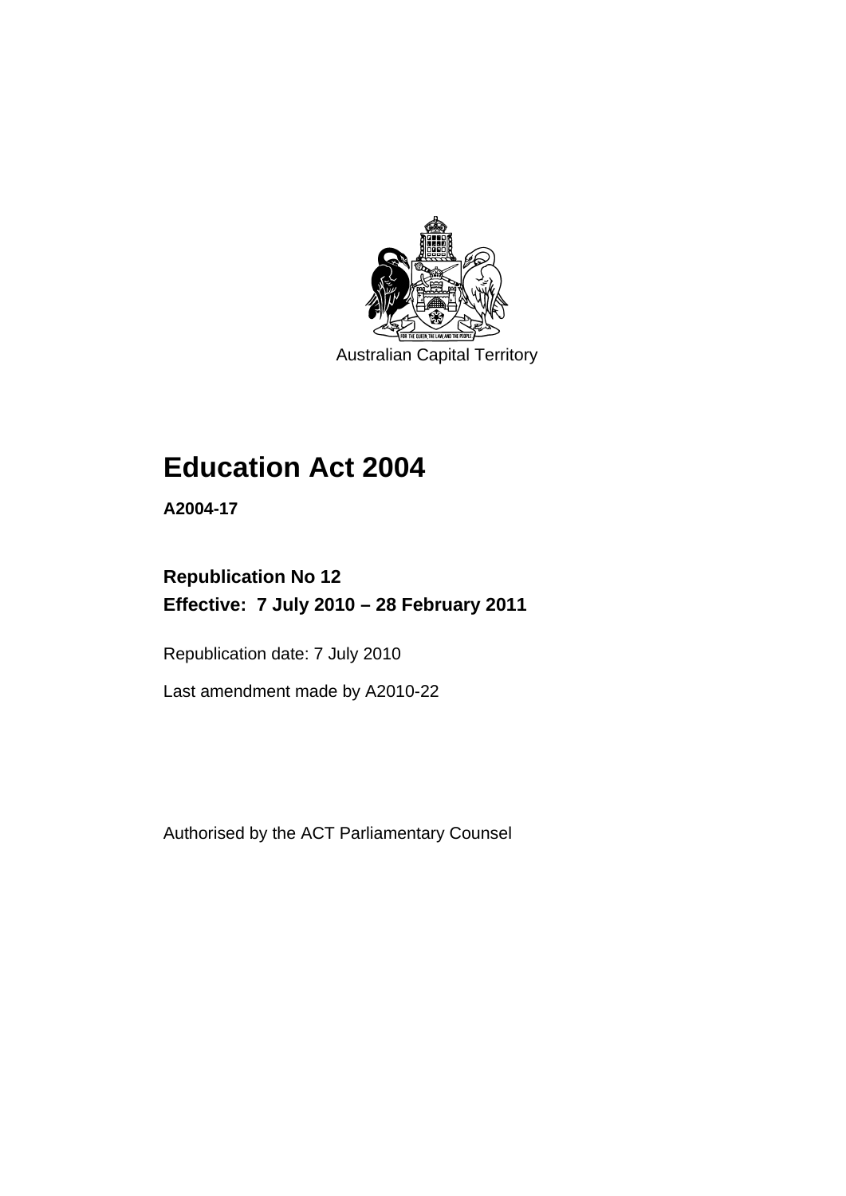Australian Capital Territory

# Education Act 2004

**A2004-17**

**Republication No 12**
**Effective: 7 July 2010 – 28 February 2011**

Republication date: 7 July 2010

Last amendment made by A2010-22

Authorised by the ACT Parliamentary Counsel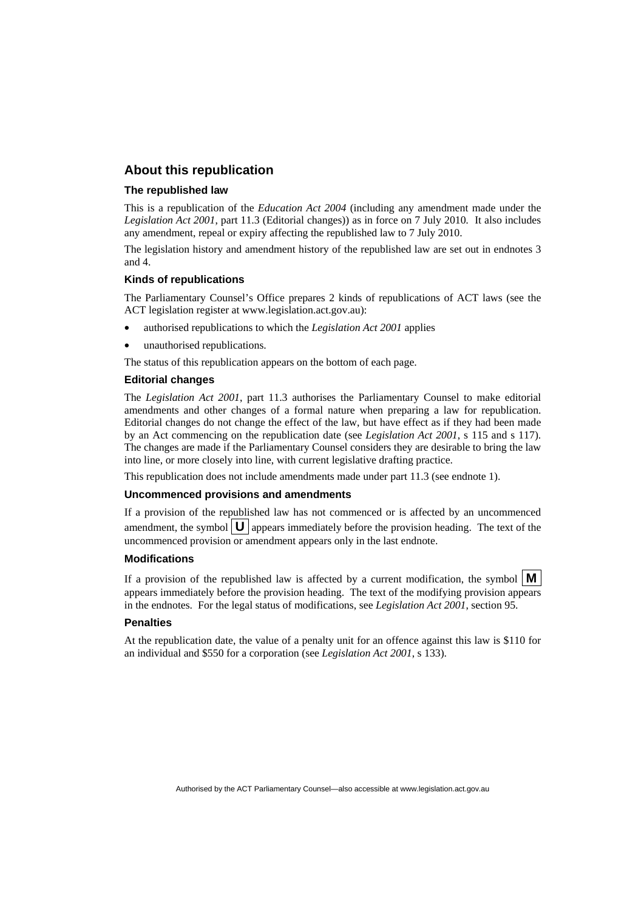## About this republication

### The republished law

This is a republication of the *Education Act 2004* (including any amendment made under the *Legislation Act 2001*, part 11.3 (Editorial changes)) as in force on 7 July 2010. It also includes any amendment, repeal or expiry affecting the republished law to 7 July 2010.

The legislation history and amendment history of the republished law are set out in endnotes 3 and 4.

### Kinds of republications

The Parliamentary Counsel's Office prepares 2 kinds of republications of ACT laws (see the ACT legislation register at www.legislation.act.gov.au):

- authorised republications to which the *Legislation Act 2001* applies
- unauthorised republications.

The status of this republication appears on the bottom of each page.

### Editorial changes

The *Legislation Act 2001*, part 11.3 authorises the Parliamentary Counsel to make editorial amendments and other changes of a formal nature when preparing a law for republication. Editorial changes do not change the effect of the law, but have effect as if they had been made by an Act commencing on the republication date (see *Legislation Act 2001*, s 115 and s 117). The changes are made if the Parliamentary Counsel considers they are desirable to bring the law into line, or more closely into line, with current legislative drafting practice.

This republication does not include amendments made under part 11.3 (see endnote 1).

### Uncommenced provisions and amendments

If a provision of the republished law has not commenced or is affected by an uncommenced amendment, the symbol **U** appears immediately before the provision heading. The text of the uncommenced provision or amendment appears only in the last endnote.

### Modifications

If a provision of the republished law is affected by a current modification, the symbol **M** appears immediately before the provision heading. The text of the modifying provision appears in the endnotes. For the legal status of modifications, see *Legislation Act 2001*, section 95.

### Penalties

At the republication date, the value of a penalty unit for an offence against this law is $110 for an individual and $550 for a corporation (see *Legislation Act 2001*, s 133).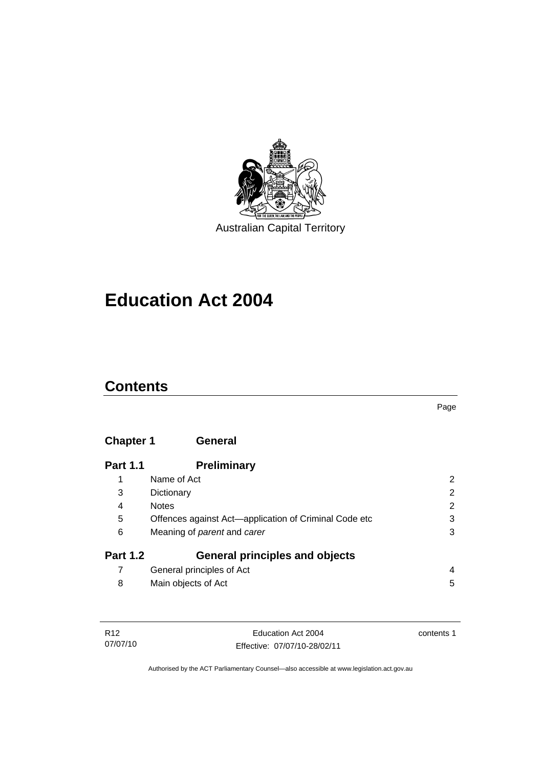Australian Capital Territory

# Education Act 2004

## Contents

| | | Page |
|---|---|---|
| **Chapter 1** | **General** | |
| **Part 1.1** | **Preliminary** | |
| 1 | Name of Act | 2 |
| 3 | Dictionary | 2 |
| 4 | Notes | 2 |
| 5 | Offences against Act—application of Criminal Code etc | 3 |
| 6 | Meaning of *parent* and *carer* | 3 |
| **Part 1.2** | **General principles and objects** | |
| 7 | General principles of Act | 4 |
| 8 | Main objects of Act | 5 |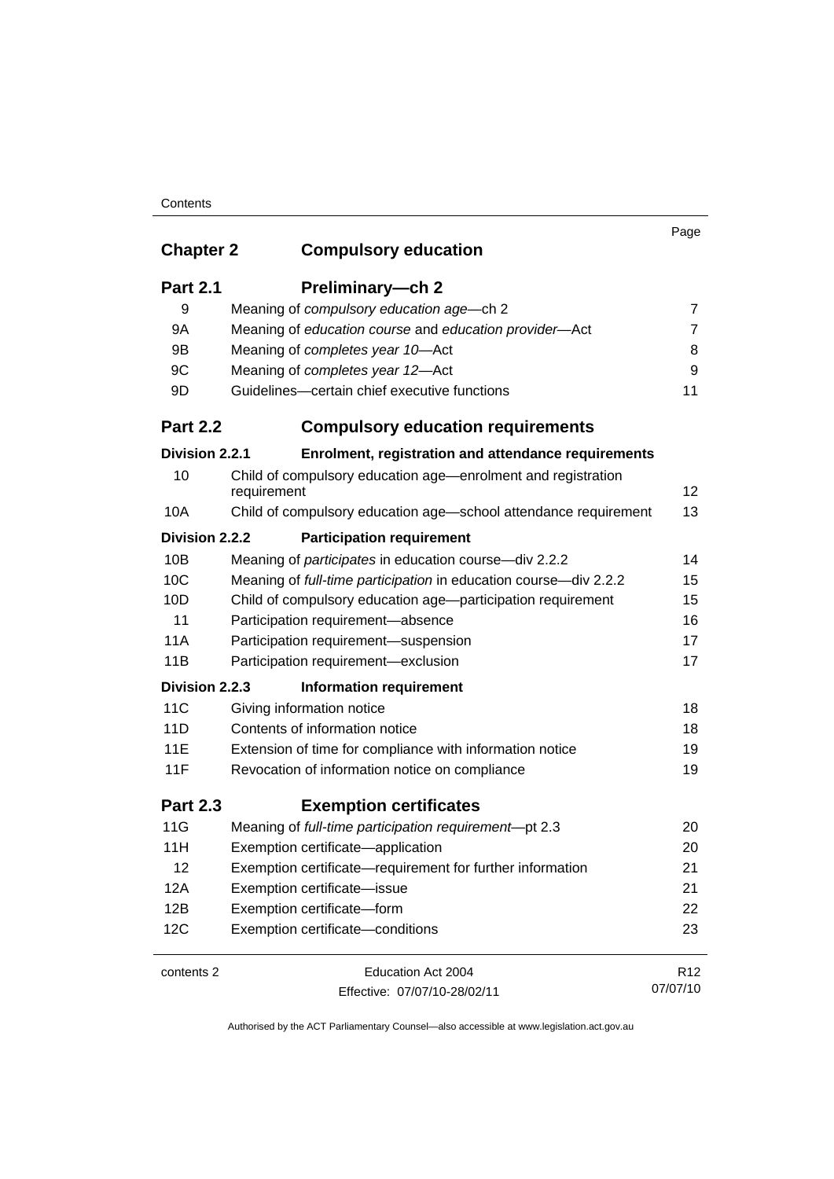| | | Page |
|---|---|---|
| **Chapter 2** | **Compulsory education** | |
| **Part 2.1** | **Preliminary—ch 2** | |
| 9 | Meaning of *compulsory education age*—ch 2 | 7 |
| 9A | Meaning of *education course* and *education provider*—Act | 7 |
| 9B | Meaning of *completes year 10*—Act | 8 |
| 9C | Meaning of *completes year 12*—Act | 9 |
| 9D | Guidelines—certain chief executive functions | 11 |
| **Part 2.2** | **Compulsory education requirements** | |
| **Division 2.2.1** | **Enrolment, registration and attendance requirements** | |
| 10 | Child of compulsory education age—enrolment and registration requirement | 12 |
| 10A | Child of compulsory education age—school attendance requirement | 13 |
| **Division 2.2.2** | **Participation requirement** | |
| 10B | Meaning of *participates* in education course—div 2.2.2 | 14 |
| 10C | Meaning of *full-time participation* in education course—div 2.2.2 | 15 |
| 10D | Child of compulsory education age—participation requirement | 15 |
| 11 | Participation requirement—absence | 16 |
| 11A | Participation requirement—suspension | 17 |
| 11B | Participation requirement—exclusion | 17 |
| **Division 2.2.3** | **Information requirement** | |
| 11C | Giving information notice | 18 |
| 11D | Contents of information notice | 18 |
| 11E | Extension of time for compliance with information notice | 19 |
| 11F | Revocation of information notice on compliance | 19 |
| **Part 2.3** | **Exemption certificates** | |
| 11G | Meaning of *full-time participation requirement*—pt 2.3 | 20 |
| 11H | Exemption certificate—application | 20 |
| 12 | Exemption certificate—requirement for further information | 21 |
| 12A | Exemption certificate—issue | 21 |
| 12B | Exemption certificate—form | 22 |
| 12C | Exemption certificate—conditions | 23 |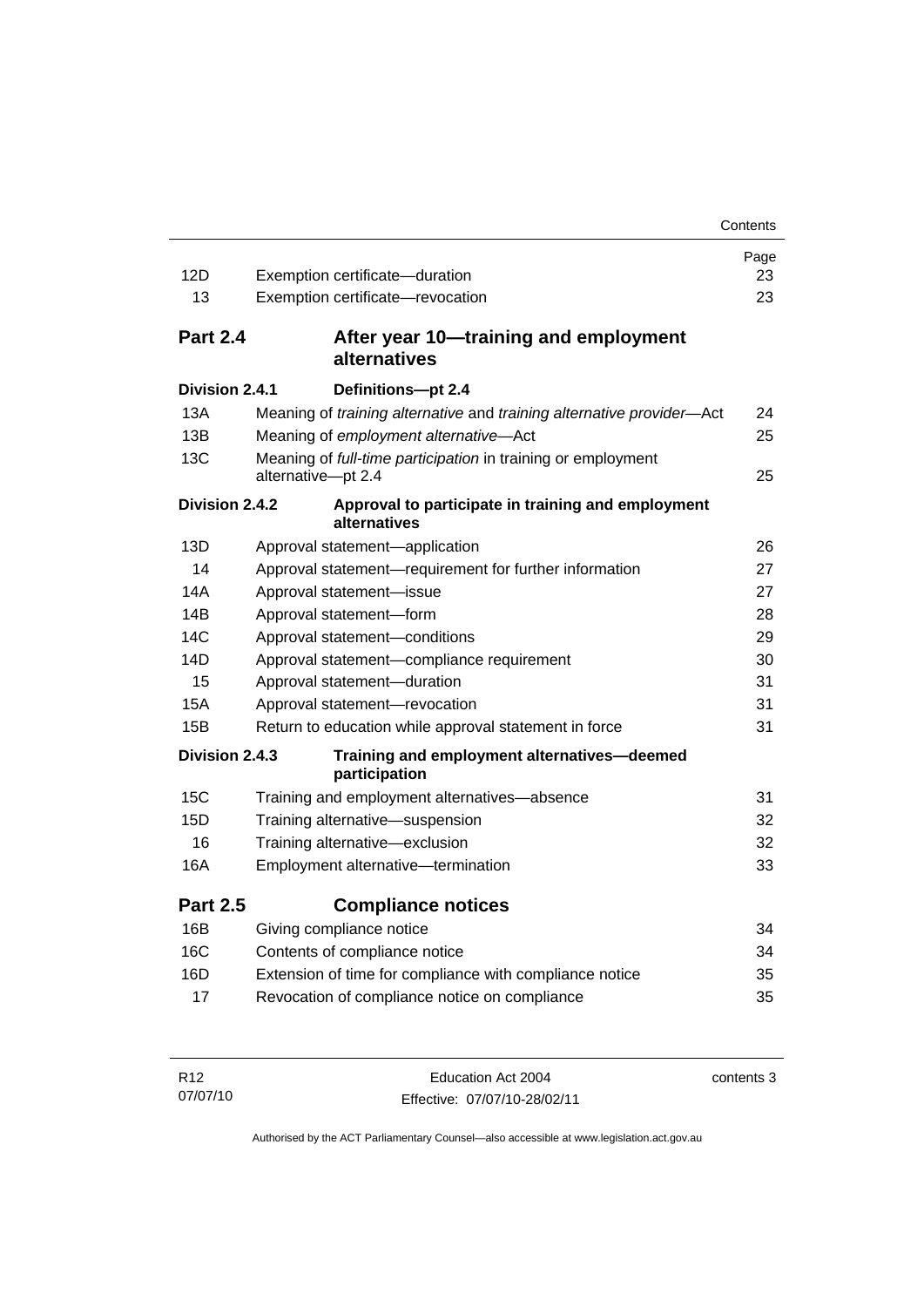| | | Page |
|---|---|---|
| 12D | Exemption certificate—duration | 23 |
| 13 | Exemption certificate—revocation | 23 |
| **Part 2.4** | **After year 10—training and employment alternatives** | |
| **Division 2.4.1** | **Definitions—pt 2.4** | |
| 13A | Meaning of *training alternative* and *training alternative provider*—Act | 24 |
| 13B | Meaning of *employment alternative*—Act | 25 |
| 13C | Meaning of *full-time participation* in training or employment alternative—pt 2.4 | 25 |
| **Division 2.4.2** | **Approval to participate in training and employment alternatives** | |
| 13D | Approval statement—application | 26 |
| 14 | Approval statement—requirement for further information | 27 |
| 14A | Approval statement—issue | 27 |
| 14B | Approval statement—form | 28 |
| 14C | Approval statement—conditions | 29 |
| 14D | Approval statement—compliance requirement | 30 |
| 15 | Approval statement—duration | 31 |
| 15A | Approval statement—revocation | 31 |
| 15B | Return to education while approval statement in force | 31 |
| **Division 2.4.3** | **Training and employment alternatives—deemed participation** | |
| 15C | Training and employment alternatives—absence | 31 |
| 15D | Training alternative—suspension | 32 |
| 16 | Training alternative—exclusion | 32 |
| 16A | Employment alternative—termination | 33 |
| **Part 2.5** | **Compliance notices** | |
| 16B | Giving compliance notice | 34 |
| 16C | Contents of compliance notice | 34 |
| 16D | Extension of time for compliance with compliance notice | 35 |
| 17 | Revocation of compliance notice on compliance | 35 |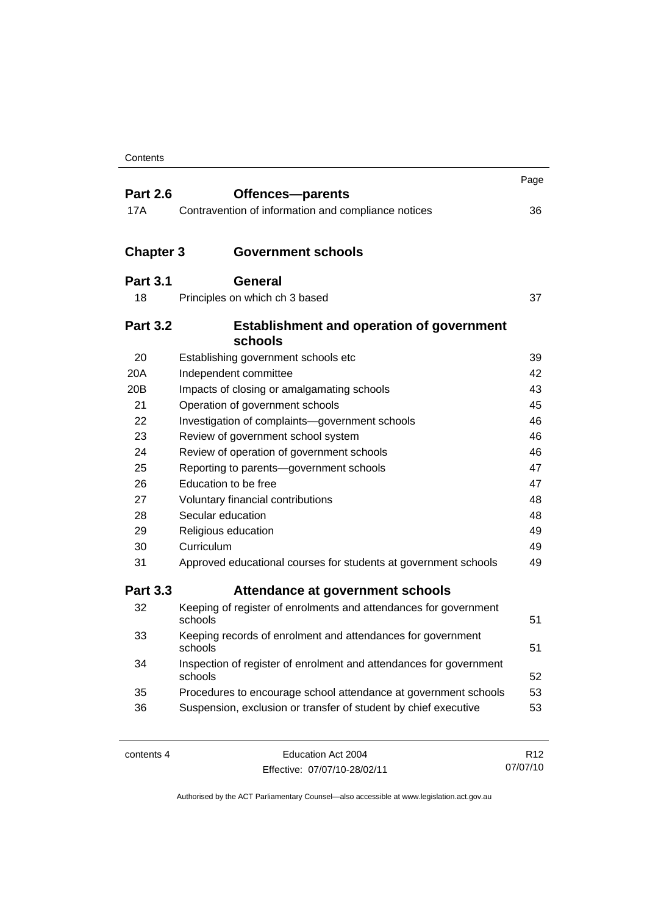| | | Page |
|---|---|---|
| **Part 2.6** | **Offences—parents** | |
| 17A | Contravention of information and compliance notices | 36 |
| **Chapter 3** | **Government schools** | |
| **Part 3.1** | **General** | |
| 18 | Principles on which ch 3 based | 37 |
| **Part 3.2** | **Establishment and operation of government schools** | |
| 20 | Establishing government schools etc | 39 |
| 20A | Independent committee | 42 |
| 20B | Impacts of closing or amalgamating schools | 43 |
| 21 | Operation of government schools | 45 |
| 22 | Investigation of complaints—government schools | 46 |
| 23 | Review of government school system | 46 |
| 24 | Review of operation of government schools | 46 |
| 25 | Reporting to parents—government schools | 47 |
| 26 | Education to be free | 47 |
| 27 | Voluntary financial contributions | 48 |
| 28 | Secular education | 48 |
| 29 | Religious education | 49 |
| 30 | Curriculum | 49 |
| 31 | Approved educational courses for students at government schools | 49 |
| **Part 3.3** | **Attendance at government schools** | |
| 32 | Keeping of register of enrolments and attendances for government schools | 51 |
| 33 | Keeping records of enrolment and attendances for government schools | 51 |
| 34 | Inspection of register of enrolment and attendances for government schools | 52 |
| 35 | Procedures to encourage school attendance at government schools | 53 |
| 36 | Suspension, exclusion or transfer of student by chief executive | 53 |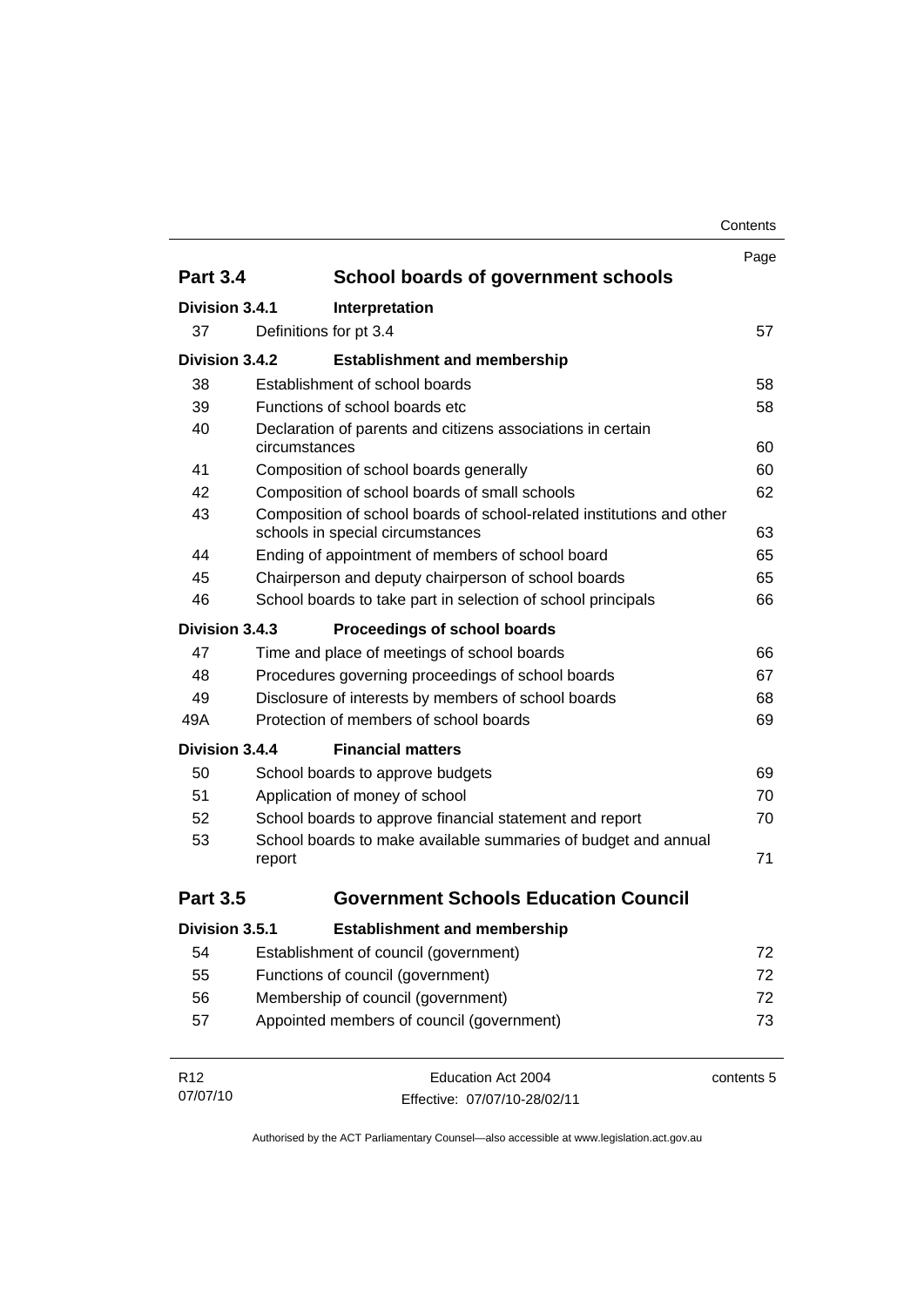| | | Page |
|---|---|---|
| **Part 3.4** | **School boards of government schools** | |
| **Division 3.4.1** | **Interpretation** | |
| 37 | Definitions for pt 3.4 | 57 |
| **Division 3.4.2** | **Establishment and membership** | |
| 38 | Establishment of school boards | 58 |
| 39 | Functions of school boards etc | 58 |
| 40 | Declaration of parents and citizens associations in certain circumstances | 60 |
| 41 | Composition of school boards generally | 60 |
| 42 | Composition of school boards of small schools | 62 |
| 43 | Composition of school boards of school-related institutions and other schools in special circumstances | 63 |
| 44 | Ending of appointment of members of school board | 65 |
| 45 | Chairperson and deputy chairperson of school boards | 65 |
| 46 | School boards to take part in selection of school principals | 66 |
| **Division 3.4.3** | **Proceedings of school boards** | |
| 47 | Time and place of meetings of school boards | 66 |
| 48 | Procedures governing proceedings of school boards | 67 |
| 49 | Disclosure of interests by members of school boards | 68 |
| 49A | Protection of members of school boards | 69 |
| **Division 3.4.4** | **Financial matters** | |
| 50 | School boards to approve budgets | 69 |
| 51 | Application of money of school | 70 |
| 52 | School boards to approve financial statement and report | 70 |
| 53 | School boards to make available summaries of budget and annual report | 71 |
| **Part 3.5** | **Government Schools Education Council** | |
| **Division 3.5.1** | **Establishment and membership** | |
| 54 | Establishment of council (government) | 72 |
| 55 | Functions of council (government) | 72 |
| 56 | Membership of council (government) | 72 |
| 57 | Appointed members of council (government) | 73 |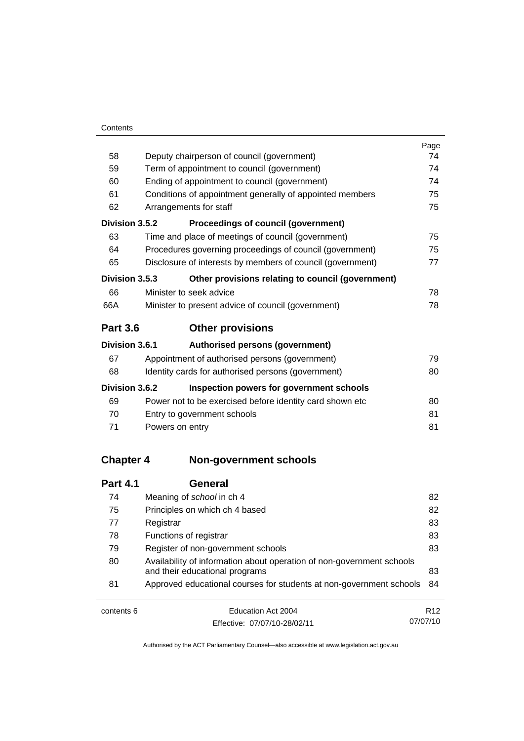| | | Page |
|---|---|---|
| 58 | Deputy chairperson of council (government) | 74 |
| 59 | Term of appointment to council (government) | 74 |
| 60 | Ending of appointment to council (government) | 74 |
| 61 | Conditions of appointment generally of appointed members | 75 |
| 62 | Arrangements for staff | 75 |
| **Division 3.5.2** | **Proceedings of council (government)** | |
| 63 | Time and place of meetings of council (government) | 75 |
| 64 | Procedures governing proceedings of council (government) | 75 |
| 65 | Disclosure of interests by members of council (government) | 77 |
| **Division 3.5.3** | **Other provisions relating to council (government)** | |
| 66 | Minister to seek advice | 78 |
| 66A | Minister to present advice of council (government) | 78 |
| **Part 3.6** | **Other provisions** | |
| **Division 3.6.1** | **Authorised persons (government)** | |
| 67 | Appointment of authorised persons (government) | 79 |
| 68 | Identity cards for authorised persons (government) | 80 |
| **Division 3.6.2** | **Inspection powers for government schools** | |
| 69 | Power not to be exercised before identity card shown etc | 80 |
| 70 | Entry to government schools | 81 |
| 71 | Powers on entry | 81 |
| **Chapter 4** | **Non-government schools** | |
| **Part 4.1** | **General** | |
| 74 | Meaning of *school* in ch 4 | 82 |
| 75 | Principles on which ch 4 based | 82 |
| 77 | Registrar | 83 |
| 78 | Functions of registrar | 83 |
| 79 | Register of non-government schools | 83 |
| 80 | Availability of information about operation of non-government schools and their educational programs | 83 |
| 81 | Approved educational courses for students at non-government schools | 84 |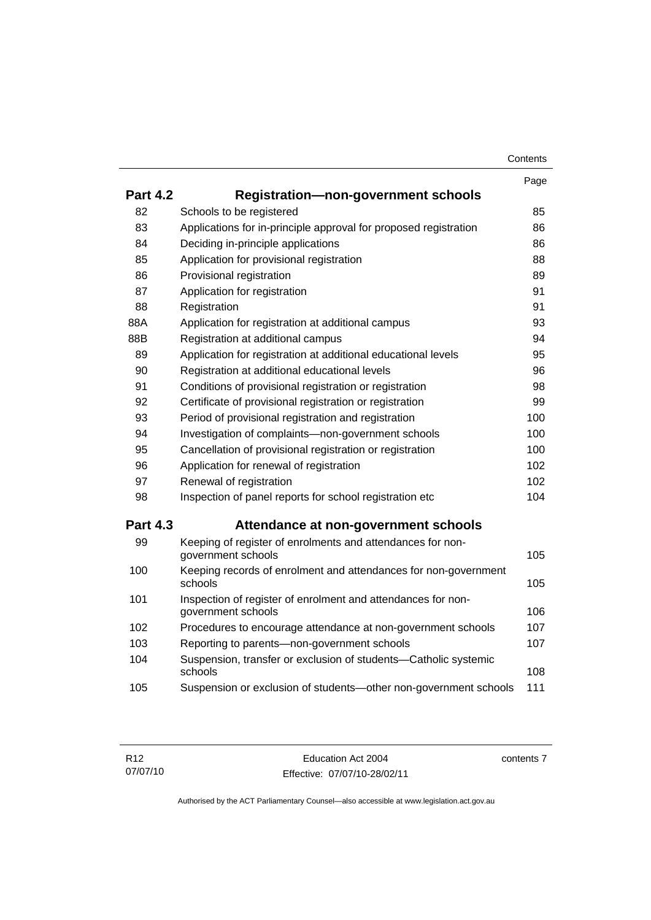| | | Page |
|---|---|---|
| **Part 4.2** | **Registration—non-government schools** | |
| 82 | Schools to be registered | 85 |
| 83 | Applications for in-principle approval for proposed registration | 86 |
| 84 | Deciding in-principle applications | 86 |
| 85 | Application for provisional registration | 88 |
| 86 | Provisional registration | 89 |
| 87 | Application for registration | 91 |
| 88 | Registration | 91 |
| 88A | Application for registration at additional campus | 93 |
| 88B | Registration at additional campus | 94 |
| 89 | Application for registration at additional educational levels | 95 |
| 90 | Registration at additional educational levels | 96 |
| 91 | Conditions of provisional registration or registration | 98 |
| 92 | Certificate of provisional registration or registration | 99 |
| 93 | Period of provisional registration and registration | 100 |
| 94 | Investigation of complaints—non-government schools | 100 |
| 95 | Cancellation of provisional registration or registration | 100 |
| 96 | Application for renewal of registration | 102 |
| 97 | Renewal of registration | 102 |
| 98 | Inspection of panel reports for school registration etc | 104 |
| **Part 4.3** | **Attendance at non-government schools** | |
| 99 | Keeping of register of enrolments and attendances for non-government schools | 105 |
| 100 | Keeping records of enrolment and attendances for non-government schools | 105 |
| 101 | Inspection of register of enrolment and attendances for non-government schools | 106 |
| 102 | Procedures to encourage attendance at non-government schools | 107 |
| 103 | Reporting to parents—non-government schools | 107 |
| 104 | Suspension, transfer or exclusion of students—Catholic systemic schools | 108 |
| 105 | Suspension or exclusion of students—other non-government schools | 111 |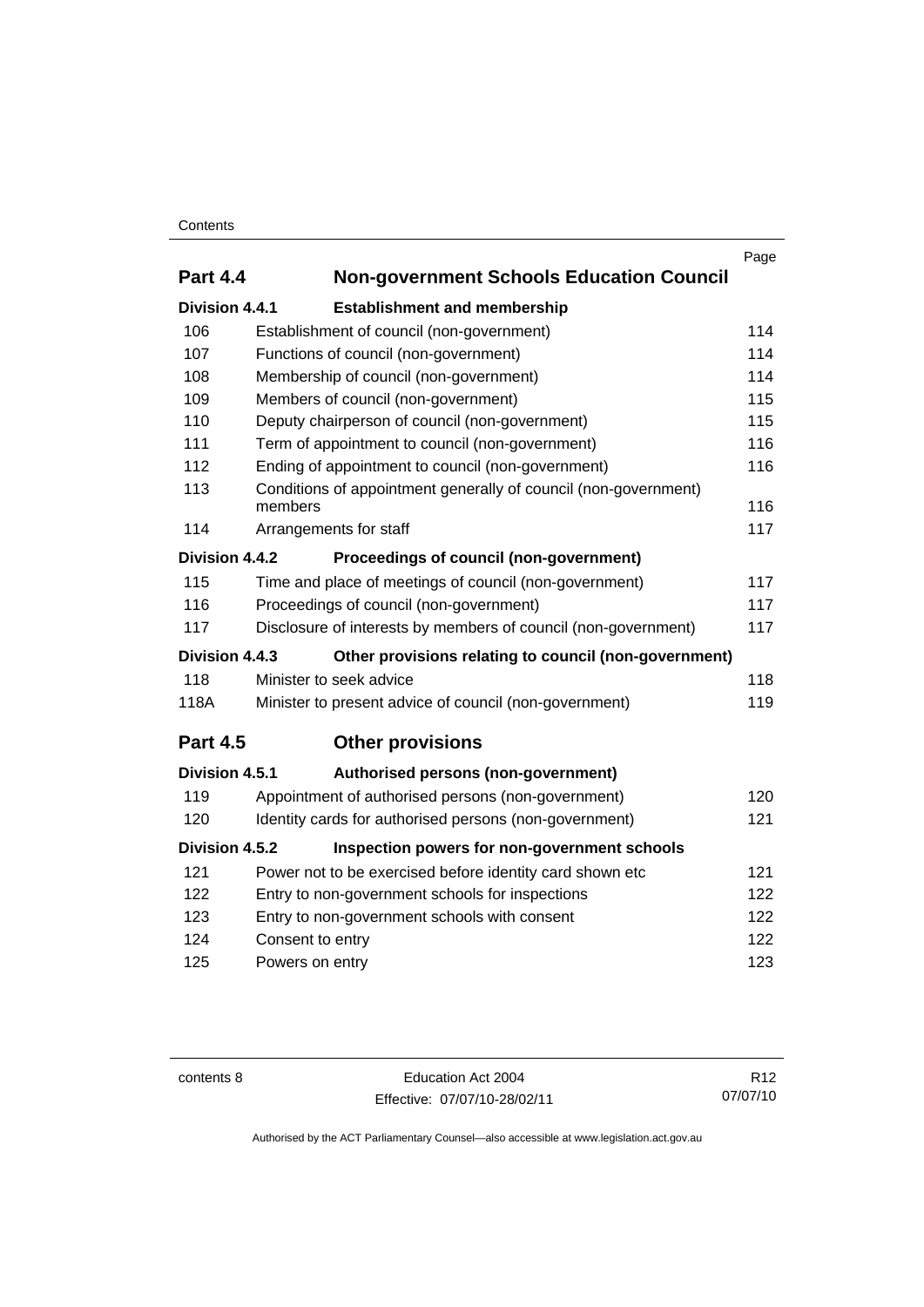| | | Page |
|---|---|---|
| **Part 4.4** | **Non-government Schools Education Council** | |
| **Division 4.4.1** | **Establishment and membership** | |
| 106 | Establishment of council (non-government) | 114 |
| 107 | Functions of council (non-government) | 114 |
| 108 | Membership of council (non-government) | 114 |
| 109 | Members of council (non-government) | 115 |
| 110 | Deputy chairperson of council (non-government) | 115 |
| 111 | Term of appointment to council (non-government) | 116 |
| 112 | Ending of appointment to council (non-government) | 116 |
| 113 | Conditions of appointment generally of council (non-government) members | 116 |
| 114 | Arrangements for staff | 117 |
| **Division 4.4.2** | **Proceedings of council (non-government)** | |
| 115 | Time and place of meetings of council (non-government) | 117 |
| 116 | Proceedings of council (non-government) | 117 |
| 117 | Disclosure of interests by members of council (non-government) | 117 |
| **Division 4.4.3** | **Other provisions relating to council (non-government)** | |
| 118 | Minister to seek advice | 118 |
| 118A | Minister to present advice of council (non-government) | 119 |
| **Part 4.5** | **Other provisions** | |
| **Division 4.5.1** | **Authorised persons (non-government)** | |
| 119 | Appointment of authorised persons (non-government) | 120 |
| 120 | Identity cards for authorised persons (non-government) | 121 |
| **Division 4.5.2** | **Inspection powers for non-government schools** | |
| 121 | Power not to be exercised before identity card shown etc | 121 |
| 122 | Entry to non-government schools for inspections | 122 |
| 123 | Entry to non-government schools with consent | 122 |
| 124 | Consent to entry | 122 |
| 125 | Powers on entry | 123 |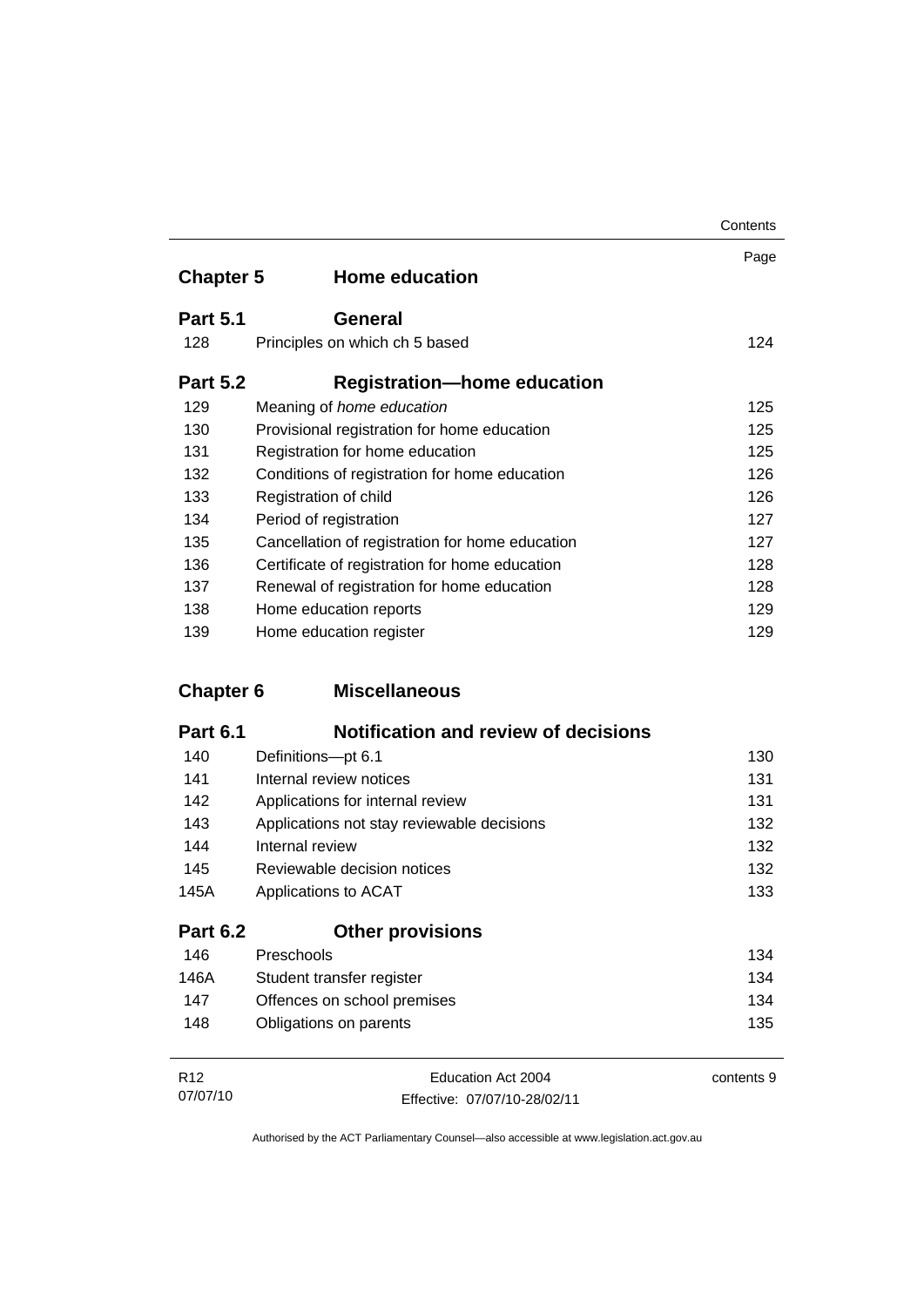| | | Page |
|---|---|---|
| **Chapter 5** | **Home education** | |
| **Part 5.1** | **General** | |
| 128 | Principles on which ch 5 based | 124 |
| **Part 5.2** | **Registration—home education** | |
| 129 | Meaning of *home education* | 125 |
| 130 | Provisional registration for home education | 125 |
| 131 | Registration for home education | 125 |
| 132 | Conditions of registration for home education | 126 |
| 133 | Registration of child | 126 |
| 134 | Period of registration | 127 |
| 135 | Cancellation of registration for home education | 127 |
| 136 | Certificate of registration for home education | 128 |
| 137 | Renewal of registration for home education | 128 |
| 138 | Home education reports | 129 |
| 139 | Home education register | 129 |
| **Chapter 6** | **Miscellaneous** | |
| **Part 6.1** | **Notification and review of decisions** | |
| 140 | Definitions—pt 6.1 | 130 |
| 141 | Internal review notices | 131 |
| 142 | Applications for internal review | 131 |
| 143 | Applications not stay reviewable decisions | 132 |
| 144 | Internal review | 132 |
| 145 | Reviewable decision notices | 132 |
| 145A | Applications to ACAT | 133 |
| **Part 6.2** | **Other provisions** | |
| 146 | Preschools | 134 |
| 146A | Student transfer register | 134 |
| 147 | Offences on school premises | 134 |
| 148 | Obligations on parents | 135 |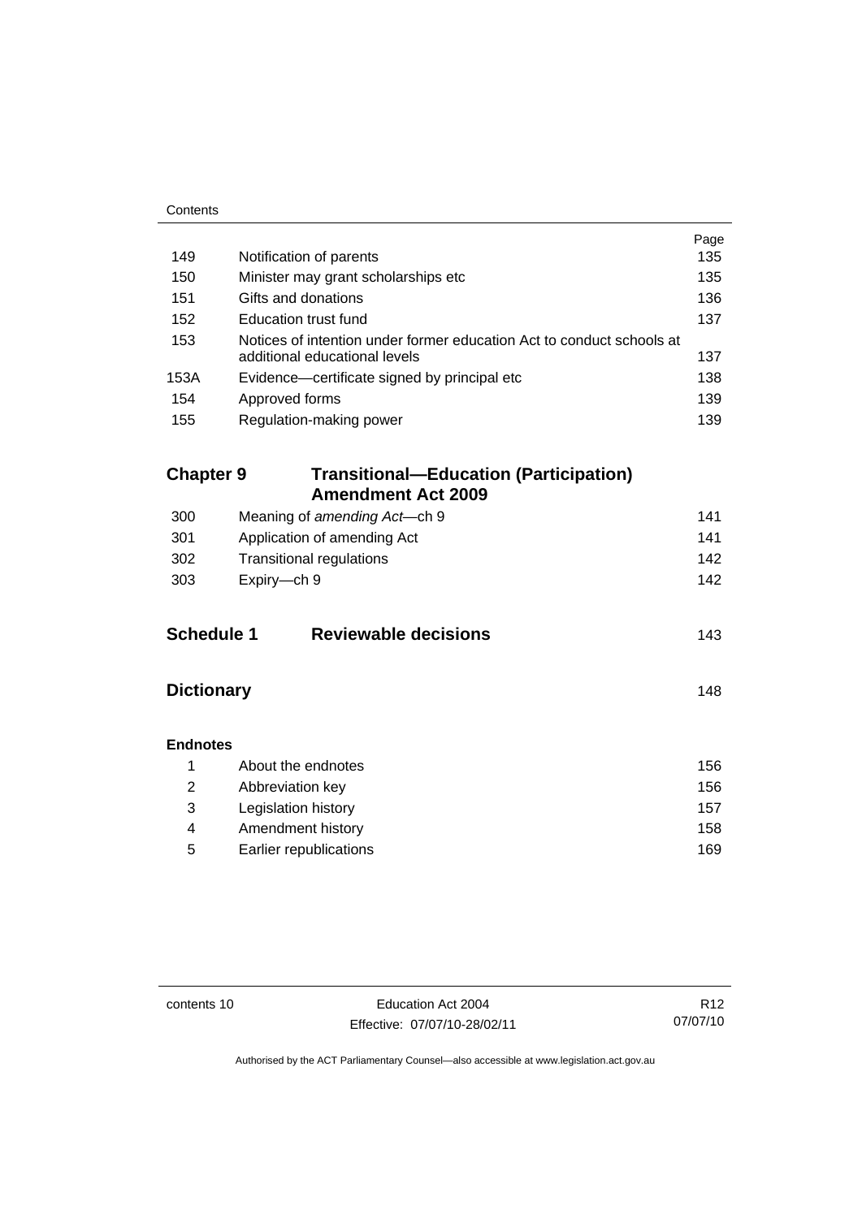|  |  | Page |
|---|---|---|
| 149 | Notification of parents | 135 |
| 150 | Minister may grant scholarships etc | 135 |
| 151 | Gifts and donations | 136 |
| 152 | Education trust fund | 137 |
| 153 | Notices of intention under former education Act to conduct schools at additional educational levels | 137 |
| 153A | Evidence—certificate signed by principal etc | 138 |
| 154 | Approved forms | 139 |
| 155 | Regulation-making power | 139 |

## Chapter 9 Transitional—Education (Participation) Amendment Act 2009

|  |  |  |
|---|---|---|
| 300 | Meaning of *amending Act*—ch 9 | 141 |
| 301 | Application of amending Act | 141 |
| 302 | Transitional regulations | 142 |
| 303 | Expiry—ch 9 | 142 |

## Schedule 1 Reviewable decisions 143

## Dictionary 148

**Endnotes**

|  |  |  |
|---|---|---|
| 1 | About the endnotes | 156 |
| 2 | Abbreviation key | 156 |
| 3 | Legislation history | 157 |
| 4 | Amendment history | 158 |
| 5 | Earlier republications | 169 |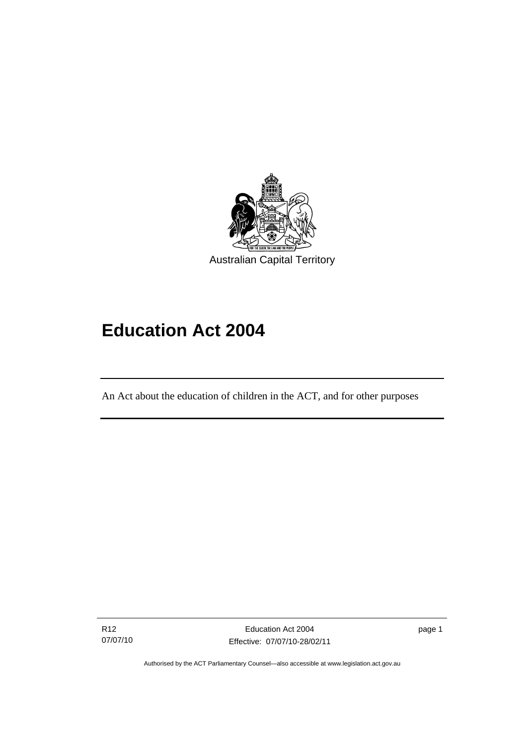Australian Capital Territory

# Education Act 2004

An Act about the education of children in the ACT, and for other purposes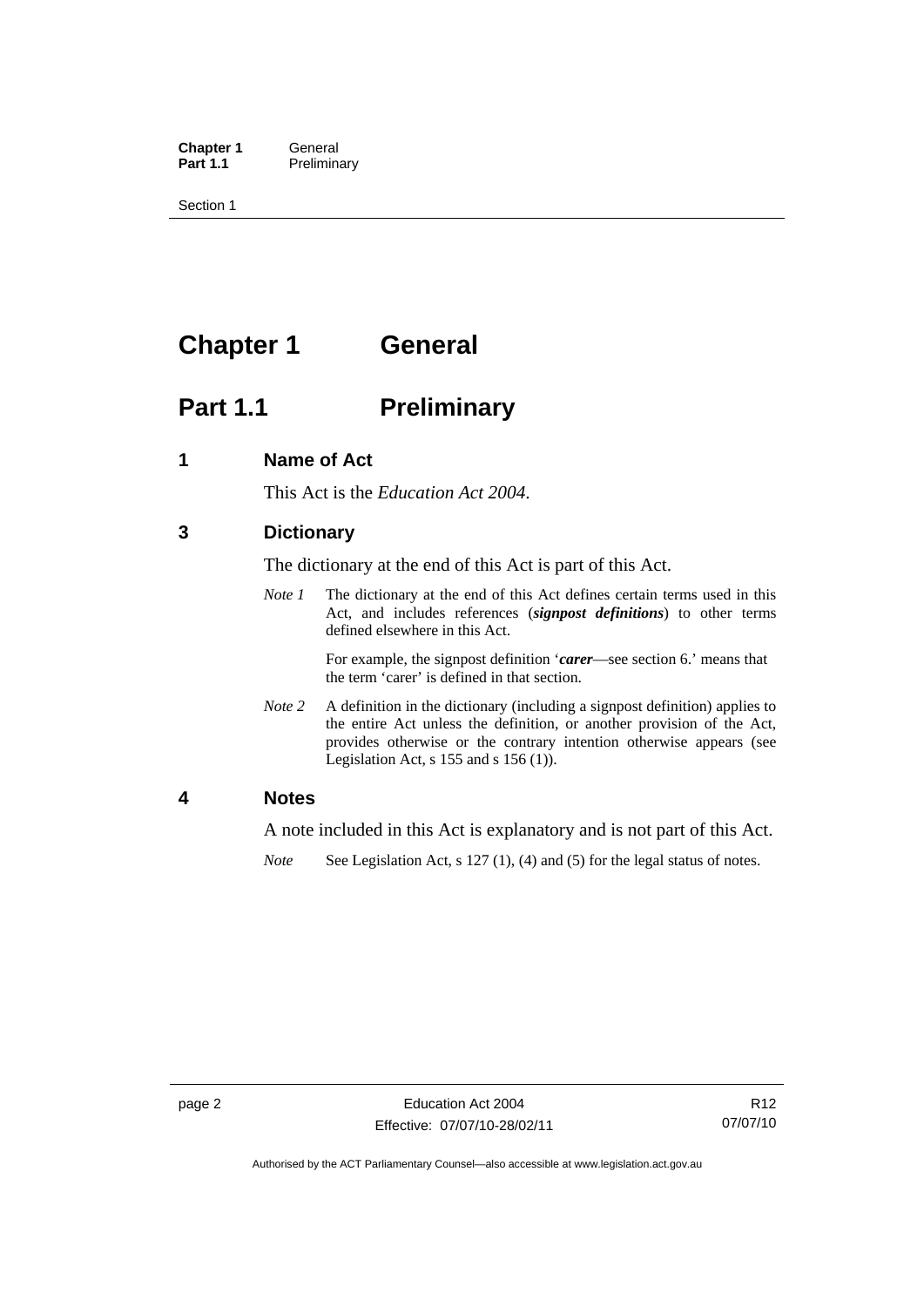# Chapter 1 General

## Part 1.1 Preliminary

### 1 Name of Act

This Act is the *Education Act 2004*.

### 3 Dictionary

The dictionary at the end of this Act is part of this Act.

*Note 1* The dictionary at the end of this Act defines certain terms used in this Act, and includes references (***signpost definitions***) to other terms defined elsewhere in this Act.

For example, the signpost definition '***carer***—see section 6.' means that the term 'carer' is defined in that section.

*Note 2* A definition in the dictionary (including a signpost definition) applies to the entire Act unless the definition, or another provision of the Act, provides otherwise or the contrary intention otherwise appears (see Legislation Act, s 155 and s 156 (1)).

### 4 Notes

A note included in this Act is explanatory and is not part of this Act.

*Note* See Legislation Act, s 127 (1), (4) and (5) for the legal status of notes.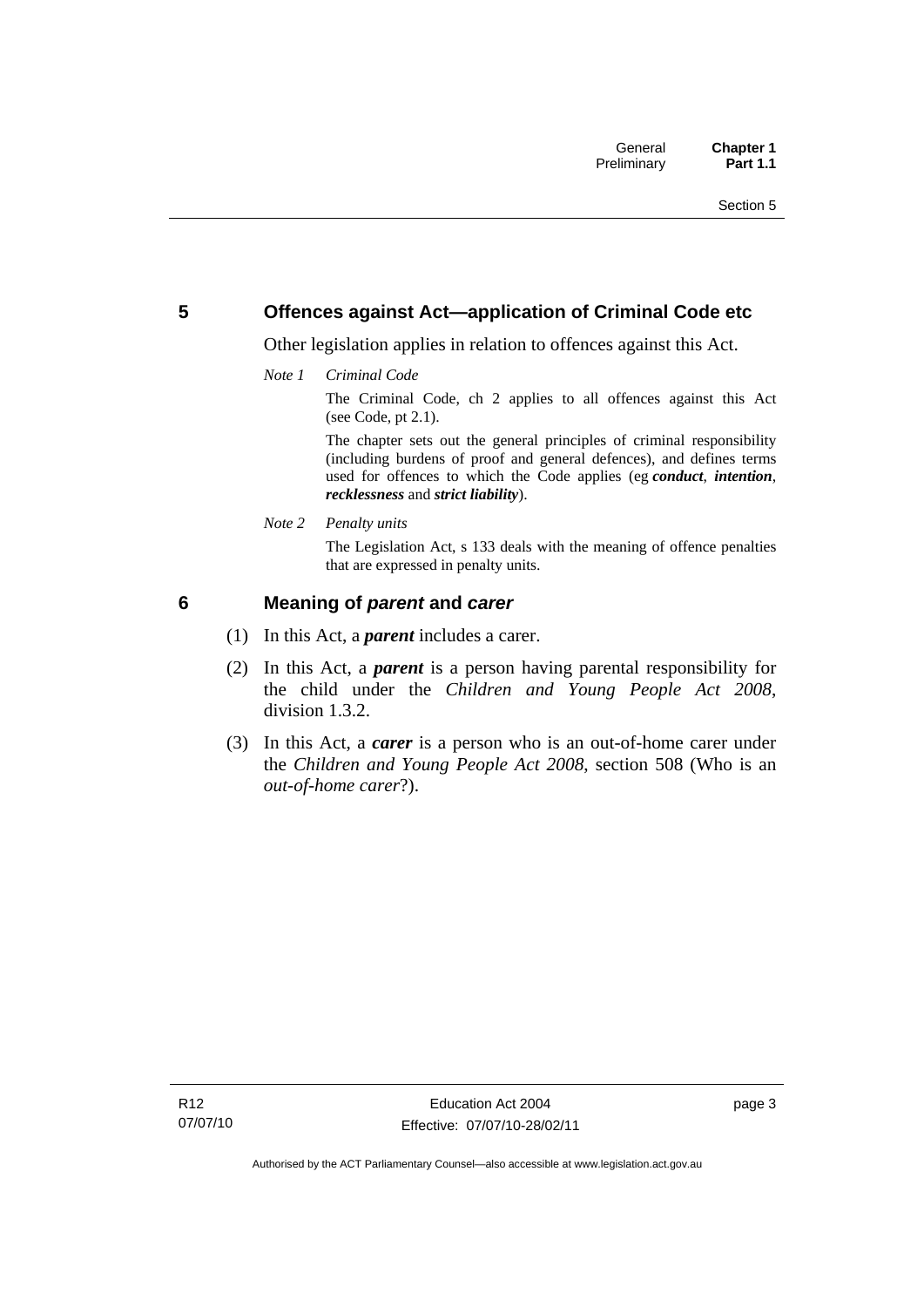## 5 Offences against Act—application of Criminal Code etc

Other legislation applies in relation to offences against this Act.

*Note 1 Criminal Code*

The Criminal Code, ch 2 applies to all offences against this Act (see Code, pt 2.1).

The chapter sets out the general principles of criminal responsibility (including burdens of proof and general defences), and defines terms used for offences to which the Code applies (eg ***conduct***, ***intention***, ***recklessness*** and ***strict liability***).

*Note 2 Penalty units*

The Legislation Act, s 133 deals with the meaning of offence penalties that are expressed in penalty units.

## 6 Meaning of *parent* and *carer*

(1) In this Act, a ***parent*** includes a carer.

(2) In this Act, a ***parent*** is a person having parental responsibility for the child under the *Children and Young People Act 2008*, division 1.3.2.

(3) In this Act, a ***carer*** is a person who is an out-of-home carer under the *Children and Young People Act 2008*, section 508 (Who is an *out-of-home carer*?).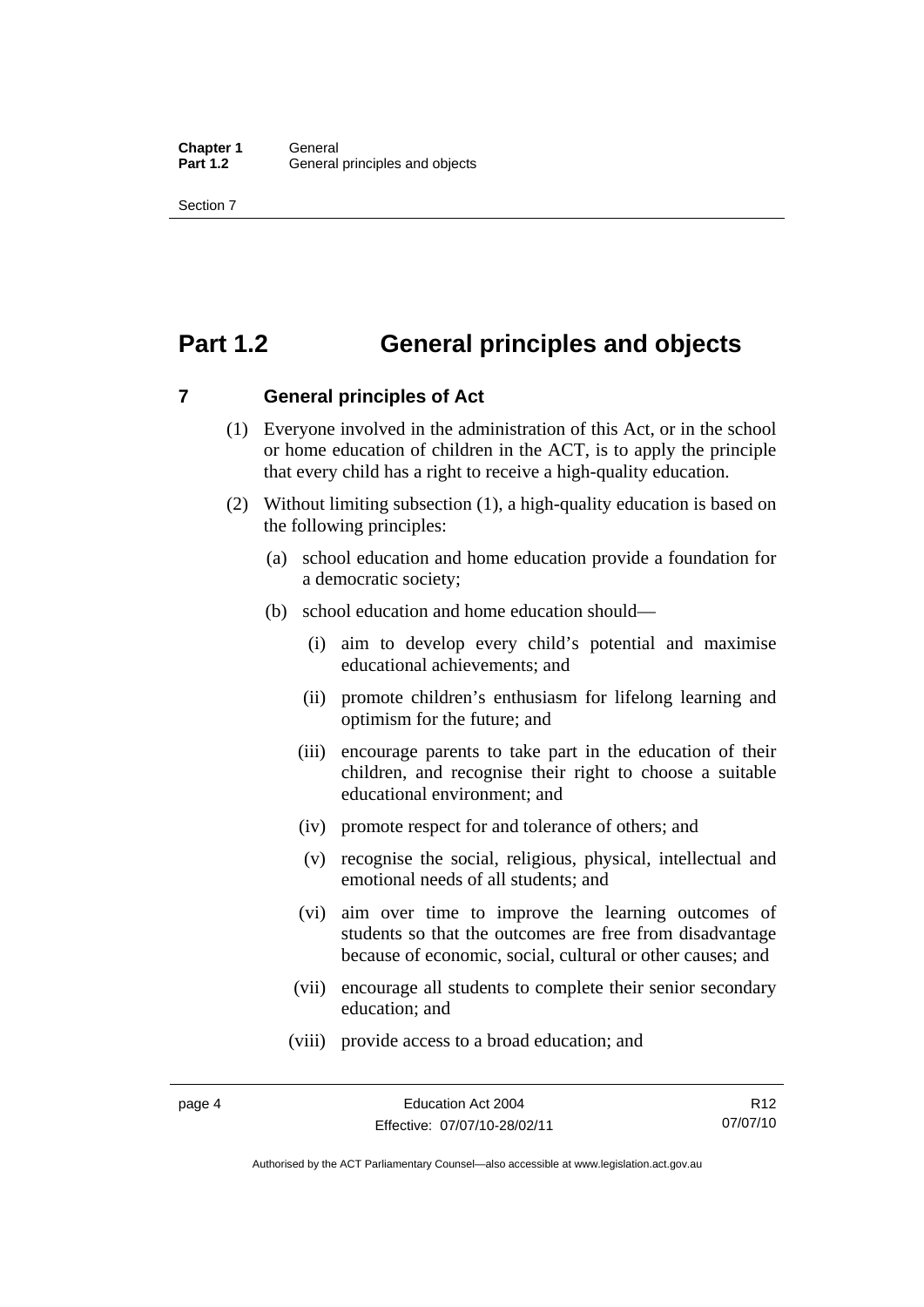# Part 1.2 General principles and objects

## 7 General principles of Act

(1) Everyone involved in the administration of this Act, or in the school or home education of children in the ACT, is to apply the principle that every child has a right to receive a high-quality education.

(2) Without limiting subsection (1), a high-quality education is based on the following principles:

(a) school education and home education provide a foundation for a democratic society;

(b) school education and home education should—

(i) aim to develop every child's potential and maximise educational achievements; and

(ii) promote children's enthusiasm for lifelong learning and optimism for the future; and

(iii) encourage parents to take part in the education of their children, and recognise their right to choose a suitable educational environment; and

(iv) promote respect for and tolerance of others; and

(v) recognise the social, religious, physical, intellectual and emotional needs of all students; and

(vi) aim over time to improve the learning outcomes of students so that the outcomes are free from disadvantage because of economic, social, cultural or other causes; and

(vii) encourage all students to complete their senior secondary education; and

(viii) provide access to a broad education; and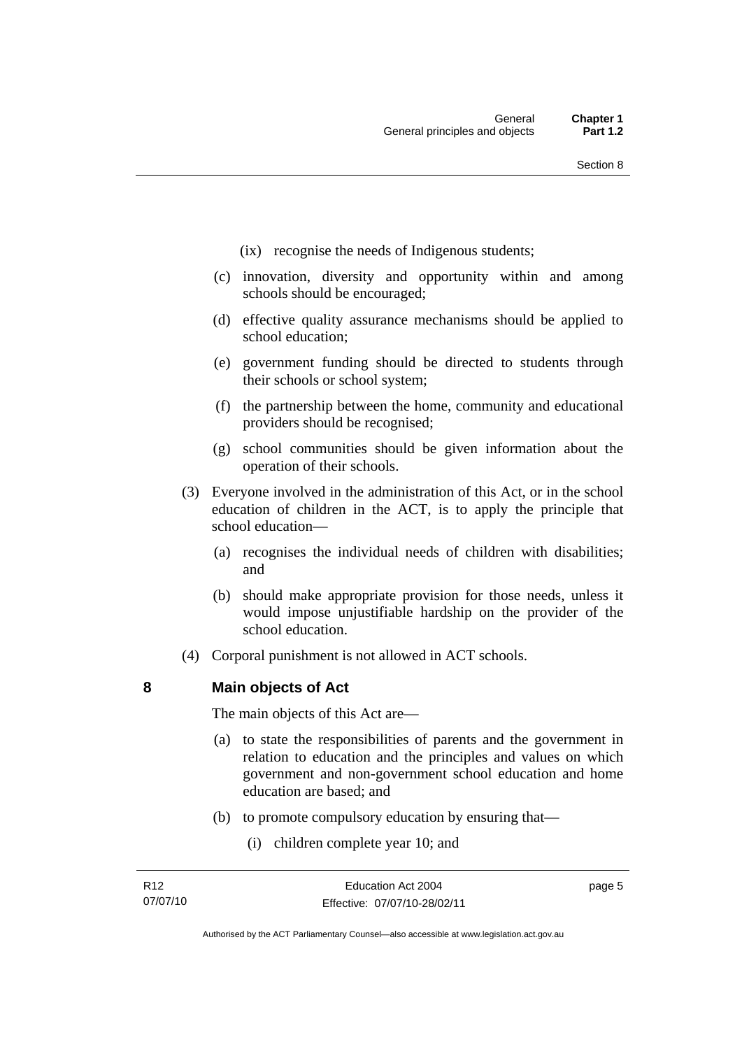(ix) recognise the needs of Indigenous students;

(c) innovation, diversity and opportunity within and among schools should be encouraged;

(d) effective quality assurance mechanisms should be applied to school education;

(e) government funding should be directed to students through their schools or school system;

(f) the partnership between the home, community and educational providers should be recognised;

(g) school communities should be given information about the operation of their schools.

(3) Everyone involved in the administration of this Act, or in the school education of children in the ACT, is to apply the principle that school education—

(a) recognises the individual needs of children with disabilities; and

(b) should make appropriate provision for those needs, unless it would impose unjustifiable hardship on the provider of the school education.

(4) Corporal punishment is not allowed in ACT schools.

## 8 Main objects of Act

The main objects of this Act are—

(a) to state the responsibilities of parents and the government in relation to education and the principles and values on which government and non-government school education and home education are based; and

(b) to promote compulsory education by ensuring that—

(i) children complete year 10; and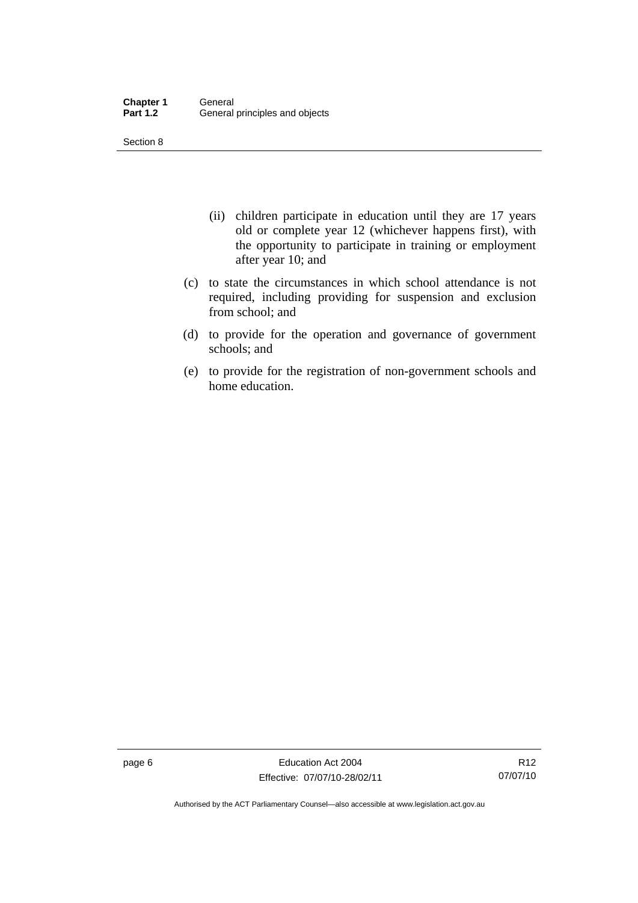(ii) children participate in education until they are 17 years old or complete year 12 (whichever happens first), with the opportunity to participate in training or employment after year 10; and

(c) to state the circumstances in which school attendance is not required, including providing for suspension and exclusion from school; and

(d) to provide for the operation and governance of government schools; and

(e) to provide for the registration of non-government schools and home education.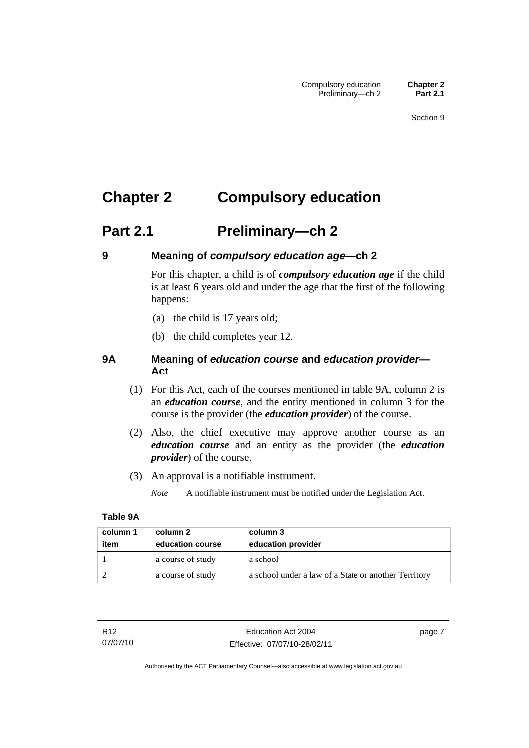# Chapter 2 Compulsory education

## Part 2.1 Preliminary—ch 2

### 9 Meaning of *compulsory education age*—ch 2

For this chapter, a child is of ***compulsory education age*** if the child is at least 6 years old and under the age that the first of the following happens:

(a) the child is 17 years old;

(b) the child completes year 12.

### 9A Meaning of *education course* and *education provider*—Act

(1) For this Act, each of the courses mentioned in table 9A, column 2 is an ***education course***, and the entity mentioned in column 3 for the course is the provider (the ***education provider***) of the course.

(2) Also, the chief executive may approve another course as an ***education course*** and an entity as the provider (the ***education provider***) of the course.

(3) An approval is a notifiable instrument.

*Note* A notifiable instrument must be notified under the Legislation Act.

**Table 9A**

| column 1 item | column 2 education course | column 3 education provider |
|---|---|---|
| 1 | a course of study | a school |
| 2 | a course of study | a school under a law of a State or another Territory |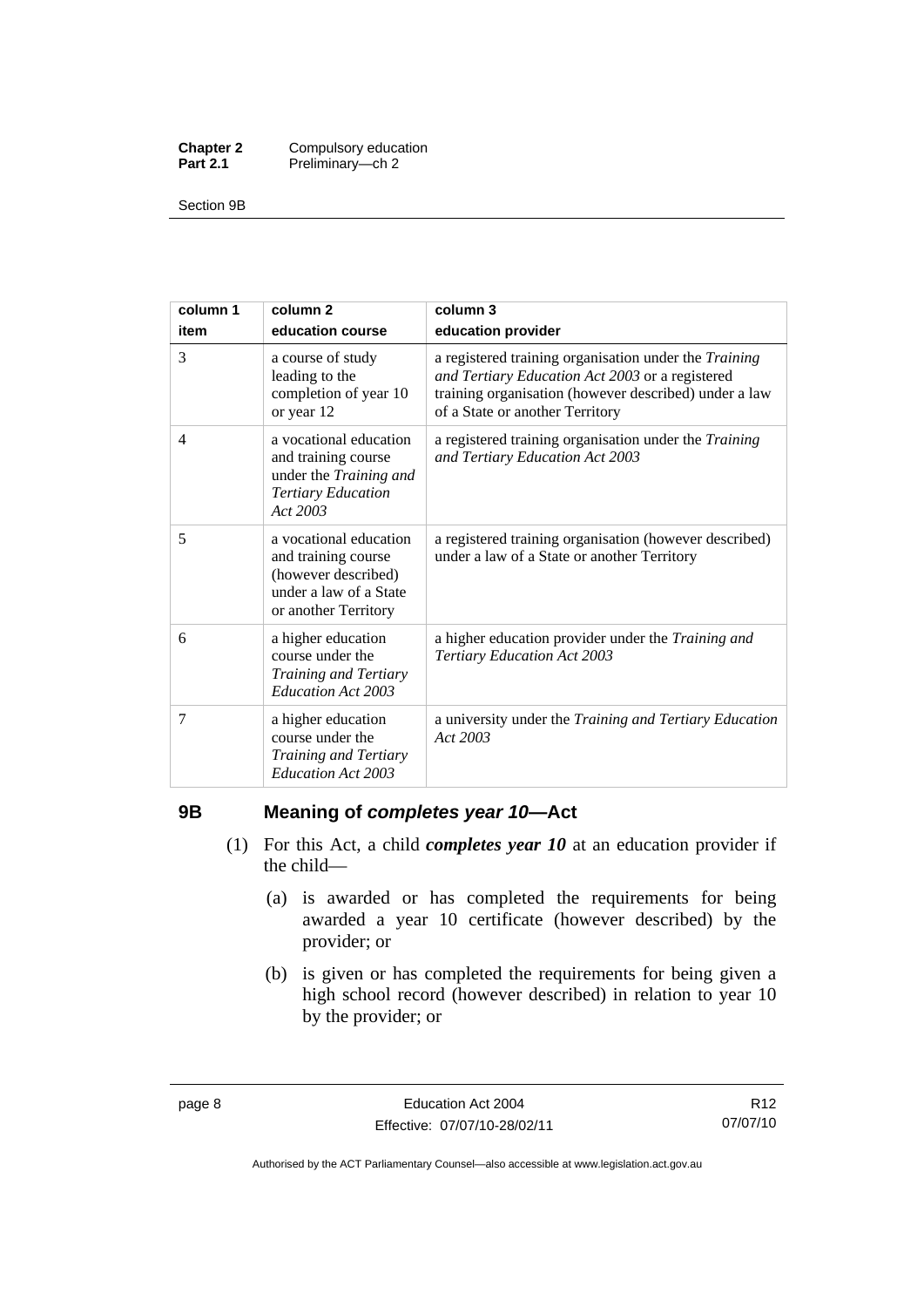| column 1 item | column 2 education course | column 3 education provider |
|---|---|---|
| 3 | a course of study leading to the completion of year 10 or year 12 | a registered training organisation under the *Training and Tertiary Education Act 2003* or a registered training organisation (however described) under a law of a State or another Territory |
| 4 | a vocational education and training course under the *Training and Tertiary Education Act 2003* | a registered training organisation under the *Training and Tertiary Education Act 2003* |
| 5 | a vocational education and training course (however described) under a law of a State or another Territory | a registered training organisation (however described) under a law of a State or another Territory |
| 6 | a higher education course under the *Training and Tertiary Education Act 2003* | a higher education provider under the *Training and Tertiary Education Act 2003* |
| 7 | a higher education course under the *Training and Tertiary Education Act 2003* | a university under the *Training and Tertiary Education Act 2003* |

## 9B Meaning of *completes year 10*—Act

(1) For this Act, a child ***completes year 10*** at an education provider if the child—

(a) is awarded or has completed the requirements for being awarded a year 10 certificate (however described) by the provider; or

(b) is given or has completed the requirements for being given a high school record (however described) in relation to year 10 by the provider; or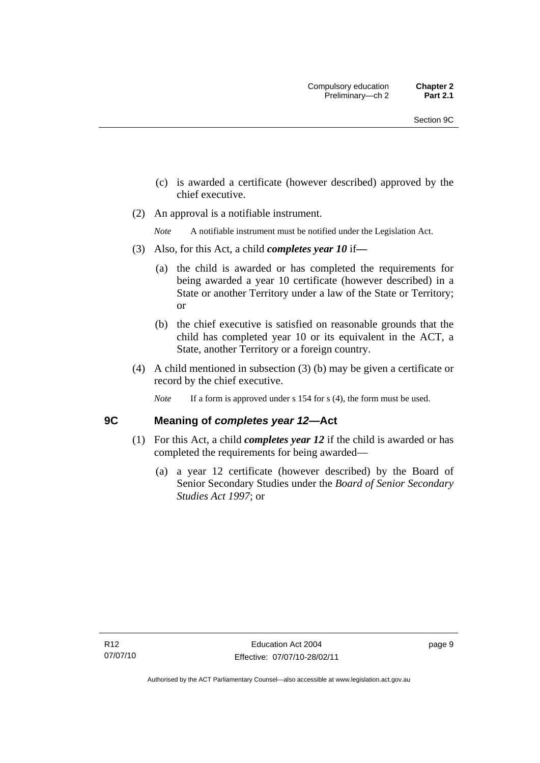(c) is awarded a certificate (however described) approved by the chief executive.

(2) An approval is a notifiable instrument.

*Note* A notifiable instrument must be notified under the Legislation Act.

(3) Also, for this Act, a child ***completes year 10*** if—

(a) the child is awarded or has completed the requirements for being awarded a year 10 certificate (however described) in a State or another Territory under a law of the State or Territory; or

(b) the chief executive is satisfied on reasonable grounds that the child has completed year 10 or its equivalent in the ACT, a State, another Territory or a foreign country.

(4) A child mentioned in subsection (3) (b) may be given a certificate or record by the chief executive.

*Note* If a form is approved under s 154 for s (4), the form must be used.

## 9C Meaning of *completes year 12*—Act

(1) For this Act, a child ***completes year 12*** if the child is awarded or has completed the requirements for being awarded—

(a) a year 12 certificate (however described) by the Board of Senior Secondary Studies under the *Board of Senior Secondary Studies Act 1997*; or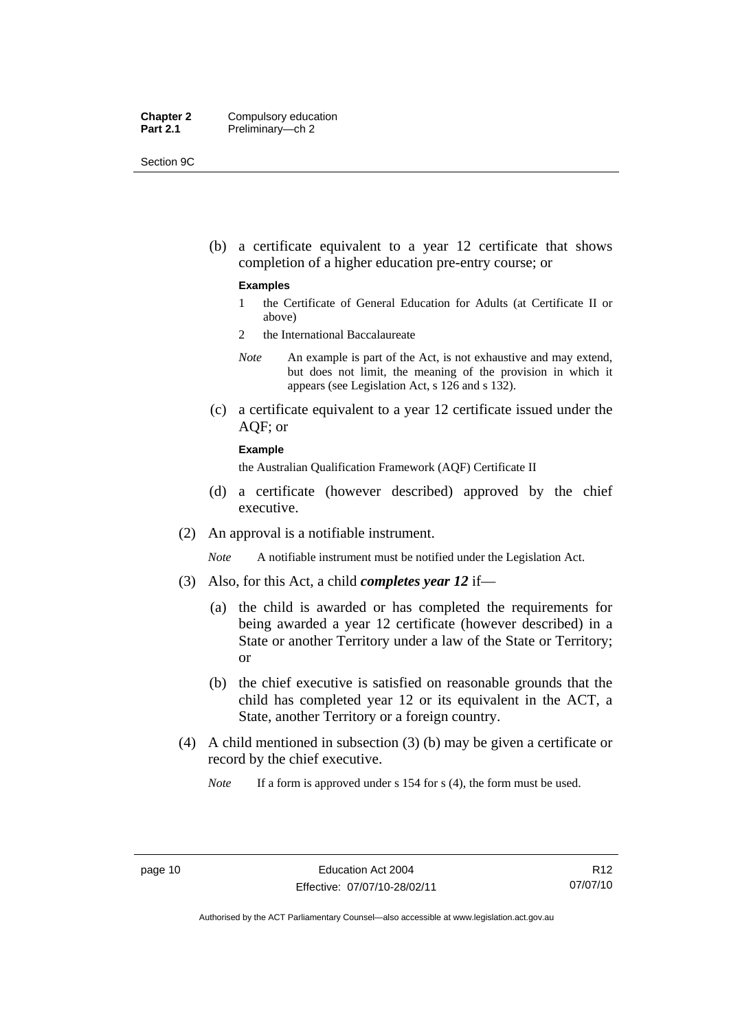(b) a certificate equivalent to a year 12 certificate that shows completion of a higher education pre-entry course; or

**Examples**

1 the Certificate of General Education for Adults (at Certificate II or above)

2 the International Baccalaureate

*Note* An example is part of the Act, is not exhaustive and may extend, but does not limit, the meaning of the provision in which it appears (see Legislation Act, s 126 and s 132).

(c) a certificate equivalent to a year 12 certificate issued under the AQF; or

**Example**

the Australian Qualification Framework (AQF) Certificate II

(d) a certificate (however described) approved by the chief executive.

(2) An approval is a notifiable instrument.

*Note* A notifiable instrument must be notified under the Legislation Act.

(3) Also, for this Act, a child ***completes year 12*** if—

(a) the child is awarded or has completed the requirements for being awarded a year 12 certificate (however described) in a State or another Territory under a law of the State or Territory; or

(b) the chief executive is satisfied on reasonable grounds that the child has completed year 12 or its equivalent in the ACT, a State, another Territory or a foreign country.

(4) A child mentioned in subsection (3) (b) may be given a certificate or record by the chief executive.

*Note* If a form is approved under s 154 for s (4), the form must be used.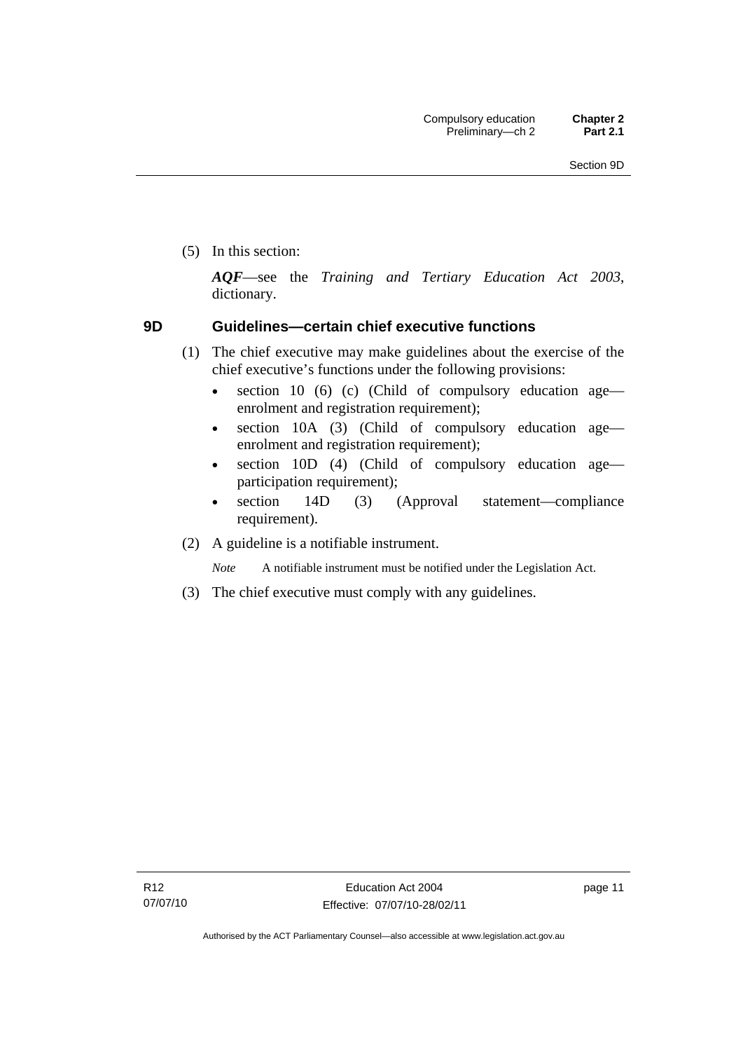(5) In this section:

***AQF***—see the *Training and Tertiary Education Act 2003*, dictionary.

## 9D Guidelines—certain chief executive functions

(1) The chief executive may make guidelines about the exercise of the chief executive's functions under the following provisions:

- section 10 (6) (c) (Child of compulsory education age—enrolment and registration requirement);
- section 10A (3) (Child of compulsory education age—enrolment and registration requirement);
- section 10D (4) (Child of compulsory education age—participation requirement);
- section 14D (3) (Approval statement—compliance requirement).

(2) A guideline is a notifiable instrument.

*Note* A notifiable instrument must be notified under the Legislation Act.

(3) The chief executive must comply with any guidelines.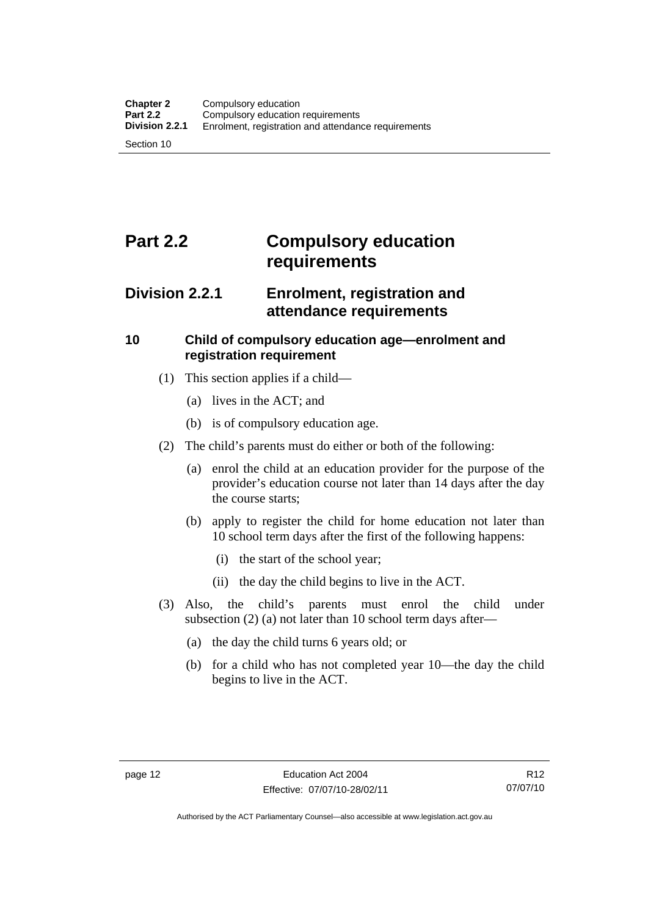# Part 2.2 Compulsory education requirements

## Division 2.2.1 Enrolment, registration and attendance requirements

### 10 Child of compulsory education age—enrolment and registration requirement

(1) This section applies if a child—

(a) lives in the ACT; and

(b) is of compulsory education age.

(2) The child's parents must do either or both of the following:

(a) enrol the child at an education provider for the purpose of the provider's education course not later than 14 days after the day the course starts;

(b) apply to register the child for home education not later than 10 school term days after the first of the following happens:

(i) the start of the school year;

(ii) the day the child begins to live in the ACT.

(3) Also, the child's parents must enrol the child under subsection (2) (a) not later than 10 school term days after—

(a) the day the child turns 6 years old; or

(b) for a child who has not completed year 10—the day the child begins to live in the ACT.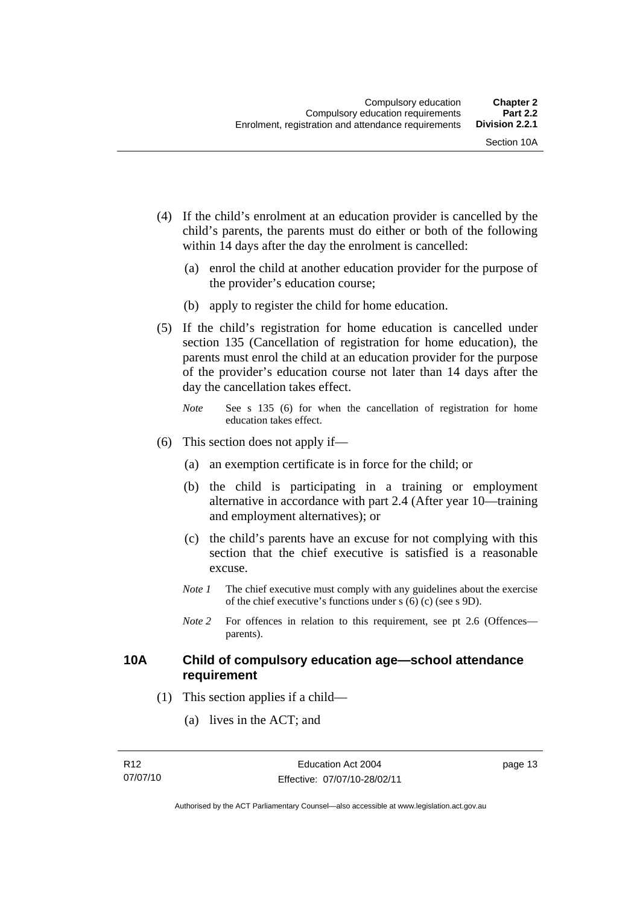(4) If the child's enrolment at an education provider is cancelled by the child's parents, the parents must do either or both of the following within 14 days after the day the enrolment is cancelled:

(a) enrol the child at another education provider for the purpose of the provider's education course;

(b) apply to register the child for home education.

(5) If the child's registration for home education is cancelled under section 135 (Cancellation of registration for home education), the parents must enrol the child at an education provider for the purpose of the provider's education course not later than 14 days after the day the cancellation takes effect.

*Note* See s 135 (6) for when the cancellation of registration for home education takes effect.

(6) This section does not apply if—

(a) an exemption certificate is in force for the child; or

(b) the child is participating in a training or employment alternative in accordance with part 2.4 (After year 10—training and employment alternatives); or

(c) the child's parents have an excuse for not complying with this section that the chief executive is satisfied is a reasonable excuse.

*Note 1* The chief executive must comply with any guidelines about the exercise of the chief executive's functions under s (6) (c) (see s 9D).

*Note 2* For offences in relation to this requirement, see pt 2.6 (Offences—parents).

### 10A Child of compulsory education age—school attendance requirement

(1) This section applies if a child—

(a) lives in the ACT; and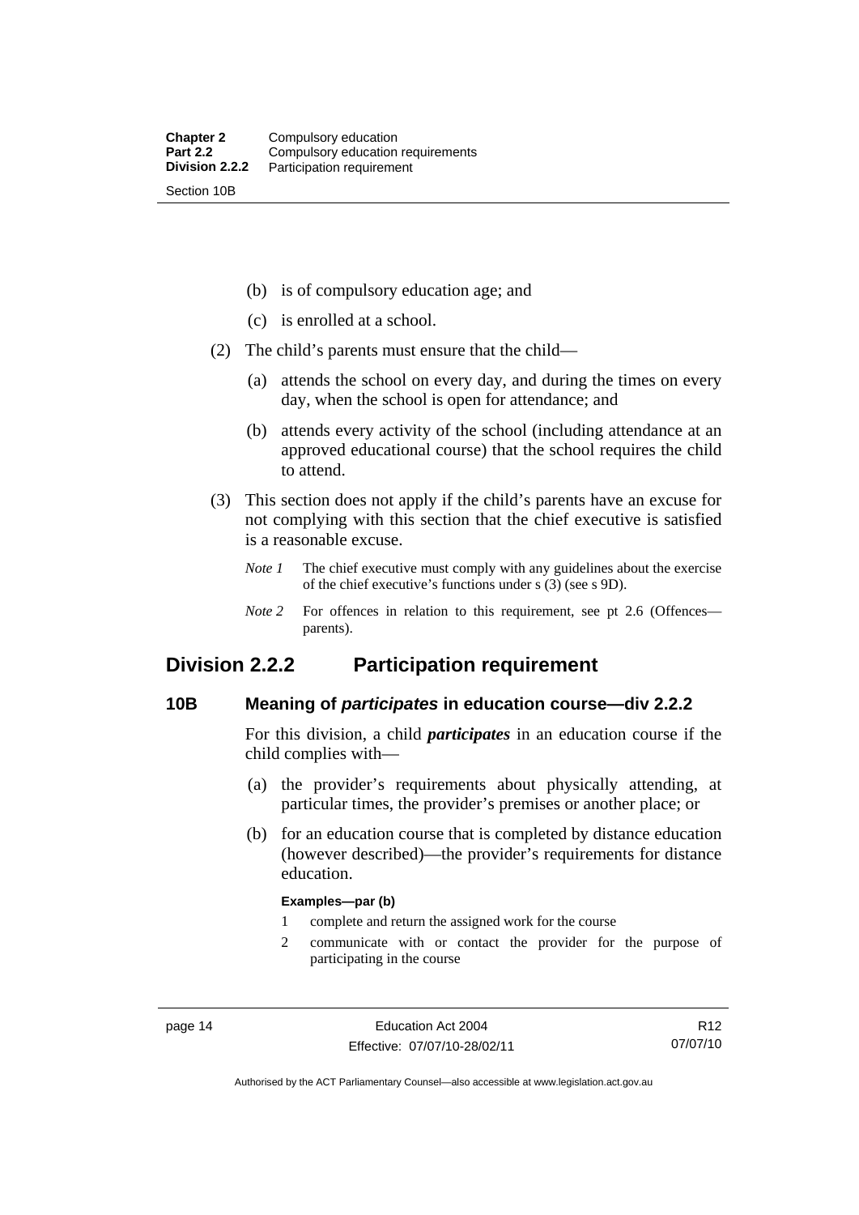(b) is of compulsory education age; and

(c) is enrolled at a school.

(2) The child's parents must ensure that the child—

(a) attends the school on every day, and during the times on every day, when the school is open for attendance; and

(b) attends every activity of the school (including attendance at an approved educational course) that the school requires the child to attend.

(3) This section does not apply if the child's parents have an excuse for not complying with this section that the chief executive is satisfied is a reasonable excuse.

*Note 1* The chief executive must comply with any guidelines about the exercise of the chief executive's functions under s (3) (see s 9D).

*Note 2* For offences in relation to this requirement, see pt 2.6 (Offences—parents).

## Division 2.2.2 Participation requirement

### 10B Meaning of *participates* in education course—div 2.2.2

For this division, a child ***participates*** in an education course if the child complies with—

(a) the provider's requirements about physically attending, at particular times, the provider's premises or another place; or

(b) for an education course that is completed by distance education (however described)—the provider's requirements for distance education.

**Examples—par (b)**

1 complete and return the assigned work for the course

2 communicate with or contact the provider for the purpose of participating in the course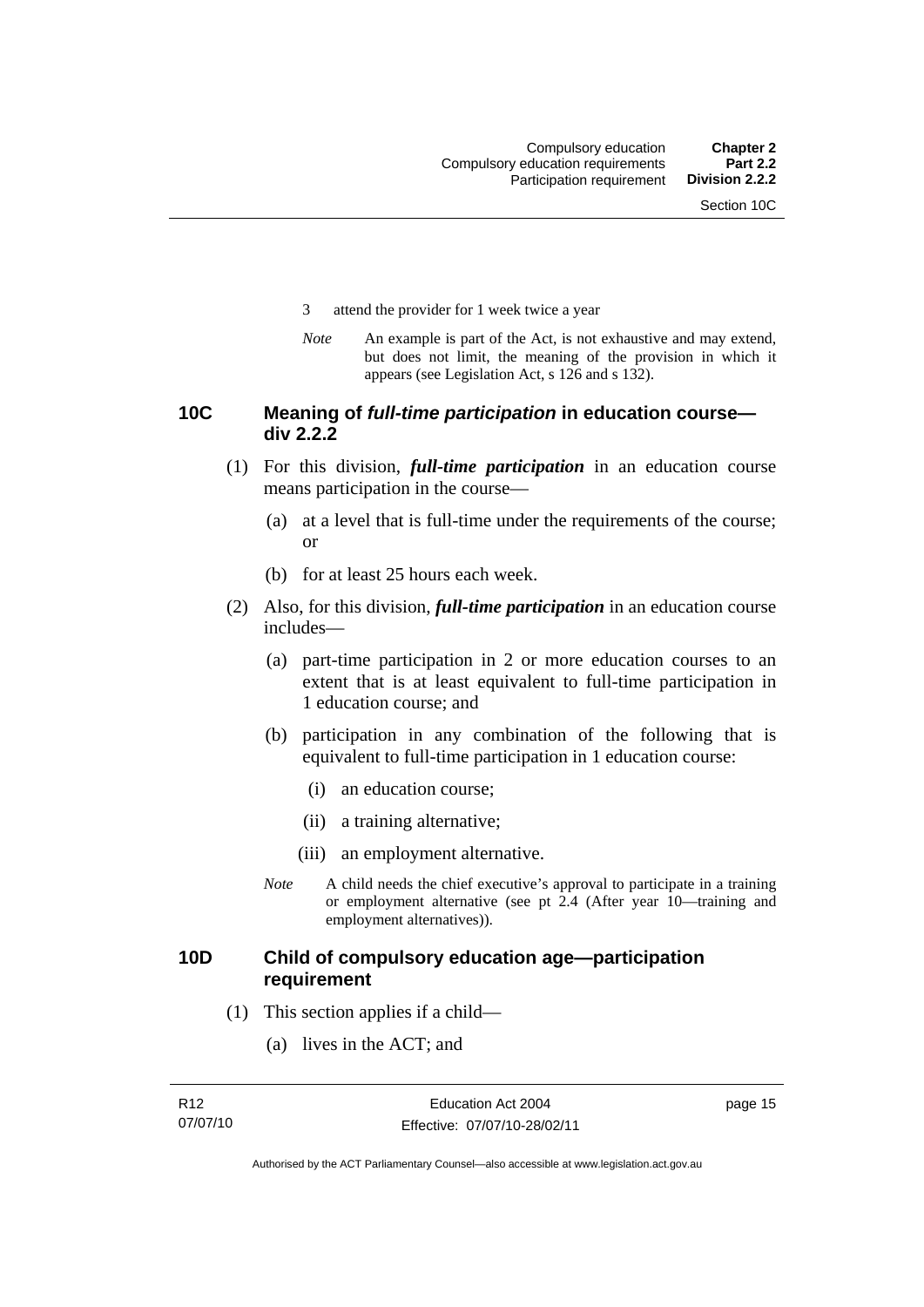3 attend the provider for 1 week twice a year

*Note* An example is part of the Act, is not exhaustive and may extend, but does not limit, the meaning of the provision in which it appears (see Legislation Act, s 126 and s 132).

### 10C Meaning of *full-time participation* in education course—div 2.2.2

(1) For this division, ***full-time participation*** in an education course means participation in the course—

(a) at a level that is full-time under the requirements of the course; or

(b) for at least 25 hours each week.

(2) Also, for this division, ***full-time participation*** in an education course includes—

(a) part-time participation in 2 or more education courses to an extent that is at least equivalent to full-time participation in 1 education course; and

(b) participation in any combination of the following that is equivalent to full-time participation in 1 education course:

(i) an education course;

(ii) a training alternative;

(iii) an employment alternative.

*Note* A child needs the chief executive's approval to participate in a training or employment alternative (see pt 2.4 (After year 10—training and employment alternatives)).

### 10D Child of compulsory education age—participation requirement

(1) This section applies if a child—

(a) lives in the ACT; and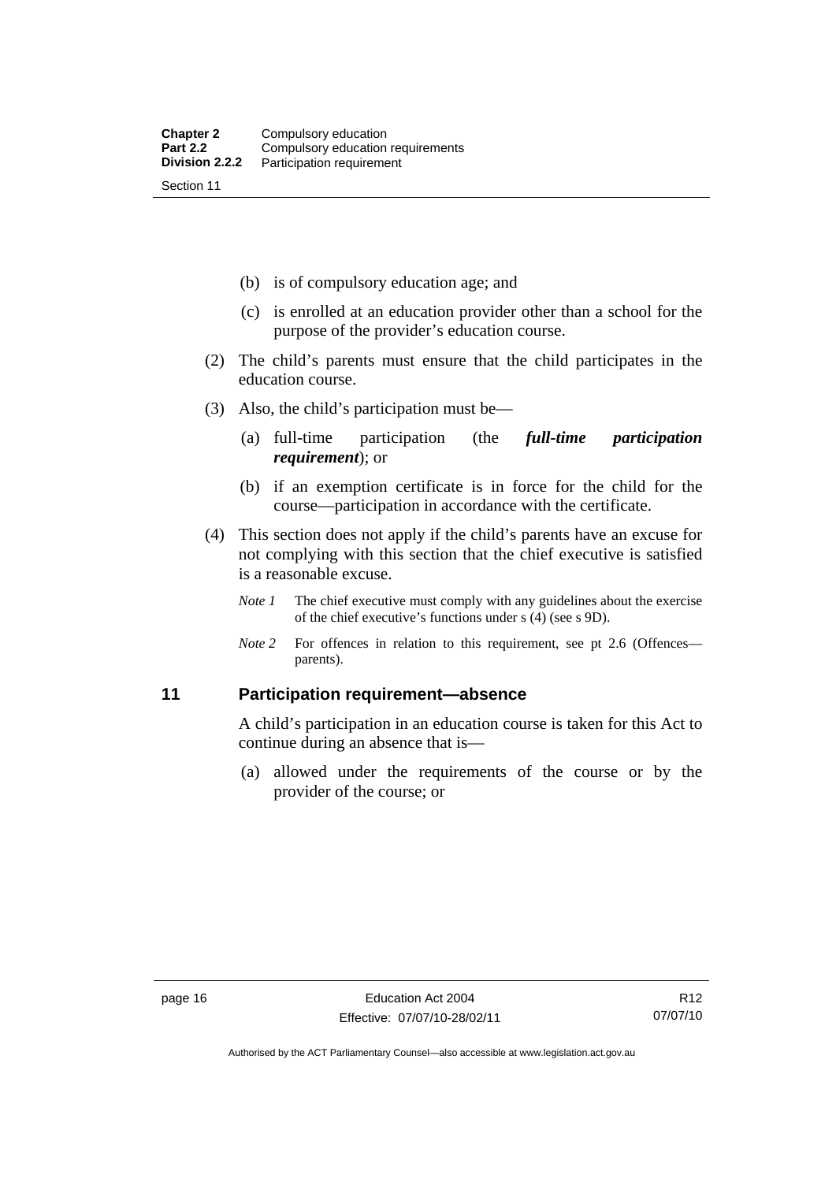(b) is of compulsory education age; and

(c) is enrolled at an education provider other than a school for the purpose of the provider's education course.

(2) The child's parents must ensure that the child participates in the education course.

(3) Also, the child's participation must be—

(a) full-time participation (the ***full-time participation requirement***); or

(b) if an exemption certificate is in force for the child for the course—participation in accordance with the certificate.

(4) This section does not apply if the child's parents have an excuse for not complying with this section that the chief executive is satisfied is a reasonable excuse.

*Note 1* The chief executive must comply with any guidelines about the exercise of the chief executive's functions under s (4) (see s 9D).

*Note 2* For offences in relation to this requirement, see pt 2.6 (Offences—parents).

## 11 Participation requirement—absence

A child's participation in an education course is taken for this Act to continue during an absence that is—

(a) allowed under the requirements of the course or by the provider of the course; or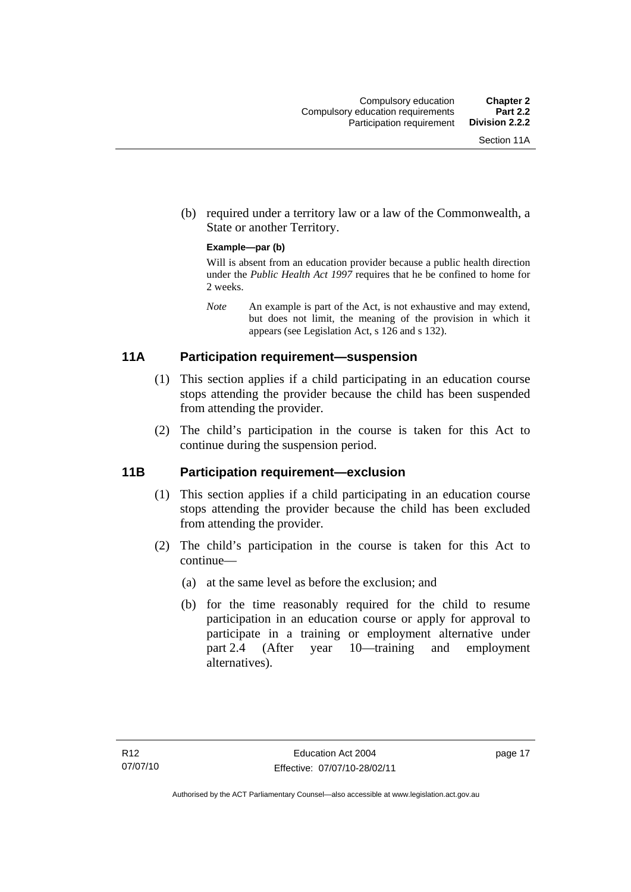(b) required under a territory law or a law of the Commonwealth, a State or another Territory.

**Example—par (b)**

Will is absent from an education provider because a public health direction under the *Public Health Act 1997* requires that he be confined to home for 2 weeks.

*Note* An example is part of the Act, is not exhaustive and may extend, but does not limit, the meaning of the provision in which it appears (see Legislation Act, s 126 and s 132).

## 11A Participation requirement—suspension

(1) This section applies if a child participating in an education course stops attending the provider because the child has been suspended from attending the provider.

(2) The child's participation in the course is taken for this Act to continue during the suspension period.

## 11B Participation requirement—exclusion

(1) This section applies if a child participating in an education course stops attending the provider because the child has been excluded from attending the provider.

(2) The child's participation in the course is taken for this Act to continue—

(a) at the same level as before the exclusion; and

(b) for the time reasonably required for the child to resume participation in an education course or apply for approval to participate in a training or employment alternative under part 2.4 (After year 10—training and employment alternatives).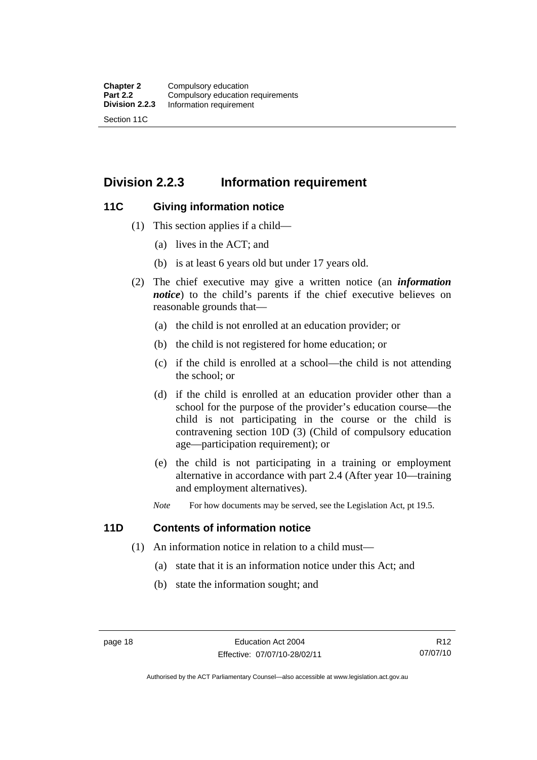## Division 2.2.3 Information requirement

### 11C Giving information notice

(1) This section applies if a child—

(a) lives in the ACT; and

(b) is at least 6 years old but under 17 years old.

(2) The chief executive may give a written notice (an ***information notice***) to the child's parents if the chief executive believes on reasonable grounds that—

(a) the child is not enrolled at an education provider; or

(b) the child is not registered for home education; or

(c) if the child is enrolled at a school—the child is not attending the school; or

(d) if the child is enrolled at an education provider other than a school for the purpose of the provider's education course—the child is not participating in the course or the child is contravening section 10D (3) (Child of compulsory education age—participation requirement); or

(e) the child is not participating in a training or employment alternative in accordance with part 2.4 (After year 10—training and employment alternatives).

*Note* For how documents may be served, see the Legislation Act, pt 19.5.

### 11D Contents of information notice

(1) An information notice in relation to a child must—

(a) state that it is an information notice under this Act; and

(b) state the information sought; and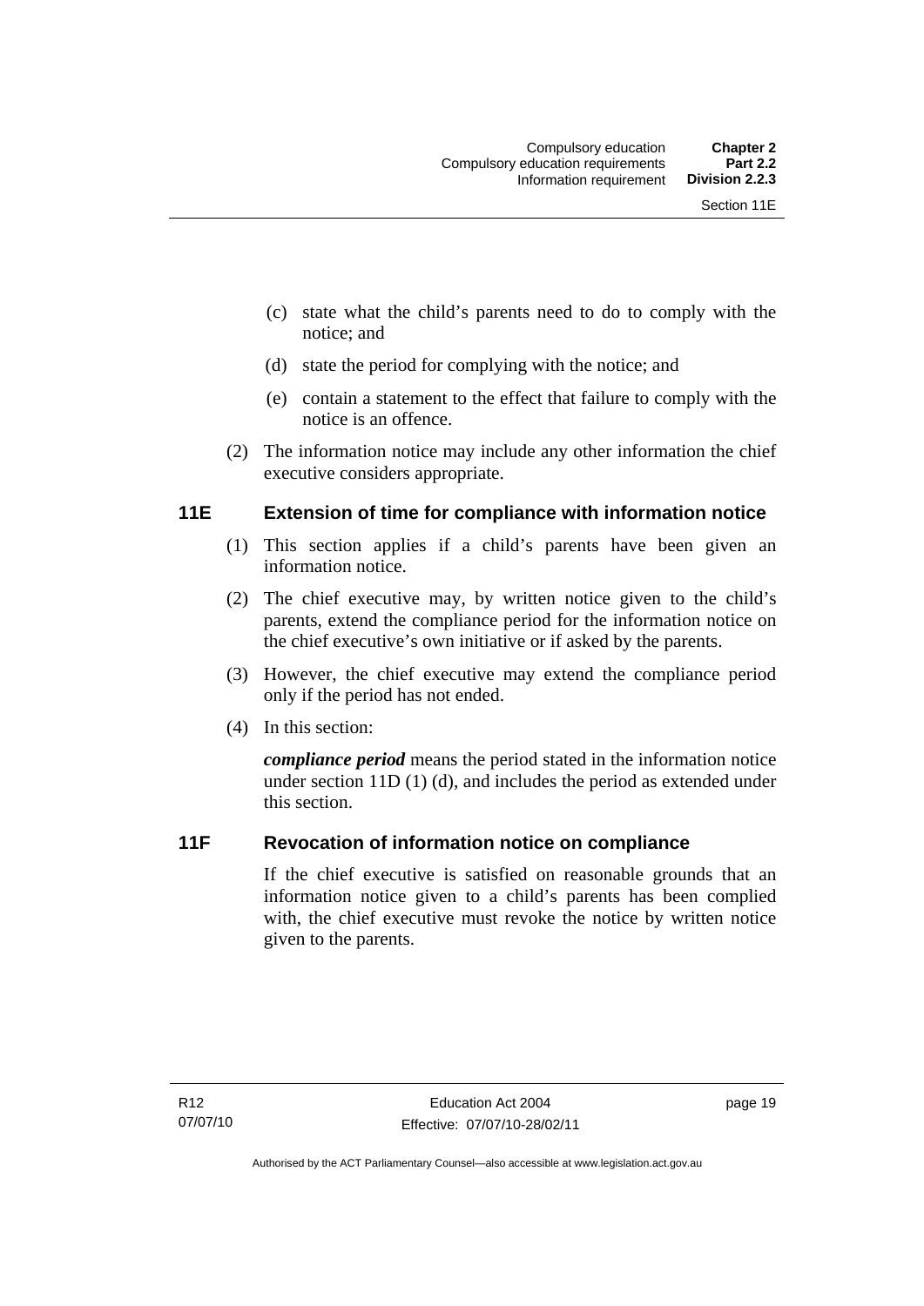(c) state what the child's parents need to do to comply with the notice; and

(d) state the period for complying with the notice; and

(e) contain a statement to the effect that failure to comply with the notice is an offence.

(2) The information notice may include any other information the chief executive considers appropriate.

### 11E Extension of time for compliance with information notice

(1) This section applies if a child's parents have been given an information notice.

(2) The chief executive may, by written notice given to the child's parents, extend the compliance period for the information notice on the chief executive's own initiative or if asked by the parents.

(3) However, the chief executive may extend the compliance period only if the period has not ended.

(4) In this section:

***compliance period*** means the period stated in the information notice under section 11D (1) (d), and includes the period as extended under this section.

### 11F Revocation of information notice on compliance

If the chief executive is satisfied on reasonable grounds that an information notice given to a child's parents has been complied with, the chief executive must revoke the notice by written notice given to the parents.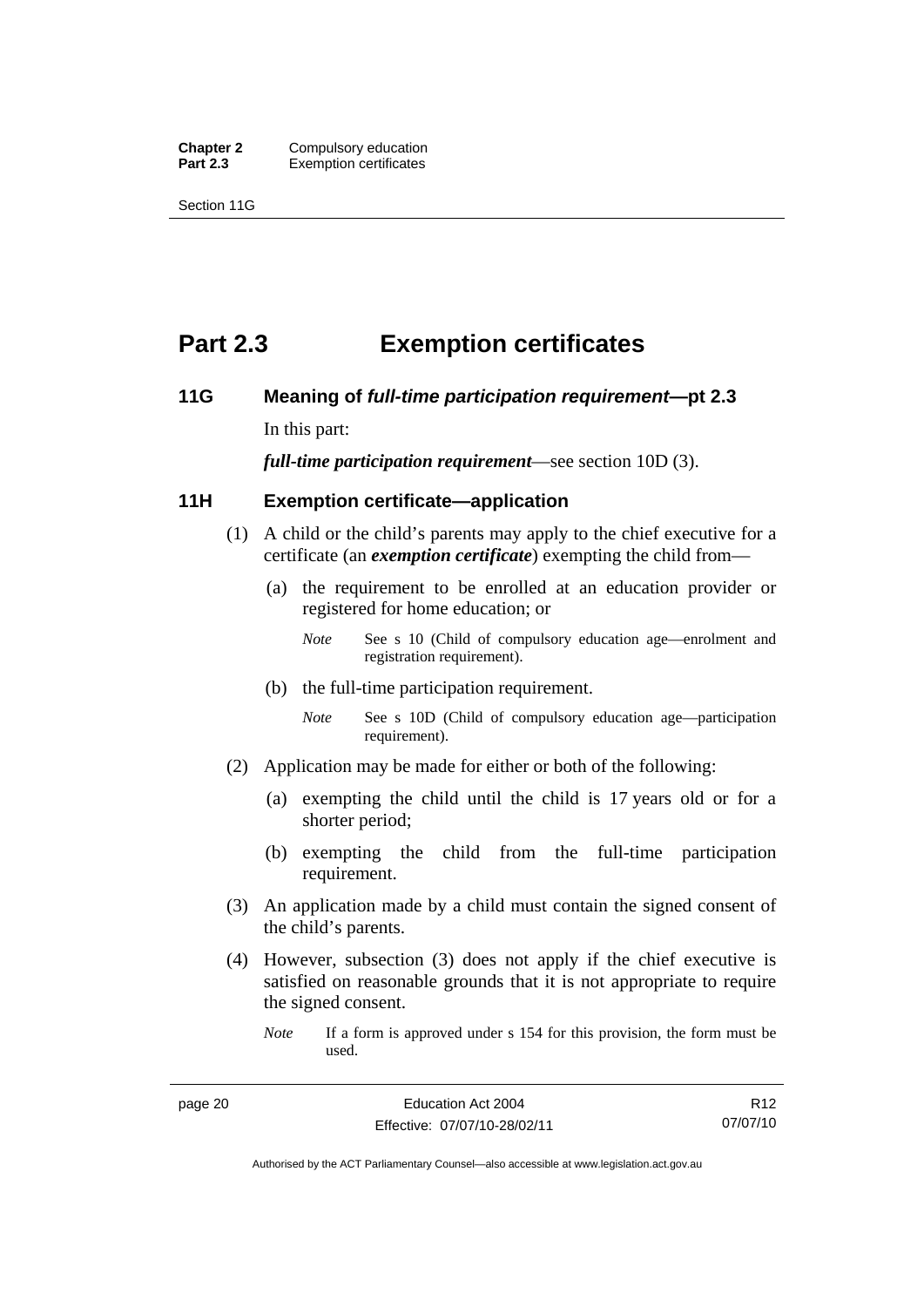# Part 2.3 Exemption certificates

## 11G Meaning of *full-time participation requirement*—pt 2.3

In this part:

***full-time participation requirement***—see section 10D (3).

## 11H Exemption certificate—application

(1) A child or the child's parents may apply to the chief executive for a certificate (an ***exemption certificate***) exempting the child from—

(a) the requirement to be enrolled at an education provider or registered for home education; or

*Note* See s 10 (Child of compulsory education age—enrolment and registration requirement).

(b) the full-time participation requirement.

*Note* See s 10D (Child of compulsory education age—participation requirement).

(2) Application may be made for either or both of the following:

(a) exempting the child until the child is 17 years old or for a shorter period;

(b) exempting the child from the full-time participation requirement.

(3) An application made by a child must contain the signed consent of the child's parents.

(4) However, subsection (3) does not apply if the chief executive is satisfied on reasonable grounds that it is not appropriate to require the signed consent.

*Note* If a form is approved under s 154 for this provision, the form must be used.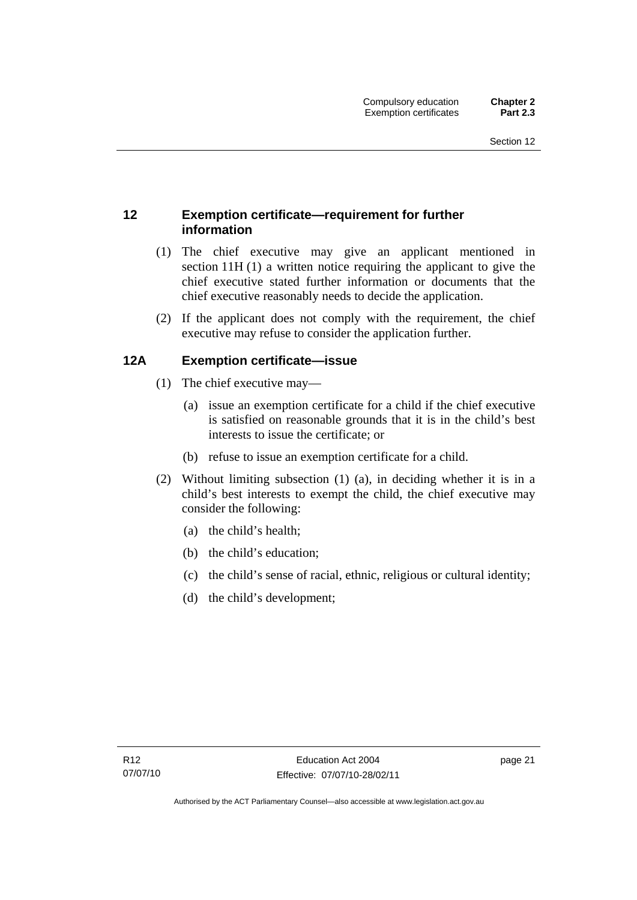## 12 Exemption certificate—requirement for further information

(1) The chief executive may give an applicant mentioned in section 11H (1) a written notice requiring the applicant to give the chief executive stated further information or documents that the chief executive reasonably needs to decide the application.

(2) If the applicant does not comply with the requirement, the chief executive may refuse to consider the application further.

## 12A Exemption certificate—issue

(1) The chief executive may—

(a) issue an exemption certificate for a child if the chief executive is satisfied on reasonable grounds that it is in the child's best interests to issue the certificate; or

(b) refuse to issue an exemption certificate for a child.

(2) Without limiting subsection (1) (a), in deciding whether it is in a child's best interests to exempt the child, the chief executive may consider the following:

(a) the child's health;

(b) the child's education;

(c) the child's sense of racial, ethnic, religious or cultural identity;

(d) the child's development;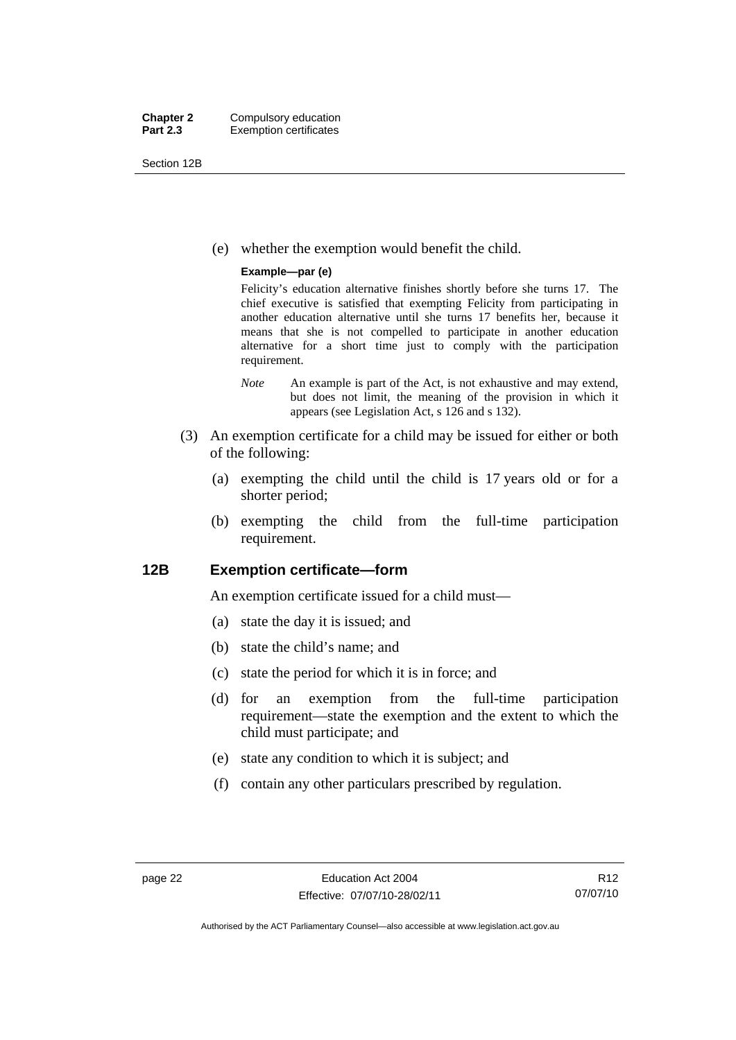(e) whether the exemption would benefit the child.

**Example—par (e)**

Felicity's education alternative finishes shortly before she turns 17. The chief executive is satisfied that exempting Felicity from participating in another education alternative until she turns 17 benefits her, because it means that she is not compelled to participate in another education alternative for a short time just to comply with the participation requirement.

*Note* An example is part of the Act, is not exhaustive and may extend, but does not limit, the meaning of the provision in which it appears (see Legislation Act, s 126 and s 132).

(3) An exemption certificate for a child may be issued for either or both of the following:

(a) exempting the child until the child is 17 years old or for a shorter period;

(b) exempting the child from the full-time participation requirement.

### 12B Exemption certificate—form

An exemption certificate issued for a child must—

(a) state the day it is issued; and

(b) state the child's name; and

(c) state the period for which it is in force; and

(d) for an exemption from the full-time participation requirement—state the exemption and the extent to which the child must participate; and

(e) state any condition to which it is subject; and

(f) contain any other particulars prescribed by regulation.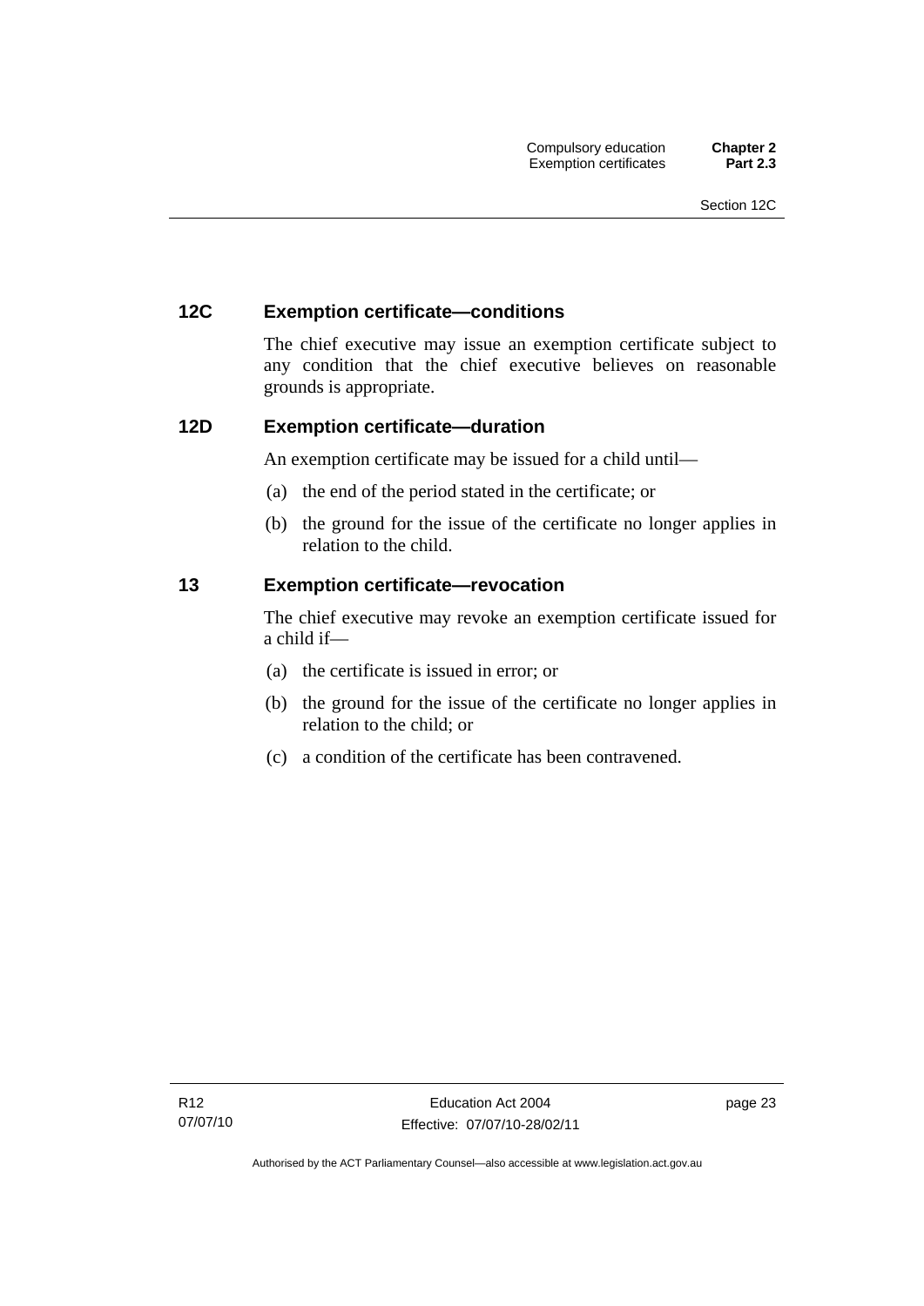## 12C Exemption certificate—conditions

The chief executive may issue an exemption certificate subject to any condition that the chief executive believes on reasonable grounds is appropriate.

## 12D Exemption certificate—duration

An exemption certificate may be issued for a child until—

(a) the end of the period stated in the certificate; or

(b) the ground for the issue of the certificate no longer applies in relation to the child.

## 13 Exemption certificate—revocation

The chief executive may revoke an exemption certificate issued for a child if—

(a) the certificate is issued in error; or

(b) the ground for the issue of the certificate no longer applies in relation to the child; or

(c) a condition of the certificate has been contravened.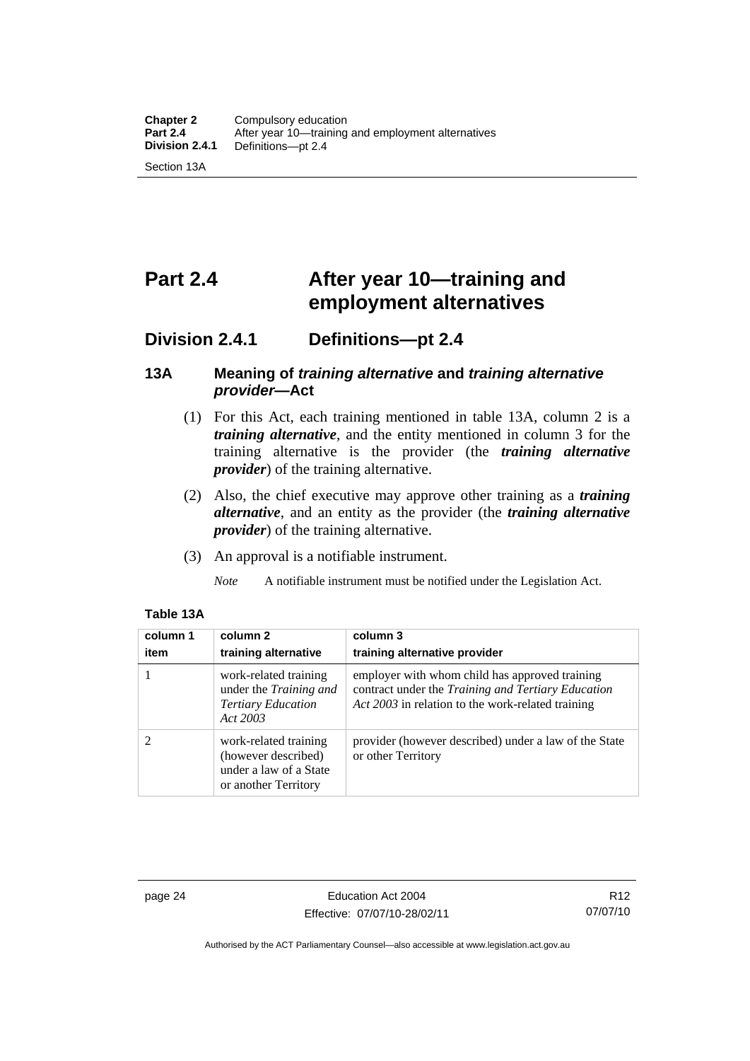# Part 2.4 After year 10—training and employment alternatives

## Division 2.4.1 Definitions—pt 2.4

### 13A Meaning of *training alternative* and *training alternative provider*—Act

(1) For this Act, each training mentioned in table 13A, column 2 is a ***training alternative***, and the entity mentioned in column 3 for the training alternative is the provider (the ***training alternative provider***) of the training alternative.

(2) Also, the chief executive may approve other training as a ***training alternative***, and an entity as the provider (the ***training alternative provider***) of the training alternative.

(3) An approval is a notifiable instrument.

*Note* A notifiable instrument must be notified under the Legislation Act.

**Table 13A**

| column 1<br>item | column 2<br>training alternative | column 3<br>training alternative provider |
|---|---|---|
| 1 | work-related training under the *Training and Tertiary Education Act 2003* | employer with whom child has approved training contract under the *Training and Tertiary Education Act 2003* in relation to the work-related training |
| 2 | work-related training (however described) under a law of a State or another Territory | provider (however described) under a law of the State or other Territory |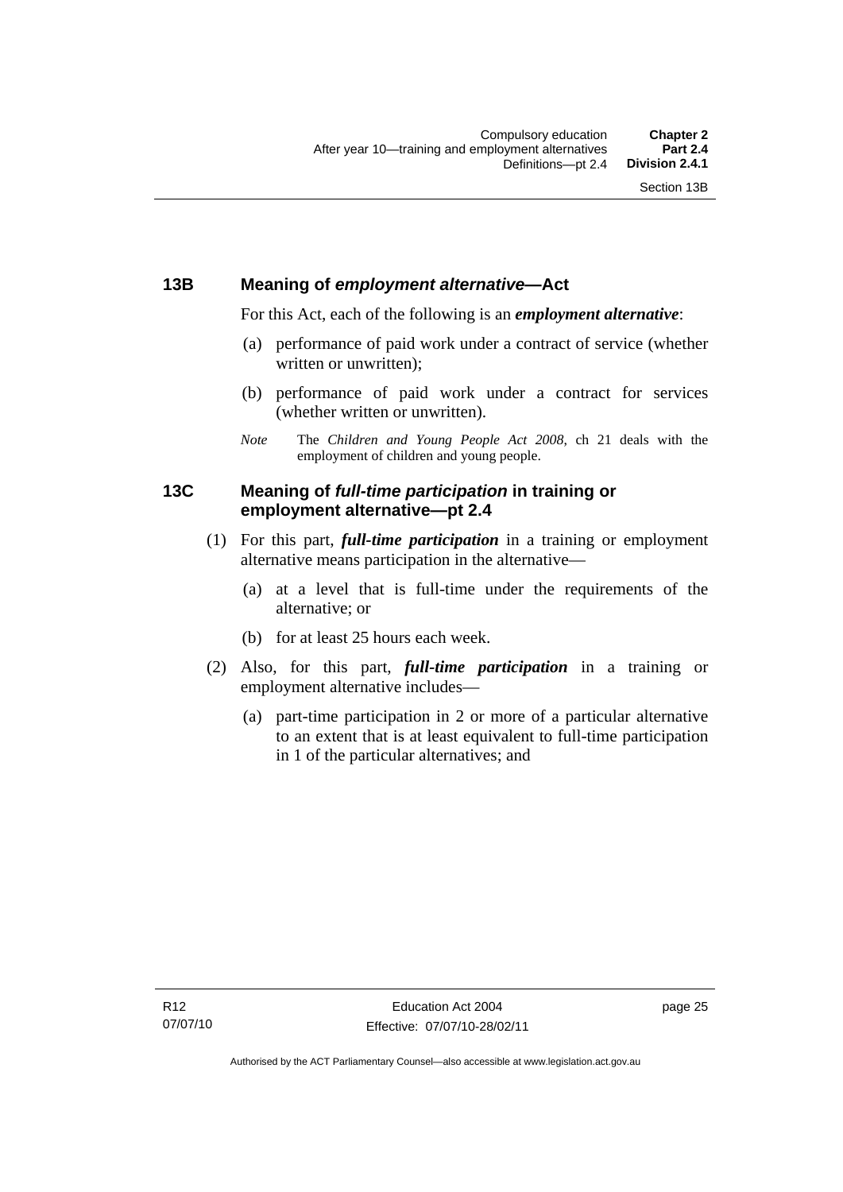### 13B Meaning of *employment alternative*—Act

For this Act, each of the following is an ***employment alternative***:

(a) performance of paid work under a contract of service (whether written or unwritten);

(b) performance of paid work under a contract for services (whether written or unwritten).

*Note* The *Children and Young People Act 2008*, ch 21 deals with the employment of children and young people.

### 13C Meaning of *full-time participation* in training or employment alternative—pt 2.4

(1) For this part, ***full-time participation*** in a training or employment alternative means participation in the alternative—

(a) at a level that is full-time under the requirements of the alternative; or

(b) for at least 25 hours each week.

(2) Also, for this part, ***full-time participation*** in a training or employment alternative includes—

(a) part-time participation in 2 or more of a particular alternative to an extent that is at least equivalent to full-time participation in 1 of the particular alternatives; and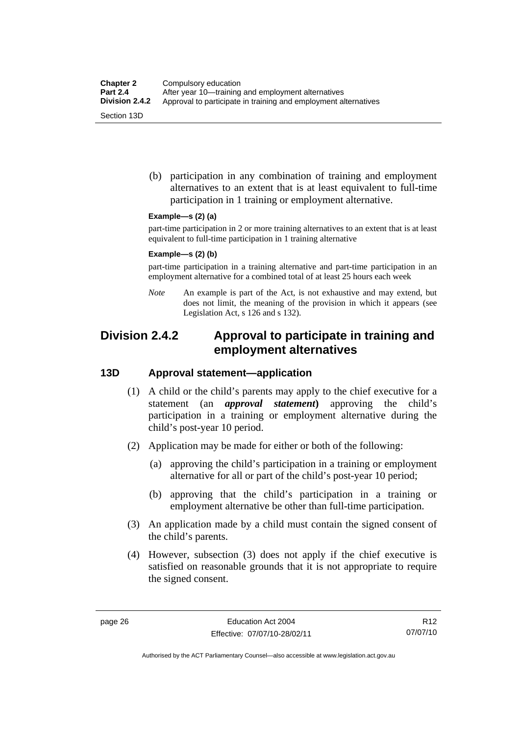(b) participation in any combination of training and employment alternatives to an extent that is at least equivalent to full-time participation in 1 training or employment alternative.

**Example—s (2) (a)**

part-time participation in 2 or more training alternatives to an extent that is at least equivalent to full-time participation in 1 training alternative

**Example—s (2) (b)**

part-time participation in a training alternative and part-time participation in an employment alternative for a combined total of at least 25 hours each week

*Note* An example is part of the Act, is not exhaustive and may extend, but does not limit, the meaning of the provision in which it appears (see Legislation Act, s 126 and s 132).

## Division 2.4.2 Approval to participate in training and employment alternatives

### 13D Approval statement—application

(1) A child or the child's parents may apply to the chief executive for a statement (an ***approval statement***) approving the child's participation in a training or employment alternative during the child's post-year 10 period.

(2) Application may be made for either or both of the following:

(a) approving the child's participation in a training or employment alternative for all or part of the child's post-year 10 period;

(b) approving that the child's participation in a training or employment alternative be other than full-time participation.

(3) An application made by a child must contain the signed consent of the child's parents.

(4) However, subsection (3) does not apply if the chief executive is satisfied on reasonable grounds that it is not appropriate to require the signed consent.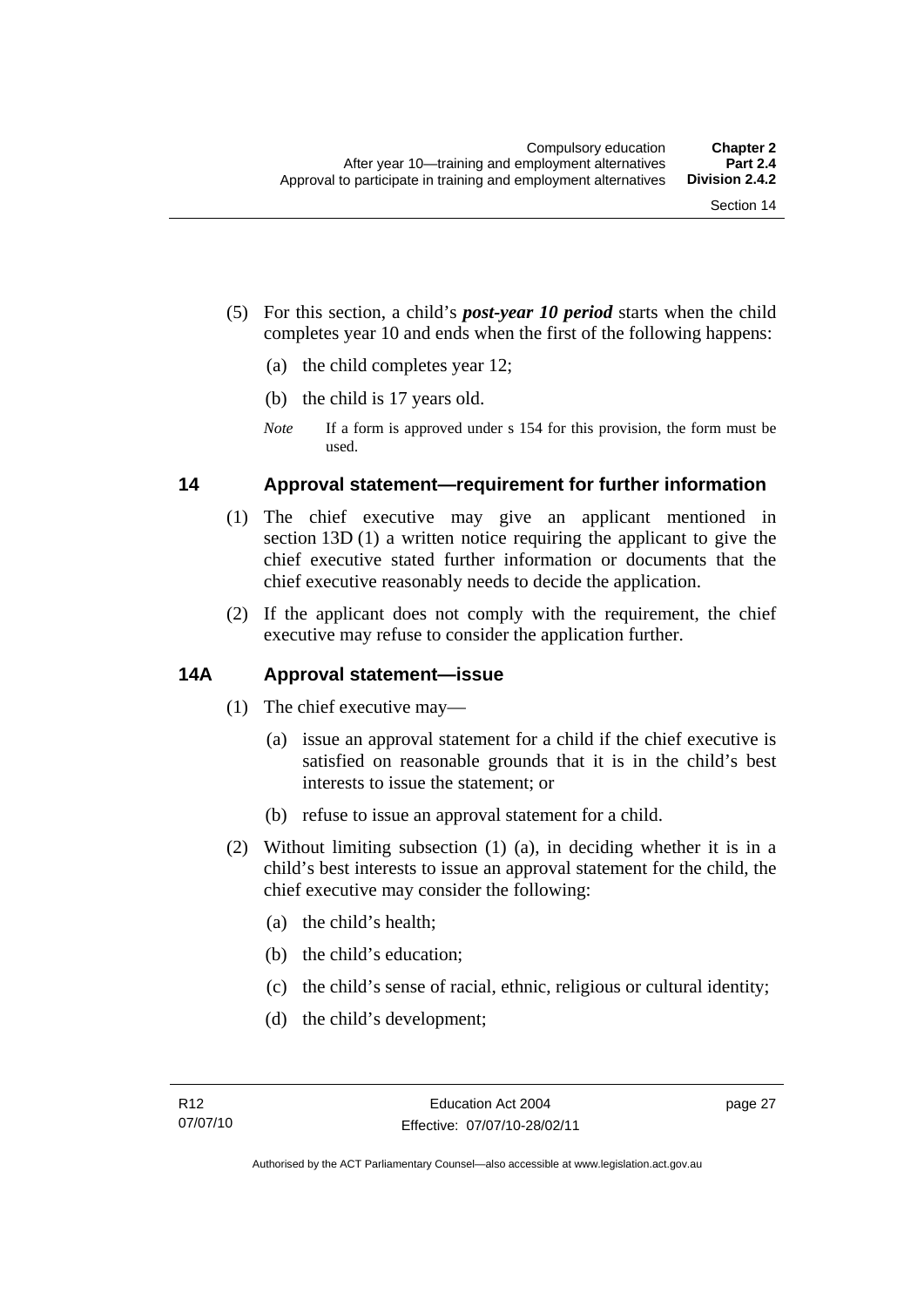(5) For this section, a child's ***post-year 10 period*** starts when the child completes year 10 and ends when the first of the following happens:

(a) the child completes year 12;

(b) the child is 17 years old.

*Note* If a form is approved under s 154 for this provision, the form must be used.

## 14 Approval statement—requirement for further information

(1) The chief executive may give an applicant mentioned in section 13D (1) a written notice requiring the applicant to give the chief executive stated further information or documents that the chief executive reasonably needs to decide the application.

(2) If the applicant does not comply with the requirement, the chief executive may refuse to consider the application further.

## 14A Approval statement—issue

(1) The chief executive may—

(a) issue an approval statement for a child if the chief executive is satisfied on reasonable grounds that it is in the child's best interests to issue the statement; or

(b) refuse to issue an approval statement for a child.

(2) Without limiting subsection (1) (a), in deciding whether it is in a child's best interests to issue an approval statement for the child, the chief executive may consider the following:

(a) the child's health;

(b) the child's education;

(c) the child's sense of racial, ethnic, religious or cultural identity;

(d) the child's development;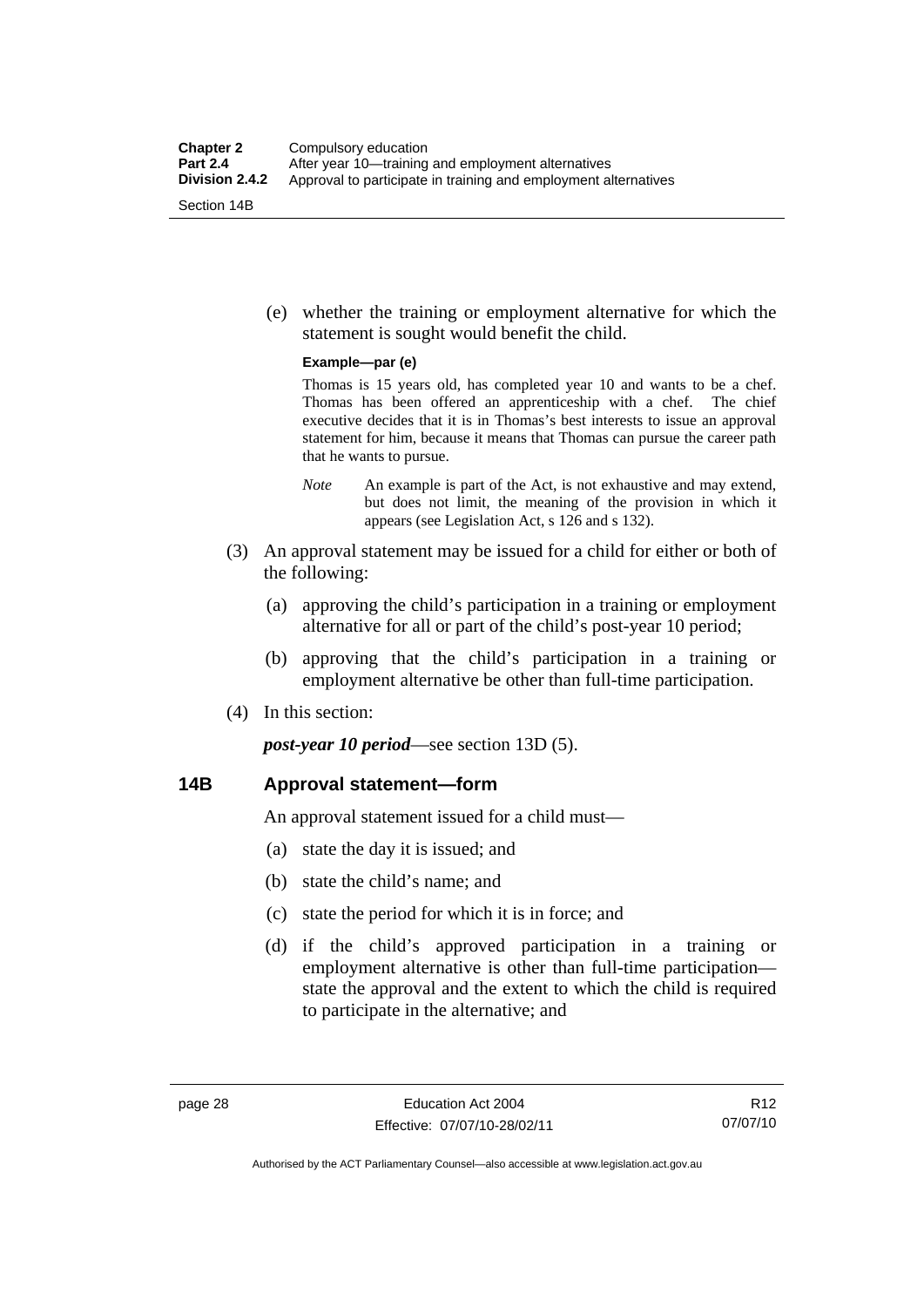(e) whether the training or employment alternative for which the statement is sought would benefit the child.

**Example—par (e)**

Thomas is 15 years old, has completed year 10 and wants to be a chef. Thomas has been offered an apprenticeship with a chef. The chief executive decides that it is in Thomas's best interests to issue an approval statement for him, because it means that Thomas can pursue the career path that he wants to pursue.

*Note* An example is part of the Act, is not exhaustive and may extend, but does not limit, the meaning of the provision in which it appears (see Legislation Act, s 126 and s 132).

(3) An approval statement may be issued for a child for either or both of the following:

(a) approving the child's participation in a training or employment alternative for all or part of the child's post-year 10 period;

(b) approving that the child's participation in a training or employment alternative be other than full-time participation.

(4) In this section:

***post-year 10 period***—see section 13D (5).

## 14B Approval statement—form

An approval statement issued for a child must—

(a) state the day it is issued; and

(b) state the child's name; and

(c) state the period for which it is in force; and

(d) if the child's approved participation in a training or employment alternative is other than full-time participation—state the approval and the extent to which the child is required to participate in the alternative; and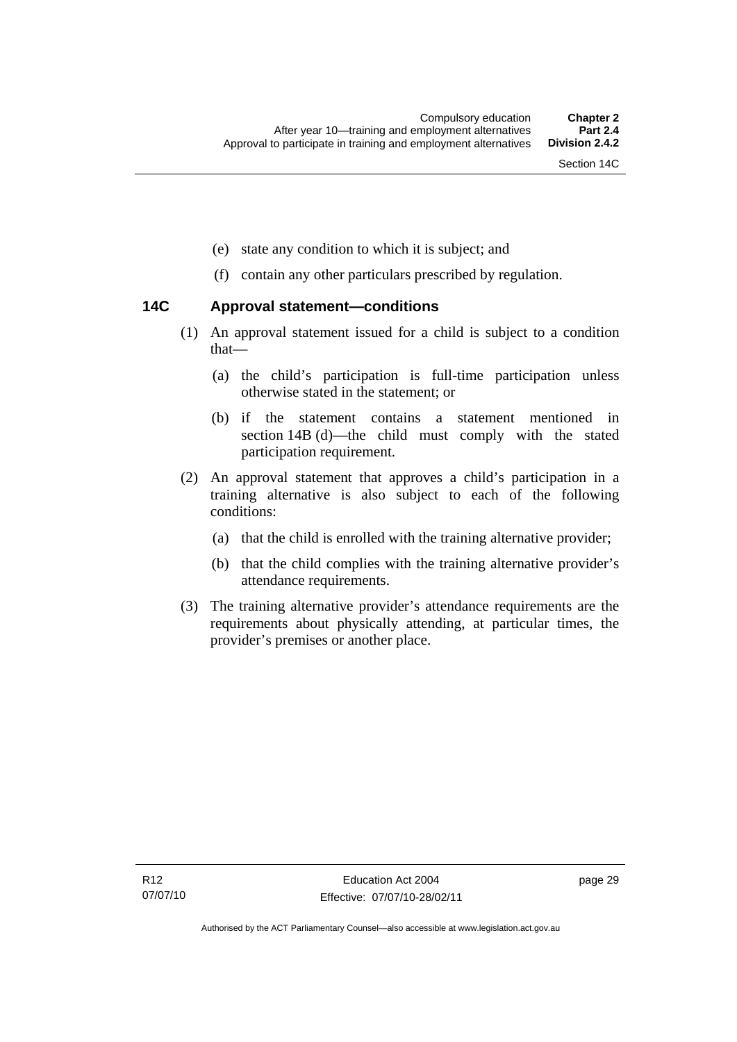(e) state any condition to which it is subject; and

(f) contain any other particulars prescribed by regulation.

### 14C Approval statement—conditions

(1) An approval statement issued for a child is subject to a condition that—

(a) the child's participation is full-time participation unless otherwise stated in the statement; or

(b) if the statement contains a statement mentioned in section 14B (d)—the child must comply with the stated participation requirement.

(2) An approval statement that approves a child's participation in a training alternative is also subject to each of the following conditions:

(a) that the child is enrolled with the training alternative provider;

(b) that the child complies with the training alternative provider's attendance requirements.

(3) The training alternative provider's attendance requirements are the requirements about physically attending, at particular times, the provider's premises or another place.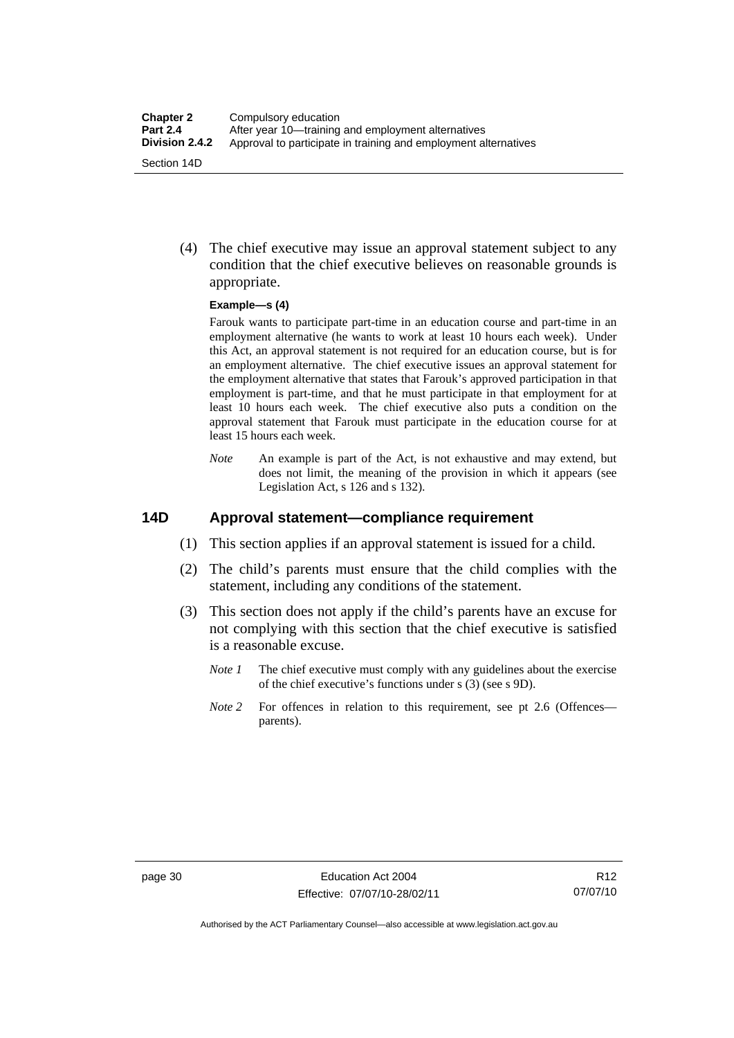(4) The chief executive may issue an approval statement subject to any condition that the chief executive believes on reasonable grounds is appropriate.

**Example—s (4)**

Farouk wants to participate part-time in an education course and part-time in an employment alternative (he wants to work at least 10 hours each week). Under this Act, an approval statement is not required for an education course, but is for an employment alternative. The chief executive issues an approval statement for the employment alternative that states that Farouk's approved participation in that employment is part-time, and that he must participate in that employment for at least 10 hours each week. The chief executive also puts a condition on the approval statement that Farouk must participate in the education course for at least 15 hours each week.

*Note* An example is part of the Act, is not exhaustive and may extend, but does not limit, the meaning of the provision in which it appears (see Legislation Act, s 126 and s 132).

## 14D Approval statement—compliance requirement

(1) This section applies if an approval statement is issued for a child.

(2) The child's parents must ensure that the child complies with the statement, including any conditions of the statement.

(3) This section does not apply if the child's parents have an excuse for not complying with this section that the chief executive is satisfied is a reasonable excuse.

*Note 1* The chief executive must comply with any guidelines about the exercise of the chief executive's functions under s (3) (see s 9D).

*Note 2* For offences in relation to this requirement, see pt 2.6 (Offences—parents).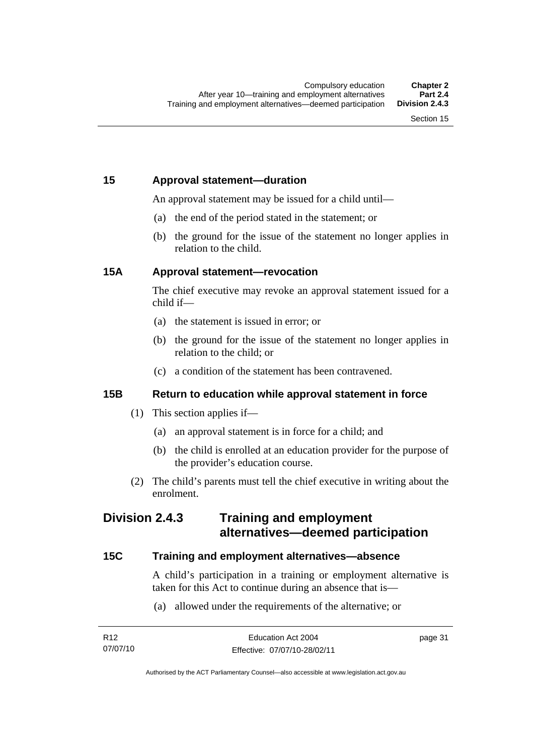## 15 Approval statement—duration

An approval statement may be issued for a child until—

(a) the end of the period stated in the statement; or

(b) the ground for the issue of the statement no longer applies in relation to the child.

## 15A Approval statement—revocation

The chief executive may revoke an approval statement issued for a child if—

(a) the statement is issued in error; or

(b) the ground for the issue of the statement no longer applies in relation to the child; or

(c) a condition of the statement has been contravened.

## 15B Return to education while approval statement in force

(1) This section applies if—

(a) an approval statement is in force for a child; and

(b) the child is enrolled at an education provider for the purpose of the provider's education course.

(2) The child's parents must tell the chief executive in writing about the enrolment.

# Division 2.4.3 Training and employment alternatives—deemed participation

## 15C Training and employment alternatives—absence

A child's participation in a training or employment alternative is taken for this Act to continue during an absence that is—

(a) allowed under the requirements of the alternative; or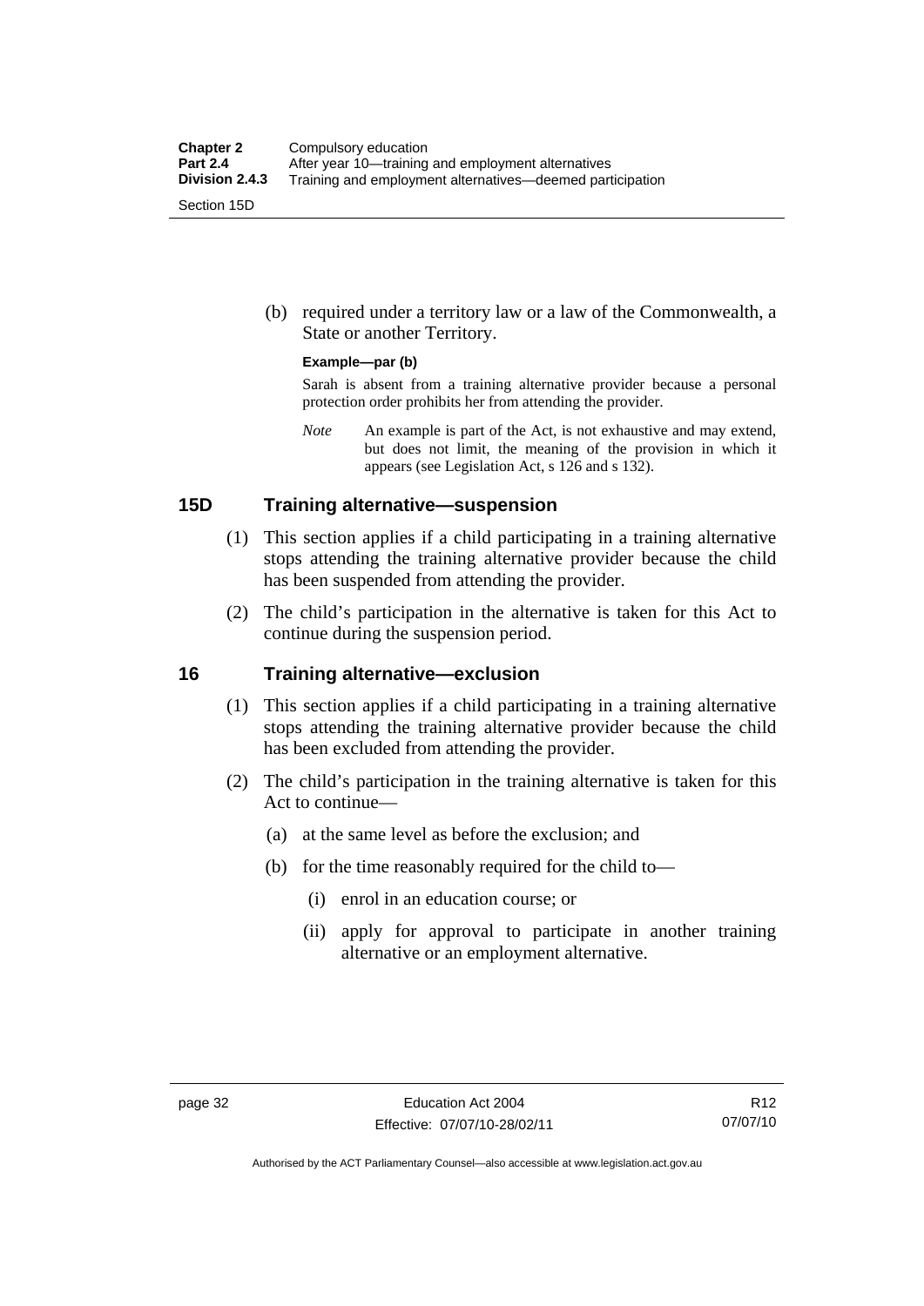(b) required under a territory law or a law of the Commonwealth, a State or another Territory.

**Example—par (b)**

Sarah is absent from a training alternative provider because a personal protection order prohibits her from attending the provider.

*Note* An example is part of the Act, is not exhaustive and may extend, but does not limit, the meaning of the provision in which it appears (see Legislation Act, s 126 and s 132).

## 15D Training alternative—suspension

(1) This section applies if a child participating in a training alternative stops attending the training alternative provider because the child has been suspended from attending the provider.

(2) The child's participation in the alternative is taken for this Act to continue during the suspension period.

## 16 Training alternative—exclusion

(1) This section applies if a child participating in a training alternative stops attending the training alternative provider because the child has been excluded from attending the provider.

(2) The child's participation in the training alternative is taken for this Act to continue—

(a) at the same level as before the exclusion; and

(b) for the time reasonably required for the child to—

(i) enrol in an education course; or

(ii) apply for approval to participate in another training alternative or an employment alternative.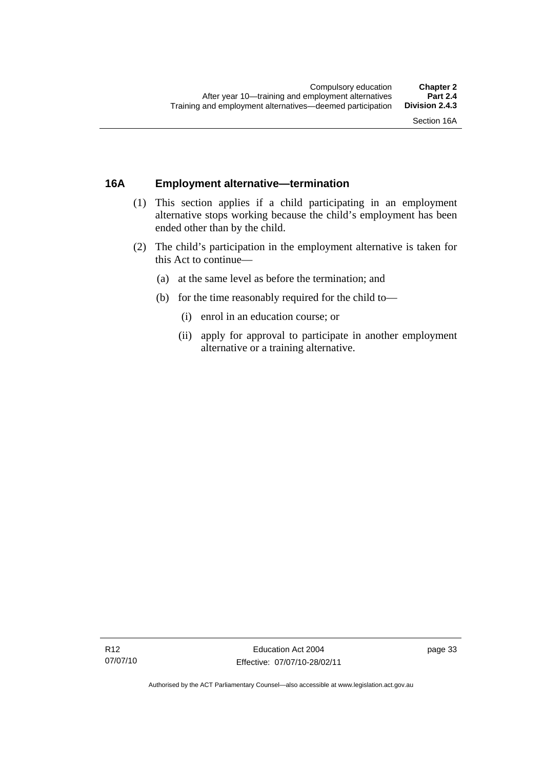## 16A Employment alternative—termination

(1) This section applies if a child participating in an employment alternative stops working because the child's employment has been ended other than by the child.

(2) The child's participation in the employment alternative is taken for this Act to continue—

(a) at the same level as before the termination; and

(b) for the time reasonably required for the child to—

(i) enrol in an education course; or

(ii) apply for approval to participate in another employment alternative or a training alternative.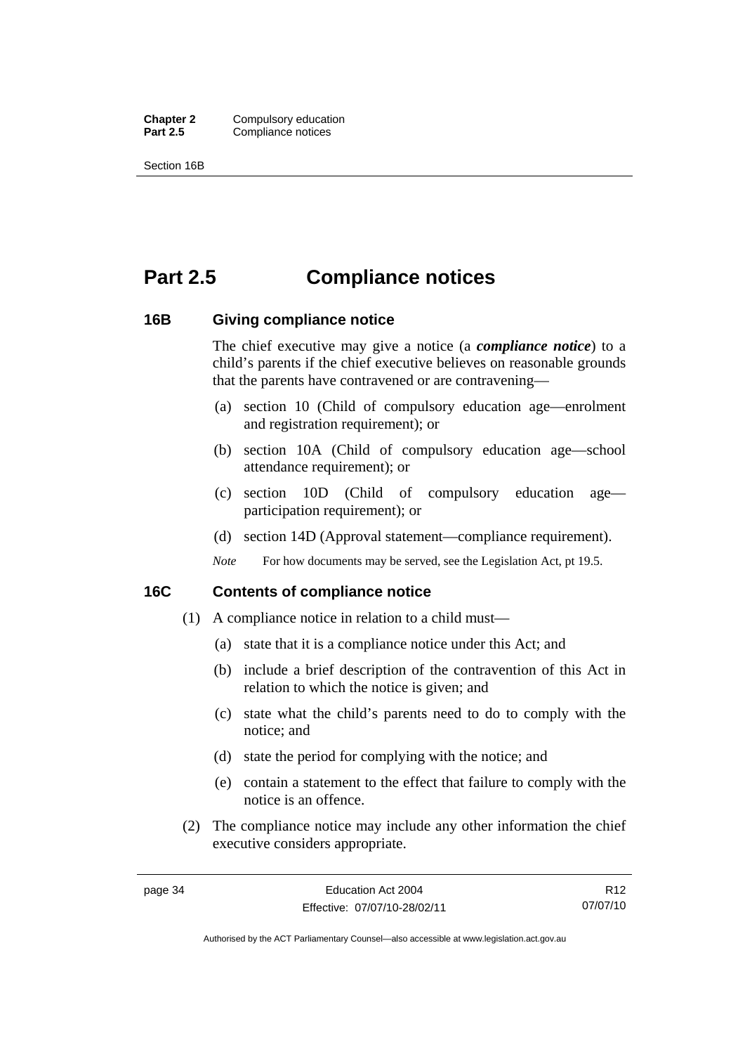# Part 2.5 Compliance notices

## 16B Giving compliance notice

The chief executive may give a notice (a ***compliance notice***) to a child's parents if the chief executive believes on reasonable grounds that the parents have contravened or are contravening—

(a) section 10 (Child of compulsory education age—enrolment and registration requirement); or

(b) section 10A (Child of compulsory education age—school attendance requirement); or

(c) section 10D (Child of compulsory education age—participation requirement); or

(d) section 14D (Approval statement—compliance requirement).

*Note* For how documents may be served, see the Legislation Act, pt 19.5.

## 16C Contents of compliance notice

(1) A compliance notice in relation to a child must—

(a) state that it is a compliance notice under this Act; and

(b) include a brief description of the contravention of this Act in relation to which the notice is given; and

(c) state what the child's parents need to do to comply with the notice; and

(d) state the period for complying with the notice; and

(e) contain a statement to the effect that failure to comply with the notice is an offence.

(2) The compliance notice may include any other information the chief executive considers appropriate.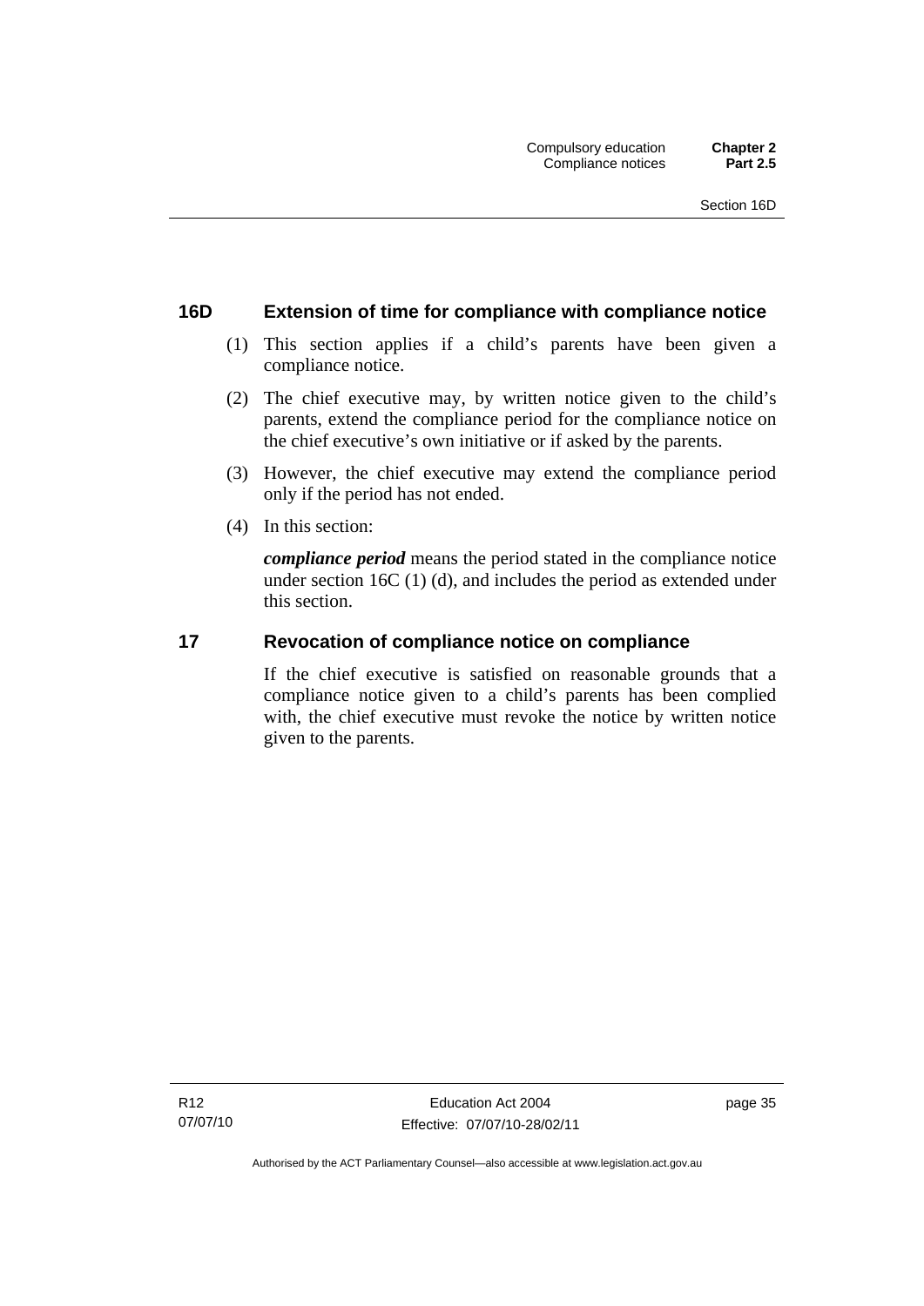## 16D Extension of time for compliance with compliance notice

(1) This section applies if a child's parents have been given a compliance notice.

(2) The chief executive may, by written notice given to the child's parents, extend the compliance period for the compliance notice on the chief executive's own initiative or if asked by the parents.

(3) However, the chief executive may extend the compliance period only if the period has not ended.

(4) In this section:

***compliance period*** means the period stated in the compliance notice under section 16C (1) (d), and includes the period as extended under this section.

## 17 Revocation of compliance notice on compliance

If the chief executive is satisfied on reasonable grounds that a compliance notice given to a child's parents has been complied with, the chief executive must revoke the notice by written notice given to the parents.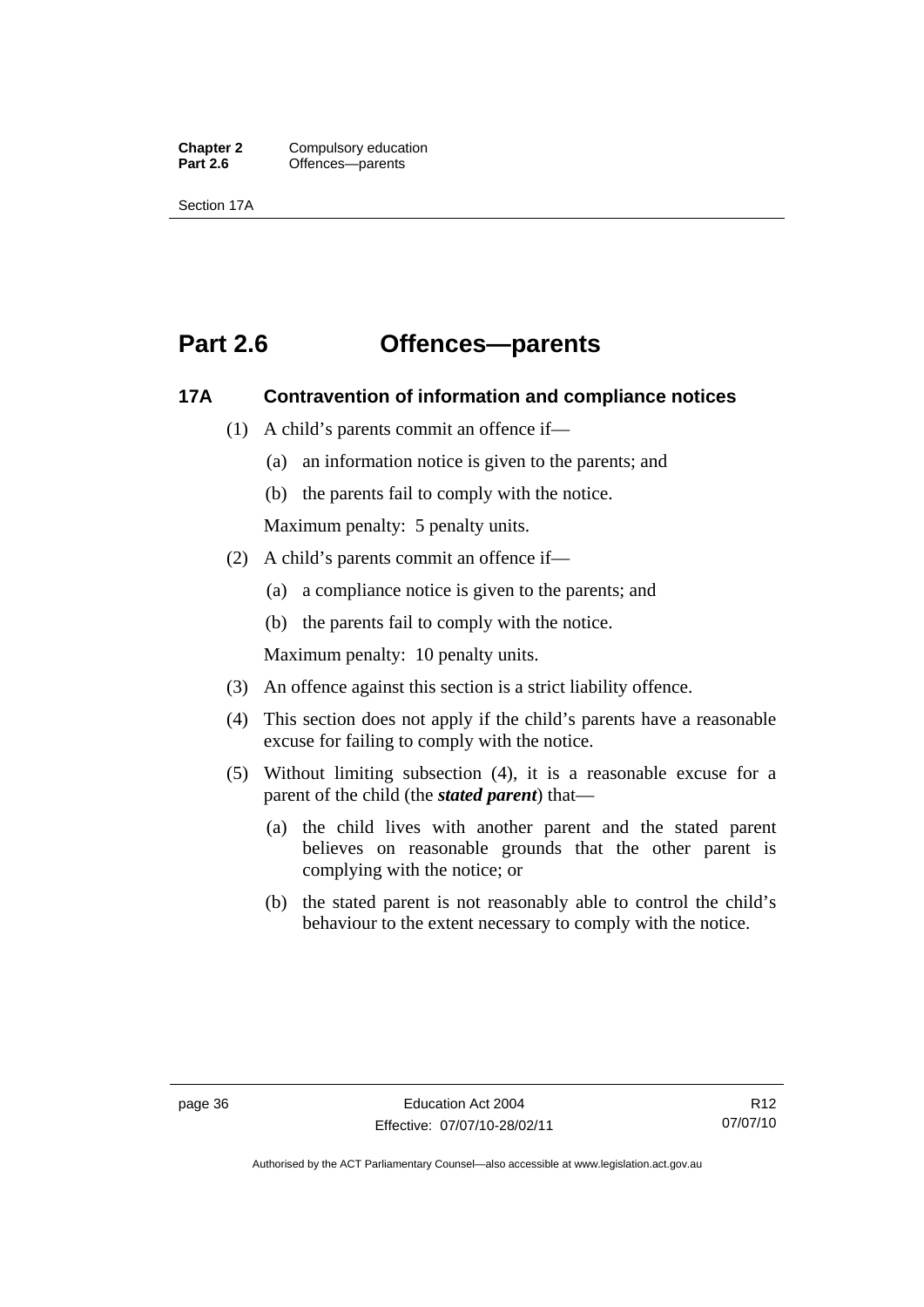# Part 2.6 Offences—parents

## 17A Contravention of information and compliance notices

(1) A child's parents commit an offence if—

(a) an information notice is given to the parents; and

(b) the parents fail to comply with the notice.

Maximum penalty: 5 penalty units.

(2) A child's parents commit an offence if—

(a) a compliance notice is given to the parents; and

(b) the parents fail to comply with the notice.

Maximum penalty: 10 penalty units.

(3) An offence against this section is a strict liability offence.

(4) This section does not apply if the child's parents have a reasonable excuse for failing to comply with the notice.

(5) Without limiting subsection (4), it is a reasonable excuse for a parent of the child (the ***stated parent***) that—

(a) the child lives with another parent and the stated parent believes on reasonable grounds that the other parent is complying with the notice; or

(b) the stated parent is not reasonably able to control the child's behaviour to the extent necessary to comply with the notice.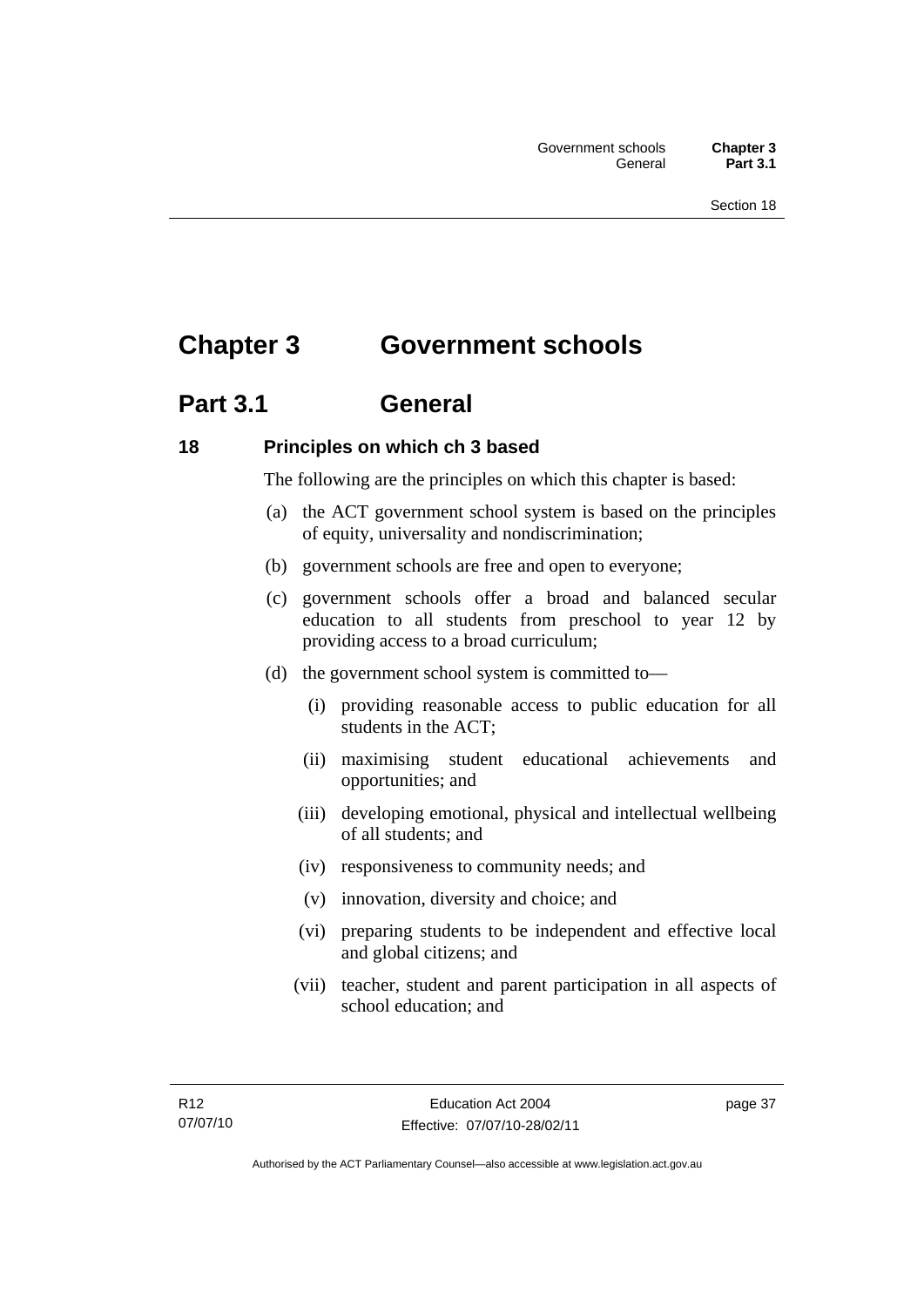# Chapter 3 Government schools

## Part 3.1 General

### 18 Principles on which ch 3 based

The following are the principles on which this chapter is based:

(a) the ACT government school system is based on the principles of equity, universality and nondiscrimination;

(b) government schools are free and open to everyone;

(c) government schools offer a broad and balanced secular education to all students from preschool to year 12 by providing access to a broad curriculum;

(d) the government school system is committed to—

(i) providing reasonable access to public education for all students in the ACT;

(ii) maximising student educational achievements and opportunities; and

(iii) developing emotional, physical and intellectual wellbeing of all students; and

(iv) responsiveness to community needs; and

(v) innovation, diversity and choice; and

(vi) preparing students to be independent and effective local and global citizens; and

(vii) teacher, student and parent participation in all aspects of school education; and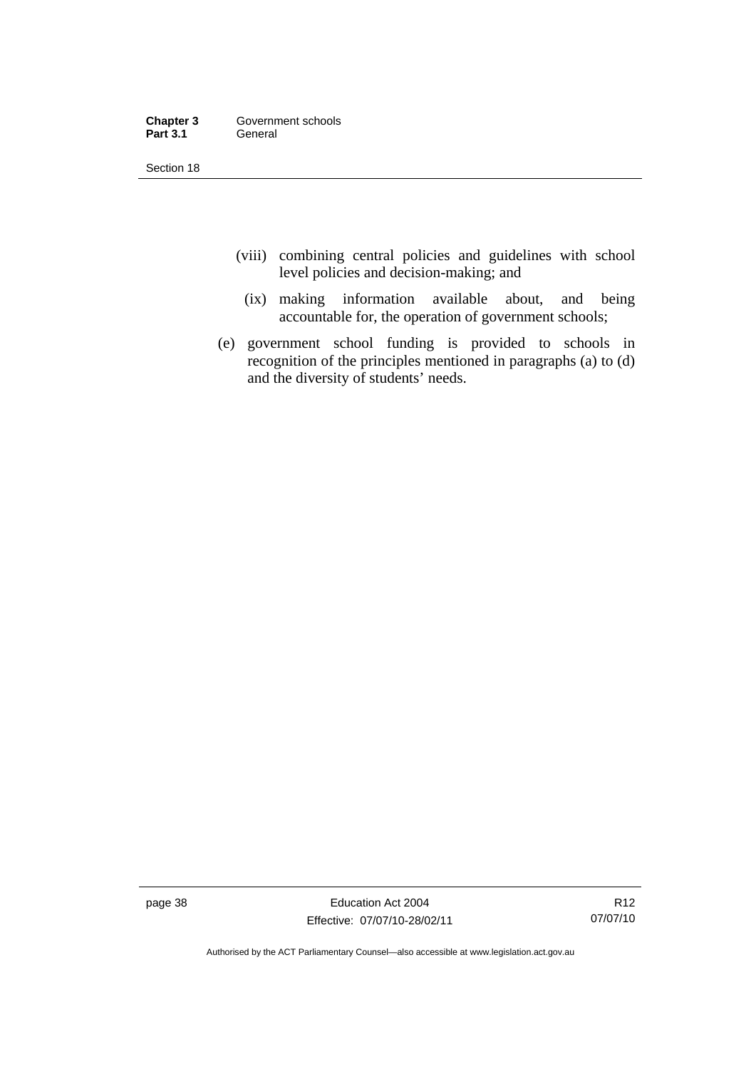(viii) combining central policies and guidelines with school level policies and decision-making; and

(ix) making information available about, and being accountable for, the operation of government schools;

(e) government school funding is provided to schools in recognition of the principles mentioned in paragraphs (a) to (d) and the diversity of students' needs.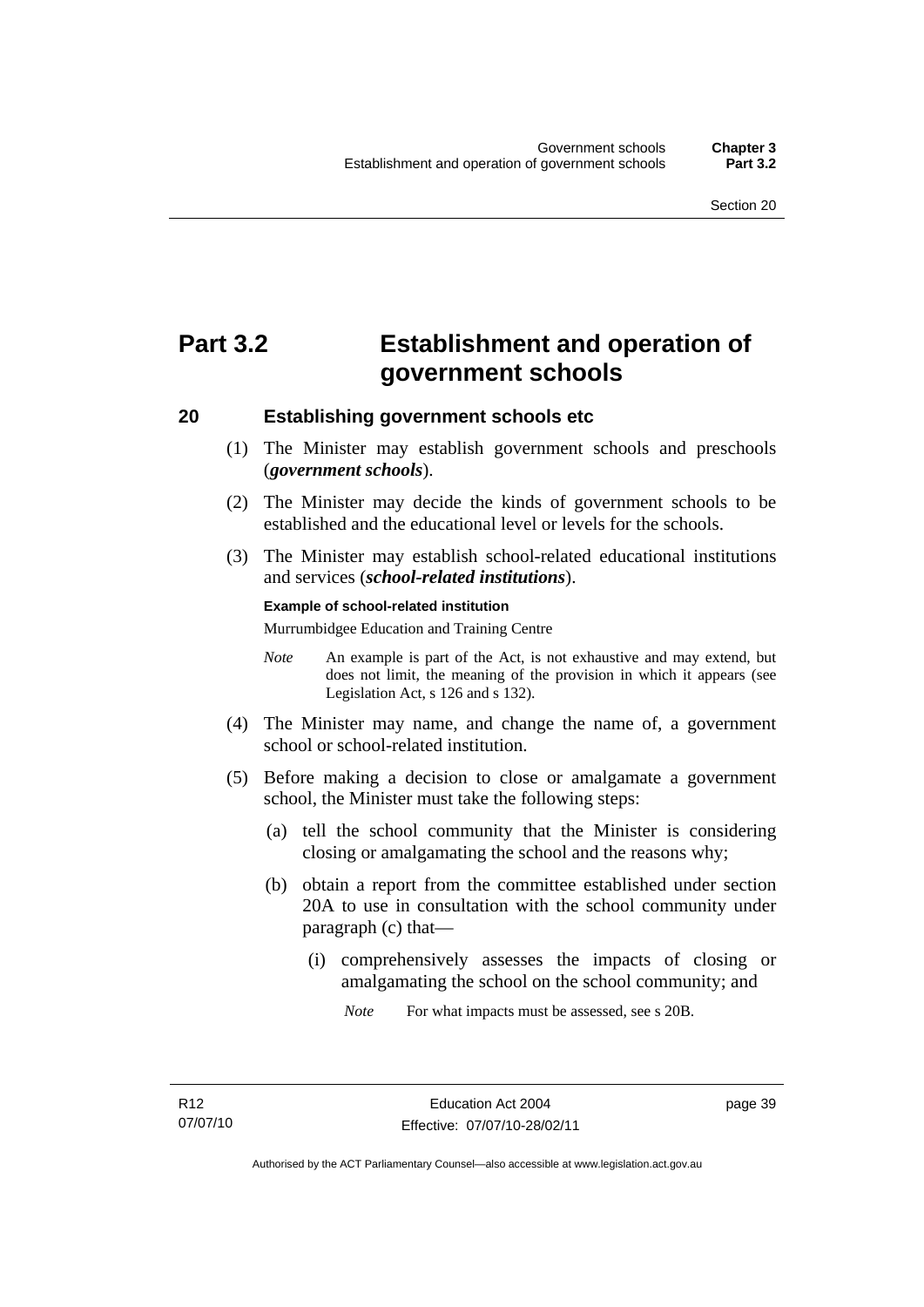# Part 3.2 Establishment and operation of government schools

## 20 Establishing government schools etc

(1) The Minister may establish government schools and preschools (***government schools***).

(2) The Minister may decide the kinds of government schools to be established and the educational level or levels for the schools.

(3) The Minister may establish school-related educational institutions and services (***school-related institutions***).

**Example of school-related institution**

Murrumbidgee Education and Training Centre

*Note* An example is part of the Act, is not exhaustive and may extend, but does not limit, the meaning of the provision in which it appears (see Legislation Act, s 126 and s 132).

(4) The Minister may name, and change the name of, a government school or school-related institution.

(5) Before making a decision to close or amalgamate a government school, the Minister must take the following steps:

(a) tell the school community that the Minister is considering closing or amalgamating the school and the reasons why;

(b) obtain a report from the committee established under section 20A to use in consultation with the school community under paragraph (c) that—

(i) comprehensively assesses the impacts of closing or amalgamating the school on the school community; and

*Note* For what impacts must be assessed, see s 20B.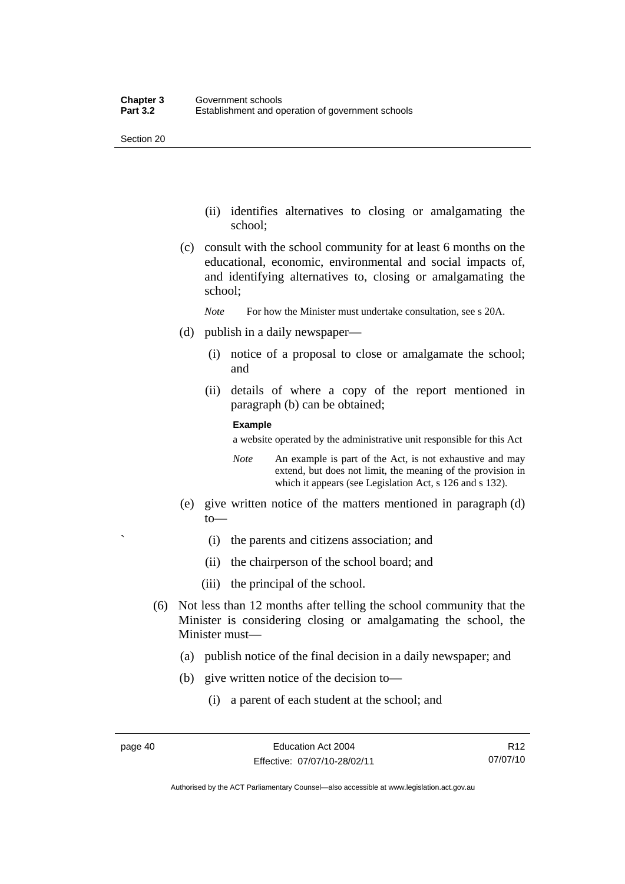(ii) identifies alternatives to closing or amalgamating the school;

(c) consult with the school community for at least 6 months on the educational, economic, environmental and social impacts of, and identifying alternatives to, closing or amalgamating the school;

*Note* For how the Minister must undertake consultation, see s 20A.

(d) publish in a daily newspaper—

(i) notice of a proposal to close or amalgamate the school; and

(ii) details of where a copy of the report mentioned in paragraph (b) can be obtained;

**Example**

a website operated by the administrative unit responsible for this Act

*Note* An example is part of the Act, is not exhaustive and may extend, but does not limit, the meaning of the provision in which it appears (see Legislation Act, s 126 and s 132).

(e) give written notice of the matters mentioned in paragraph (d) to—

(i) the parents and citizens association; and

(ii) the chairperson of the school board; and

(iii) the principal of the school.

(6) Not less than 12 months after telling the school community that the Minister is considering closing or amalgamating the school, the Minister must—

(a) publish notice of the final decision in a daily newspaper; and

(b) give written notice of the decision to—

(i) a parent of each student at the school; and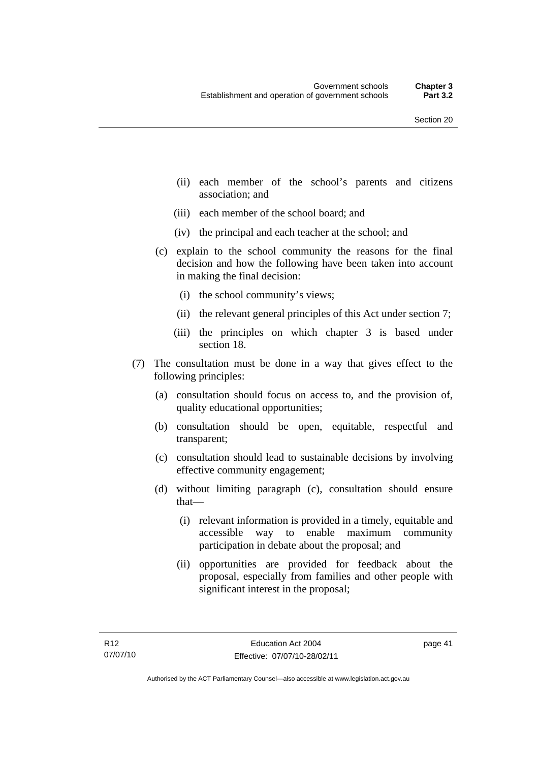(ii) each member of the school's parents and citizens association; and

(iii) each member of the school board; and

(iv) the principal and each teacher at the school; and

(c) explain to the school community the reasons for the final decision and how the following have been taken into account in making the final decision:

(i) the school community's views;

(ii) the relevant general principles of this Act under section 7;

(iii) the principles on which chapter 3 is based under section 18.

(7) The consultation must be done in a way that gives effect to the following principles:

(a) consultation should focus on access to, and the provision of, quality educational opportunities;

(b) consultation should be open, equitable, respectful and transparent;

(c) consultation should lead to sustainable decisions by involving effective community engagement;

(d) without limiting paragraph (c), consultation should ensure that—

(i) relevant information is provided in a timely, equitable and accessible way to enable maximum community participation in debate about the proposal; and

(ii) opportunities are provided for feedback about the proposal, especially from families and other people with significant interest in the proposal;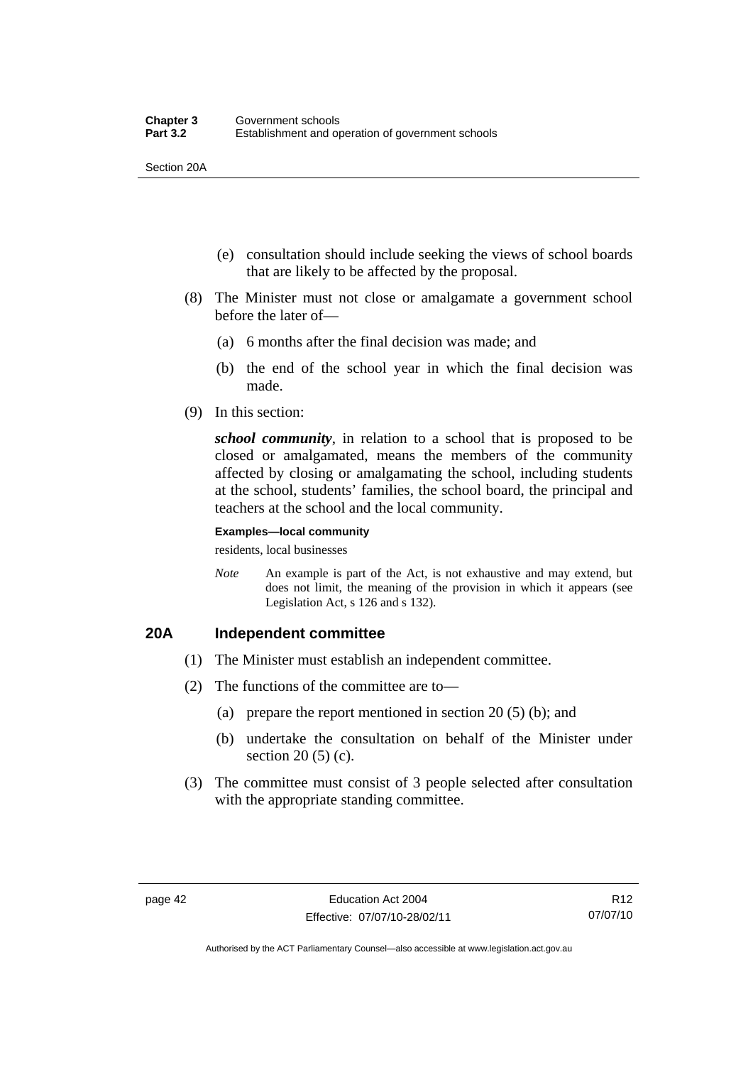(e) consultation should include seeking the views of school boards that are likely to be affected by the proposal.

(8) The Minister must not close or amalgamate a government school before the later of—

(a) 6 months after the final decision was made; and

(b) the end of the school year in which the final decision was made.

(9) In this section:

***school community***, in relation to a school that is proposed to be closed or amalgamated, means the members of the community affected by closing or amalgamating the school, including students at the school, students' families, the school board, the principal and teachers at the school and the local community.

**Examples—local community**

residents, local businesses

*Note* An example is part of the Act, is not exhaustive and may extend, but does not limit, the meaning of the provision in which it appears (see Legislation Act, s 126 and s 132).

## 20A Independent committee

(1) The Minister must establish an independent committee.

(2) The functions of the committee are to—

(a) prepare the report mentioned in section 20 (5) (b); and

(b) undertake the consultation on behalf of the Minister under section 20 (5) (c).

(3) The committee must consist of 3 people selected after consultation with the appropriate standing committee.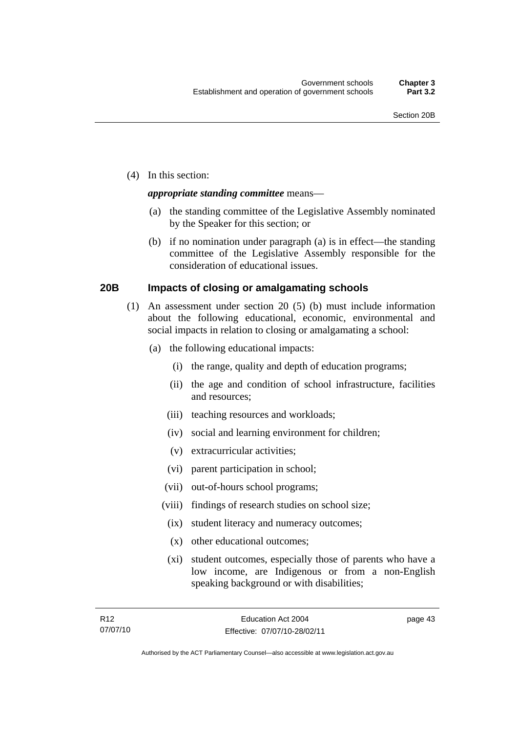(4) In this section:

***appropriate standing committee*** means—

(a) the standing committee of the Legislative Assembly nominated by the Speaker for this section; or

(b) if no nomination under paragraph (a) is in effect—the standing committee of the Legislative Assembly responsible for the consideration of educational issues.

## 20B Impacts of closing or amalgamating schools

(1) An assessment under section 20 (5) (b) must include information about the following educational, economic, environmental and social impacts in relation to closing or amalgamating a school:

(a) the following educational impacts:

(i) the range, quality and depth of education programs;

(ii) the age and condition of school infrastructure, facilities and resources;

(iii) teaching resources and workloads;

(iv) social and learning environment for children;

(v) extracurricular activities;

(vi) parent participation in school;

(vii) out-of-hours school programs;

(viii) findings of research studies on school size;

(ix) student literacy and numeracy outcomes;

(x) other educational outcomes;

(xi) student outcomes, especially those of parents who have a low income, are Indigenous or from a non-English speaking background or with disabilities;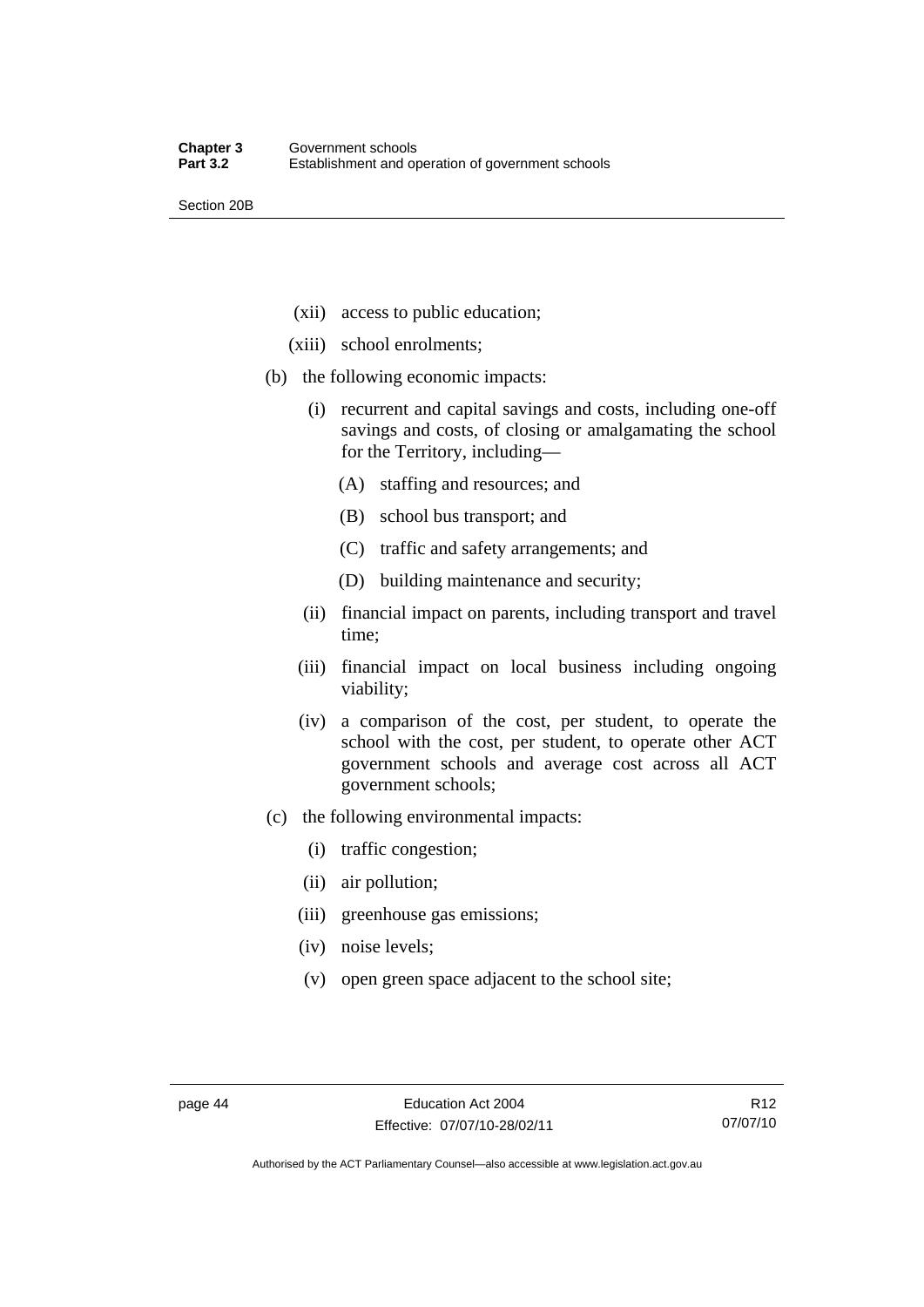(xii) access to public education;

(xiii) school enrolments;

(b) the following economic impacts:

(i) recurrent and capital savings and costs, including one-off savings and costs, of closing or amalgamating the school for the Territory, including—

(A) staffing and resources; and

(B) school bus transport; and

(C) traffic and safety arrangements; and

(D) building maintenance and security;

(ii) financial impact on parents, including transport and travel time;

(iii) financial impact on local business including ongoing viability;

(iv) a comparison of the cost, per student, to operate the school with the cost, per student, to operate other ACT government schools and average cost across all ACT government schools;

(c) the following environmental impacts:

(i) traffic congestion;

(ii) air pollution;

(iii) greenhouse gas emissions;

(iv) noise levels;

(v) open green space adjacent to the school site;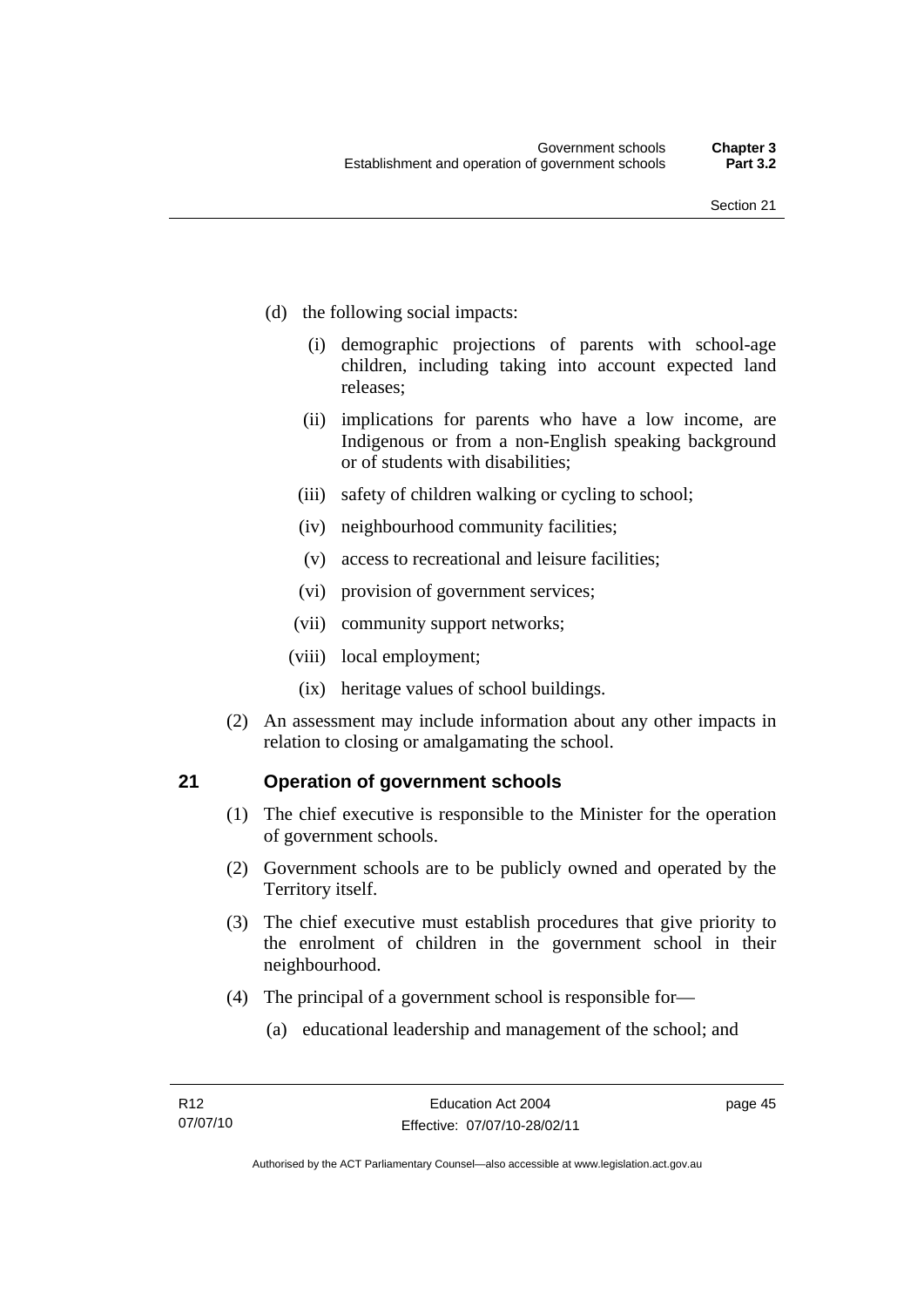(d) the following social impacts:

   (i) demographic projections of parents with school-age children, including taking into account expected land releases;

   (ii) implications for parents who have a low income, are Indigenous or from a non-English speaking background or of students with disabilities;

   (iii) safety of children walking or cycling to school;

   (iv) neighbourhood community facilities;

   (v) access to recreational and leisure facilities;

   (vi) provision of government services;

   (vii) community support networks;

   (viii) local employment;

   (ix) heritage values of school buildings.

(2) An assessment may include information about any other impacts in relation to closing or amalgamating the school.

## 21 Operation of government schools

(1) The chief executive is responsible to the Minister for the operation of government schools.

(2) Government schools are to be publicly owned and operated by the Territory itself.

(3) The chief executive must establish procedures that give priority to the enrolment of children in the government school in their neighbourhood.

(4) The principal of a government school is responsible for—

   (a) educational leadership and management of the school; and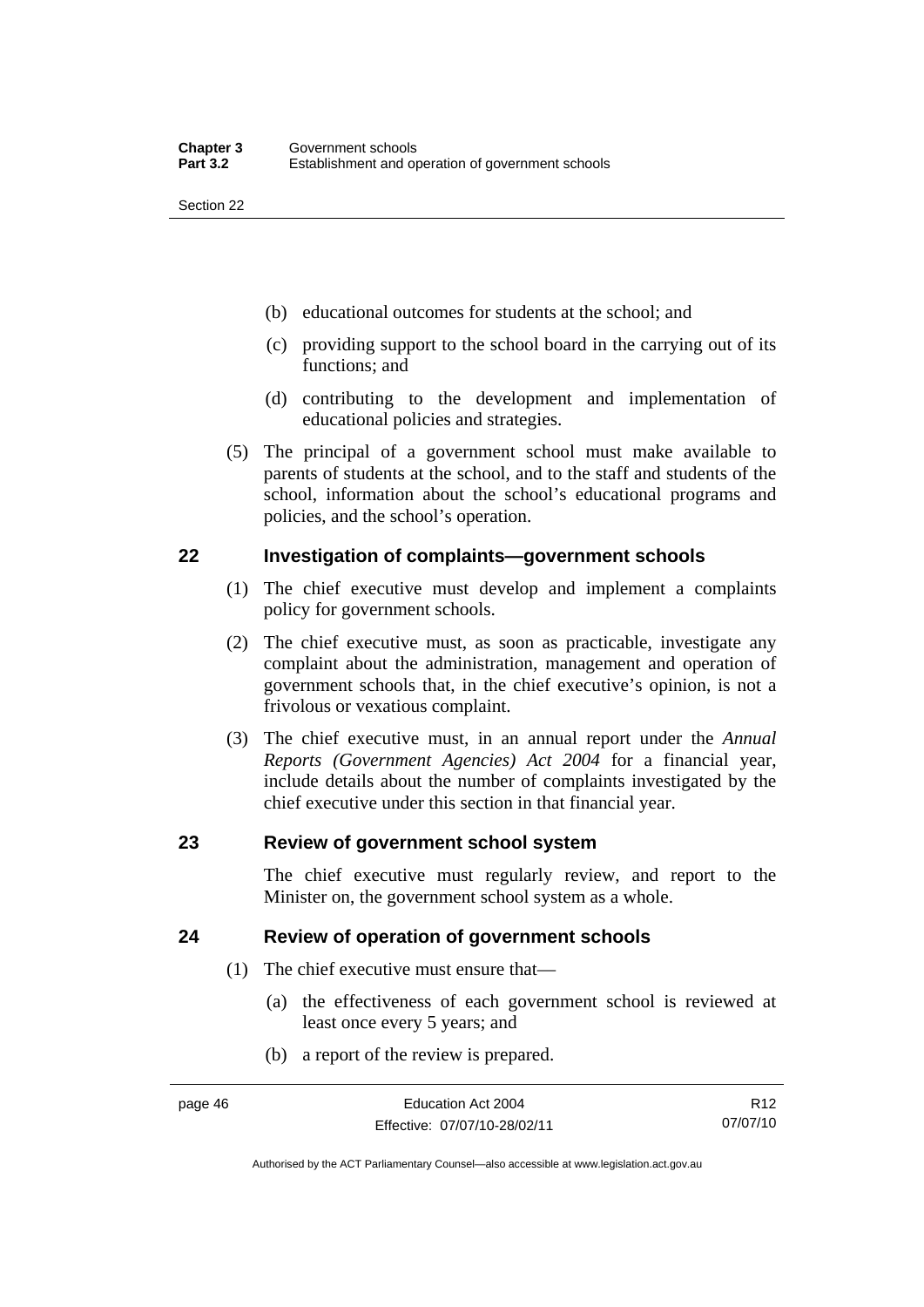(b) educational outcomes for students at the school; and

(c) providing support to the school board in the carrying out of its functions; and

(d) contributing to the development and implementation of educational policies and strategies.

(5) The principal of a government school must make available to parents of students at the school, and to the staff and students of the school, information about the school's educational programs and policies, and the school's operation.

## 22 Investigation of complaints—government schools

(1) The chief executive must develop and implement a complaints policy for government schools.

(2) The chief executive must, as soon as practicable, investigate any complaint about the administration, management and operation of government schools that, in the chief executive's opinion, is not a frivolous or vexatious complaint.

(3) The chief executive must, in an annual report under the *Annual Reports (Government Agencies) Act 2004* for a financial year, include details about the number of complaints investigated by the chief executive under this section in that financial year.

## 23 Review of government school system

The chief executive must regularly review, and report to the Minister on, the government school system as a whole.

## 24 Review of operation of government schools

(1) The chief executive must ensure that—

(a) the effectiveness of each government school is reviewed at least once every 5 years; and

(b) a report of the review is prepared.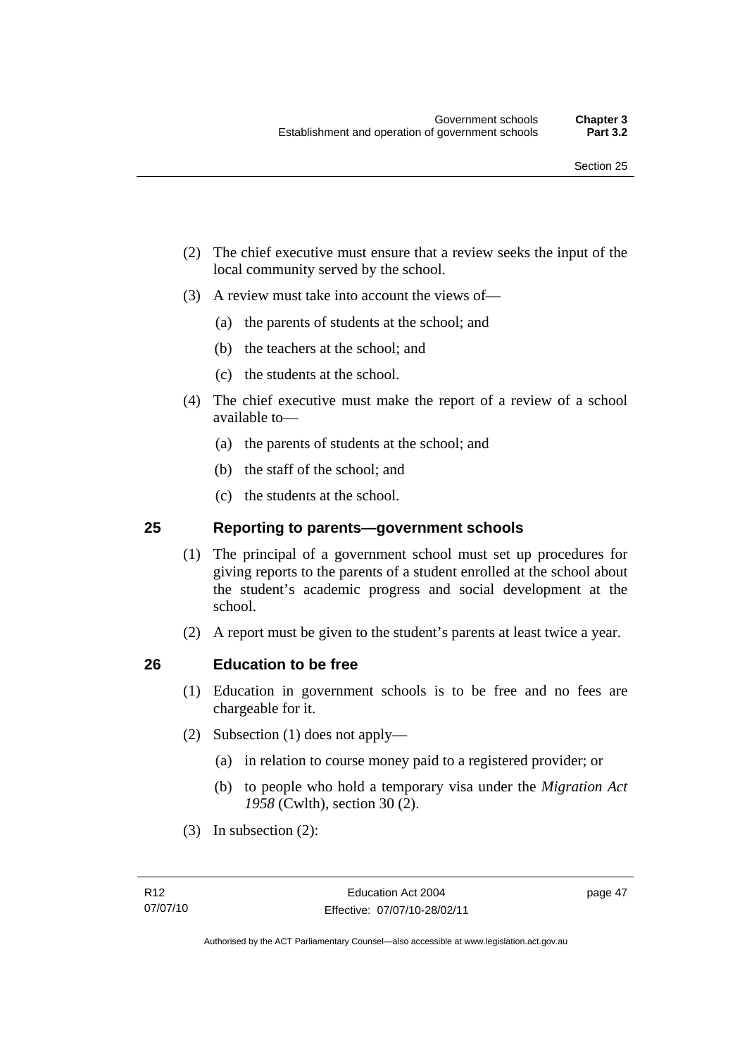(2) The chief executive must ensure that a review seeks the input of the local community served by the school.

(3) A review must take into account the views of—

(a) the parents of students at the school; and

(b) the teachers at the school; and

(c) the students at the school.

(4) The chief executive must make the report of a review of a school available to—

(a) the parents of students at the school; and

(b) the staff of the school; and

(c) the students at the school.

## 25 Reporting to parents—government schools

(1) The principal of a government school must set up procedures for giving reports to the parents of a student enrolled at the school about the student's academic progress and social development at the school.

(2) A report must be given to the student's parents at least twice a year.

## 26 Education to be free

(1) Education in government schools is to be free and no fees are chargeable for it.

(2) Subsection (1) does not apply—

(a) in relation to course money paid to a registered provider; or

(b) to people who hold a temporary visa under the *Migration Act 1958* (Cwlth), section 30 (2).

(3) In subsection (2):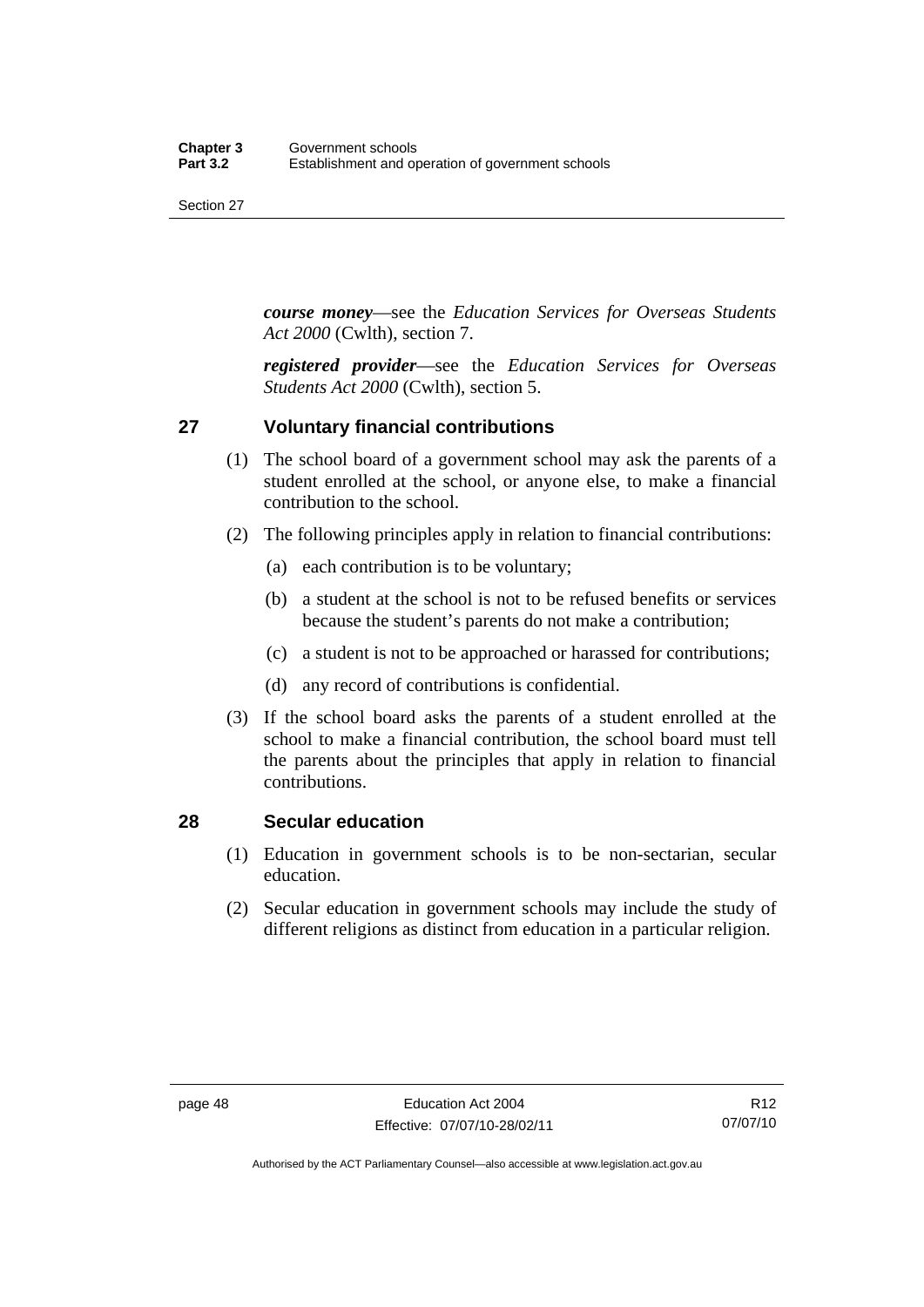***course money***—see the *Education Services for Overseas Students Act 2000* (Cwlth), section 7.

***registered provider***—see the *Education Services for Overseas Students Act 2000* (Cwlth), section 5.

## 27 Voluntary financial contributions

(1) The school board of a government school may ask the parents of a student enrolled at the school, or anyone else, to make a financial contribution to the school.

(2) The following principles apply in relation to financial contributions:

(a) each contribution is to be voluntary;

(b) a student at the school is not to be refused benefits or services because the student's parents do not make a contribution;

(c) a student is not to be approached or harassed for contributions;

(d) any record of contributions is confidential.

(3) If the school board asks the parents of a student enrolled at the school to make a financial contribution, the school board must tell the parents about the principles that apply in relation to financial contributions.

## 28 Secular education

(1) Education in government schools is to be non-sectarian, secular education.

(2) Secular education in government schools may include the study of different religions as distinct from education in a particular religion.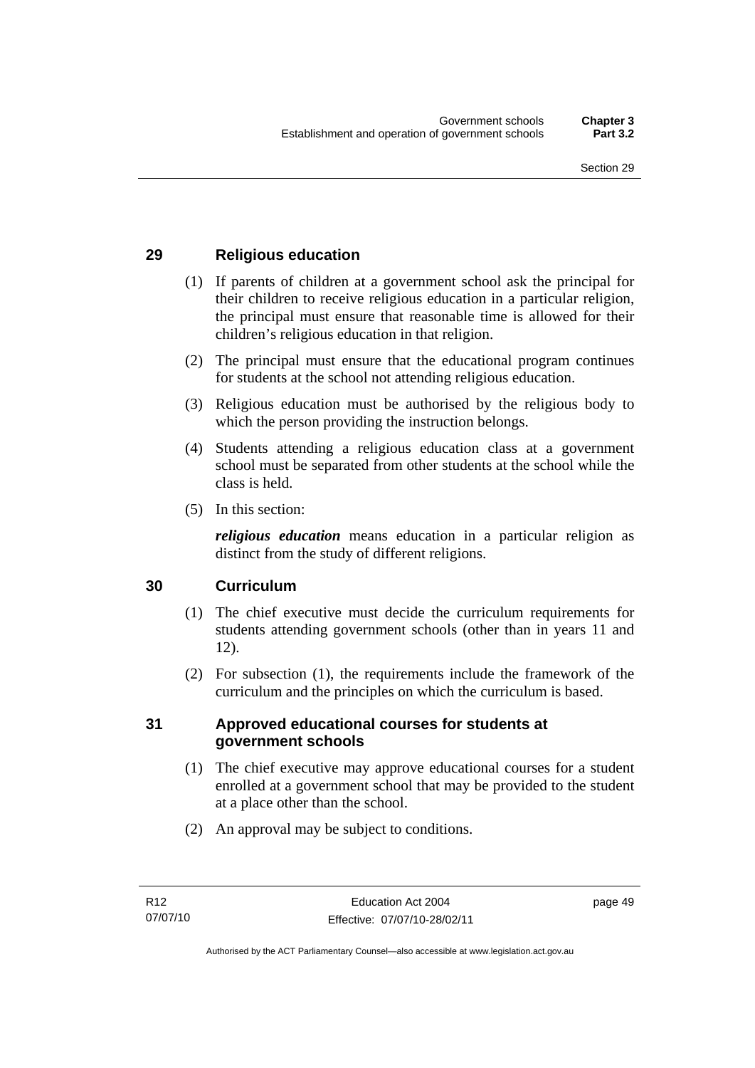## 29 Religious education

(1) If parents of children at a government school ask the principal for their children to receive religious education in a particular religion, the principal must ensure that reasonable time is allowed for their children's religious education in that religion.

(2) The principal must ensure that the educational program continues for students at the school not attending religious education.

(3) Religious education must be authorised by the religious body to which the person providing the instruction belongs.

(4) Students attending a religious education class at a government school must be separated from other students at the school while the class is held.

(5) In this section:

***religious education*** means education in a particular religion as distinct from the study of different religions.

## 30 Curriculum

(1) The chief executive must decide the curriculum requirements for students attending government schools (other than in years 11 and 12).

(2) For subsection (1), the requirements include the framework of the curriculum and the principles on which the curriculum is based.

## 31 Approved educational courses for students at government schools

(1) The chief executive may approve educational courses for a student enrolled at a government school that may be provided to the student at a place other than the school.

(2) An approval may be subject to conditions.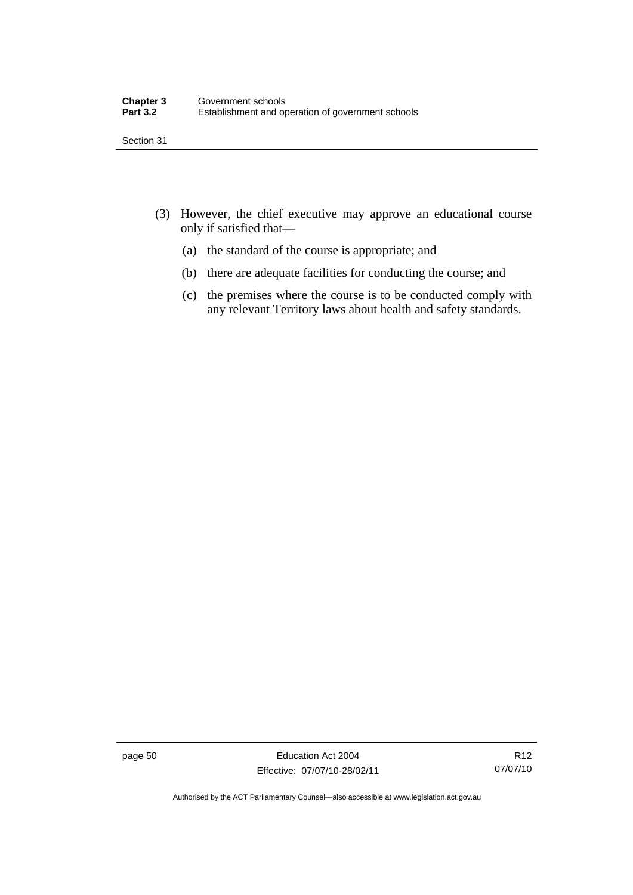(3) However, the chief executive may approve an educational course only if satisfied that—

  (a) the standard of the course is appropriate; and

  (b) there are adequate facilities for conducting the course; and

  (c) the premises where the course is to be conducted comply with any relevant Territory laws about health and safety standards.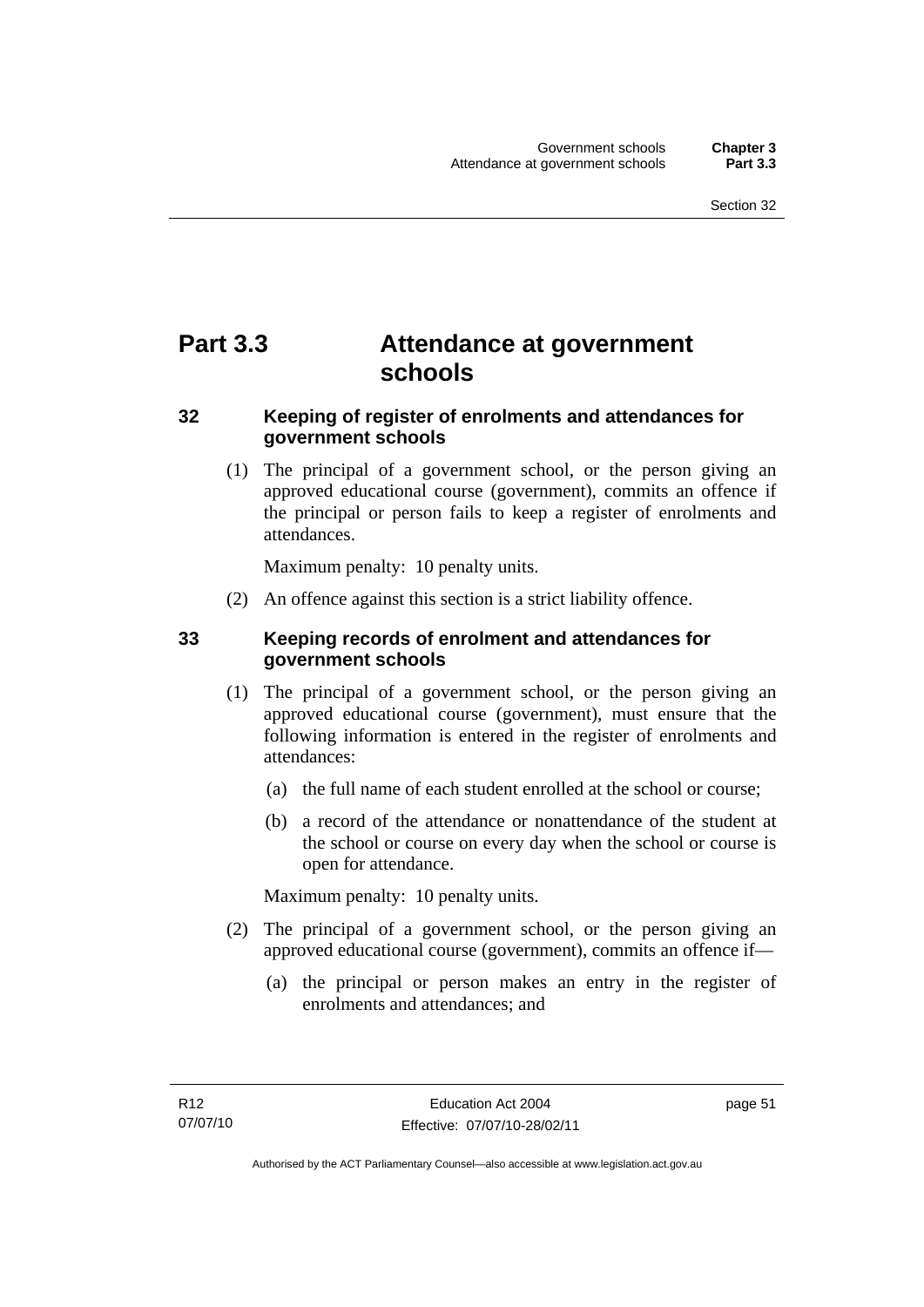# Part 3.3 Attendance at government schools

## 32 Keeping of register of enrolments and attendances for government schools

(1) The principal of a government school, or the person giving an approved educational course (government), commits an offence if the principal or person fails to keep a register of enrolments and attendances.

Maximum penalty: 10 penalty units.

(2) An offence against this section is a strict liability offence.

## 33 Keeping records of enrolment and attendances for government schools

(1) The principal of a government school, or the person giving an approved educational course (government), must ensure that the following information is entered in the register of enrolments and attendances:

(a) the full name of each student enrolled at the school or course;

(b) a record of the attendance or nonattendance of the student at the school or course on every day when the school or course is open for attendance.

Maximum penalty: 10 penalty units.

(2) The principal of a government school, or the person giving an approved educational course (government), commits an offence if—

(a) the principal or person makes an entry in the register of enrolments and attendances; and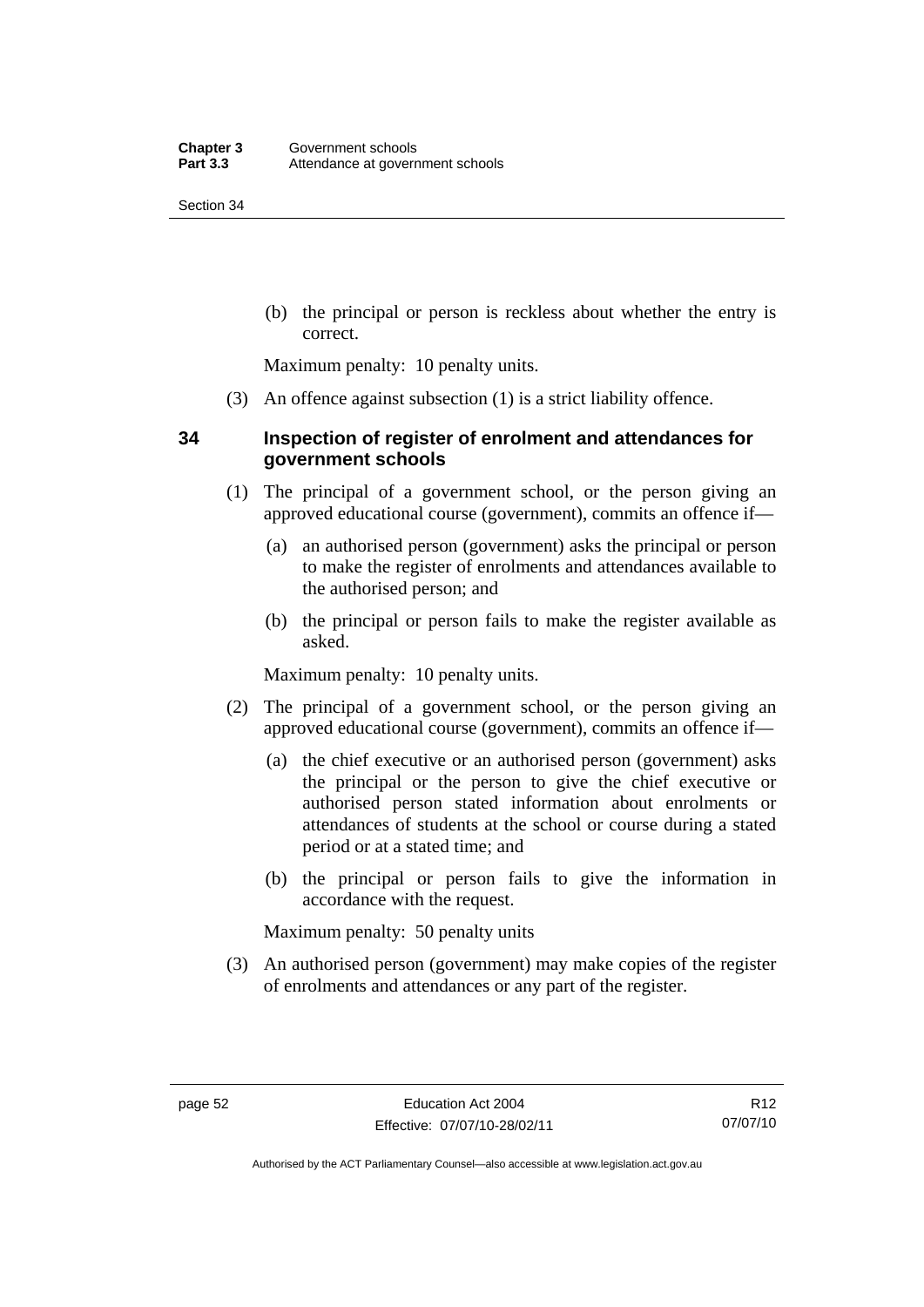(b) the principal or person is reckless about whether the entry is correct.

Maximum penalty: 10 penalty units.

(3) An offence against subsection (1) is a strict liability offence.

### 34 Inspection of register of enrolment and attendances for government schools

(1) The principal of a government school, or the person giving an approved educational course (government), commits an offence if—

(a) an authorised person (government) asks the principal or person to make the register of enrolments and attendances available to the authorised person; and

(b) the principal or person fails to make the register available as asked.

Maximum penalty: 10 penalty units.

(2) The principal of a government school, or the person giving an approved educational course (government), commits an offence if—

(a) the chief executive or an authorised person (government) asks the principal or the person to give the chief executive or authorised person stated information about enrolments or attendances of students at the school or course during a stated period or at a stated time; and

(b) the principal or person fails to give the information in accordance with the request.

Maximum penalty: 50 penalty units

(3) An authorised person (government) may make copies of the register of enrolments and attendances or any part of the register.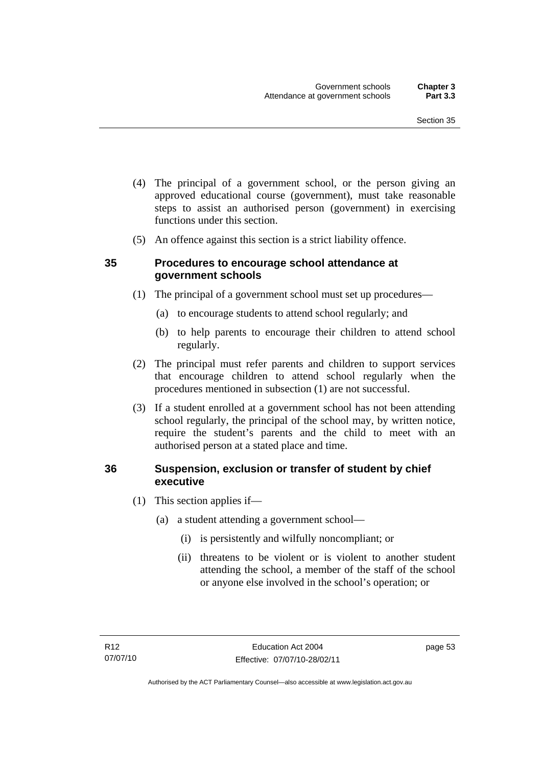(4) The principal of a government school, or the person giving an approved educational course (government), must take reasonable steps to assist an authorised person (government) in exercising functions under this section.

(5) An offence against this section is a strict liability offence.

## 35 Procedures to encourage school attendance at government schools

(1) The principal of a government school must set up procedures—

(a) to encourage students to attend school regularly; and

(b) to help parents to encourage their children to attend school regularly.

(2) The principal must refer parents and children to support services that encourage children to attend school regularly when the procedures mentioned in subsection (1) are not successful.

(3) If a student enrolled at a government school has not been attending school regularly, the principal of the school may, by written notice, require the student's parents and the child to meet with an authorised person at a stated place and time.

## 36 Suspension, exclusion or transfer of student by chief executive

(1) This section applies if—

(a) a student attending a government school—

(i) is persistently and wilfully noncompliant; or

(ii) threatens to be violent or is violent to another student attending the school, a member of the staff of the school or anyone else involved in the school's operation; or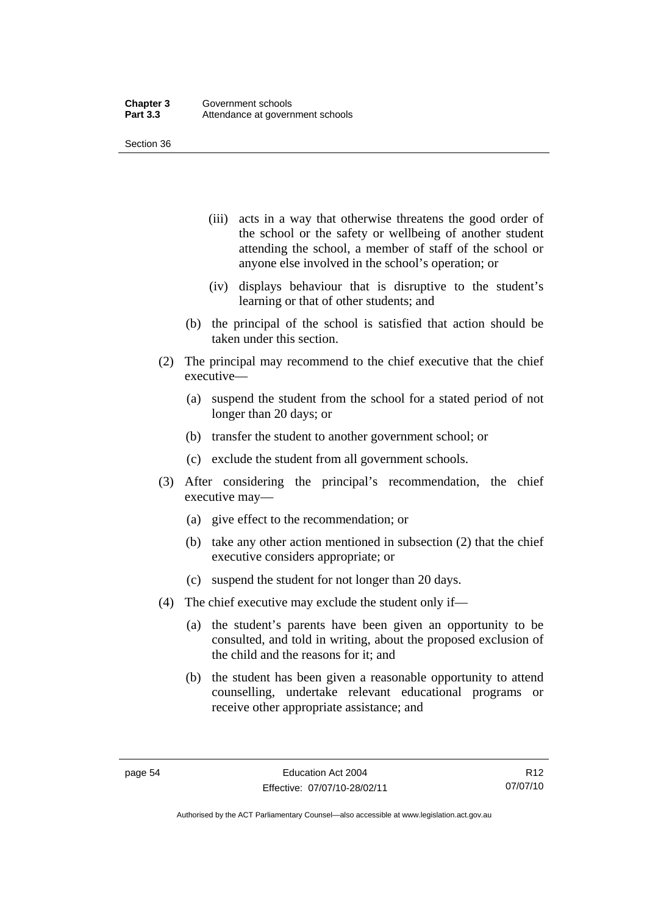(iii) acts in a way that otherwise threatens the good order of the school or the safety or wellbeing of another student attending the school, a member of staff of the school or anyone else involved in the school's operation; or

(iv) displays behaviour that is disruptive to the student's learning or that of other students; and

(b) the principal of the school is satisfied that action should be taken under this section.

(2) The principal may recommend to the chief executive that the chief executive—

(a) suspend the student from the school for a stated period of not longer than 20 days; or

(b) transfer the student to another government school; or

(c) exclude the student from all government schools.

(3) After considering the principal's recommendation, the chief executive may—

(a) give effect to the recommendation; or

(b) take any other action mentioned in subsection (2) that the chief executive considers appropriate; or

(c) suspend the student for not longer than 20 days.

(4) The chief executive may exclude the student only if—

(a) the student's parents have been given an opportunity to be consulted, and told in writing, about the proposed exclusion of the child and the reasons for it; and

(b) the student has been given a reasonable opportunity to attend counselling, undertake relevant educational programs or receive other appropriate assistance; and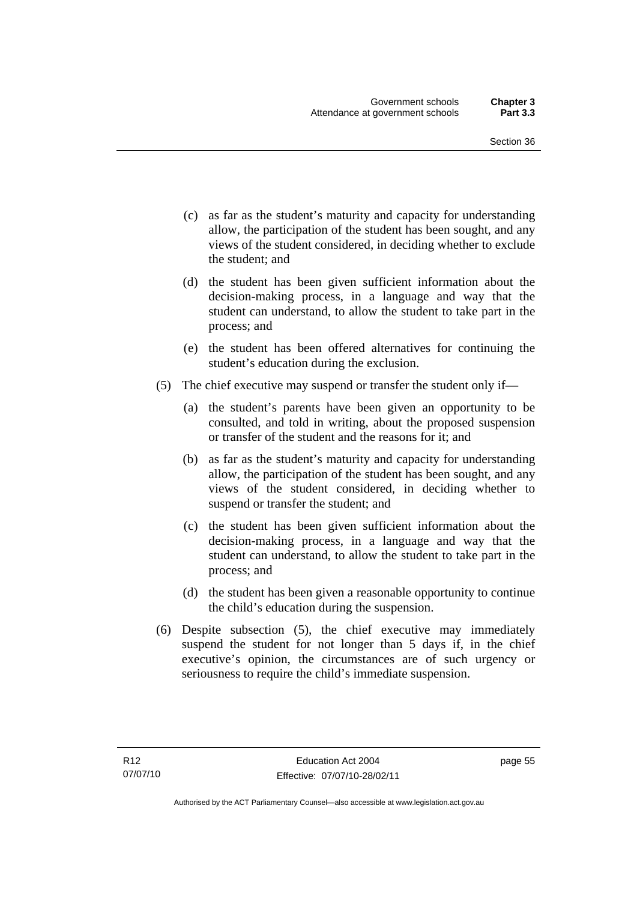(c) as far as the student's maturity and capacity for understanding allow, the participation of the student has been sought, and any views of the student considered, in deciding whether to exclude the student; and

(d) the student has been given sufficient information about the decision-making process, in a language and way that the student can understand, to allow the student to take part in the process; and

(e) the student has been offered alternatives for continuing the student's education during the exclusion.

(5) The chief executive may suspend or transfer the student only if—

(a) the student's parents have been given an opportunity to be consulted, and told in writing, about the proposed suspension or transfer of the student and the reasons for it; and

(b) as far as the student's maturity and capacity for understanding allow, the participation of the student has been sought, and any views of the student considered, in deciding whether to suspend or transfer the student; and

(c) the student has been given sufficient information about the decision-making process, in a language and way that the student can understand, to allow the student to take part in the process; and

(d) the student has been given a reasonable opportunity to continue the child's education during the suspension.

(6) Despite subsection (5), the chief executive may immediately suspend the student for not longer than 5 days if, in the chief executive's opinion, the circumstances are of such urgency or seriousness to require the child's immediate suspension.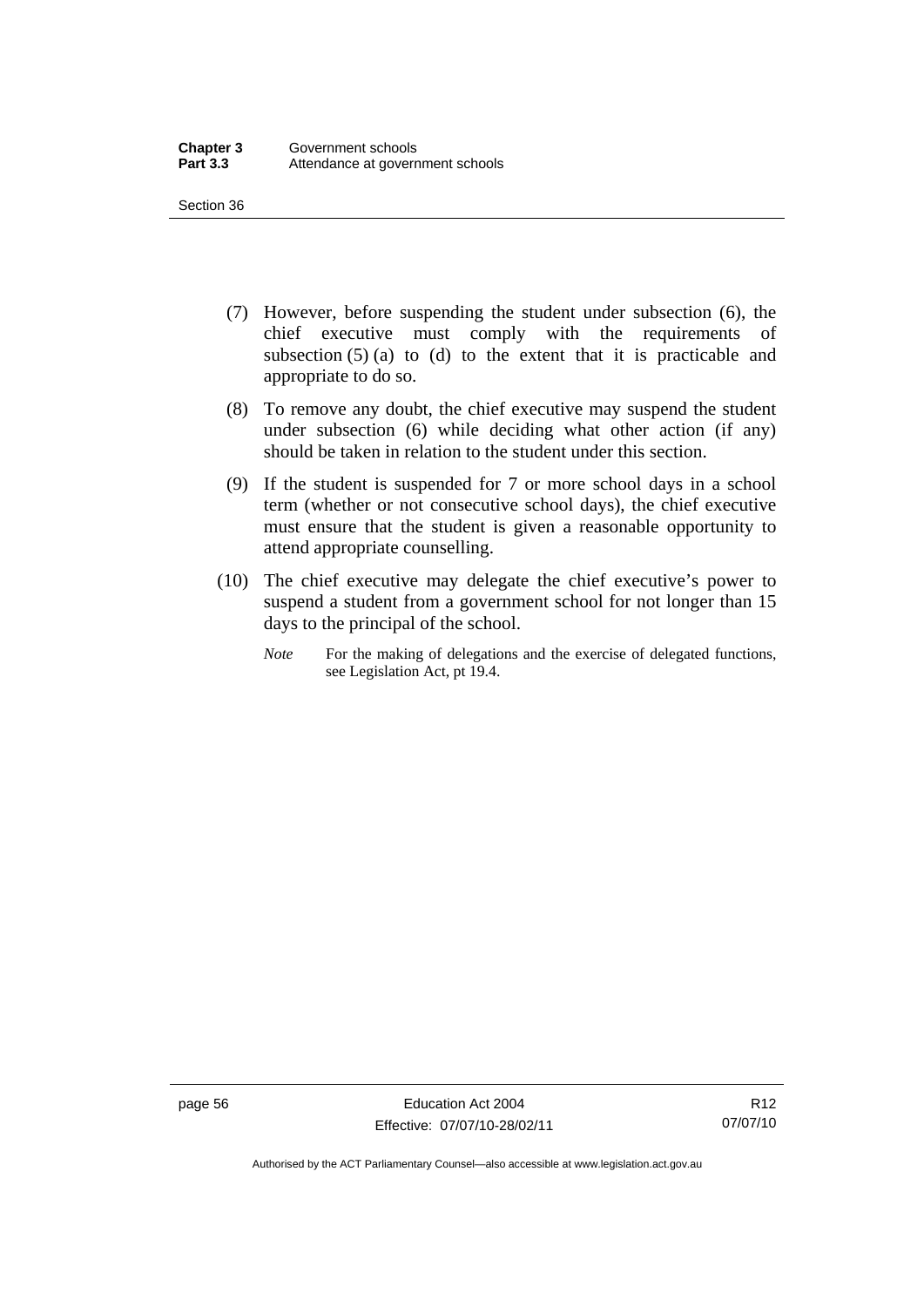(7) However, before suspending the student under subsection (6), the chief executive must comply with the requirements of subsection (5) (a) to (d) to the extent that it is practicable and appropriate to do so.

(8) To remove any doubt, the chief executive may suspend the student under subsection (6) while deciding what other action (if any) should be taken in relation to the student under this section.

(9) If the student is suspended for 7 or more school days in a school term (whether or not consecutive school days), the chief executive must ensure that the student is given a reasonable opportunity to attend appropriate counselling.

(10) The chief executive may delegate the chief executive's power to suspend a student from a government school for not longer than 15 days to the principal of the school.

*Note* For the making of delegations and the exercise of delegated functions, see Legislation Act, pt 19.4.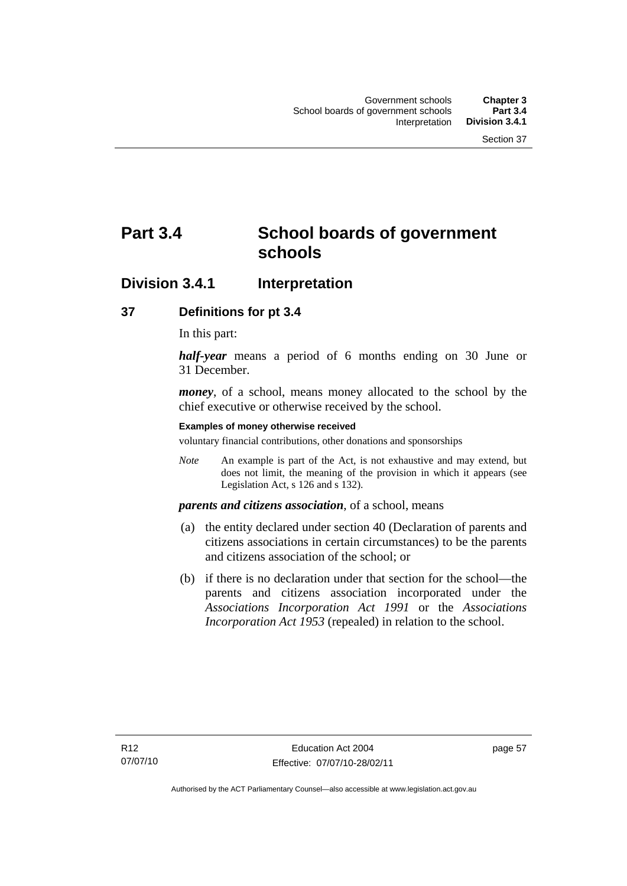# Part 3.4 School boards of government schools

## Division 3.4.1 Interpretation

### 37 Definitions for pt 3.4

In this part:

***half-year*** means a period of 6 months ending on 30 June or 31 December.

***money***, of a school, means money allocated to the school by the chief executive or otherwise received by the school.

**Examples of money otherwise received**

voluntary financial contributions, other donations and sponsorships

*Note* An example is part of the Act, is not exhaustive and may extend, but does not limit, the meaning of the provision in which it appears (see Legislation Act, s 126 and s 132).

***parents and citizens association***, of a school, means

(a) the entity declared under section 40 (Declaration of parents and citizens associations in certain circumstances) to be the parents and citizens association of the school; or

(b) if there is no declaration under that section for the school—the parents and citizens association incorporated under the *Associations Incorporation Act 1991* or the *Associations Incorporation Act 1953* (repealed) in relation to the school.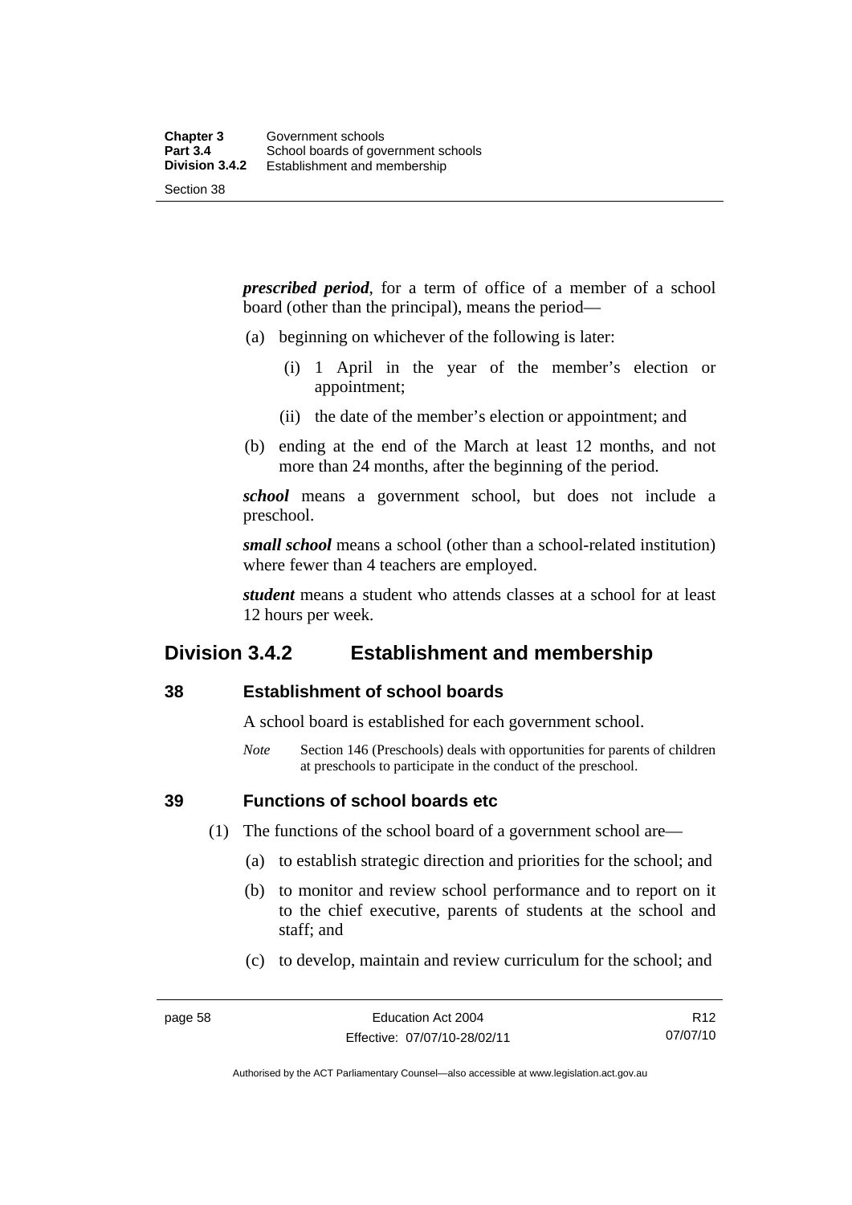***prescribed period***, for a term of office of a member of a school board (other than the principal), means the period—

(a) beginning on whichever of the following is later:

(i) 1 April in the year of the member's election or appointment;

(ii) the date of the member's election or appointment; and

(b) ending at the end of the March at least 12 months, and not more than 24 months, after the beginning of the period.

***school*** means a government school, but does not include a preschool.

***small school*** means a school (other than a school-related institution) where fewer than 4 teachers are employed.

***student*** means a student who attends classes at a school for at least 12 hours per week.

## Division 3.4.2 Establishment and membership

### 38 Establishment of school boards

A school board is established for each government school.

*Note* Section 146 (Preschools) deals with opportunities for parents of children at preschools to participate in the conduct of the preschool.

### 39 Functions of school boards etc

(1) The functions of the school board of a government school are—

(a) to establish strategic direction and priorities for the school; and

(b) to monitor and review school performance and to report on it to the chief executive, parents of students at the school and staff; and

(c) to develop, maintain and review curriculum for the school; and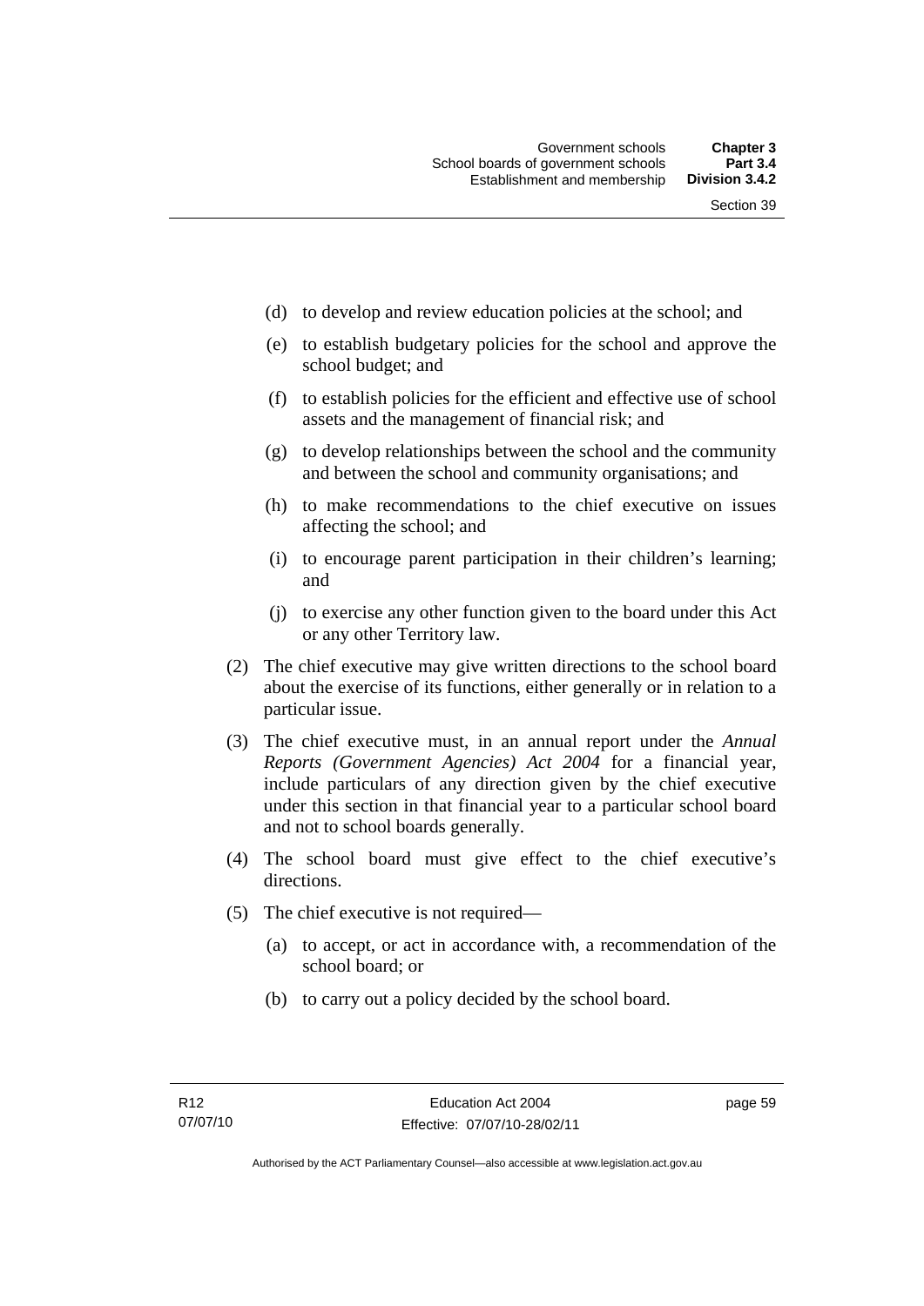(d) to develop and review education policies at the school; and

(e) to establish budgetary policies for the school and approve the school budget; and

(f) to establish policies for the efficient and effective use of school assets and the management of financial risk; and

(g) to develop relationships between the school and the community and between the school and community organisations; and

(h) to make recommendations to the chief executive on issues affecting the school; and

(i) to encourage parent participation in their children's learning; and

(j) to exercise any other function given to the board under this Act or any other Territory law.

(2) The chief executive may give written directions to the school board about the exercise of its functions, either generally or in relation to a particular issue.

(3) The chief executive must, in an annual report under the *Annual Reports (Government Agencies) Act 2004* for a financial year, include particulars of any direction given by the chief executive under this section in that financial year to a particular school board and not to school boards generally.

(4) The school board must give effect to the chief executive's directions.

(5) The chief executive is not required—

(a) to accept, or act in accordance with, a recommendation of the school board; or

(b) to carry out a policy decided by the school board.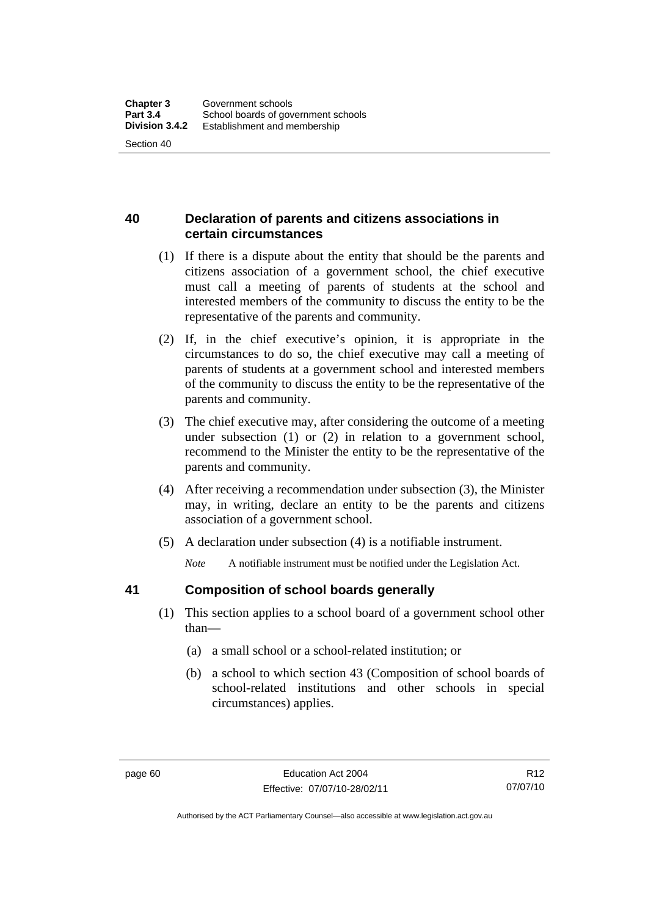## 40 Declaration of parents and citizens associations in certain circumstances

(1) If there is a dispute about the entity that should be the parents and citizens association of a government school, the chief executive must call a meeting of parents of students at the school and interested members of the community to discuss the entity to be the representative of the parents and community.

(2) If, in the chief executive's opinion, it is appropriate in the circumstances to do so, the chief executive may call a meeting of parents of students at a government school and interested members of the community to discuss the entity to be the representative of the parents and community.

(3) The chief executive may, after considering the outcome of a meeting under subsection (1) or (2) in relation to a government school, recommend to the Minister the entity to be the representative of the parents and community.

(4) After receiving a recommendation under subsection (3), the Minister may, in writing, declare an entity to be the parents and citizens association of a government school.

(5) A declaration under subsection (4) is a notifiable instrument.

*Note* A notifiable instrument must be notified under the Legislation Act.

## 41 Composition of school boards generally

(1) This section applies to a school board of a government school other than—

(a) a small school or a school-related institution; or

(b) a school to which section 43 (Composition of school boards of school-related institutions and other schools in special circumstances) applies.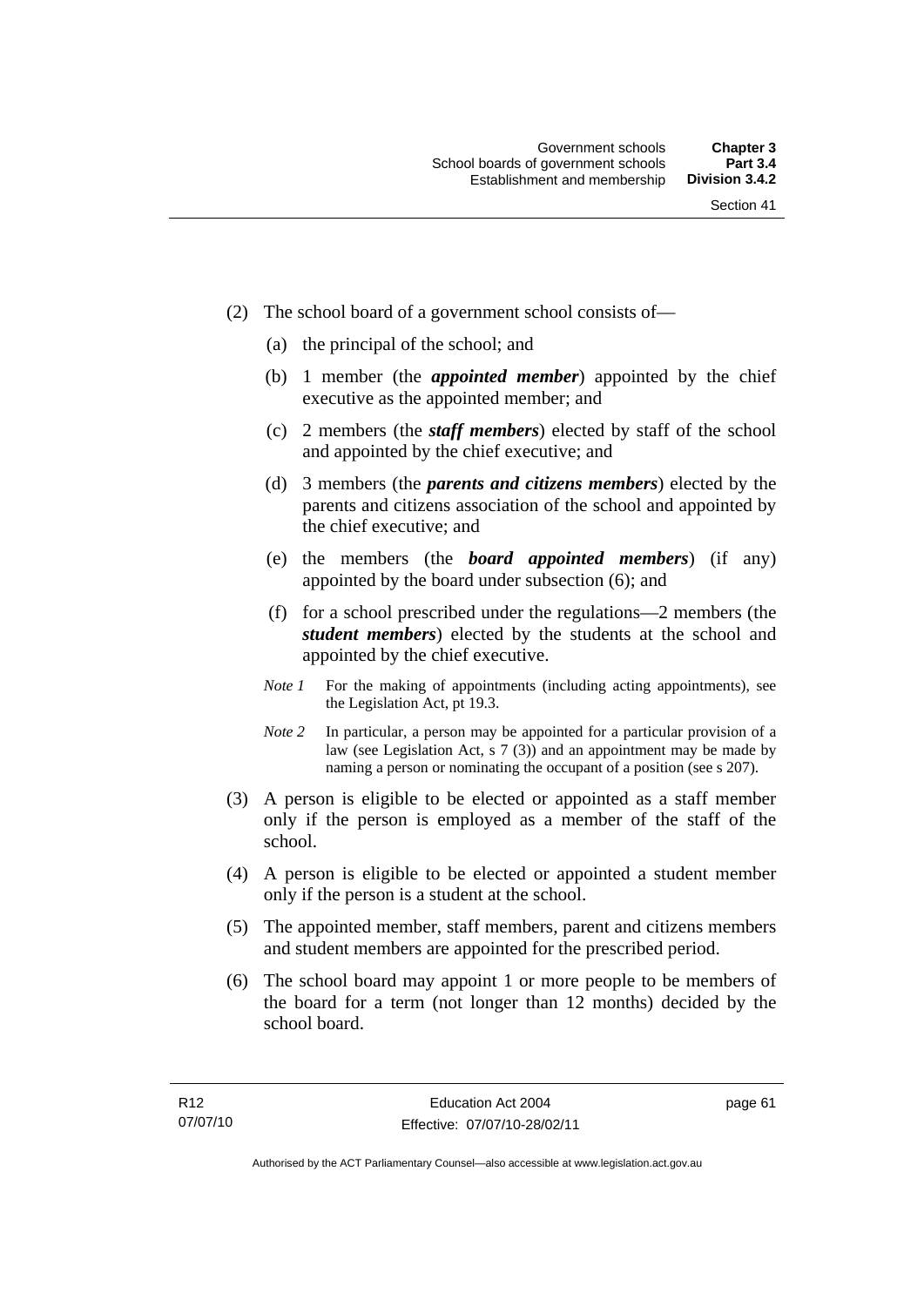(2) The school board of a government school consists of—

(a) the principal of the school; and

(b) 1 member (the ***appointed member***) appointed by the chief executive as the appointed member; and

(c) 2 members (the ***staff members***) elected by staff of the school and appointed by the chief executive; and

(d) 3 members (the ***parents and citizens members***) elected by the parents and citizens association of the school and appointed by the chief executive; and

(e) the members (the ***board appointed members***) (if any) appointed by the board under subsection (6); and

(f) for a school prescribed under the regulations—2 members (the ***student members***) elected by the students at the school and appointed by the chief executive.

*Note 1* For the making of appointments (including acting appointments), see the Legislation Act, pt 19.3.

*Note 2* In particular, a person may be appointed for a particular provision of a law (see Legislation Act, s 7 (3)) and an appointment may be made by naming a person or nominating the occupant of a position (see s 207).

(3) A person is eligible to be elected or appointed as a staff member only if the person is employed as a member of the staff of the school.

(4) A person is eligible to be elected or appointed a student member only if the person is a student at the school.

(5) The appointed member, staff members, parent and citizens members and student members are appointed for the prescribed period.

(6) The school board may appoint 1 or more people to be members of the board for a term (not longer than 12 months) decided by the school board.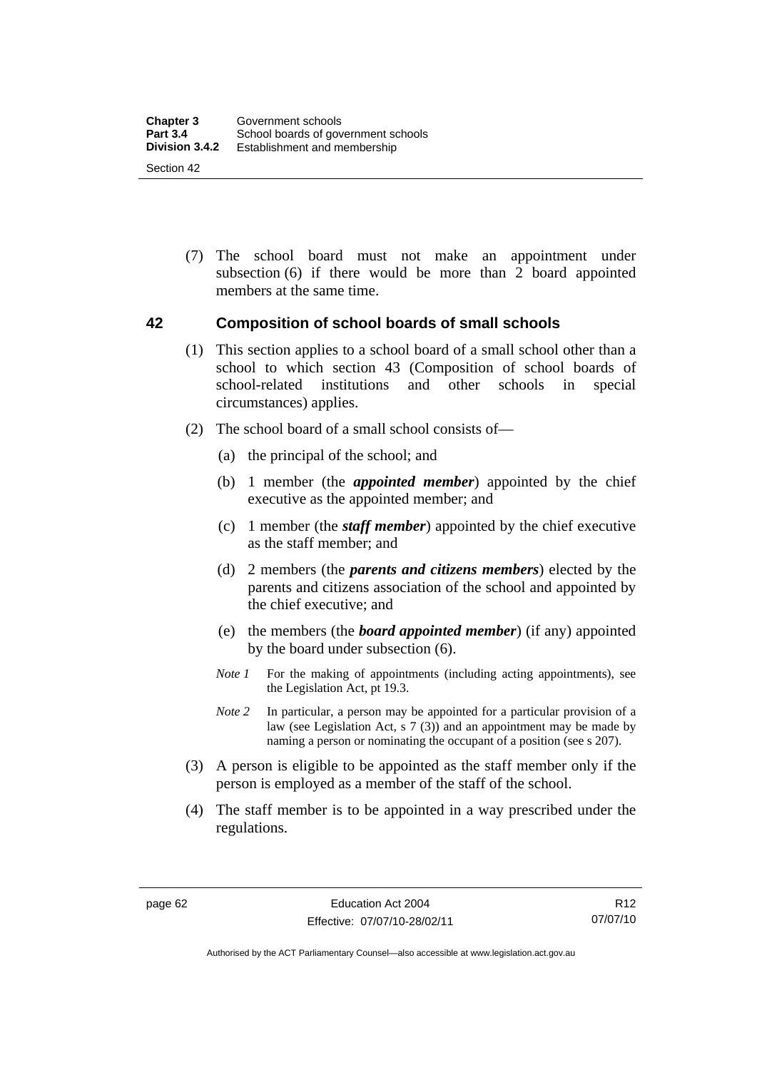(7) The school board must not make an appointment under subsection (6) if there would be more than 2 board appointed members at the same time.

## 42 Composition of school boards of small schools

(1) This section applies to a school board of a small school other than a school to which section 43 (Composition of school boards of school-related institutions and other schools in special circumstances) applies.

(2) The school board of a small school consists of—

(a) the principal of the school; and

(b) 1 member (the ***appointed member***) appointed by the chief executive as the appointed member; and

(c) 1 member (the ***staff member***) appointed by the chief executive as the staff member; and

(d) 2 members (the ***parents and citizens members***) elected by the parents and citizens association of the school and appointed by the chief executive; and

(e) the members (the ***board appointed member***) (if any) appointed by the board under subsection (6).

*Note 1* For the making of appointments (including acting appointments), see the Legislation Act, pt 19.3.

*Note 2* In particular, a person may be appointed for a particular provision of a law (see Legislation Act, s 7 (3)) and an appointment may be made by naming a person or nominating the occupant of a position (see s 207).

(3) A person is eligible to be appointed as the staff member only if the person is employed as a member of the staff of the school.

(4) The staff member is to be appointed in a way prescribed under the regulations.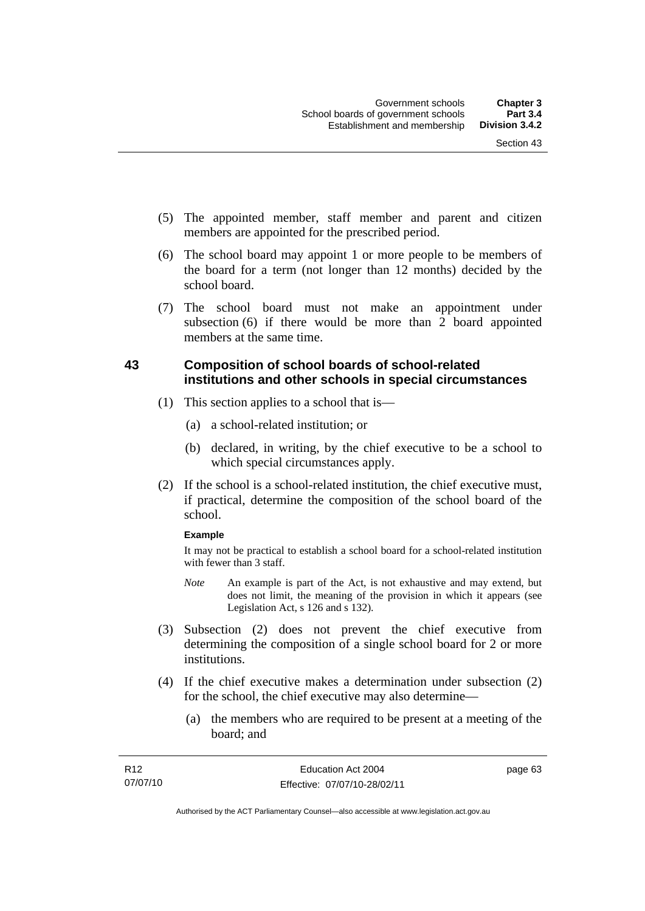(5) The appointed member, staff member and parent and citizen members are appointed for the prescribed period.

(6) The school board may appoint 1 or more people to be members of the board for a term (not longer than 12 months) decided by the school board.

(7) The school board must not make an appointment under subsection (6) if there would be more than 2 board appointed members at the same time.

## 43 Composition of school boards of school-related institutions and other schools in special circumstances

(1) This section applies to a school that is—

(a) a school-related institution; or

(b) declared, in writing, by the chief executive to be a school to which special circumstances apply.

(2) If the school is a school-related institution, the chief executive must, if practical, determine the composition of the school board of the school.

**Example**

It may not be practical to establish a school board for a school-related institution with fewer than 3 staff.

*Note* An example is part of the Act, is not exhaustive and may extend, but does not limit, the meaning of the provision in which it appears (see Legislation Act, s 126 and s 132).

(3) Subsection (2) does not prevent the chief executive from determining the composition of a single school board for 2 or more institutions.

(4) If the chief executive makes a determination under subsection (2) for the school, the chief executive may also determine—

(a) the members who are required to be present at a meeting of the board; and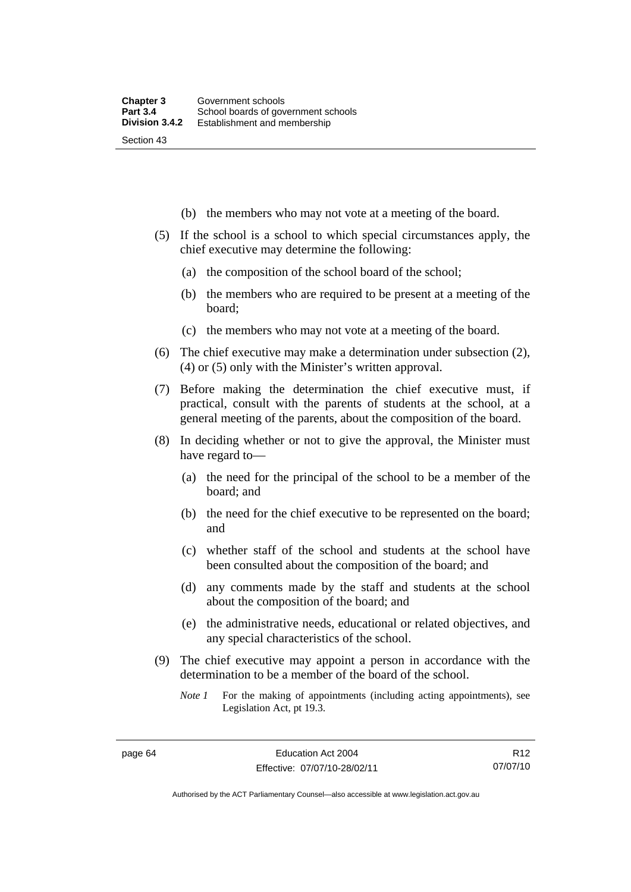(b) the members who may not vote at a meeting of the board.

(5) If the school is a school to which special circumstances apply, the chief executive may determine the following:

(a) the composition of the school board of the school;

(b) the members who are required to be present at a meeting of the board;

(c) the members who may not vote at a meeting of the board.

(6) The chief executive may make a determination under subsection (2), (4) or (5) only with the Minister's written approval.

(7) Before making the determination the chief executive must, if practical, consult with the parents of students at the school, at a general meeting of the parents, about the composition of the board.

(8) In deciding whether or not to give the approval, the Minister must have regard to—

(a) the need for the principal of the school to be a member of the board; and

(b) the need for the chief executive to be represented on the board; and

(c) whether staff of the school and students at the school have been consulted about the composition of the board; and

(d) any comments made by the staff and students at the school about the composition of the board; and

(e) the administrative needs, educational or related objectives, and any special characteristics of the school.

(9) The chief executive may appoint a person in accordance with the determination to be a member of the board of the school.

*Note 1* For the making of appointments (including acting appointments), see Legislation Act, pt 19.3.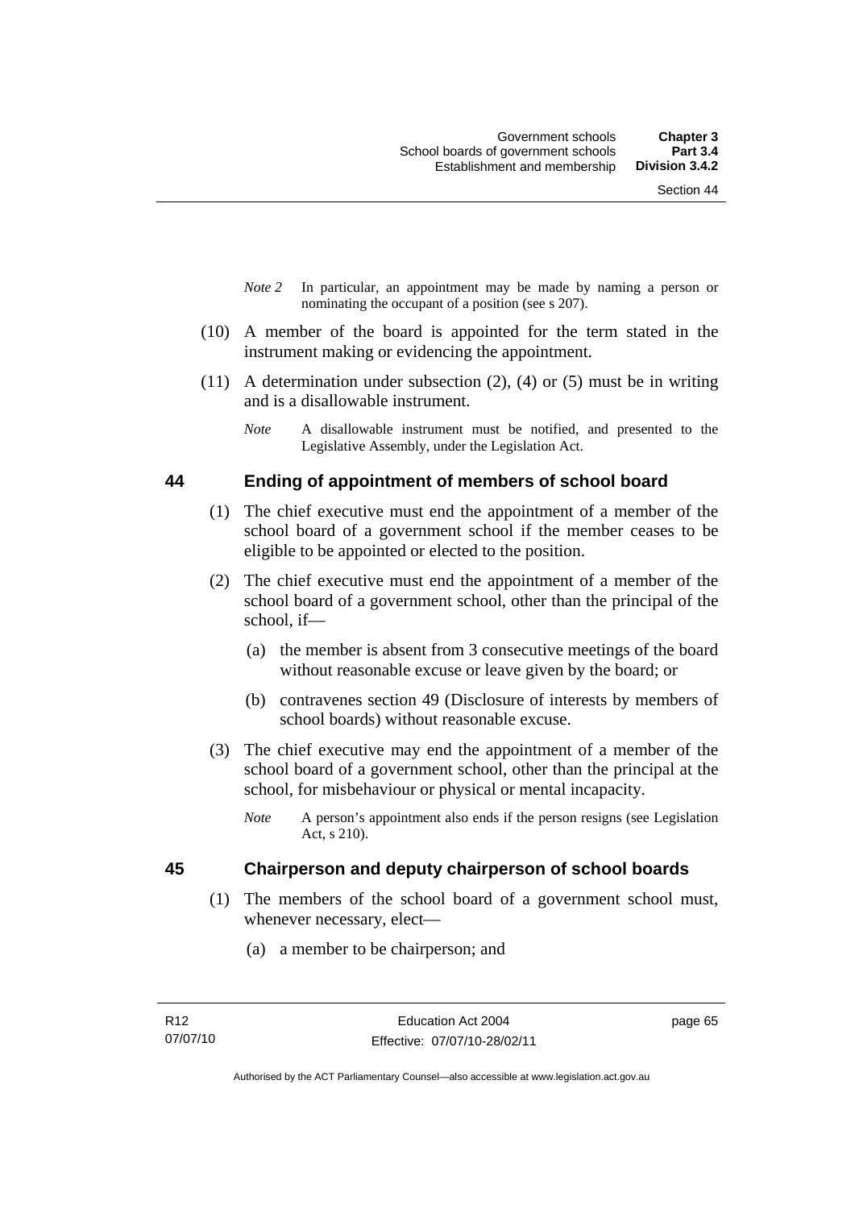*Note 2* In particular, an appointment may be made by naming a person or nominating the occupant of a position (see s 207).

(10) A member of the board is appointed for the term stated in the instrument making or evidencing the appointment.

(11) A determination under subsection (2), (4) or (5) must be in writing and is a disallowable instrument.

*Note* A disallowable instrument must be notified, and presented to the Legislative Assembly, under the Legislation Act.

## 44 Ending of appointment of members of school board

(1) The chief executive must end the appointment of a member of the school board of a government school if the member ceases to be eligible to be appointed or elected to the position.

(2) The chief executive must end the appointment of a member of the school board of a government school, other than the principal of the school, if—

(a) the member is absent from 3 consecutive meetings of the board without reasonable excuse or leave given by the board; or

(b) contravenes section 49 (Disclosure of interests by members of school boards) without reasonable excuse.

(3) The chief executive may end the appointment of a member of the school board of a government school, other than the principal at the school, for misbehaviour or physical or mental incapacity.

*Note* A person's appointment also ends if the person resigns (see Legislation Act, s 210).

## 45 Chairperson and deputy chairperson of school boards

(1) The members of the school board of a government school must, whenever necessary, elect—

(a) a member to be chairperson; and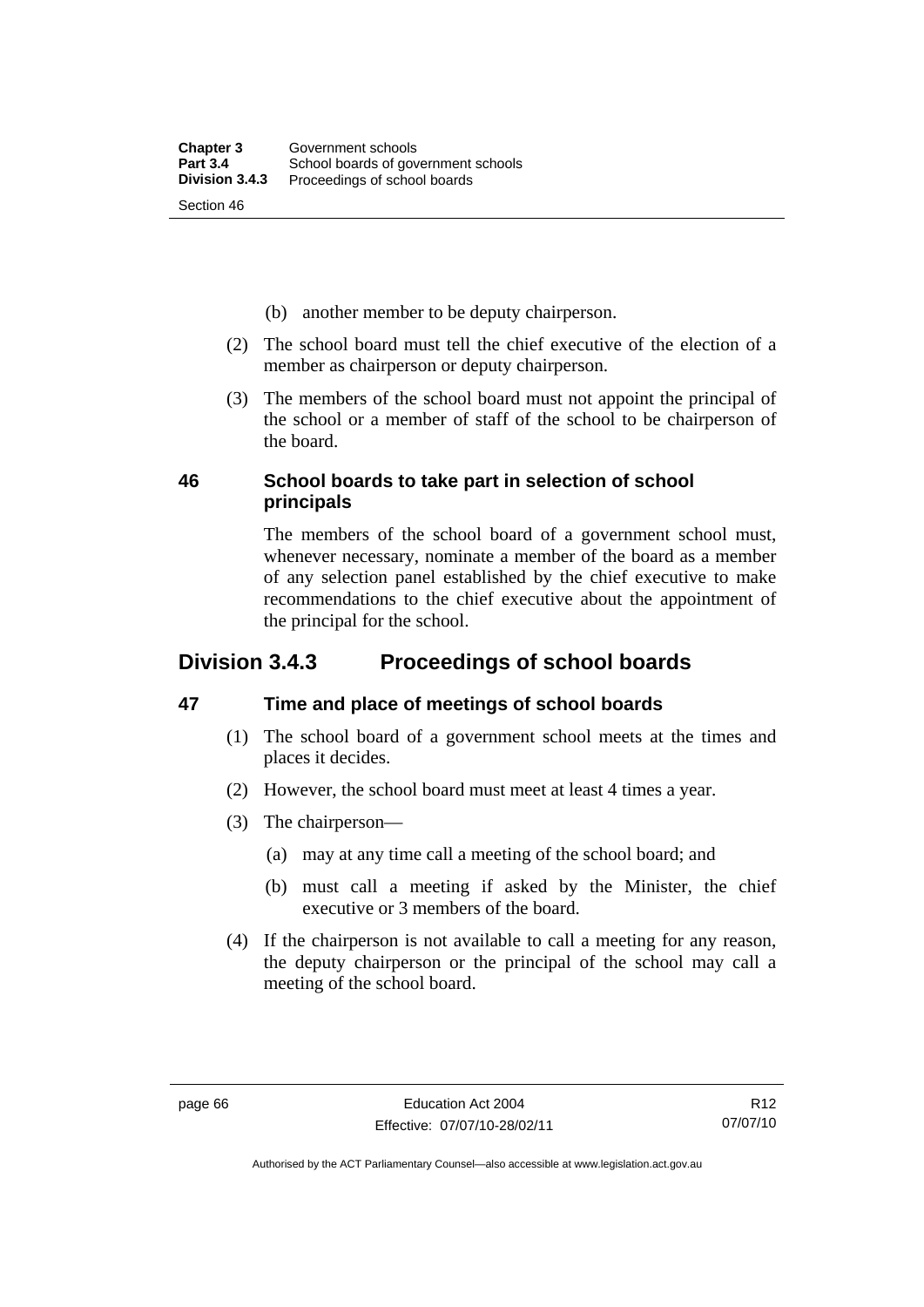(b) another member to be deputy chairperson.

(2) The school board must tell the chief executive of the election of a member as chairperson or deputy chairperson.

(3) The members of the school board must not appoint the principal of the school or a member of staff of the school to be chairperson of the board.

### 46 School boards to take part in selection of school principals

The members of the school board of a government school must, whenever necessary, nominate a member of the board as a member of any selection panel established by the chief executive to make recommendations to the chief executive about the appointment of the principal for the school.

## Division 3.4.3 Proceedings of school boards

### 47 Time and place of meetings of school boards

(1) The school board of a government school meets at the times and places it decides.

(2) However, the school board must meet at least 4 times a year.

(3) The chairperson—

(a) may at any time call a meeting of the school board; and

(b) must call a meeting if asked by the Minister, the chief executive or 3 members of the board.

(4) If the chairperson is not available to call a meeting for any reason, the deputy chairperson or the principal of the school may call a meeting of the school board.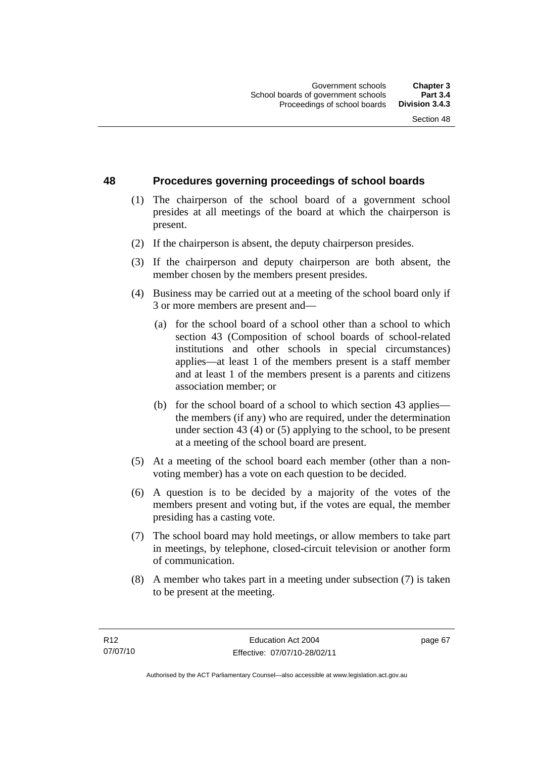## 48 Procedures governing proceedings of school boards

(1) The chairperson of the school board of a government school presides at all meetings of the board at which the chairperson is present.

(2) If the chairperson is absent, the deputy chairperson presides.

(3) If the chairperson and deputy chairperson are both absent, the member chosen by the members present presides.

(4) Business may be carried out at a meeting of the school board only if 3 or more members are present and—

(a) for the school board of a school other than a school to which section 43 (Composition of school boards of school-related institutions and other schools in special circumstances) applies—at least 1 of the members present is a staff member and at least 1 of the members present is a parents and citizens association member; or

(b) for the school board of a school to which section 43 applies—the members (if any) who are required, under the determination under section 43 (4) or (5) applying to the school, to be present at a meeting of the school board are present.

(5) At a meeting of the school board each member (other than a non-voting member) has a vote on each question to be decided.

(6) A question is to be decided by a majority of the votes of the members present and voting but, if the votes are equal, the member presiding has a casting vote.

(7) The school board may hold meetings, or allow members to take part in meetings, by telephone, closed-circuit television or another form of communication.

(8) A member who takes part in a meeting under subsection (7) is taken to be present at the meeting.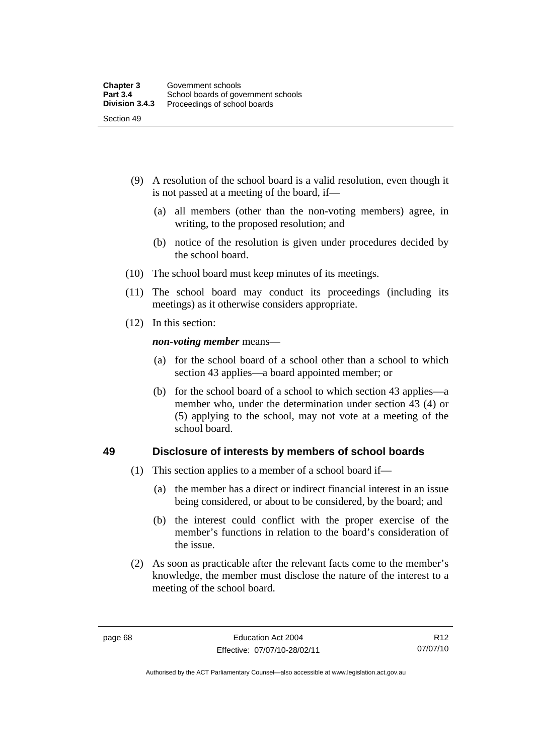(9) A resolution of the school board is a valid resolution, even though it is not passed at a meeting of the board, if—

  (a) all members (other than the non-voting members) agree, in writing, to the proposed resolution; and

  (b) notice of the resolution is given under procedures decided by the school board.

(10) The school board must keep minutes of its meetings.

(11) The school board may conduct its proceedings (including its meetings) as it otherwise considers appropriate.

(12) In this section:

***non-voting member*** means—

  (a) for the school board of a school other than a school to which section 43 applies—a board appointed member; or

  (b) for the school board of a school to which section 43 applies—a member who, under the determination under section 43 (4) or (5) applying to the school, may not vote at a meeting of the school board.

## 49 Disclosure of interests by members of school boards

(1) This section applies to a member of a school board if—

  (a) the member has a direct or indirect financial interest in an issue being considered, or about to be considered, by the board; and

  (b) the interest could conflict with the proper exercise of the member's functions in relation to the board's consideration of the issue.

(2) As soon as practicable after the relevant facts come to the member's knowledge, the member must disclose the nature of the interest to a meeting of the school board.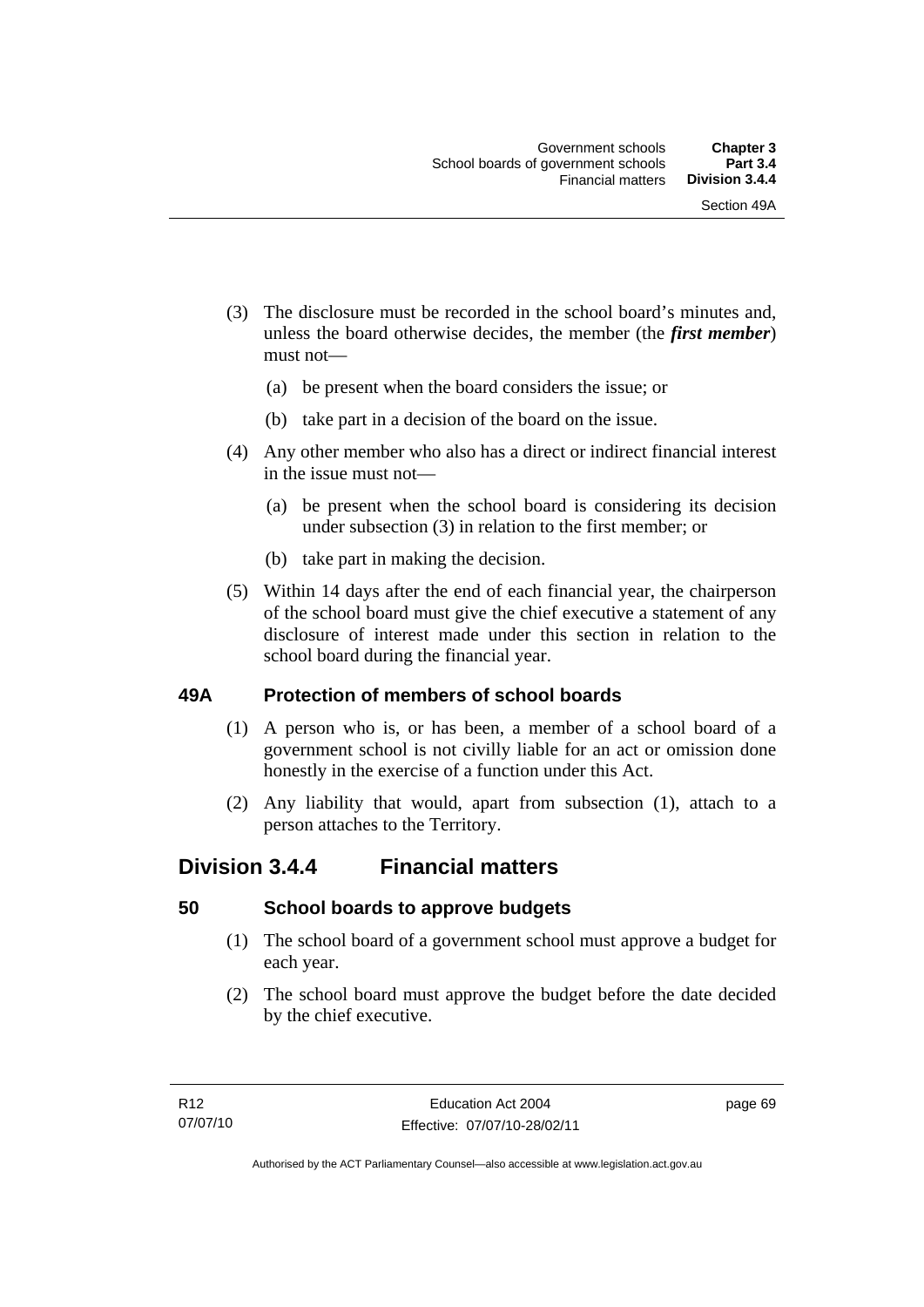(3) The disclosure must be recorded in the school board's minutes and, unless the board otherwise decides, the member (the ***first member***) must not—

   (a) be present when the board considers the issue; or

   (b) take part in a decision of the board on the issue.

(4) Any other member who also has a direct or indirect financial interest in the issue must not—

   (a) be present when the school board is considering its decision under subsection (3) in relation to the first member; or

   (b) take part in making the decision.

(5) Within 14 days after the end of each financial year, the chairperson of the school board must give the chief executive a statement of any disclosure of interest made under this section in relation to the school board during the financial year.

### 49A Protection of members of school boards

(1) A person who is, or has been, a member of a school board of a government school is not civilly liable for an act or omission done honestly in the exercise of a function under this Act.

(2) Any liability that would, apart from subsection (1), attach to a person attaches to the Territory.

## Division 3.4.4 Financial matters

### 50 School boards to approve budgets

(1) The school board of a government school must approve a budget for each year.

(2) The school board must approve the budget before the date decided by the chief executive.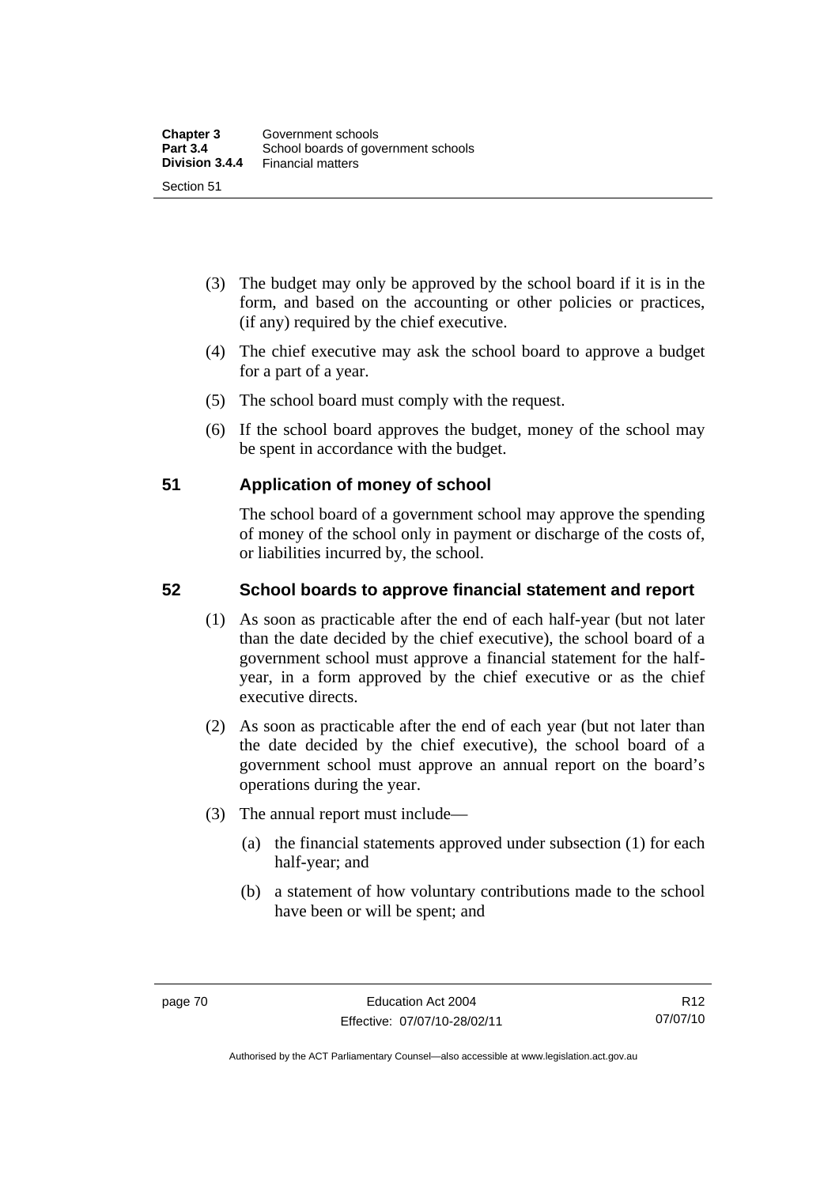(3) The budget may only be approved by the school board if it is in the form, and based on the accounting or other policies or practices, (if any) required by the chief executive.

(4) The chief executive may ask the school board to approve a budget for a part of a year.

(5) The school board must comply with the request.

(6) If the school board approves the budget, money of the school may be spent in accordance with the budget.

## 51 Application of money of school

The school board of a government school may approve the spending of money of the school only in payment or discharge of the costs of, or liabilities incurred by, the school.

## 52 School boards to approve financial statement and report

(1) As soon as practicable after the end of each half-year (but not later than the date decided by the chief executive), the school board of a government school must approve a financial statement for the half-year, in a form approved by the chief executive or as the chief executive directs.

(2) As soon as practicable after the end of each year (but not later than the date decided by the chief executive), the school board of a government school must approve an annual report on the board's operations during the year.

(3) The annual report must include—

(a) the financial statements approved under subsection (1) for each half-year; and

(b) a statement of how voluntary contributions made to the school have been or will be spent; and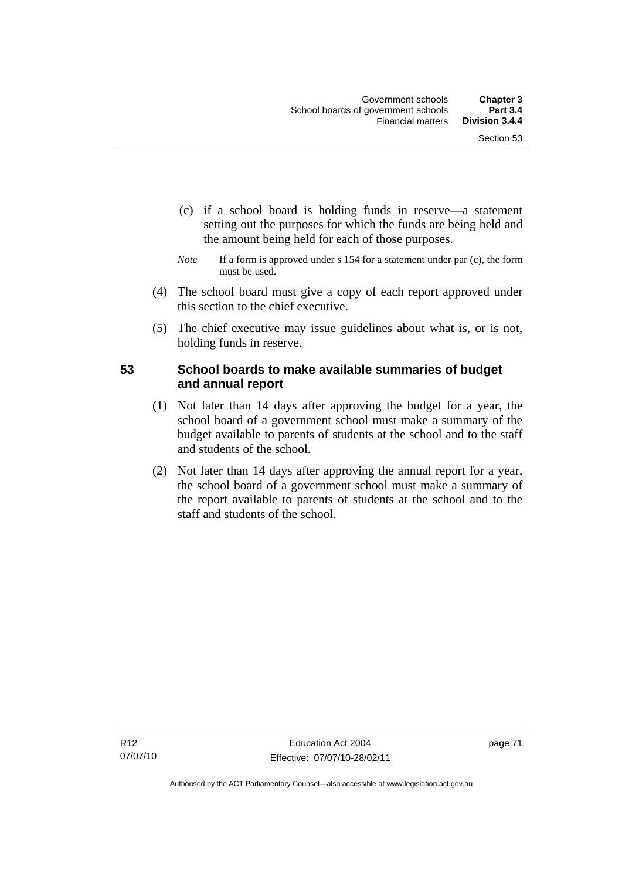(c) if a school board is holding funds in reserve—a statement setting out the purposes for which the funds are being held and the amount being held for each of those purposes.

*Note* If a form is approved under s 154 for a statement under par (c), the form must be used.

(4) The school board must give a copy of each report approved under this section to the chief executive.

(5) The chief executive may issue guidelines about what is, or is not, holding funds in reserve.

## 53 School boards to make available summaries of budget and annual report

(1) Not later than 14 days after approving the budget for a year, the school board of a government school must make a summary of the budget available to parents of students at the school and to the staff and students of the school.

(2) Not later than 14 days after approving the annual report for a year, the school board of a government school must make a summary of the report available to parents of students at the school and to the staff and students of the school.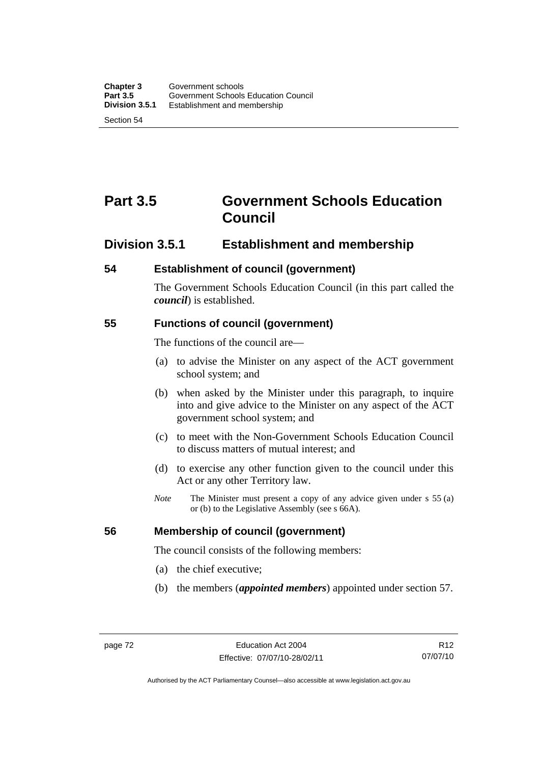# Part 3.5 Government Schools Education Council

## Division 3.5.1 Establishment and membership

### 54 Establishment of council (government)

The Government Schools Education Council (in this part called the ***council***) is established.

### 55 Functions of council (government)

The functions of the council are—

(a) to advise the Minister on any aspect of the ACT government school system; and

(b) when asked by the Minister under this paragraph, to inquire into and give advice to the Minister on any aspect of the ACT government school system; and

(c) to meet with the Non-Government Schools Education Council to discuss matters of mutual interest; and

(d) to exercise any other function given to the council under this Act or any other Territory law.

*Note* The Minister must present a copy of any advice given under s 55 (a) or (b) to the Legislative Assembly (see s 66A).

### 56 Membership of council (government)

The council consists of the following members:

(a) the chief executive;

(b) the members (***appointed members***) appointed under section 57.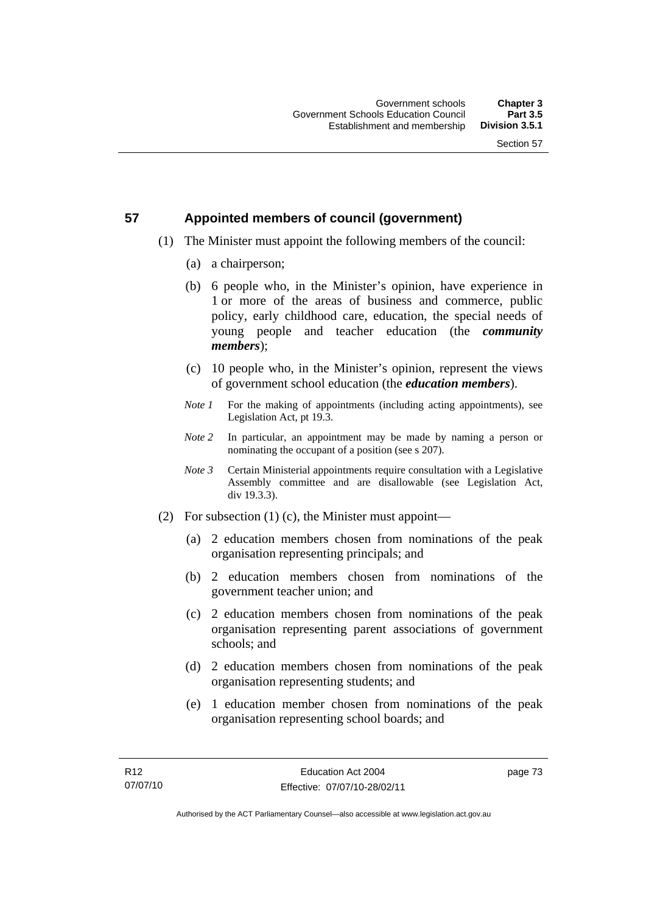## 57 Appointed members of council (government)

(1) The Minister must appoint the following members of the council:

(a) a chairperson;

(b) 6 people who, in the Minister's opinion, have experience in 1 or more of the areas of business and commerce, public policy, early childhood care, education, the special needs of young people and teacher education (the ***community members***);

(c) 10 people who, in the Minister's opinion, represent the views of government school education (the ***education members***).

*Note 1* For the making of appointments (including acting appointments), see Legislation Act, pt 19.3.

*Note 2* In particular, an appointment may be made by naming a person or nominating the occupant of a position (see s 207).

*Note 3* Certain Ministerial appointments require consultation with a Legislative Assembly committee and are disallowable (see Legislation Act, div 19.3.3).

(2) For subsection (1) (c), the Minister must appoint—

(a) 2 education members chosen from nominations of the peak organisation representing principals; and

(b) 2 education members chosen from nominations of the government teacher union; and

(c) 2 education members chosen from nominations of the peak organisation representing parent associations of government schools; and

(d) 2 education members chosen from nominations of the peak organisation representing students; and

(e) 1 education member chosen from nominations of the peak organisation representing school boards; and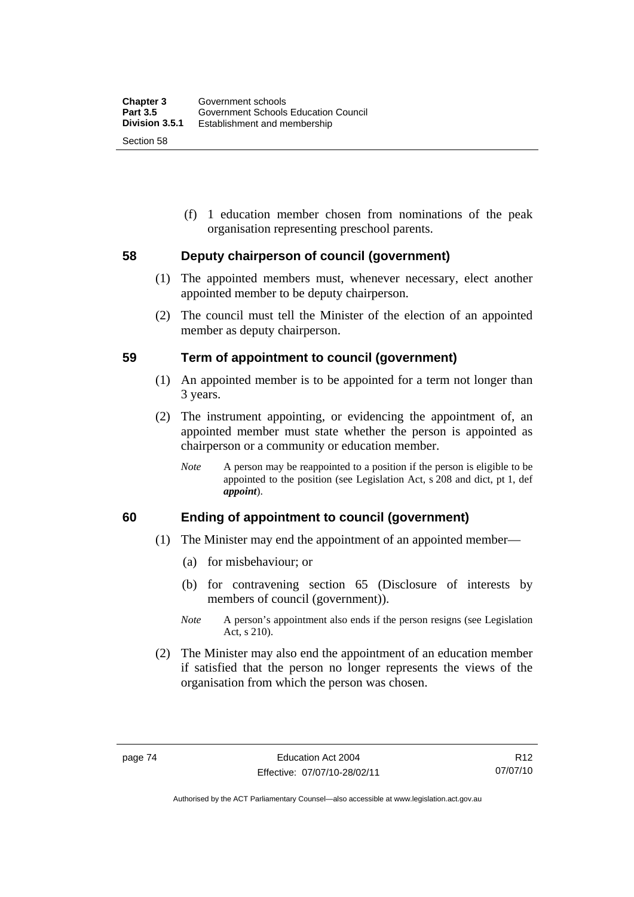(f) 1 education member chosen from nominations of the peak organisation representing preschool parents.

## 58 Deputy chairperson of council (government)

(1) The appointed members must, whenever necessary, elect another appointed member to be deputy chairperson.

(2) The council must tell the Minister of the election of an appointed member as deputy chairperson.

## 59 Term of appointment to council (government)

(1) An appointed member is to be appointed for a term not longer than 3 years.

(2) The instrument appointing, or evidencing the appointment of, an appointed member must state whether the person is appointed as chairperson or a community or education member.

*Note* A person may be reappointed to a position if the person is eligible to be appointed to the position (see Legislation Act, s 208 and dict, pt 1, def ***appoint***).

## 60 Ending of appointment to council (government)

(1) The Minister may end the appointment of an appointed member—

(a) for misbehaviour; or

(b) for contravening section 65 (Disclosure of interests by members of council (government)).

*Note* A person's appointment also ends if the person resigns (see Legislation Act, s 210).

(2) The Minister may also end the appointment of an education member if satisfied that the person no longer represents the views of the organisation from which the person was chosen.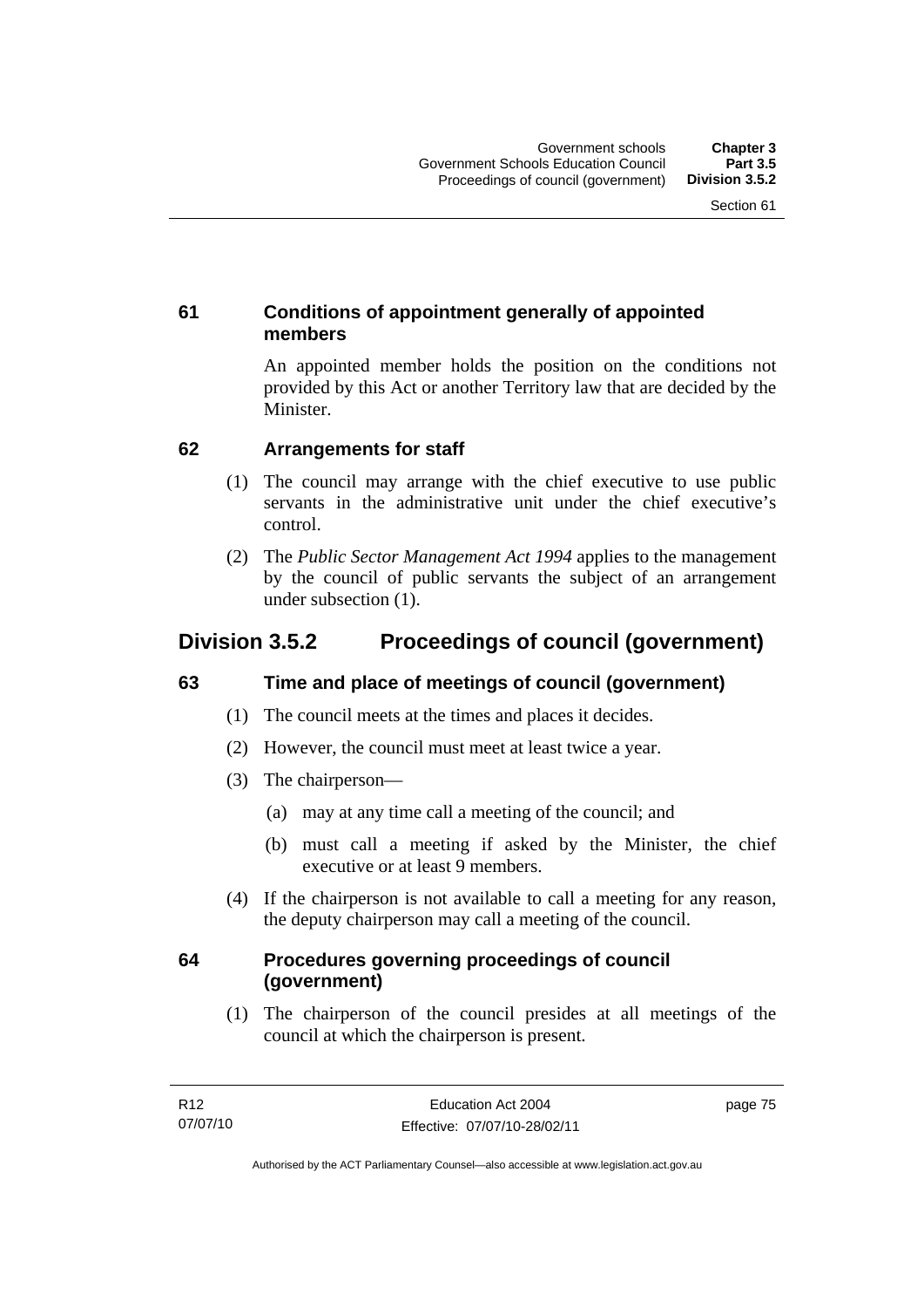### 61 Conditions of appointment generally of appointed members

An appointed member holds the position on the conditions not provided by this Act or another Territory law that are decided by the Minister.

### 62 Arrangements for staff

(1) The council may arrange with the chief executive to use public servants in the administrative unit under the chief executive's control.

(2) The *Public Sector Management Act 1994* applies to the management by the council of public servants the subject of an arrangement under subsection (1).

## Division 3.5.2 Proceedings of council (government)

### 63 Time and place of meetings of council (government)

(1) The council meets at the times and places it decides.

(2) However, the council must meet at least twice a year.

(3) The chairperson—

(a) may at any time call a meeting of the council; and

(b) must call a meeting if asked by the Minister, the chief executive or at least 9 members.

(4) If the chairperson is not available to call a meeting for any reason, the deputy chairperson may call a meeting of the council.

### 64 Procedures governing proceedings of council (government)

(1) The chairperson of the council presides at all meetings of the council at which the chairperson is present.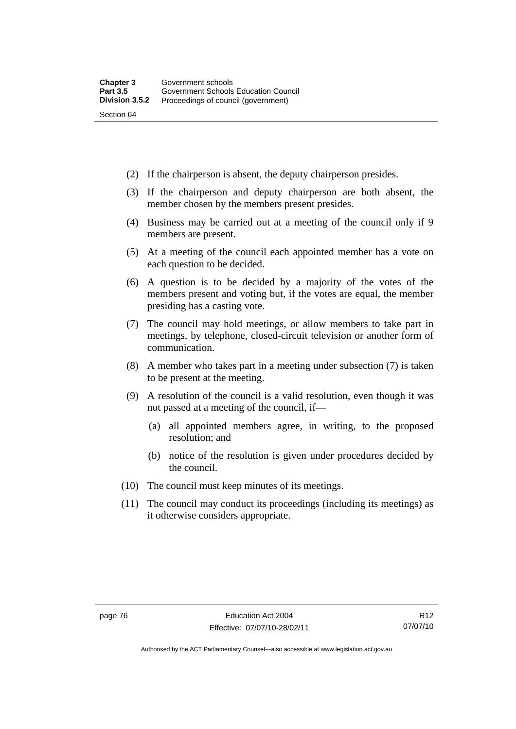(2) If the chairperson is absent, the deputy chairperson presides.

(3) If the chairperson and deputy chairperson are both absent, the member chosen by the members present presides.

(4) Business may be carried out at a meeting of the council only if 9 members are present.

(5) At a meeting of the council each appointed member has a vote on each question to be decided.

(6) A question is to be decided by a majority of the votes of the members present and voting but, if the votes are equal, the member presiding has a casting vote.

(7) The council may hold meetings, or allow members to take part in meetings, by telephone, closed-circuit television or another form of communication.

(8) A member who takes part in a meeting under subsection (7) is taken to be present at the meeting.

(9) A resolution of the council is a valid resolution, even though it was not passed at a meeting of the council, if—

(a) all appointed members agree, in writing, to the proposed resolution; and

(b) notice of the resolution is given under procedures decided by the council.

(10) The council must keep minutes of its meetings.

(11) The council may conduct its proceedings (including its meetings) as it otherwise considers appropriate.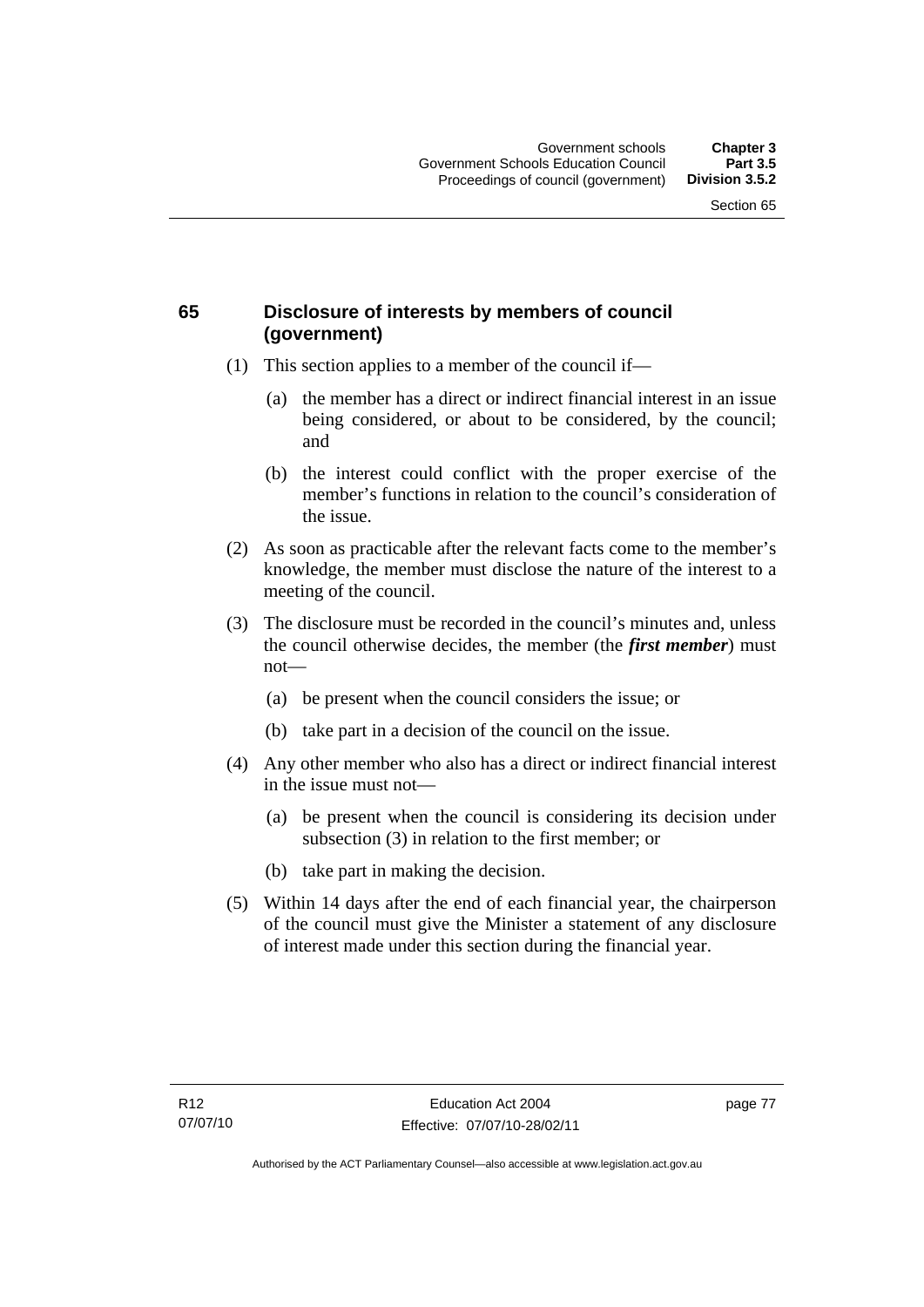## 65 Disclosure of interests by members of council (government)

(1) This section applies to a member of the council if—

  (a) the member has a direct or indirect financial interest in an issue being considered, or about to be considered, by the council; and

  (b) the interest could conflict with the proper exercise of the member's functions in relation to the council's consideration of the issue.

(2) As soon as practicable after the relevant facts come to the member's knowledge, the member must disclose the nature of the interest to a meeting of the council.

(3) The disclosure must be recorded in the council's minutes and, unless the council otherwise decides, the member (the ***first member***) must not—

  (a) be present when the council considers the issue; or

  (b) take part in a decision of the council on the issue.

(4) Any other member who also has a direct or indirect financial interest in the issue must not—

  (a) be present when the council is considering its decision under subsection (3) in relation to the first member; or

  (b) take part in making the decision.

(5) Within 14 days after the end of each financial year, the chairperson of the council must give the Minister a statement of any disclosure of interest made under this section during the financial year.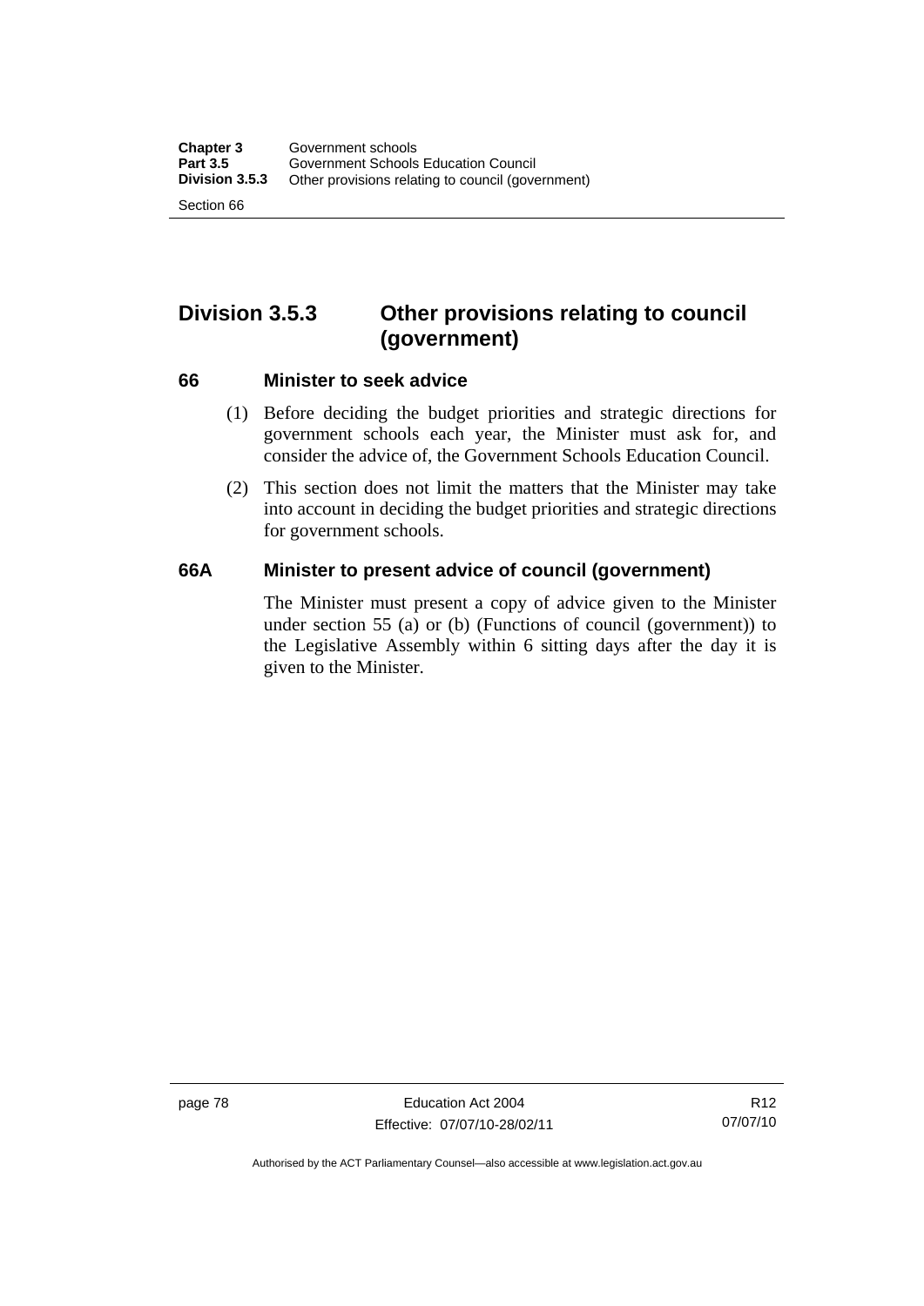## Division 3.5.3 Other provisions relating to council (government)

### 66 Minister to seek advice

(1) Before deciding the budget priorities and strategic directions for government schools each year, the Minister must ask for, and consider the advice of, the Government Schools Education Council.

(2) This section does not limit the matters that the Minister may take into account in deciding the budget priorities and strategic directions for government schools.

### 66A Minister to present advice of council (government)

The Minister must present a copy of advice given to the Minister under section 55 (a) or (b) (Functions of council (government)) to the Legislative Assembly within 6 sitting days after the day it is given to the Minister.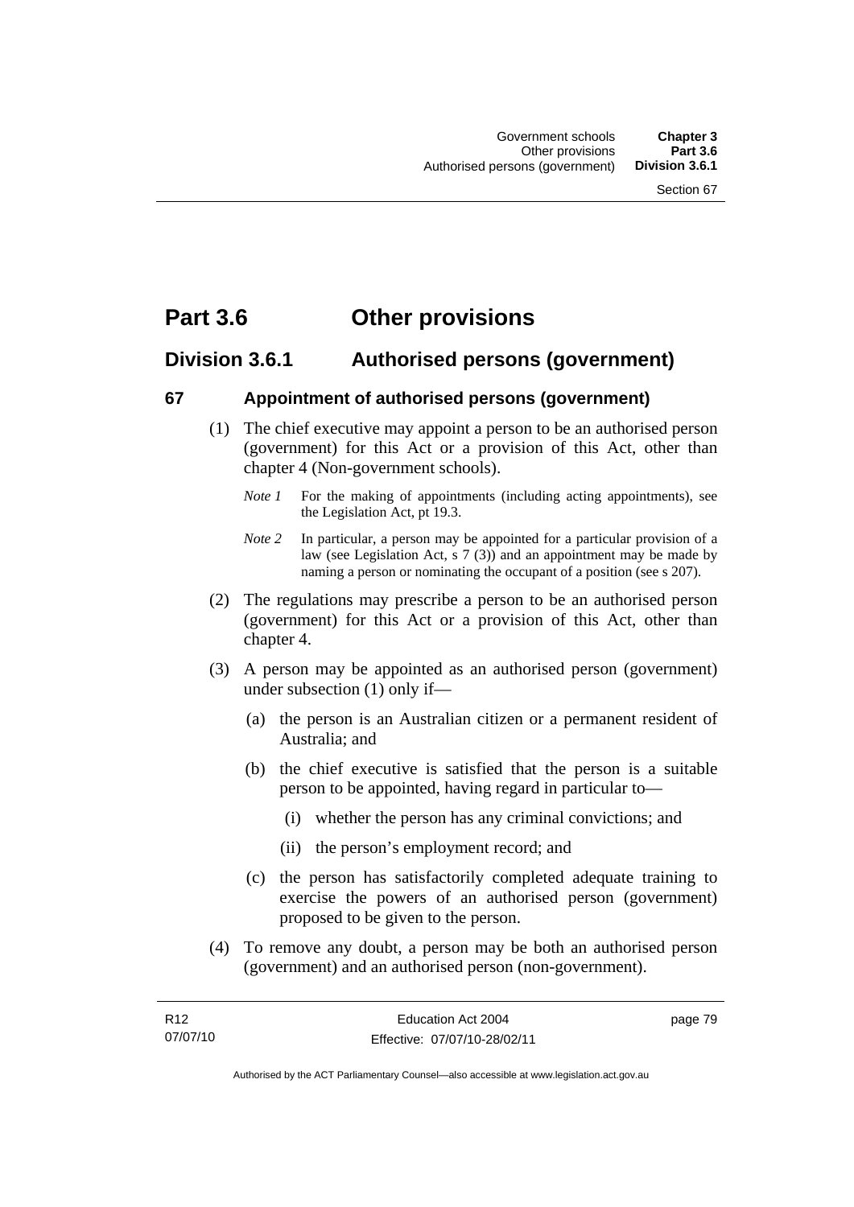# Part 3.6 Other provisions

## Division 3.6.1 Authorised persons (government)

### 67 Appointment of authorised persons (government)

(1) The chief executive may appoint a person to be an authorised person (government) for this Act or a provision of this Act, other than chapter 4 (Non-government schools).

*Note 1* For the making of appointments (including acting appointments), see the Legislation Act, pt 19.3.

*Note 2* In particular, a person may be appointed for a particular provision of a law (see Legislation Act, s 7 (3)) and an appointment may be made by naming a person or nominating the occupant of a position (see s 207).

(2) The regulations may prescribe a person to be an authorised person (government) for this Act or a provision of this Act, other than chapter 4.

(3) A person may be appointed as an authorised person (government) under subsection (1) only if—

(a) the person is an Australian citizen or a permanent resident of Australia; and

(b) the chief executive is satisfied that the person is a suitable person to be appointed, having regard in particular to—

(i) whether the person has any criminal convictions; and

(ii) the person's employment record; and

(c) the person has satisfactorily completed adequate training to exercise the powers of an authorised person (government) proposed to be given to the person.

(4) To remove any doubt, a person may be both an authorised person (government) and an authorised person (non-government).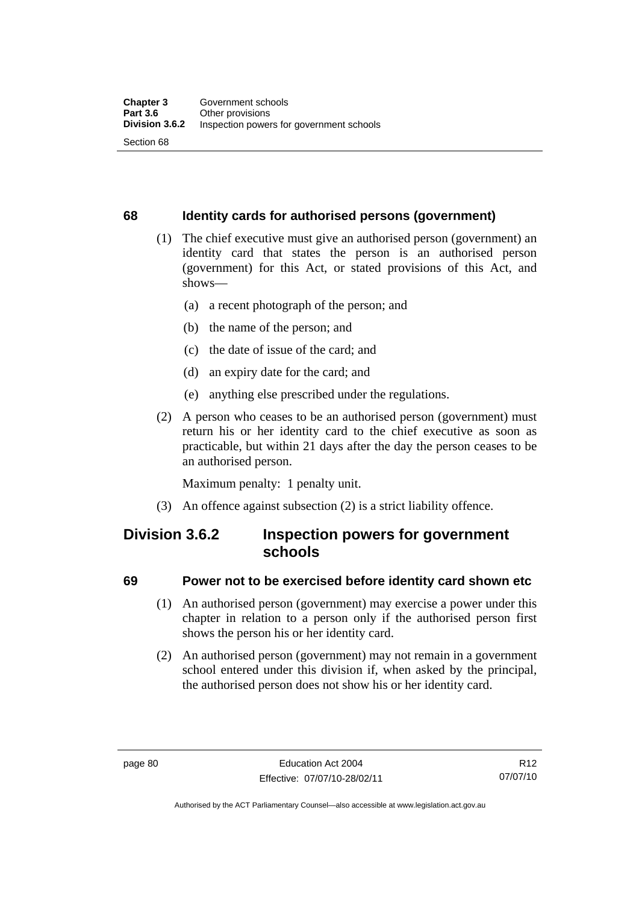### 68 Identity cards for authorised persons (government)

(1) The chief executive must give an authorised person (government) an identity card that states the person is an authorised person (government) for this Act, or stated provisions of this Act, and shows—

  (a) a recent photograph of the person; and

  (b) the name of the person; and

  (c) the date of issue of the card; and

  (d) an expiry date for the card; and

  (e) anything else prescribed under the regulations.

(2) A person who ceases to be an authorised person (government) must return his or her identity card to the chief executive as soon as practicable, but within 21 days after the day the person ceases to be an authorised person.

Maximum penalty: 1 penalty unit.

(3) An offence against subsection (2) is a strict liability offence.

## Division 3.6.2 Inspection powers for government schools

### 69 Power not to be exercised before identity card shown etc

(1) An authorised person (government) may exercise a power under this chapter in relation to a person only if the authorised person first shows the person his or her identity card.

(2) An authorised person (government) may not remain in a government school entered under this division if, when asked by the principal, the authorised person does not show his or her identity card.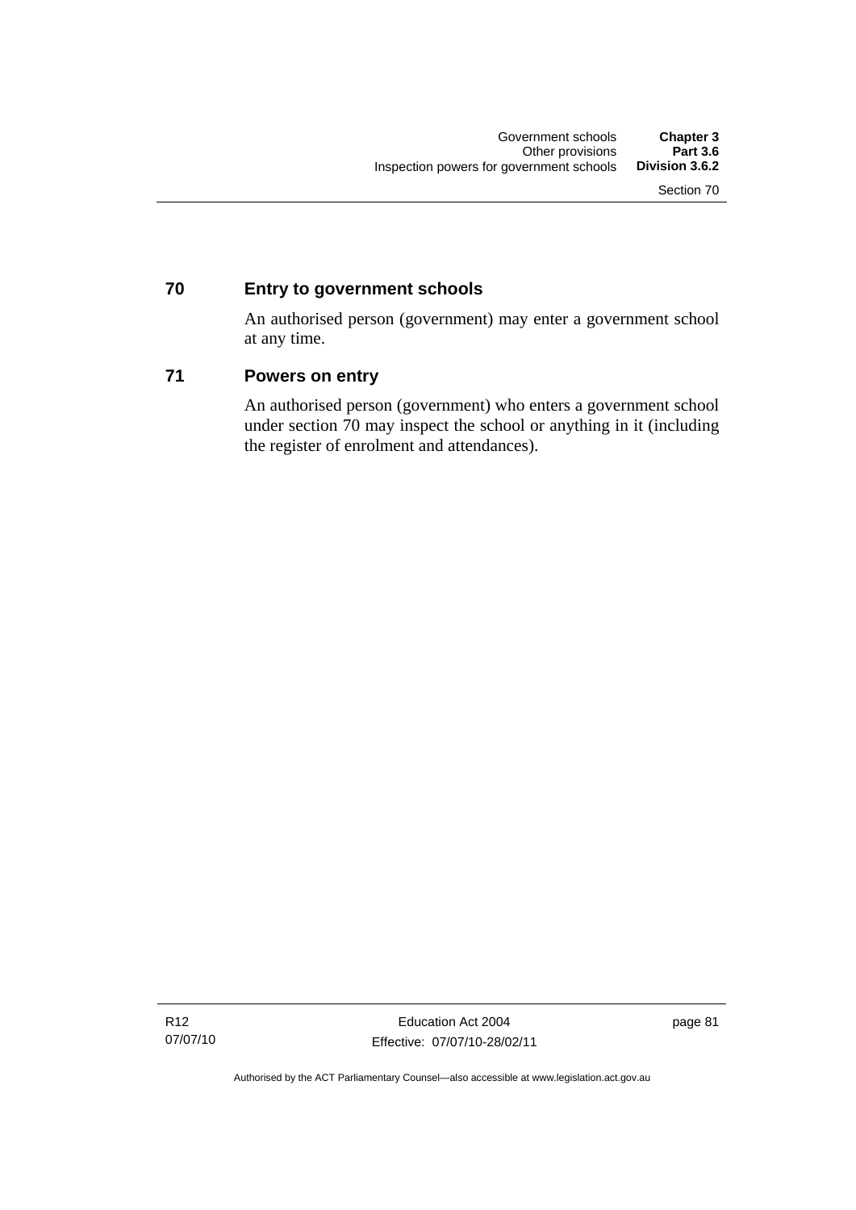## 70 Entry to government schools

An authorised person (government) may enter a government school at any time.

## 71 Powers on entry

An authorised person (government) who enters a government school under section 70 may inspect the school or anything in it (including the register of enrolment and attendances).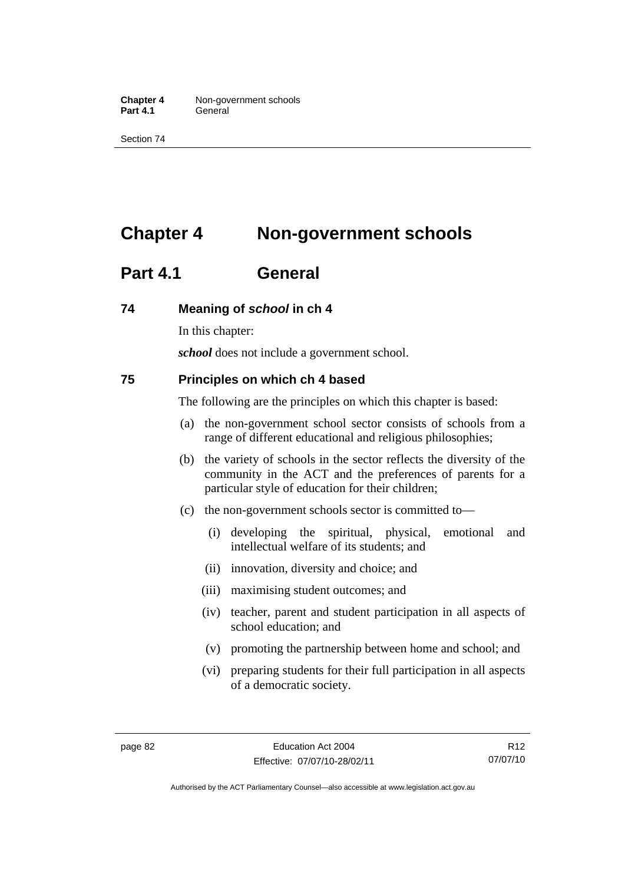# Chapter 4 Non-government schools

## Part 4.1 General

### 74 Meaning of *school* in ch 4

In this chapter:

***school*** does not include a government school.

### 75 Principles on which ch 4 based

The following are the principles on which this chapter is based:

(a) the non-government school sector consists of schools from a range of different educational and religious philosophies;

(b) the variety of schools in the sector reflects the diversity of the community in the ACT and the preferences of parents for a particular style of education for their children;

(c) the non-government schools sector is committed to—

   (i) developing the spiritual, physical, emotional and intellectual welfare of its students; and

   (ii) innovation, diversity and choice; and

   (iii) maximising student outcomes; and

   (iv) teacher, parent and student participation in all aspects of school education; and

   (v) promoting the partnership between home and school; and

   (vi) preparing students for their full participation in all aspects of a democratic society.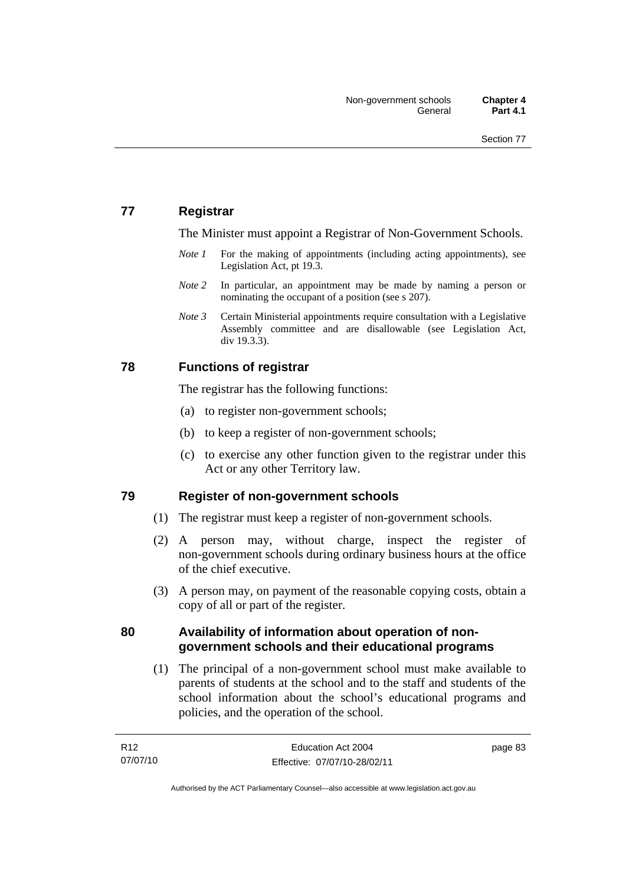## 77 Registrar

The Minister must appoint a Registrar of Non-Government Schools.

*Note 1* For the making of appointments (including acting appointments), see Legislation Act, pt 19.3.

*Note 2* In particular, an appointment may be made by naming a person or nominating the occupant of a position (see s 207).

*Note 3* Certain Ministerial appointments require consultation with a Legislative Assembly committee and are disallowable (see Legislation Act, div 19.3.3).

## 78 Functions of registrar

The registrar has the following functions:

(a) to register non-government schools;

(b) to keep a register of non-government schools;

(c) to exercise any other function given to the registrar under this Act or any other Territory law.

## 79 Register of non-government schools

(1) The registrar must keep a register of non-government schools.

(2) A person may, without charge, inspect the register of non-government schools during ordinary business hours at the office of the chief executive.

(3) A person may, on payment of the reasonable copying costs, obtain a copy of all or part of the register.

## 80 Availability of information about operation of non-government schools and their educational programs

(1) The principal of a non-government school must make available to parents of students at the school and to the staff and students of the school information about the school's educational programs and policies, and the operation of the school.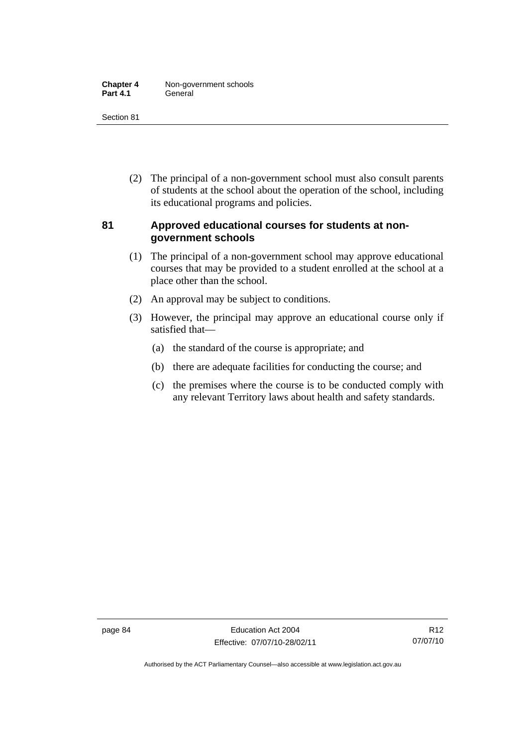(2) The principal of a non-government school must also consult parents of students at the school about the operation of the school, including its educational programs and policies.

### 81 Approved educational courses for students at non-government schools

(1) The principal of a non-government school may approve educational courses that may be provided to a student enrolled at the school at a place other than the school.

(2) An approval may be subject to conditions.

(3) However, the principal may approve an educational course only if satisfied that—

(a) the standard of the course is appropriate; and

(b) there are adequate facilities for conducting the course; and

(c) the premises where the course is to be conducted comply with any relevant Territory laws about health and safety standards.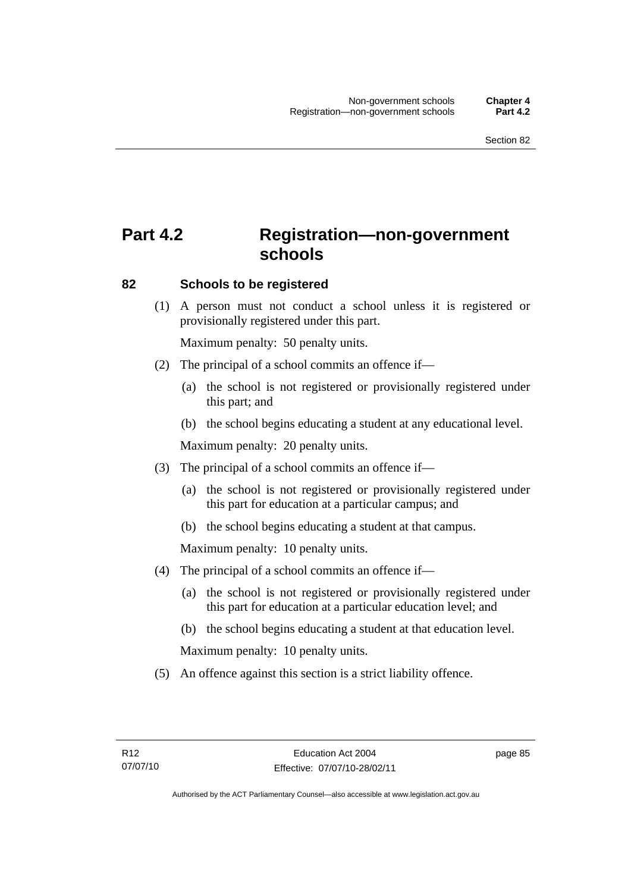# Part 4.2 Registration—non-government schools

## 82 Schools to be registered

(1) A person must not conduct a school unless it is registered or provisionally registered under this part.

Maximum penalty: 50 penalty units.

(2) The principal of a school commits an offence if—

(a) the school is not registered or provisionally registered under this part; and

(b) the school begins educating a student at any educational level.

Maximum penalty: 20 penalty units.

(3) The principal of a school commits an offence if—

(a) the school is not registered or provisionally registered under this part for education at a particular campus; and

(b) the school begins educating a student at that campus.

Maximum penalty: 10 penalty units.

(4) The principal of a school commits an offence if—

(a) the school is not registered or provisionally registered under this part for education at a particular education level; and

(b) the school begins educating a student at that education level.

Maximum penalty: 10 penalty units.

(5) An offence against this section is a strict liability offence.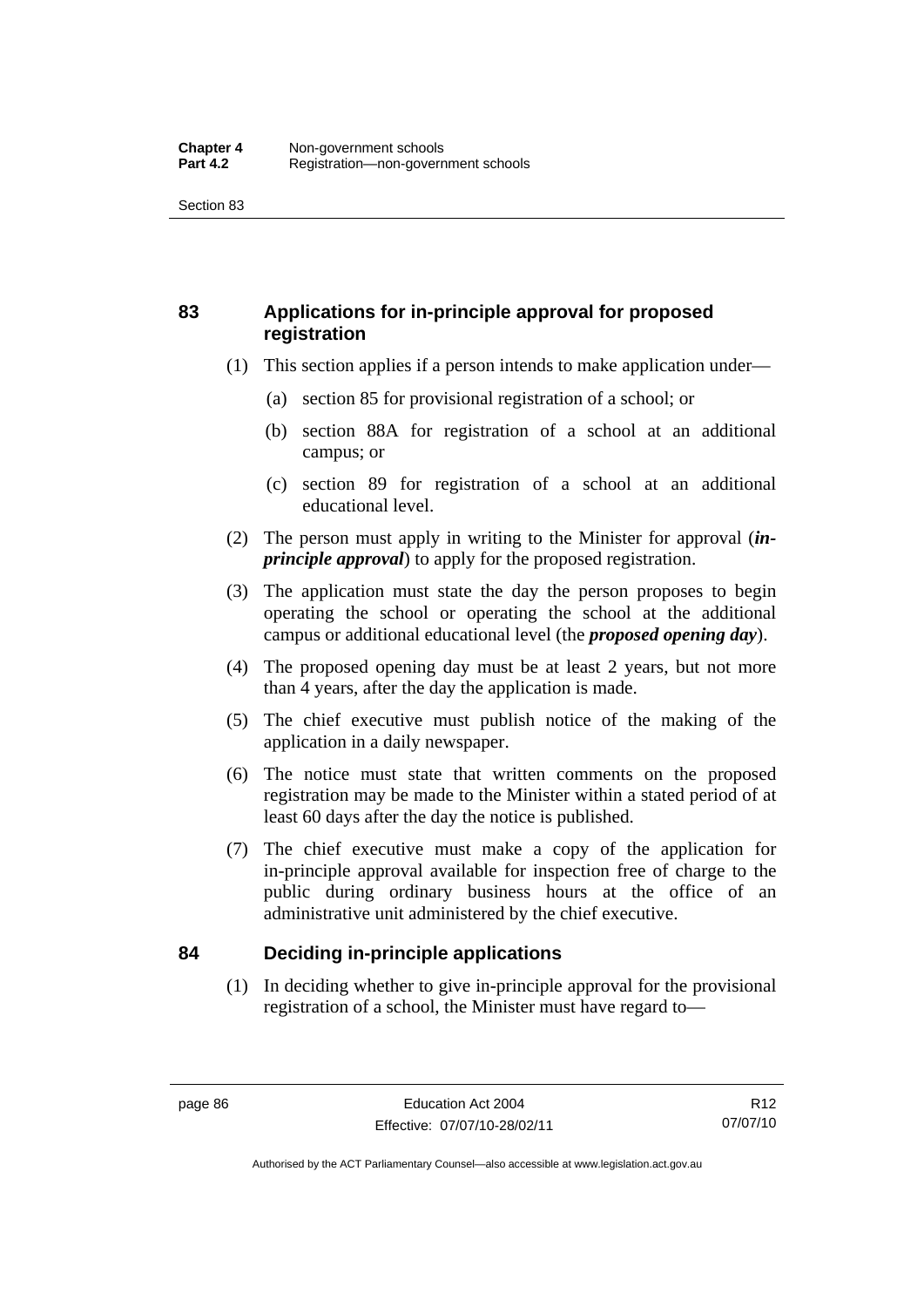## 83 Applications for in-principle approval for proposed registration

(1) This section applies if a person intends to make application under—

(a) section 85 for provisional registration of a school; or

(b) section 88A for registration of a school at an additional campus; or

(c) section 89 for registration of a school at an additional educational level.

(2) The person must apply in writing to the Minister for approval (***in-principle approval***) to apply for the proposed registration.

(3) The application must state the day the person proposes to begin operating the school or operating the school at the additional campus or additional educational level (the ***proposed opening day***).

(4) The proposed opening day must be at least 2 years, but not more than 4 years, after the day the application is made.

(5) The chief executive must publish notice of the making of the application in a daily newspaper.

(6) The notice must state that written comments on the proposed registration may be made to the Minister within a stated period of at least 60 days after the day the notice is published.

(7) The chief executive must make a copy of the application for in-principle approval available for inspection free of charge to the public during ordinary business hours at the office of an administrative unit administered by the chief executive.

## 84 Deciding in-principle applications

(1) In deciding whether to give in-principle approval for the provisional registration of a school, the Minister must have regard to—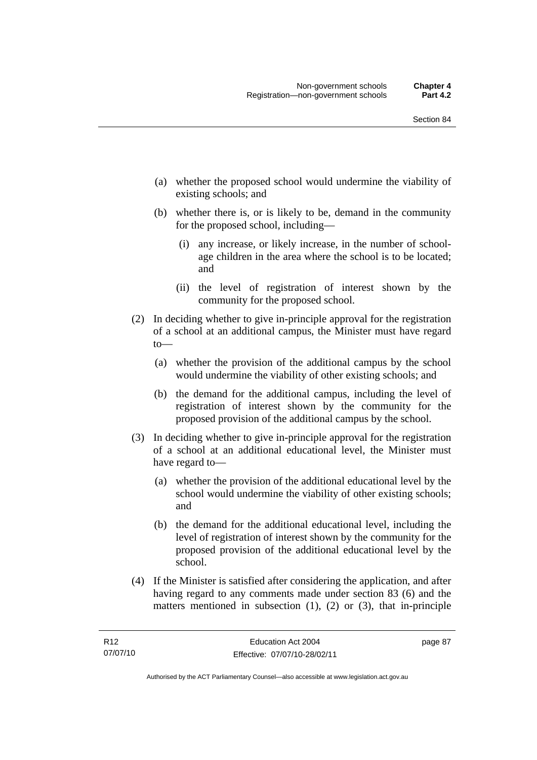(a) whether the proposed school would undermine the viability of existing schools; and

(b) whether there is, or is likely to be, demand in the community for the proposed school, including—

 (i) any increase, or likely increase, in the number of school-age children in the area where the school is to be located; and

 (ii) the level of registration of interest shown by the community for the proposed school.

(2) In deciding whether to give in-principle approval for the registration of a school at an additional campus, the Minister must have regard to—

(a) whether the provision of the additional campus by the school would undermine the viability of other existing schools; and

(b) the demand for the additional campus, including the level of registration of interest shown by the community for the proposed provision of the additional campus by the school.

(3) In deciding whether to give in-principle approval for the registration of a school at an additional educational level, the Minister must have regard to—

(a) whether the provision of the additional educational level by the school would undermine the viability of other existing schools; and

(b) the demand for the additional educational level, including the level of registration of interest shown by the community for the proposed provision of the additional educational level by the school.

(4) If the Minister is satisfied after considering the application, and after having regard to any comments made under section 83 (6) and the matters mentioned in subsection (1), (2) or (3), that in-principle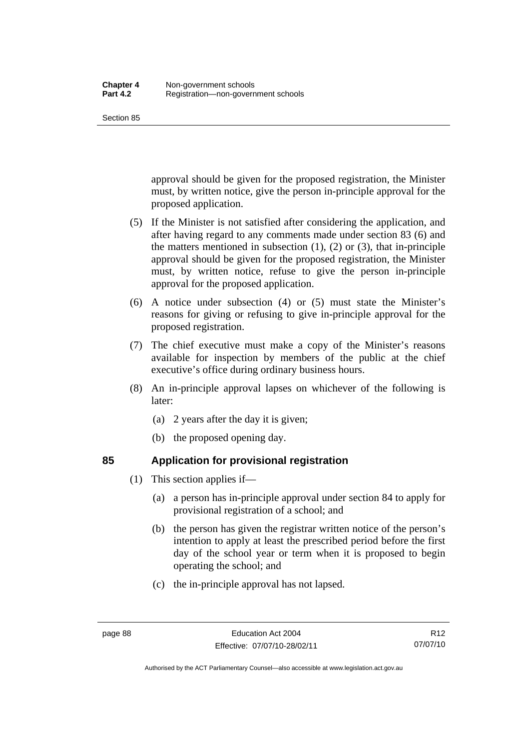approval should be given for the proposed registration, the Minister must, by written notice, give the person in-principle approval for the proposed application.

(5) If the Minister is not satisfied after considering the application, and after having regard to any comments made under section 83 (6) and the matters mentioned in subsection (1), (2) or (3), that in-principle approval should be given for the proposed registration, the Minister must, by written notice, refuse to give the person in-principle approval for the proposed application.

(6) A notice under subsection (4) or (5) must state the Minister's reasons for giving or refusing to give in-principle approval for the proposed registration.

(7) The chief executive must make a copy of the Minister's reasons available for inspection by members of the public at the chief executive's office during ordinary business hours.

(8) An in-principle approval lapses on whichever of the following is later:

(a) 2 years after the day it is given;

(b) the proposed opening day.

## 85 Application for provisional registration

(1) This section applies if—

(a) a person has in-principle approval under section 84 to apply for provisional registration of a school; and

(b) the person has given the registrar written notice of the person's intention to apply at least the prescribed period before the first day of the school year or term when it is proposed to begin operating the school; and

(c) the in-principle approval has not lapsed.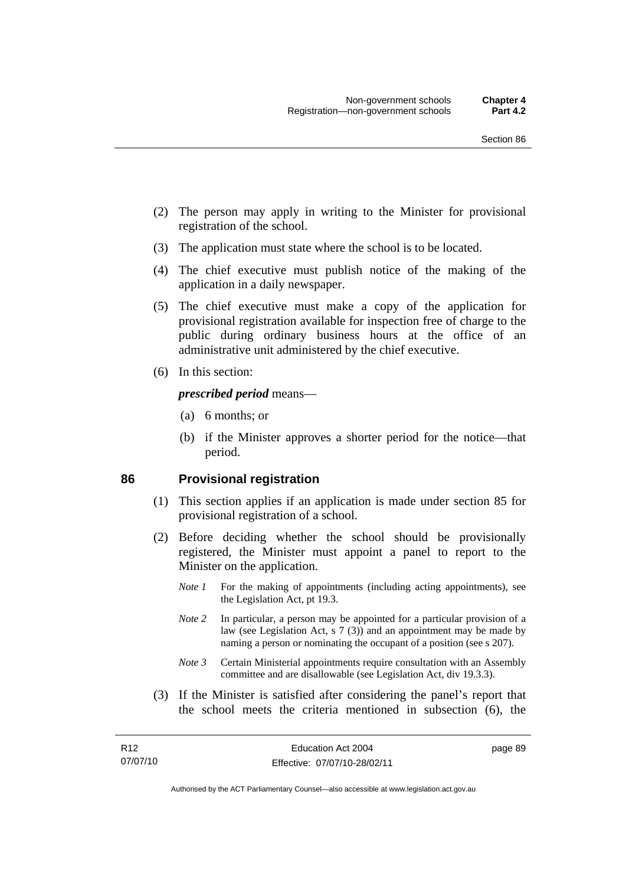(2) The person may apply in writing to the Minister for provisional registration of the school.

(3) The application must state where the school is to be located.

(4) The chief executive must publish notice of the making of the application in a daily newspaper.

(5) The chief executive must make a copy of the application for provisional registration available for inspection free of charge to the public during ordinary business hours at the office of an administrative unit administered by the chief executive.

(6) In this section:

***prescribed period*** means—

(a) 6 months; or

(b) if the Minister approves a shorter period for the notice—that period.

## 86 Provisional registration

(1) This section applies if an application is made under section 85 for provisional registration of a school.

(2) Before deciding whether the school should be provisionally registered, the Minister must appoint a panel to report to the Minister on the application.

*Note 1* For the making of appointments (including acting appointments), see the Legislation Act, pt 19.3.

*Note 2* In particular, a person may be appointed for a particular provision of a law (see Legislation Act, s 7 (3)) and an appointment may be made by naming a person or nominating the occupant of a position (see s 207).

*Note 3* Certain Ministerial appointments require consultation with an Assembly committee and are disallowable (see Legislation Act, div 19.3.3).

(3) If the Minister is satisfied after considering the panel's report that the school meets the criteria mentioned in subsection (6), the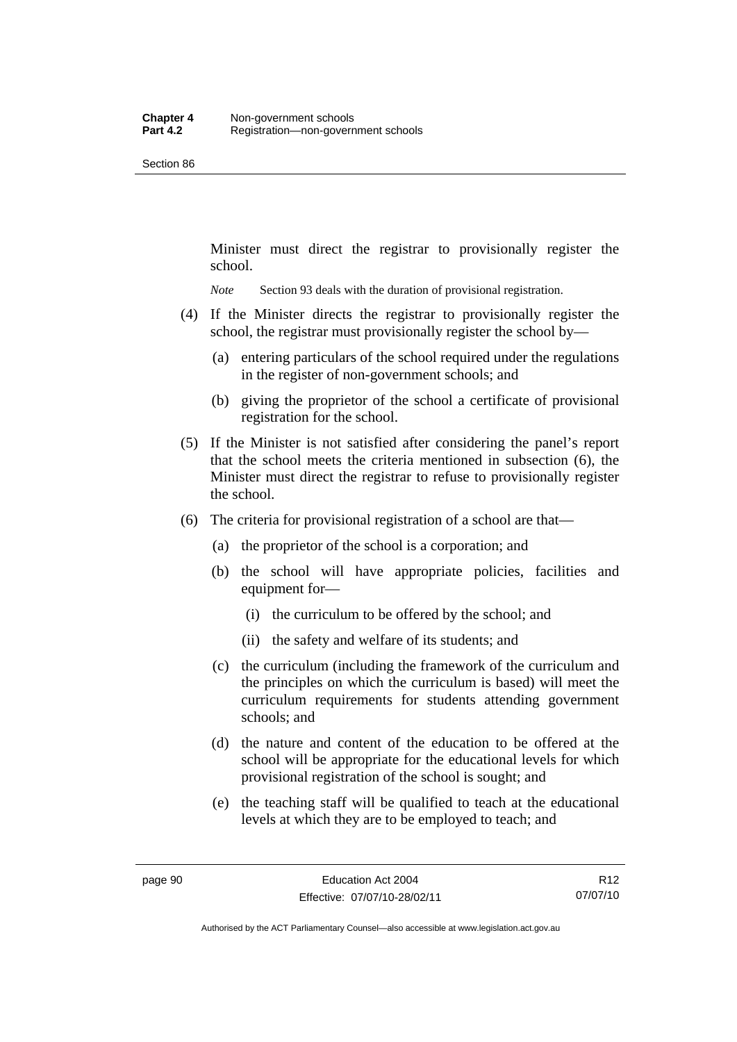Minister must direct the registrar to provisionally register the school.

*Note* Section 93 deals with the duration of provisional registration.

(4) If the Minister directs the registrar to provisionally register the school, the registrar must provisionally register the school by—

(a) entering particulars of the school required under the regulations in the register of non-government schools; and

(b) giving the proprietor of the school a certificate of provisional registration for the school.

(5) If the Minister is not satisfied after considering the panel's report that the school meets the criteria mentioned in subsection (6), the Minister must direct the registrar to refuse to provisionally register the school.

(6) The criteria for provisional registration of a school are that—

(a) the proprietor of the school is a corporation; and

(b) the school will have appropriate policies, facilities and equipment for—

(i) the curriculum to be offered by the school; and

(ii) the safety and welfare of its students; and

(c) the curriculum (including the framework of the curriculum and the principles on which the curriculum is based) will meet the curriculum requirements for students attending government schools; and

(d) the nature and content of the education to be offered at the school will be appropriate for the educational levels for which provisional registration of the school is sought; and

(e) the teaching staff will be qualified to teach at the educational levels at which they are to be employed to teach; and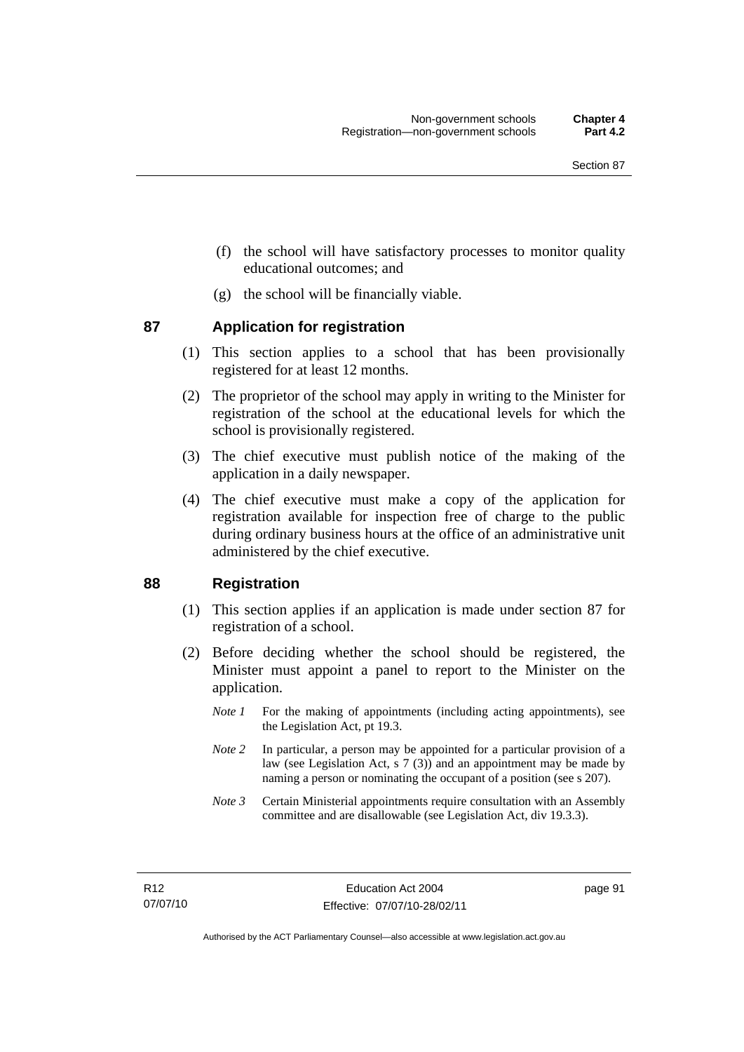(f) the school will have satisfactory processes to monitor quality educational outcomes; and

(g) the school will be financially viable.

## 87 Application for registration

(1) This section applies to a school that has been provisionally registered for at least 12 months.

(2) The proprietor of the school may apply in writing to the Minister for registration of the school at the educational levels for which the school is provisionally registered.

(3) The chief executive must publish notice of the making of the application in a daily newspaper.

(4) The chief executive must make a copy of the application for registration available for inspection free of charge to the public during ordinary business hours at the office of an administrative unit administered by the chief executive.

## 88 Registration

(1) This section applies if an application is made under section 87 for registration of a school.

(2) Before deciding whether the school should be registered, the Minister must appoint a panel to report to the Minister on the application.

*Note 1* For the making of appointments (including acting appointments), see the Legislation Act, pt 19.3.

*Note 2* In particular, a person may be appointed for a particular provision of a law (see Legislation Act, s 7 (3)) and an appointment may be made by naming a person or nominating the occupant of a position (see s 207).

*Note 3* Certain Ministerial appointments require consultation with an Assembly committee and are disallowable (see Legislation Act, div 19.3.3).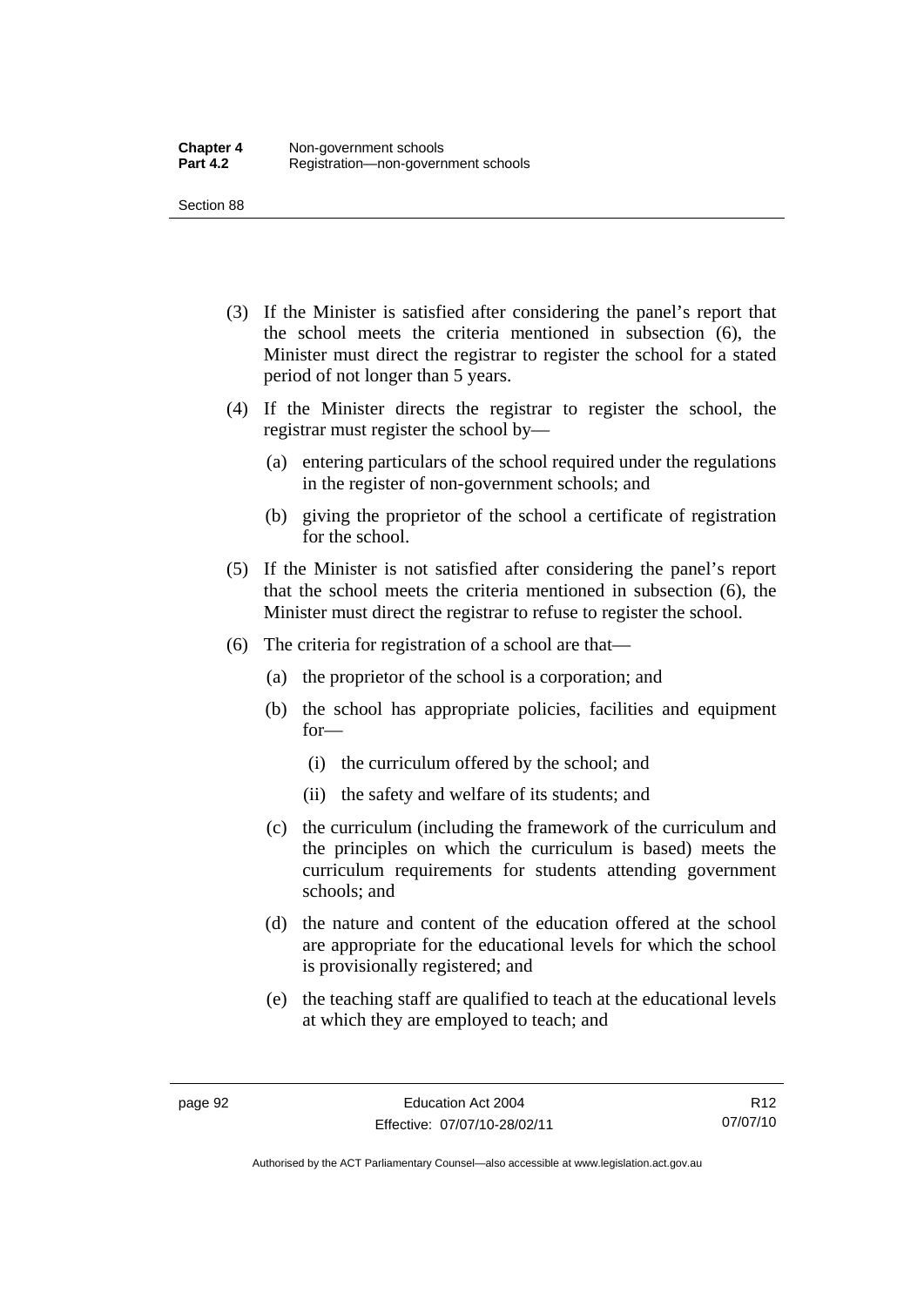(3) If the Minister is satisfied after considering the panel's report that the school meets the criteria mentioned in subsection (6), the Minister must direct the registrar to register the school for a stated period of not longer than 5 years.

(4) If the Minister directs the registrar to register the school, the registrar must register the school by—

(a) entering particulars of the school required under the regulations in the register of non-government schools; and

(b) giving the proprietor of the school a certificate of registration for the school.

(5) If the Minister is not satisfied after considering the panel's report that the school meets the criteria mentioned in subsection (6), the Minister must direct the registrar to refuse to register the school.

(6) The criteria for registration of a school are that—

(a) the proprietor of the school is a corporation; and

(b) the school has appropriate policies, facilities and equipment for—

(i) the curriculum offered by the school; and

(ii) the safety and welfare of its students; and

(c) the curriculum (including the framework of the curriculum and the principles on which the curriculum is based) meets the curriculum requirements for students attending government schools; and

(d) the nature and content of the education offered at the school are appropriate for the educational levels for which the school is provisionally registered; and

(e) the teaching staff are qualified to teach at the educational levels at which they are employed to teach; and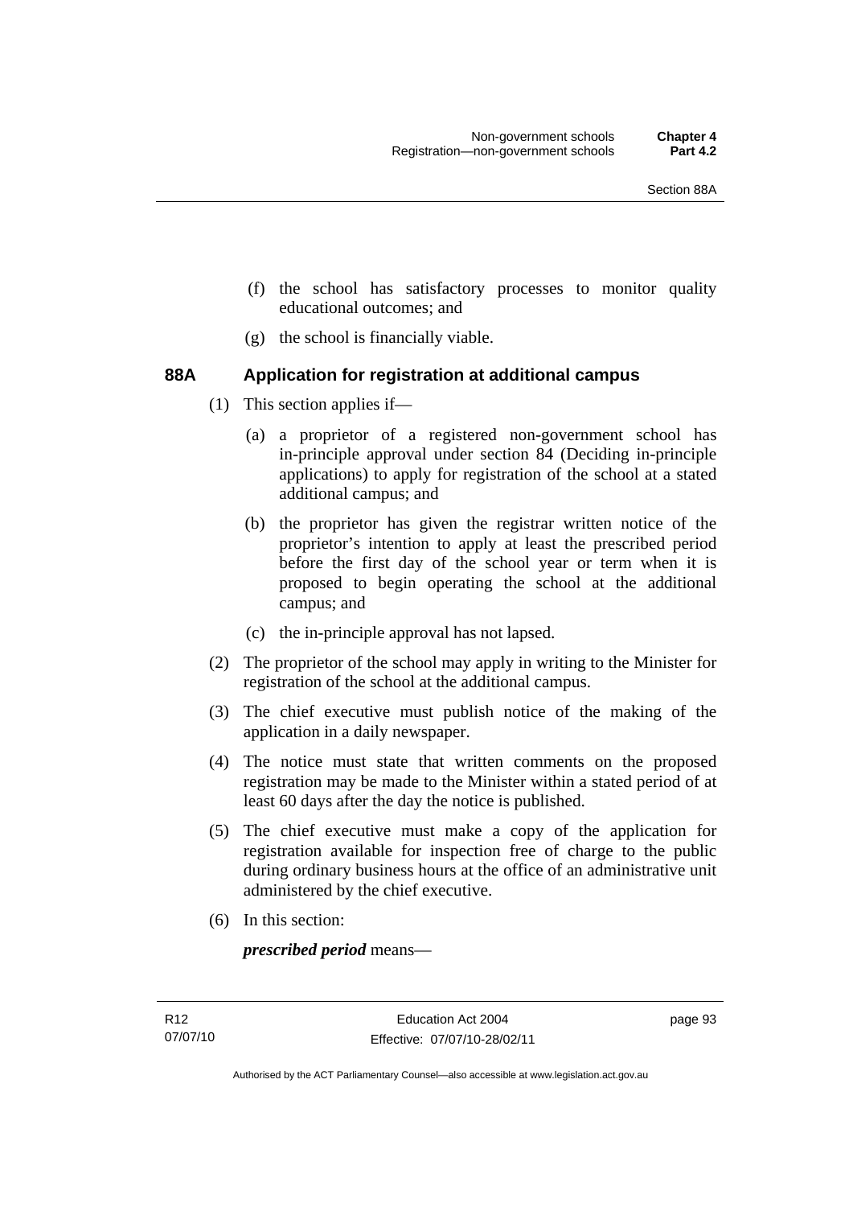(f) the school has satisfactory processes to monitor quality educational outcomes; and

(g) the school is financially viable.

### 88A Application for registration at additional campus

(1) This section applies if—

(a) a proprietor of a registered non-government school has in-principle approval under section 84 (Deciding in-principle applications) to apply for registration of the school at a stated additional campus; and

(b) the proprietor has given the registrar written notice of the proprietor's intention to apply at least the prescribed period before the first day of the school year or term when it is proposed to begin operating the school at the additional campus; and

(c) the in-principle approval has not lapsed.

(2) The proprietor of the school may apply in writing to the Minister for registration of the school at the additional campus.

(3) The chief executive must publish notice of the making of the application in a daily newspaper.

(4) The notice must state that written comments on the proposed registration may be made to the Minister within a stated period of at least 60 days after the day the notice is published.

(5) The chief executive must make a copy of the application for registration available for inspection free of charge to the public during ordinary business hours at the office of an administrative unit administered by the chief executive.

(6) In this section:

***prescribed period*** means—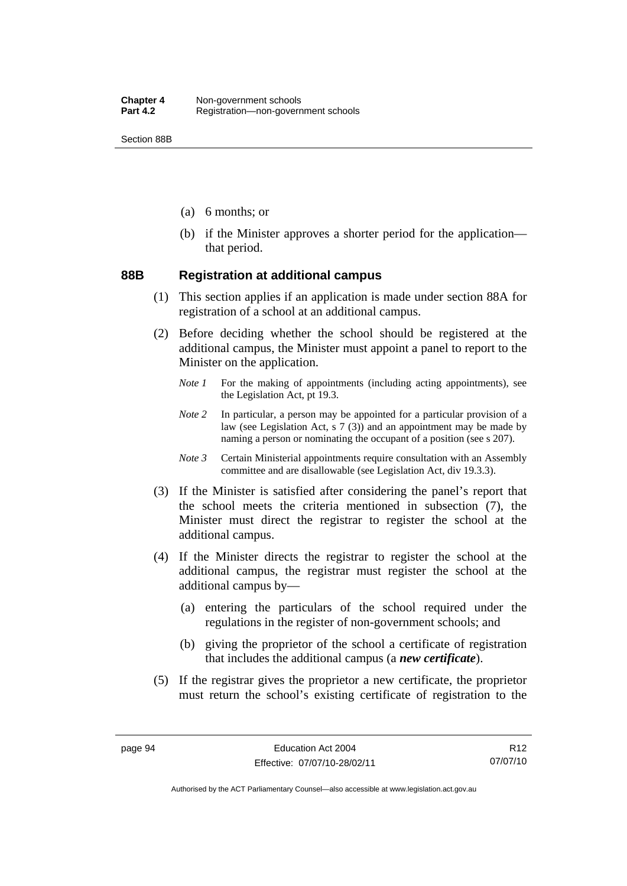(a) 6 months; or

(b) if the Minister approves a shorter period for the application—that period.

### 88B Registration at additional campus

(1) This section applies if an application is made under section 88A for registration of a school at an additional campus.

(2) Before deciding whether the school should be registered at the additional campus, the Minister must appoint a panel to report to the Minister on the application.

*Note 1* For the making of appointments (including acting appointments), see the Legislation Act, pt 19.3.

*Note 2* In particular, a person may be appointed for a particular provision of a law (see Legislation Act, s 7 (3)) and an appointment may be made by naming a person or nominating the occupant of a position (see s 207).

*Note 3* Certain Ministerial appointments require consultation with an Assembly committee and are disallowable (see Legislation Act, div 19.3.3).

(3) If the Minister is satisfied after considering the panel's report that the school meets the criteria mentioned in subsection (7), the Minister must direct the registrar to register the school at the additional campus.

(4) If the Minister directs the registrar to register the school at the additional campus, the registrar must register the school at the additional campus by—

(a) entering the particulars of the school required under the regulations in the register of non-government schools; and

(b) giving the proprietor of the school a certificate of registration that includes the additional campus (a ***new certificate***).

(5) If the registrar gives the proprietor a new certificate, the proprietor must return the school's existing certificate of registration to the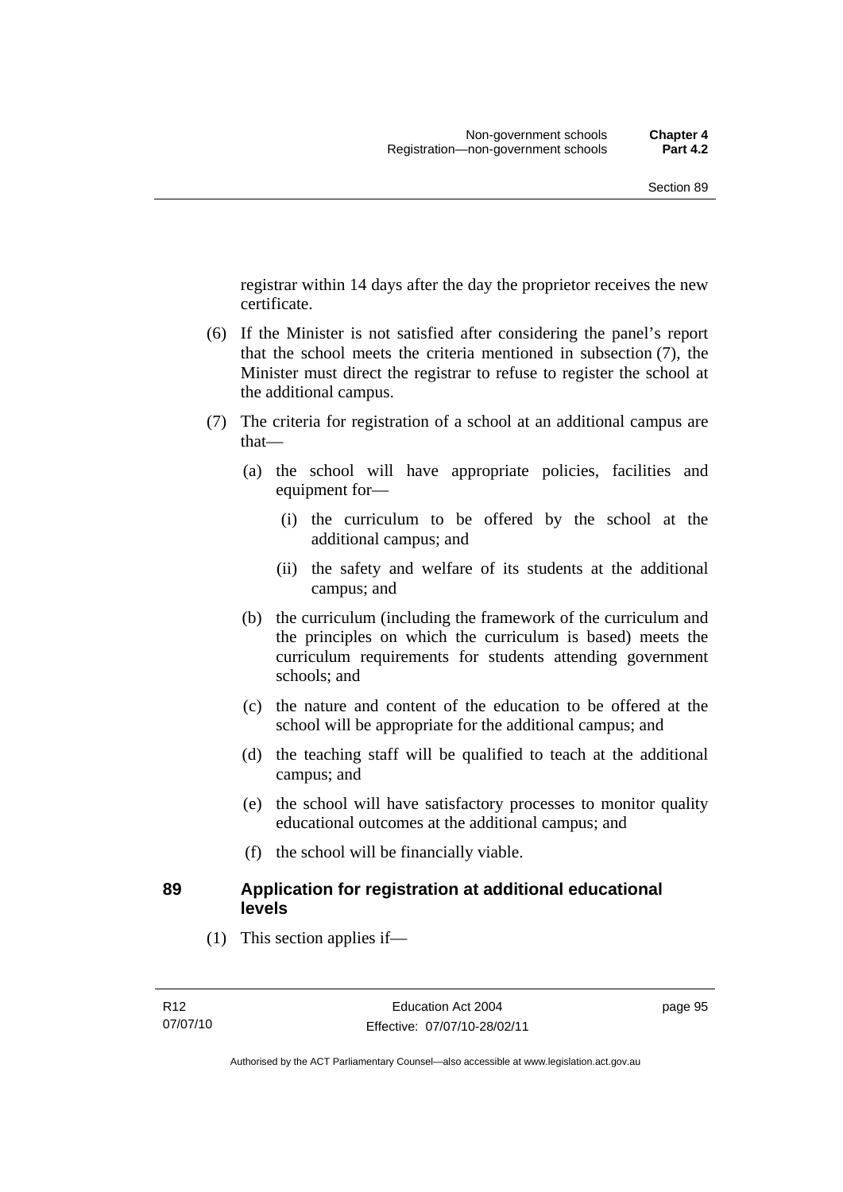registrar within 14 days after the day the proprietor receives the new certificate.

(6) If the Minister is not satisfied after considering the panel's report that the school meets the criteria mentioned in subsection (7), the Minister must direct the registrar to refuse to register the school at the additional campus.

(7) The criteria for registration of a school at an additional campus are that—

(a) the school will have appropriate policies, facilities and equipment for—

(i) the curriculum to be offered by the school at the additional campus; and

(ii) the safety and welfare of its students at the additional campus; and

(b) the curriculum (including the framework of the curriculum and the principles on which the curriculum is based) meets the curriculum requirements for students attending government schools; and

(c) the nature and content of the education to be offered at the school will be appropriate for the additional campus; and

(d) the teaching staff will be qualified to teach at the additional campus; and

(e) the school will have satisfactory processes to monitor quality educational outcomes at the additional campus; and

(f) the school will be financially viable.

### 89 Application for registration at additional educational levels

(1) This section applies if—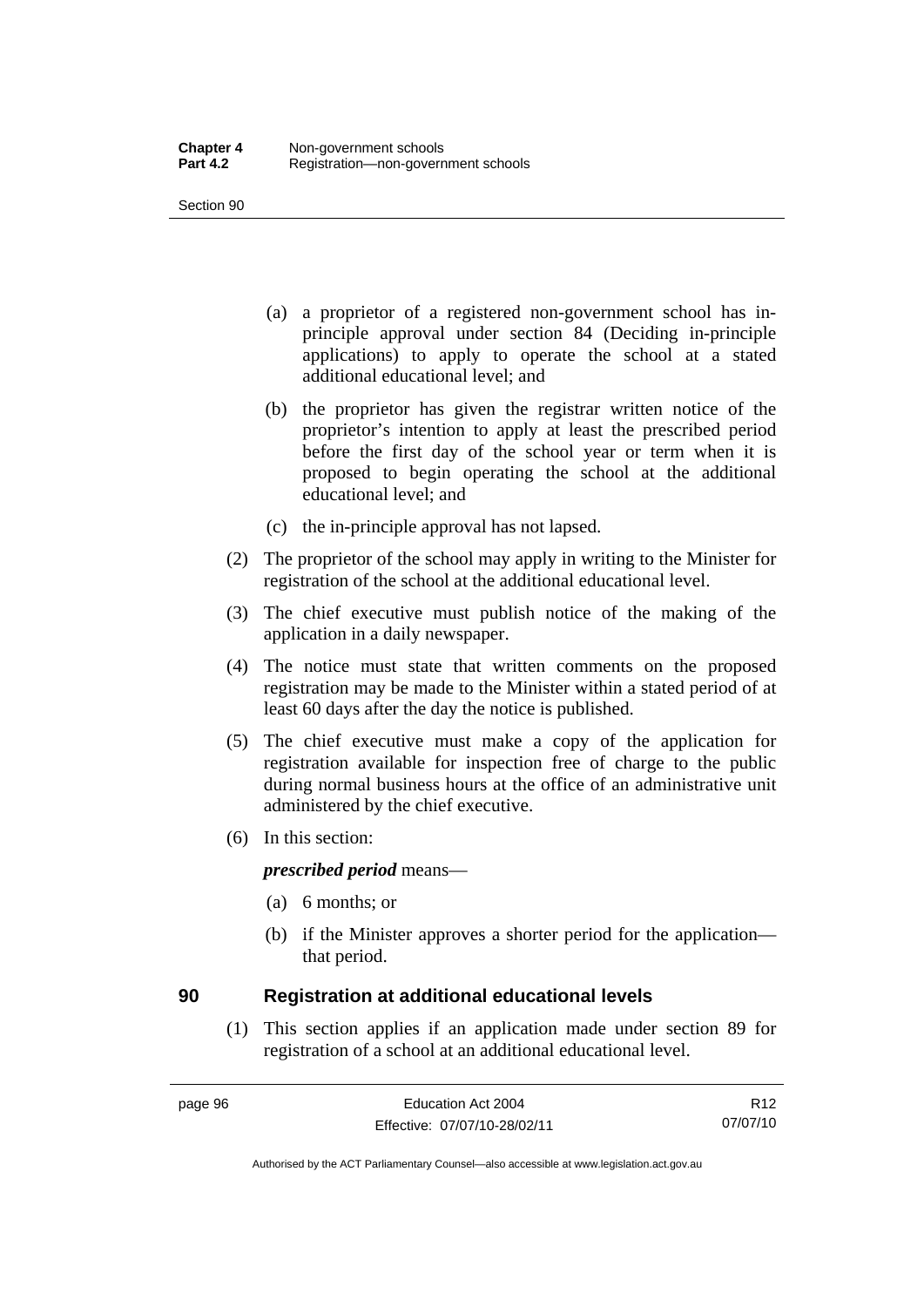(a) a proprietor of a registered non-government school has in-principle approval under section 84 (Deciding in-principle applications) to apply to operate the school at a stated additional educational level; and

(b) the proprietor has given the registrar written notice of the proprietor's intention to apply at least the prescribed period before the first day of the school year or term when it is proposed to begin operating the school at the additional educational level; and

(c) the in-principle approval has not lapsed.

(2) The proprietor of the school may apply in writing to the Minister for registration of the school at the additional educational level.

(3) The chief executive must publish notice of the making of the application in a daily newspaper.

(4) The notice must state that written comments on the proposed registration may be made to the Minister within a stated period of at least 60 days after the day the notice is published.

(5) The chief executive must make a copy of the application for registration available for inspection free of charge to the public during normal business hours at the office of an administrative unit administered by the chief executive.

(6) In this section:

***prescribed period*** means—

(a) 6 months; or

(b) if the Minister approves a shorter period for the application—that period.

## 90 Registration at additional educational levels

(1) This section applies if an application made under section 89 for registration of a school at an additional educational level.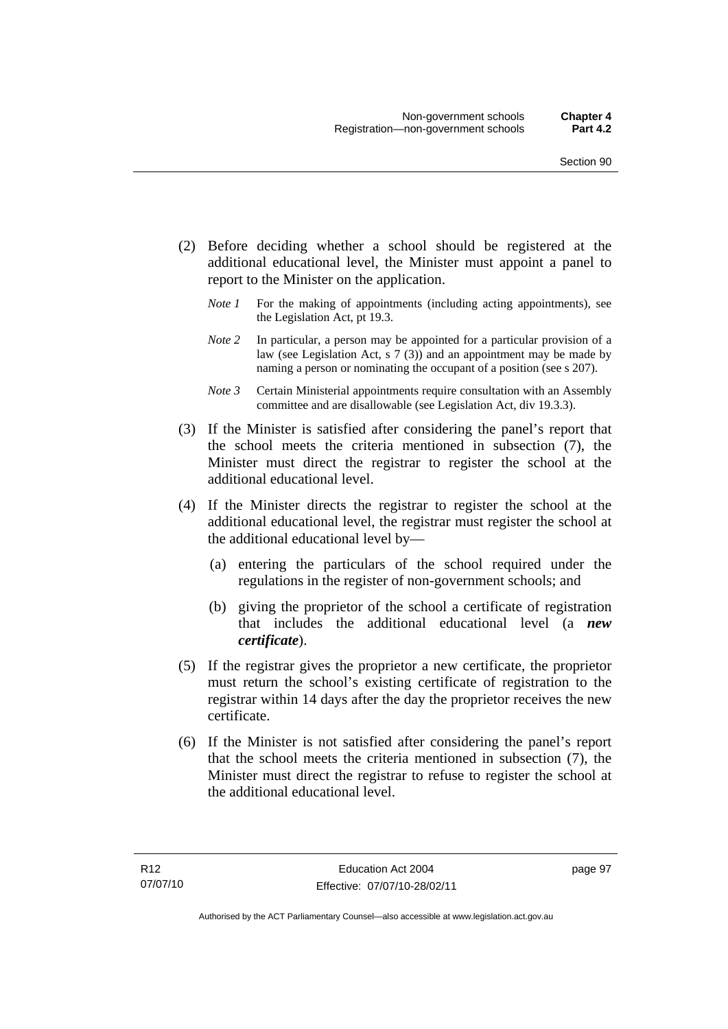(2) Before deciding whether a school should be registered at the additional educational level, the Minister must appoint a panel to report to the Minister on the application.

*Note 1* For the making of appointments (including acting appointments), see the Legislation Act, pt 19.3.

*Note 2* In particular, a person may be appointed for a particular provision of a law (see Legislation Act, s 7 (3)) and an appointment may be made by naming a person or nominating the occupant of a position (see s 207).

*Note 3* Certain Ministerial appointments require consultation with an Assembly committee and are disallowable (see Legislation Act, div 19.3.3).

(3) If the Minister is satisfied after considering the panel's report that the school meets the criteria mentioned in subsection (7), the Minister must direct the registrar to register the school at the additional educational level.

(4) If the Minister directs the registrar to register the school at the additional educational level, the registrar must register the school at the additional educational level by—

(a) entering the particulars of the school required under the regulations in the register of non-government schools; and

(b) giving the proprietor of the school a certificate of registration that includes the additional educational level (a ***new certificate***).

(5) If the registrar gives the proprietor a new certificate, the proprietor must return the school's existing certificate of registration to the registrar within 14 days after the day the proprietor receives the new certificate.

(6) If the Minister is not satisfied after considering the panel's report that the school meets the criteria mentioned in subsection (7), the Minister must direct the registrar to refuse to register the school at the additional educational level.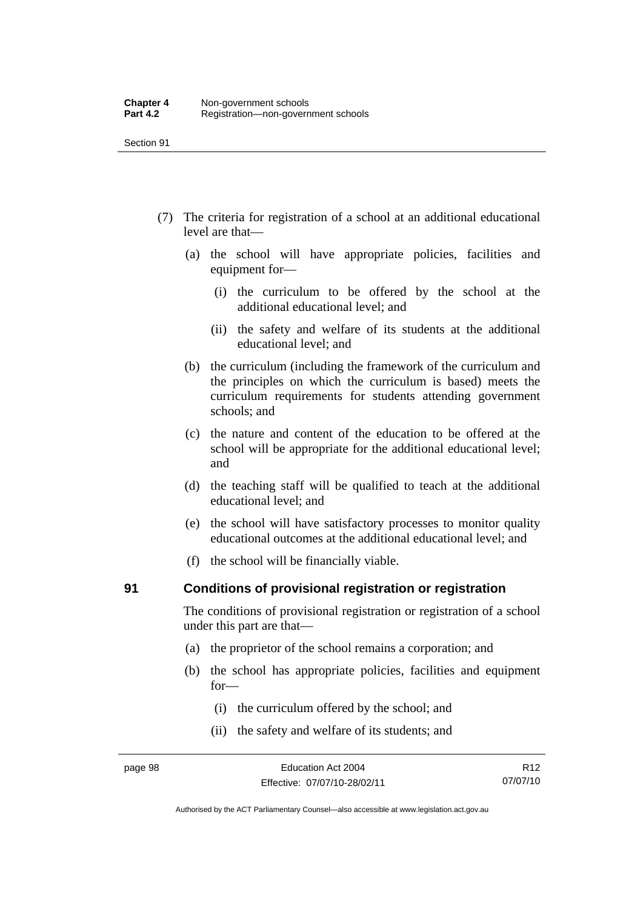(7) The criteria for registration of a school at an additional educational level are that—

(a) the school will have appropriate policies, facilities and equipment for—

(i) the curriculum to be offered by the school at the additional educational level; and

(ii) the safety and welfare of its students at the additional educational level; and

(b) the curriculum (including the framework of the curriculum and the principles on which the curriculum is based) meets the curriculum requirements for students attending government schools; and

(c) the nature and content of the education to be offered at the school will be appropriate for the additional educational level; and

(d) the teaching staff will be qualified to teach at the additional educational level; and

(e) the school will have satisfactory processes to monitor quality educational outcomes at the additional educational level; and

(f) the school will be financially viable.

## 91 Conditions of provisional registration or registration

The conditions of provisional registration or registration of a school under this part are that—

(a) the proprietor of the school remains a corporation; and

(b) the school has appropriate policies, facilities and equipment for—

(i) the curriculum offered by the school; and

(ii) the safety and welfare of its students; and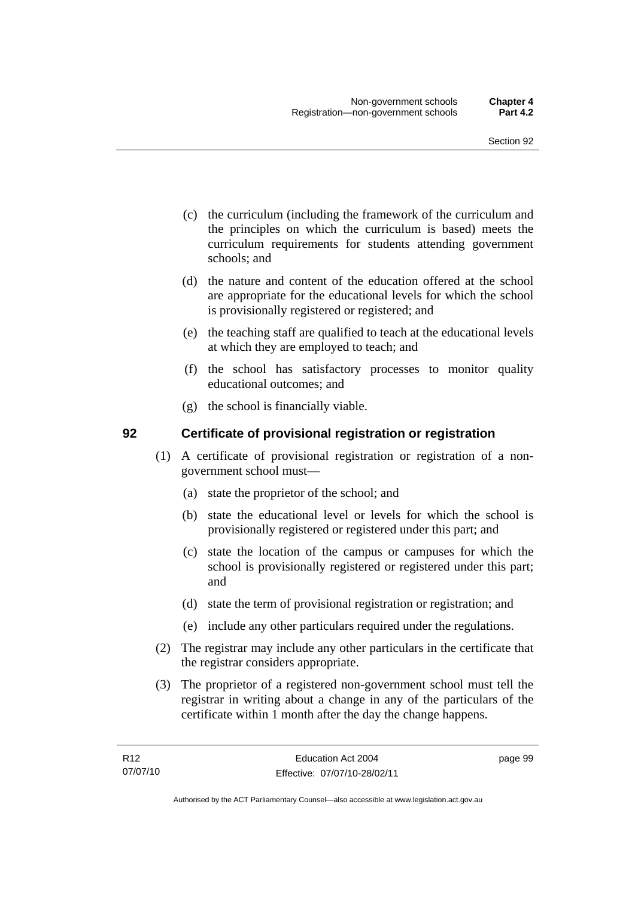(c) the curriculum (including the framework of the curriculum and the principles on which the curriculum is based) meets the curriculum requirements for students attending government schools; and

(d) the nature and content of the education offered at the school are appropriate for the educational levels for which the school is provisionally registered or registered; and

(e) the teaching staff are qualified to teach at the educational levels at which they are employed to teach; and

(f) the school has satisfactory processes to monitor quality educational outcomes; and

(g) the school is financially viable.

## 92 Certificate of provisional registration or registration

(1) A certificate of provisional registration or registration of a non-government school must—

(a) state the proprietor of the school; and

(b) state the educational level or levels for which the school is provisionally registered or registered under this part; and

(c) state the location of the campus or campuses for which the school is provisionally registered or registered under this part; and

(d) state the term of provisional registration or registration; and

(e) include any other particulars required under the regulations.

(2) The registrar may include any other particulars in the certificate that the registrar considers appropriate.

(3) The proprietor of a registered non-government school must tell the registrar in writing about a change in any of the particulars of the certificate within 1 month after the day the change happens.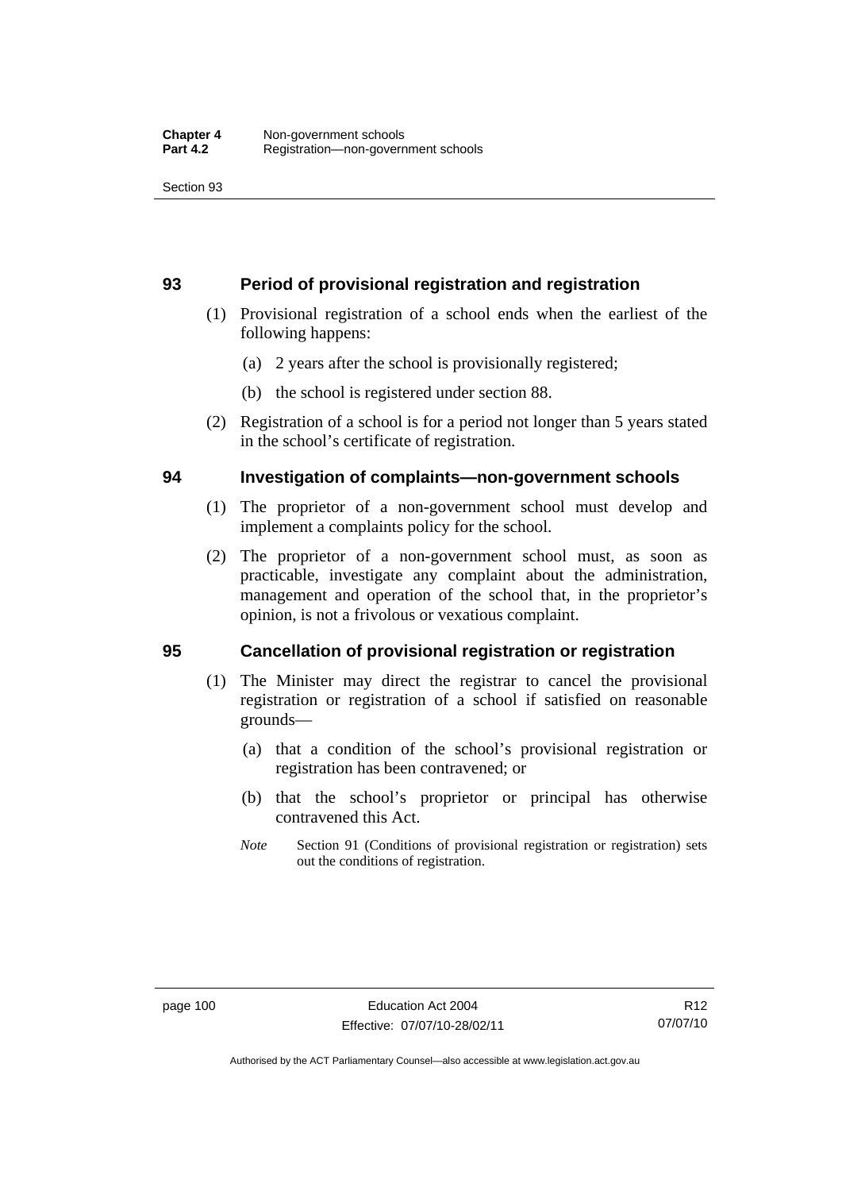## 93 Period of provisional registration and registration

(1) Provisional registration of a school ends when the earliest of the following happens:

(a) 2 years after the school is provisionally registered;

(b) the school is registered under section 88.

(2) Registration of a school is for a period not longer than 5 years stated in the school's certificate of registration.

## 94 Investigation of complaints—non-government schools

(1) The proprietor of a non-government school must develop and implement a complaints policy for the school.

(2) The proprietor of a non-government school must, as soon as practicable, investigate any complaint about the administration, management and operation of the school that, in the proprietor's opinion, is not a frivolous or vexatious complaint.

## 95 Cancellation of provisional registration or registration

(1) The Minister may direct the registrar to cancel the provisional registration or registration of a school if satisfied on reasonable grounds—

(a) that a condition of the school's provisional registration or registration has been contravened; or

(b) that the school's proprietor or principal has otherwise contravened this Act.

*Note* Section 91 (Conditions of provisional registration or registration) sets out the conditions of registration.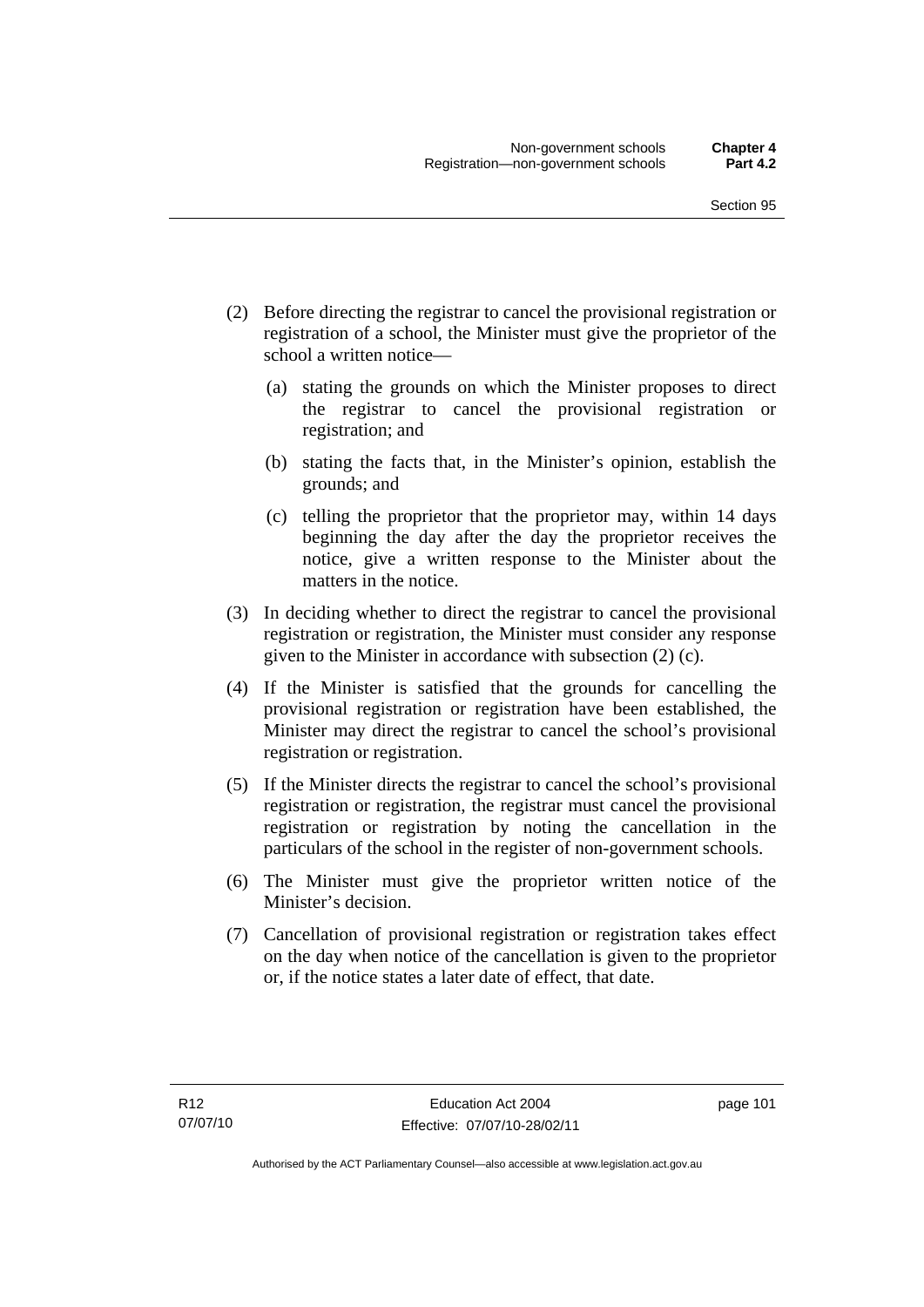(2) Before directing the registrar to cancel the provisional registration or registration of a school, the Minister must give the proprietor of the school a written notice—

(a) stating the grounds on which the Minister proposes to direct the registrar to cancel the provisional registration or registration; and

(b) stating the facts that, in the Minister's opinion, establish the grounds; and

(c) telling the proprietor that the proprietor may, within 14 days beginning the day after the day the proprietor receives the notice, give a written response to the Minister about the matters in the notice.

(3) In deciding whether to direct the registrar to cancel the provisional registration or registration, the Minister must consider any response given to the Minister in accordance with subsection (2) (c).

(4) If the Minister is satisfied that the grounds for cancelling the provisional registration or registration have been established, the Minister may direct the registrar to cancel the school's provisional registration or registration.

(5) If the Minister directs the registrar to cancel the school's provisional registration or registration, the registrar must cancel the provisional registration or registration by noting the cancellation in the particulars of the school in the register of non-government schools.

(6) The Minister must give the proprietor written notice of the Minister's decision.

(7) Cancellation of provisional registration or registration takes effect on the day when notice of the cancellation is given to the proprietor or, if the notice states a later date of effect, that date.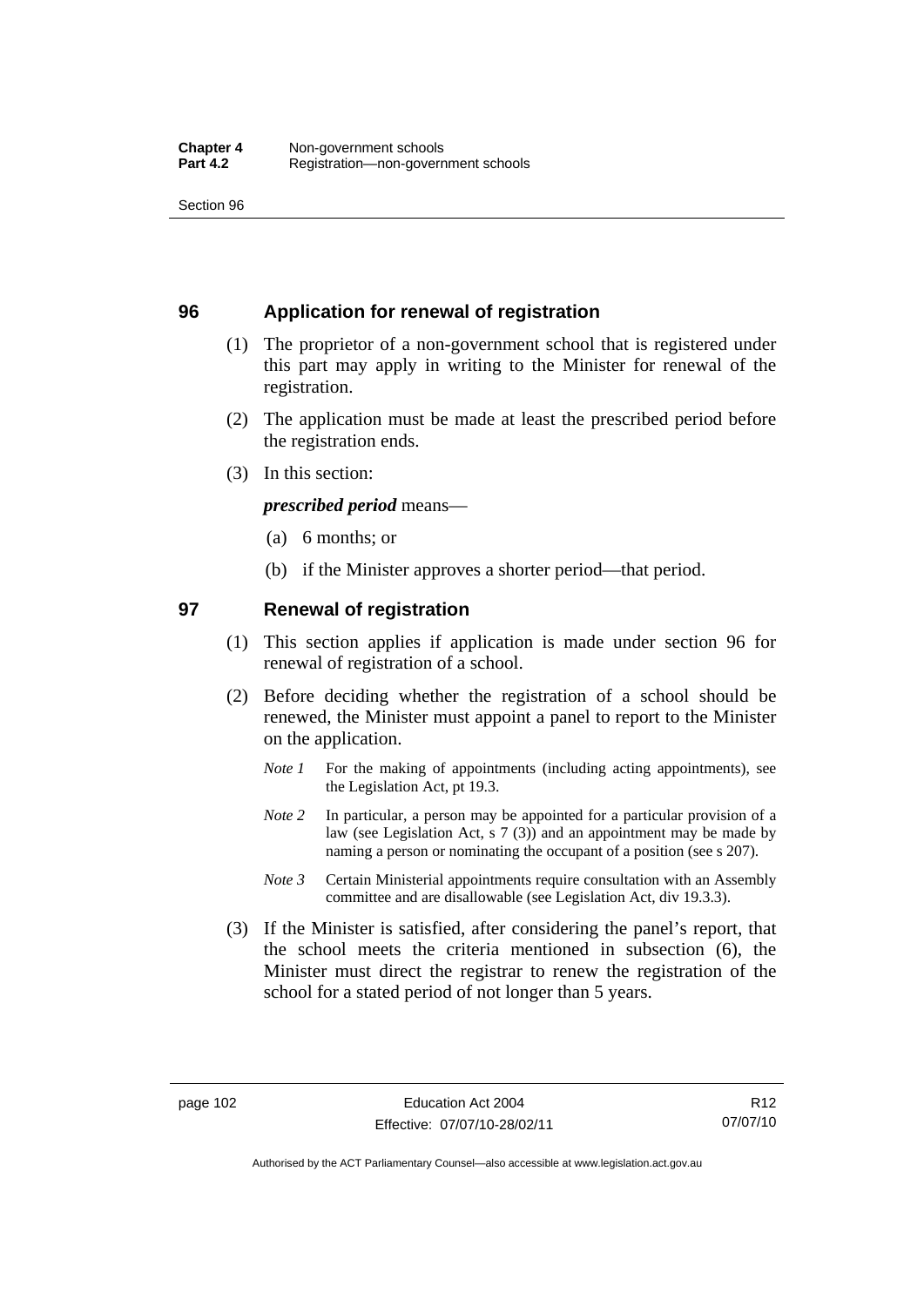## 96 Application for renewal of registration

(1) The proprietor of a non-government school that is registered under this part may apply in writing to the Minister for renewal of the registration.

(2) The application must be made at least the prescribed period before the registration ends.

(3) In this section:

***prescribed period*** means—

(a) 6 months; or

(b) if the Minister approves a shorter period—that period.

## 97 Renewal of registration

(1) This section applies if application is made under section 96 for renewal of registration of a school.

(2) Before deciding whether the registration of a school should be renewed, the Minister must appoint a panel to report to the Minister on the application.

*Note 1* For the making of appointments (including acting appointments), see the Legislation Act, pt 19.3.

*Note 2* In particular, a person may be appointed for a particular provision of a law (see Legislation Act, s 7 (3)) and an appointment may be made by naming a person or nominating the occupant of a position (see s 207).

*Note 3* Certain Ministerial appointments require consultation with an Assembly committee and are disallowable (see Legislation Act, div 19.3.3).

(3) If the Minister is satisfied, after considering the panel's report, that the school meets the criteria mentioned in subsection (6), the Minister must direct the registrar to renew the registration of the school for a stated period of not longer than 5 years.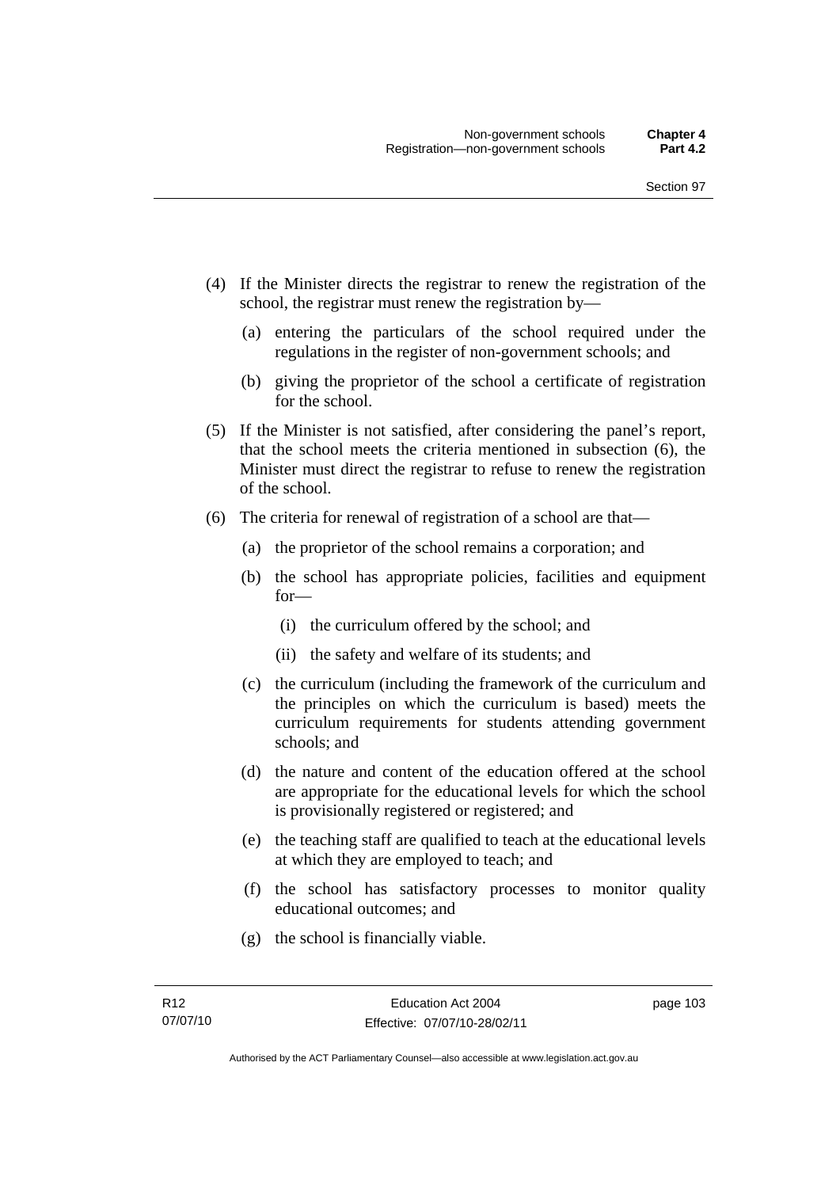(4) If the Minister directs the registrar to renew the registration of the school, the registrar must renew the registration by—

   (a) entering the particulars of the school required under the regulations in the register of non-government schools; and

   (b) giving the proprietor of the school a certificate of registration for the school.

(5) If the Minister is not satisfied, after considering the panel's report, that the school meets the criteria mentioned in subsection (6), the Minister must direct the registrar to refuse to renew the registration of the school.

(6) The criteria for renewal of registration of a school are that—

   (a) the proprietor of the school remains a corporation; and

   (b) the school has appropriate policies, facilities and equipment for—

      (i) the curriculum offered by the school; and

      (ii) the safety and welfare of its students; and

   (c) the curriculum (including the framework of the curriculum and the principles on which the curriculum is based) meets the curriculum requirements for students attending government schools; and

   (d) the nature and content of the education offered at the school are appropriate for the educational levels for which the school is provisionally registered or registered; and

   (e) the teaching staff are qualified to teach at the educational levels at which they are employed to teach; and

   (f) the school has satisfactory processes to monitor quality educational outcomes; and

   (g) the school is financially viable.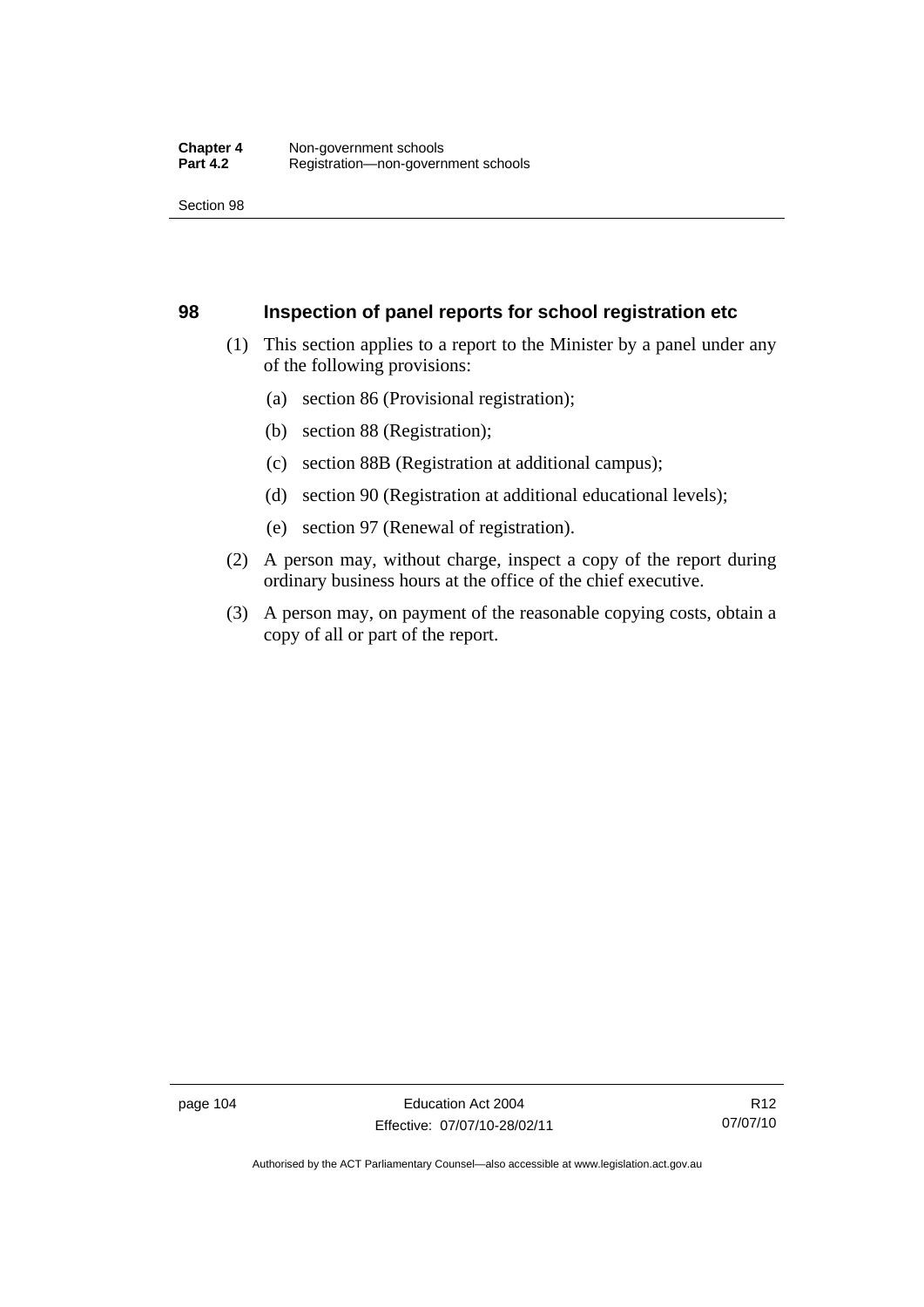## 98 Inspection of panel reports for school registration etc

(1) This section applies to a report to the Minister by a panel under any of the following provisions:

(a) section 86 (Provisional registration);

(b) section 88 (Registration);

(c) section 88B (Registration at additional campus);

(d) section 90 (Registration at additional educational levels);

(e) section 97 (Renewal of registration).

(2) A person may, without charge, inspect a copy of the report during ordinary business hours at the office of the chief executive.

(3) A person may, on payment of the reasonable copying costs, obtain a copy of all or part of the report.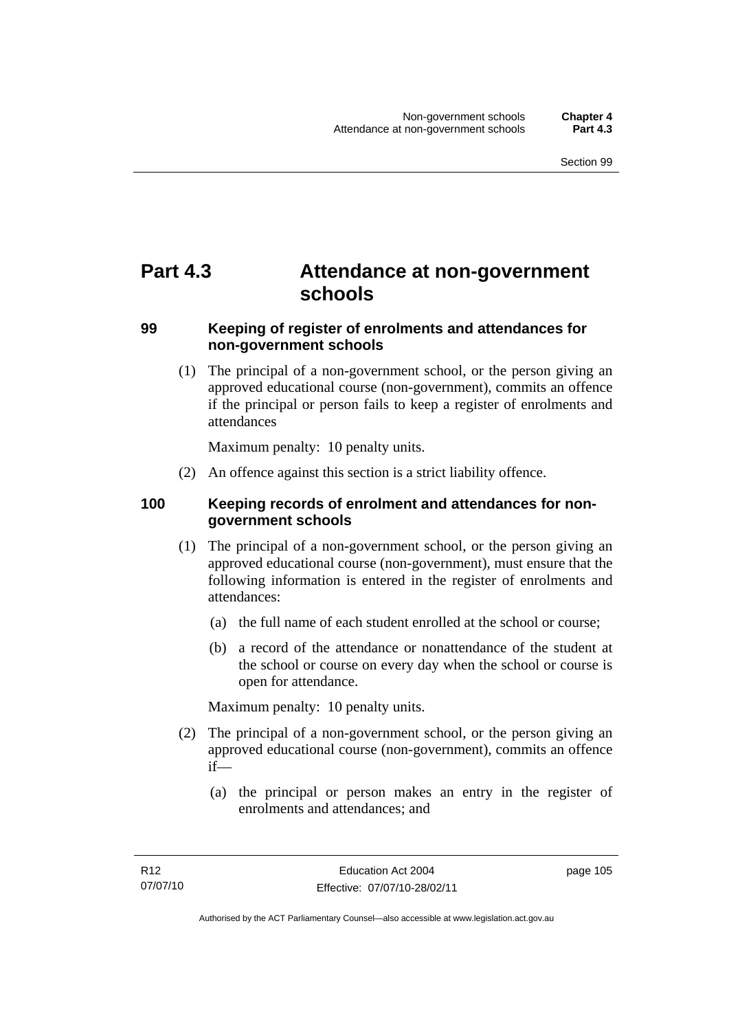# Part 4.3 Attendance at non-government schools

## 99 Keeping of register of enrolments and attendances for non-government schools

(1) The principal of a non-government school, or the person giving an approved educational course (non-government), commits an offence if the principal or person fails to keep a register of enrolments and attendances

Maximum penalty: 10 penalty units.

(2) An offence against this section is a strict liability offence.

## 100 Keeping records of enrolment and attendances for non-government schools

(1) The principal of a non-government school, or the person giving an approved educational course (non-government), must ensure that the following information is entered in the register of enrolments and attendances:

(a) the full name of each student enrolled at the school or course;

(b) a record of the attendance or nonattendance of the student at the school or course on every day when the school or course is open for attendance.

Maximum penalty: 10 penalty units.

(2) The principal of a non-government school, or the person giving an approved educational course (non-government), commits an offence if—

(a) the principal or person makes an entry in the register of enrolments and attendances; and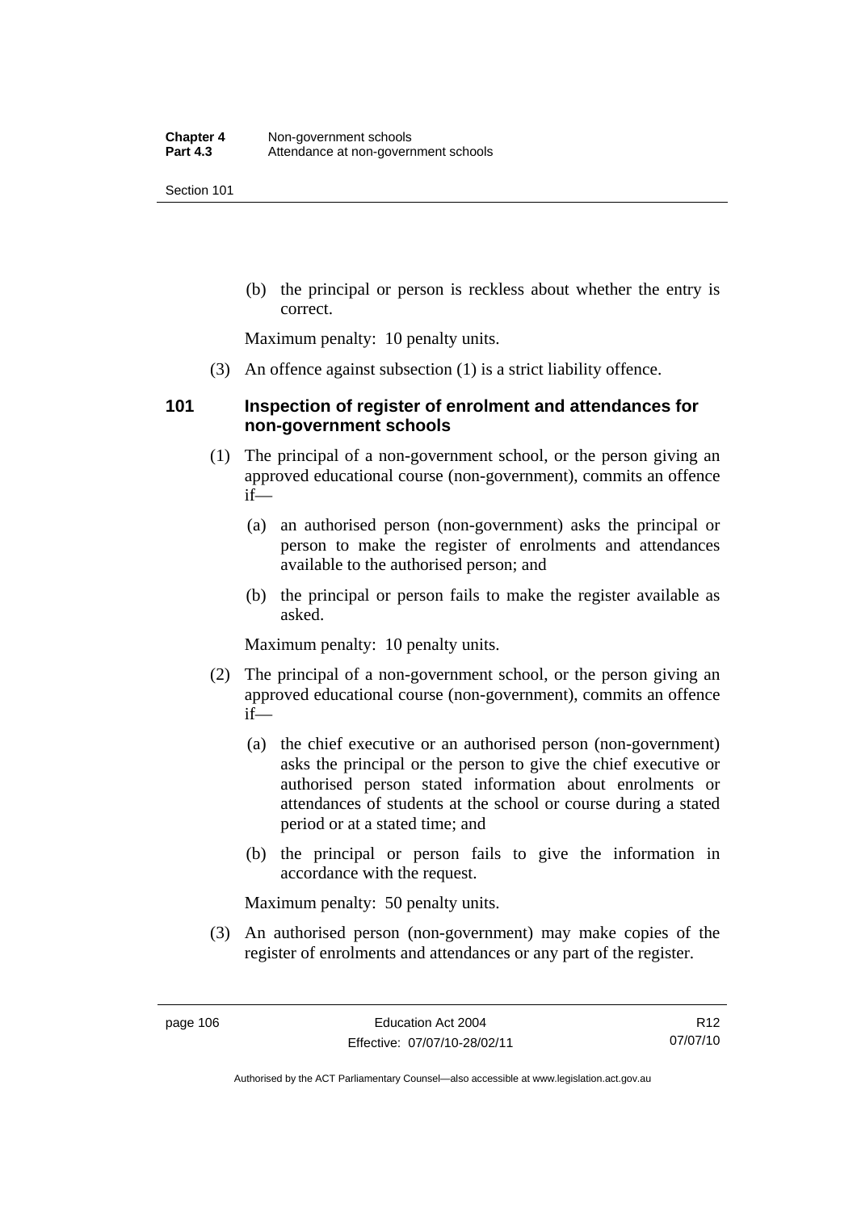(b) the principal or person is reckless about whether the entry is correct.

Maximum penalty: 10 penalty units.

(3) An offence against subsection (1) is a strict liability offence.

### 101 Inspection of register of enrolment and attendances for non-government schools

(1) The principal of a non-government school, or the person giving an approved educational course (non-government), commits an offence if—

(a) an authorised person (non-government) asks the principal or person to make the register of enrolments and attendances available to the authorised person; and

(b) the principal or person fails to make the register available as asked.

Maximum penalty: 10 penalty units.

(2) The principal of a non-government school, or the person giving an approved educational course (non-government), commits an offence if—

(a) the chief executive or an authorised person (non-government) asks the principal or the person to give the chief executive or authorised person stated information about enrolments or attendances of students at the school or course during a stated period or at a stated time; and

(b) the principal or person fails to give the information in accordance with the request.

Maximum penalty: 50 penalty units.

(3) An authorised person (non-government) may make copies of the register of enrolments and attendances or any part of the register.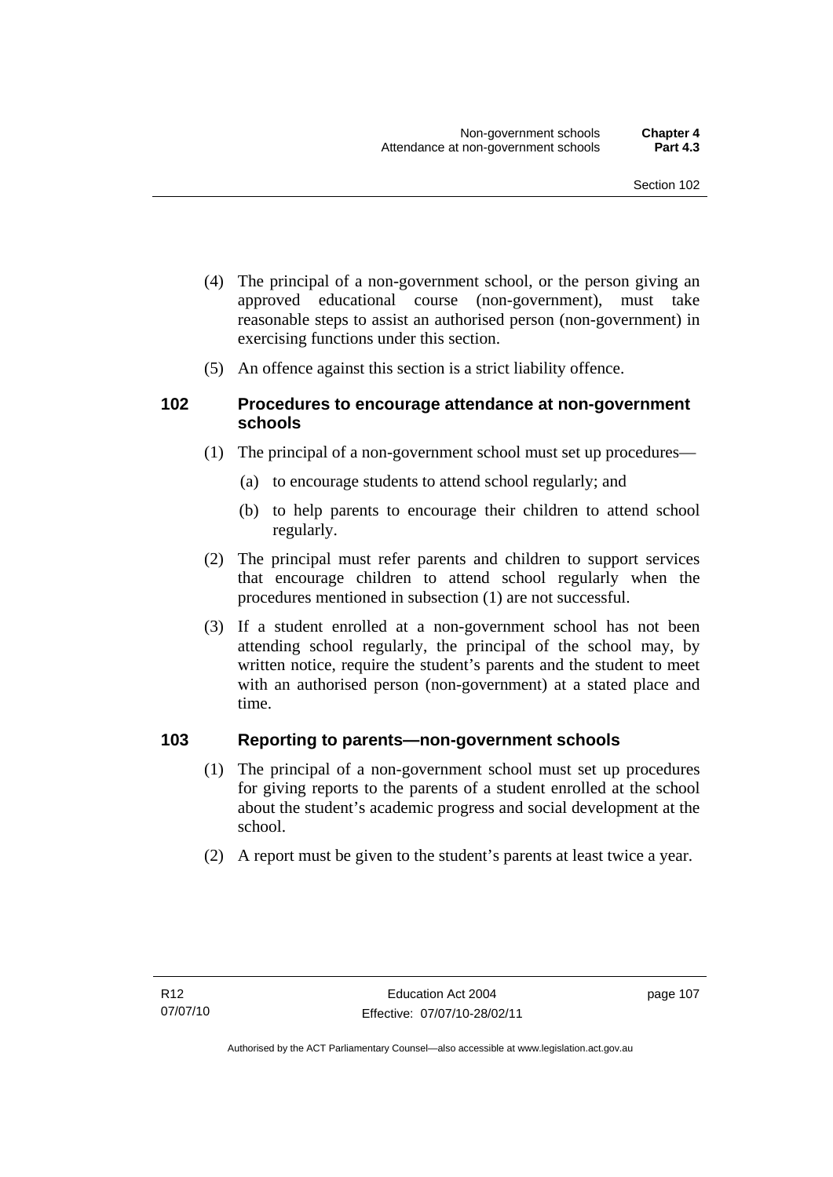(4) The principal of a non-government school, or the person giving an approved educational course (non-government), must take reasonable steps to assist an authorised person (non-government) in exercising functions under this section.

(5) An offence against this section is a strict liability offence.

### 102 Procedures to encourage attendance at non-government schools

(1) The principal of a non-government school must set up procedures—

(a) to encourage students to attend school regularly; and

(b) to help parents to encourage their children to attend school regularly.

(2) The principal must refer parents and children to support services that encourage children to attend school regularly when the procedures mentioned in subsection (1) are not successful.

(3) If a student enrolled at a non-government school has not been attending school regularly, the principal of the school may, by written notice, require the student's parents and the student to meet with an authorised person (non-government) at a stated place and time.

### 103 Reporting to parents—non-government schools

(1) The principal of a non-government school must set up procedures for giving reports to the parents of a student enrolled at the school about the student's academic progress and social development at the school.

(2) A report must be given to the student's parents at least twice a year.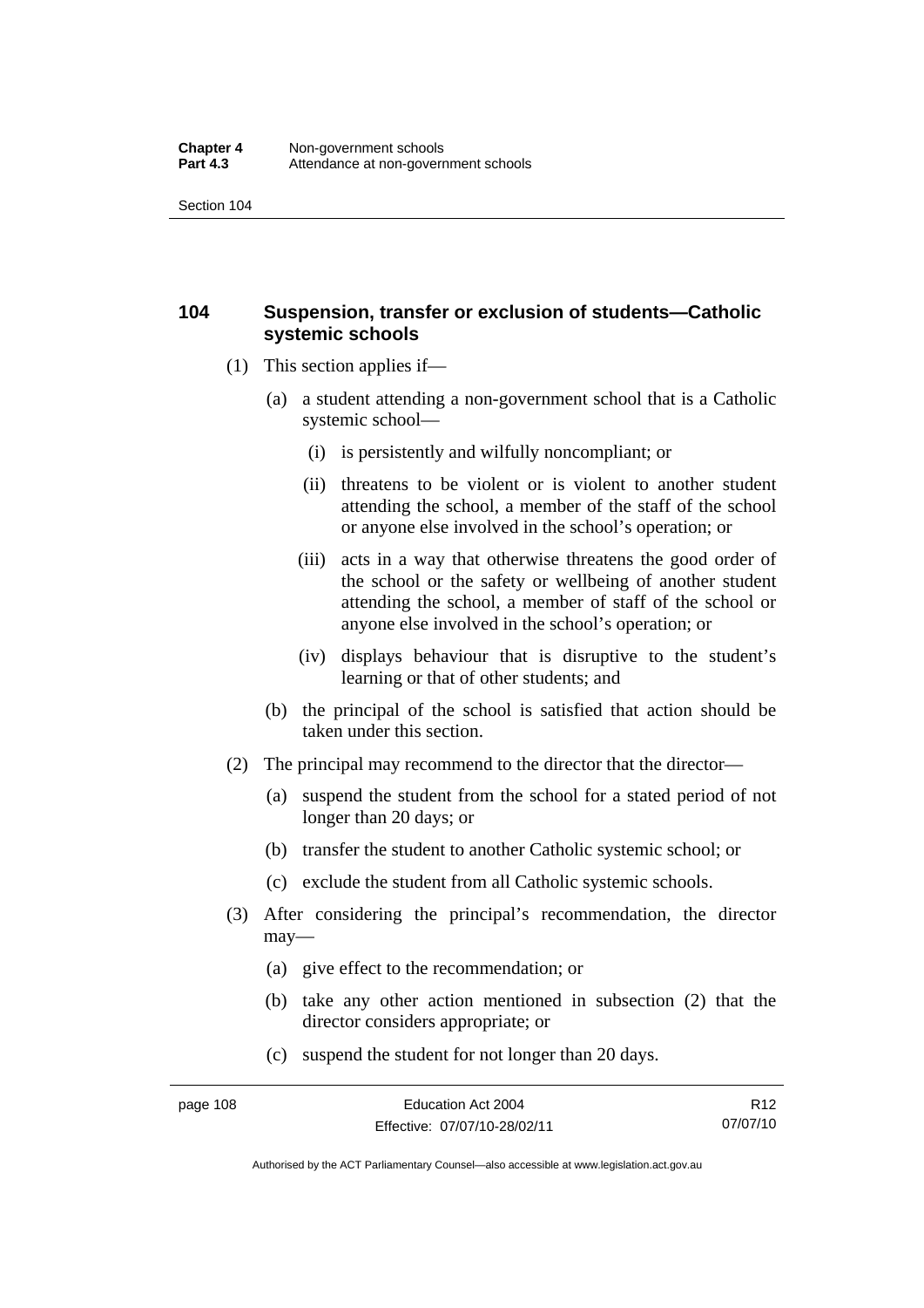## 104 Suspension, transfer or exclusion of students—Catholic systemic schools

(1) This section applies if—

(a) a student attending a non-government school that is a Catholic systemic school—

(i) is persistently and wilfully noncompliant; or

(ii) threatens to be violent or is violent to another student attending the school, a member of the staff of the school or anyone else involved in the school's operation; or

(iii) acts in a way that otherwise threatens the good order of the school or the safety or wellbeing of another student attending the school, a member of staff of the school or anyone else involved in the school's operation; or

(iv) displays behaviour that is disruptive to the student's learning or that of other students; and

(b) the principal of the school is satisfied that action should be taken under this section.

(2) The principal may recommend to the director that the director—

(a) suspend the student from the school for a stated period of not longer than 20 days; or

(b) transfer the student to another Catholic systemic school; or

(c) exclude the student from all Catholic systemic schools.

(3) After considering the principal's recommendation, the director may—

(a) give effect to the recommendation; or

(b) take any other action mentioned in subsection (2) that the director considers appropriate; or

(c) suspend the student for not longer than 20 days.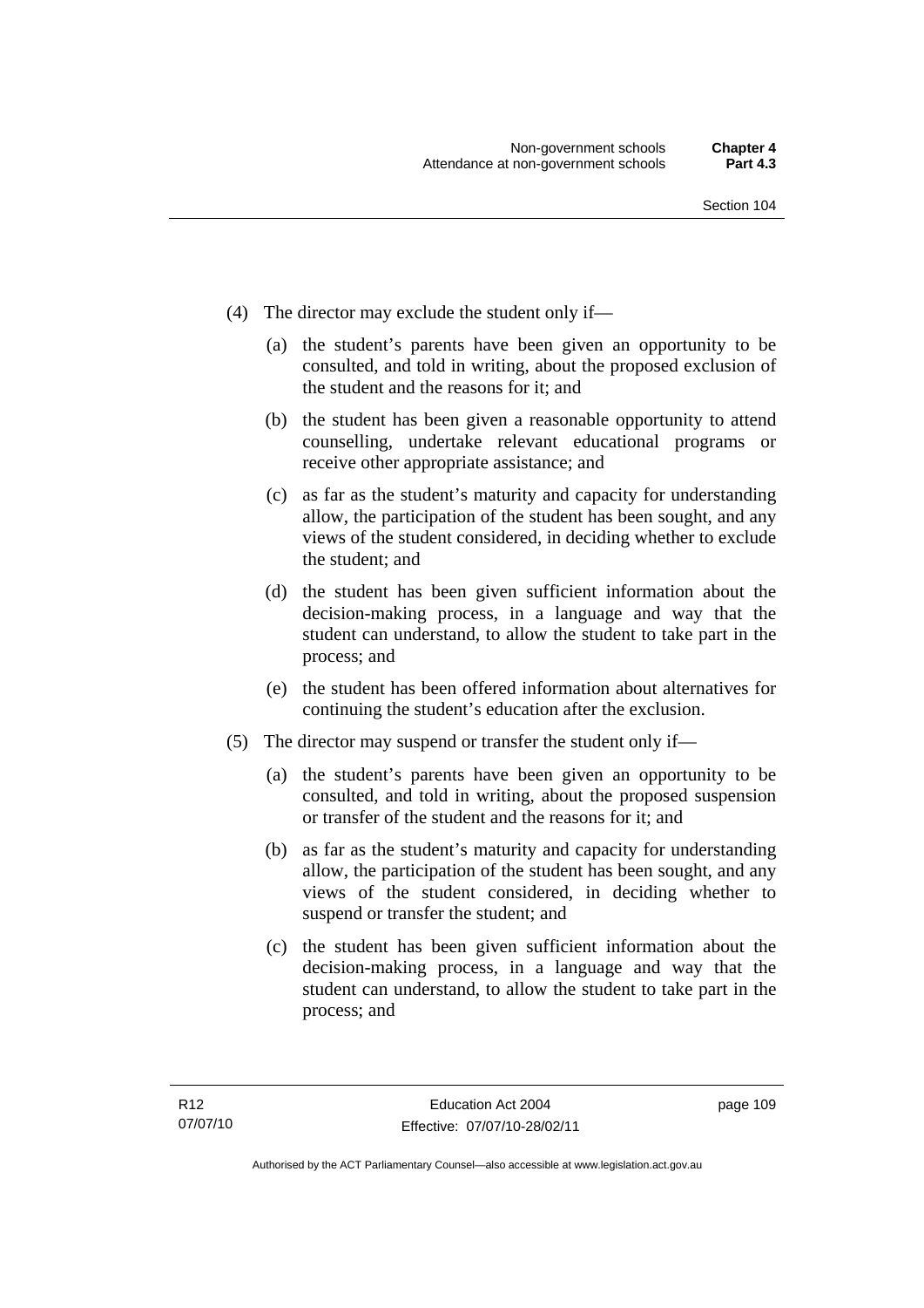(4) The director may exclude the student only if—

   (a) the student's parents have been given an opportunity to be consulted, and told in writing, about the proposed exclusion of the student and the reasons for it; and

   (b) the student has been given a reasonable opportunity to attend counselling, undertake relevant educational programs or receive other appropriate assistance; and

   (c) as far as the student's maturity and capacity for understanding allow, the participation of the student has been sought, and any views of the student considered, in deciding whether to exclude the student; and

   (d) the student has been given sufficient information about the decision-making process, in a language and way that the student can understand, to allow the student to take part in the process; and

   (e) the student has been offered information about alternatives for continuing the student's education after the exclusion.

(5) The director may suspend or transfer the student only if—

   (a) the student's parents have been given an opportunity to be consulted, and told in writing, about the proposed suspension or transfer of the student and the reasons for it; and

   (b) as far as the student's maturity and capacity for understanding allow, the participation of the student has been sought, and any views of the student considered, in deciding whether to suspend or transfer the student; and

   (c) the student has been given sufficient information about the decision-making process, in a language and way that the student can understand, to allow the student to take part in the process; and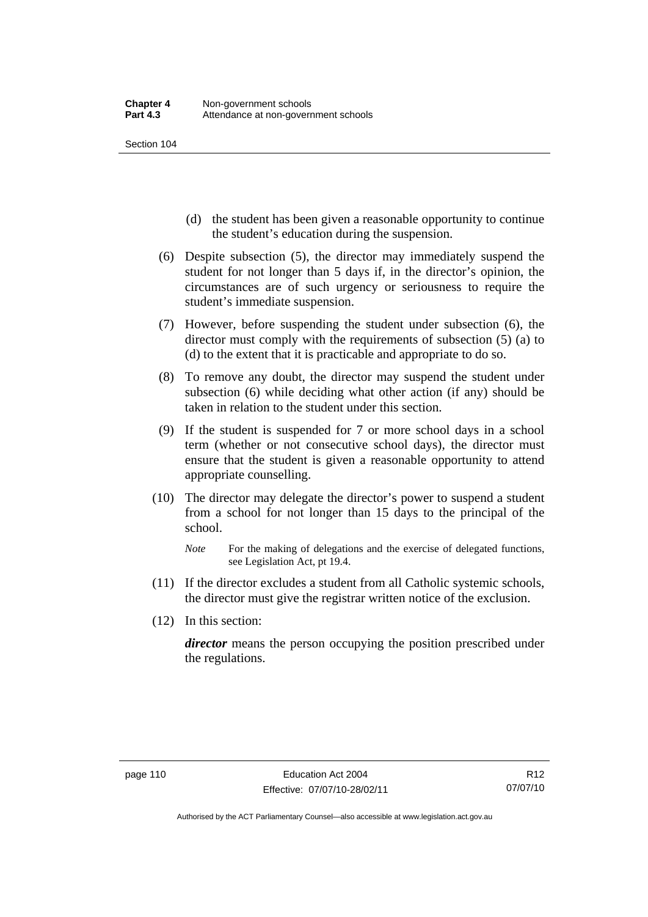(d) the student has been given a reasonable opportunity to continue the student's education during the suspension.

(6) Despite subsection (5), the director may immediately suspend the student for not longer than 5 days if, in the director's opinion, the circumstances are of such urgency or seriousness to require the student's immediate suspension.

(7) However, before suspending the student under subsection (6), the director must comply with the requirements of subsection (5) (a) to (d) to the extent that it is practicable and appropriate to do so.

(8) To remove any doubt, the director may suspend the student under subsection (6) while deciding what other action (if any) should be taken in relation to the student under this section.

(9) If the student is suspended for 7 or more school days in a school term (whether or not consecutive school days), the director must ensure that the student is given a reasonable opportunity to attend appropriate counselling.

(10) The director may delegate the director's power to suspend a student from a school for not longer than 15 days to the principal of the school.

*Note* For the making of delegations and the exercise of delegated functions, see Legislation Act, pt 19.4.

(11) If the director excludes a student from all Catholic systemic schools, the director must give the registrar written notice of the exclusion.

(12) In this section:

***director*** means the person occupying the position prescribed under the regulations.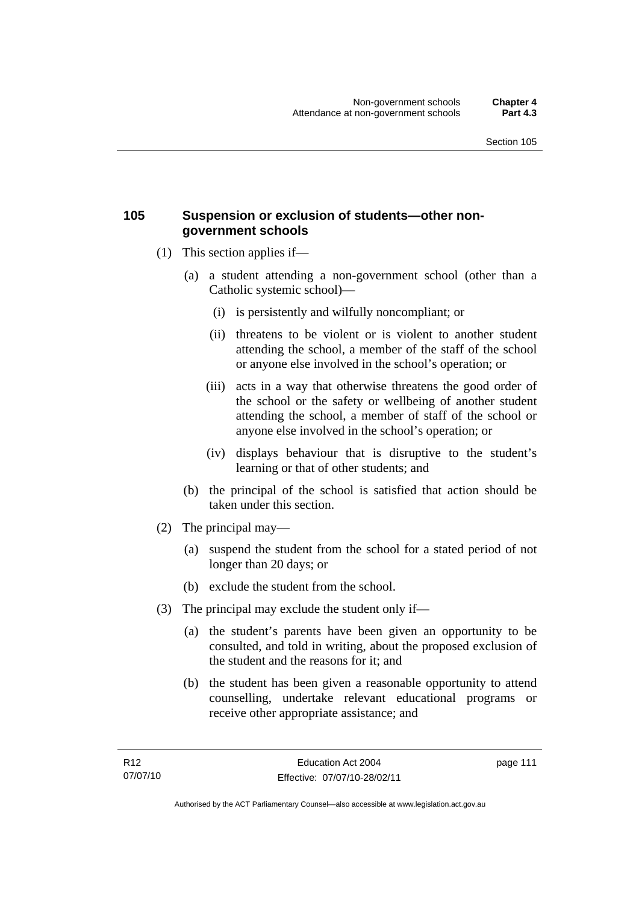## 105 Suspension or exclusion of students—other non-government schools

(1) This section applies if—

(a) a student attending a non-government school (other than a Catholic systemic school)—

(i) is persistently and wilfully noncompliant; or

(ii) threatens to be violent or is violent to another student attending the school, a member of the staff of the school or anyone else involved in the school's operation; or

(iii) acts in a way that otherwise threatens the good order of the school or the safety or wellbeing of another student attending the school, a member of staff of the school or anyone else involved in the school's operation; or

(iv) displays behaviour that is disruptive to the student's learning or that of other students; and

(b) the principal of the school is satisfied that action should be taken under this section.

(2) The principal may—

(a) suspend the student from the school for a stated period of not longer than 20 days; or

(b) exclude the student from the school.

(3) The principal may exclude the student only if—

(a) the student's parents have been given an opportunity to be consulted, and told in writing, about the proposed exclusion of the student and the reasons for it; and

(b) the student has been given a reasonable opportunity to attend counselling, undertake relevant educational programs or receive other appropriate assistance; and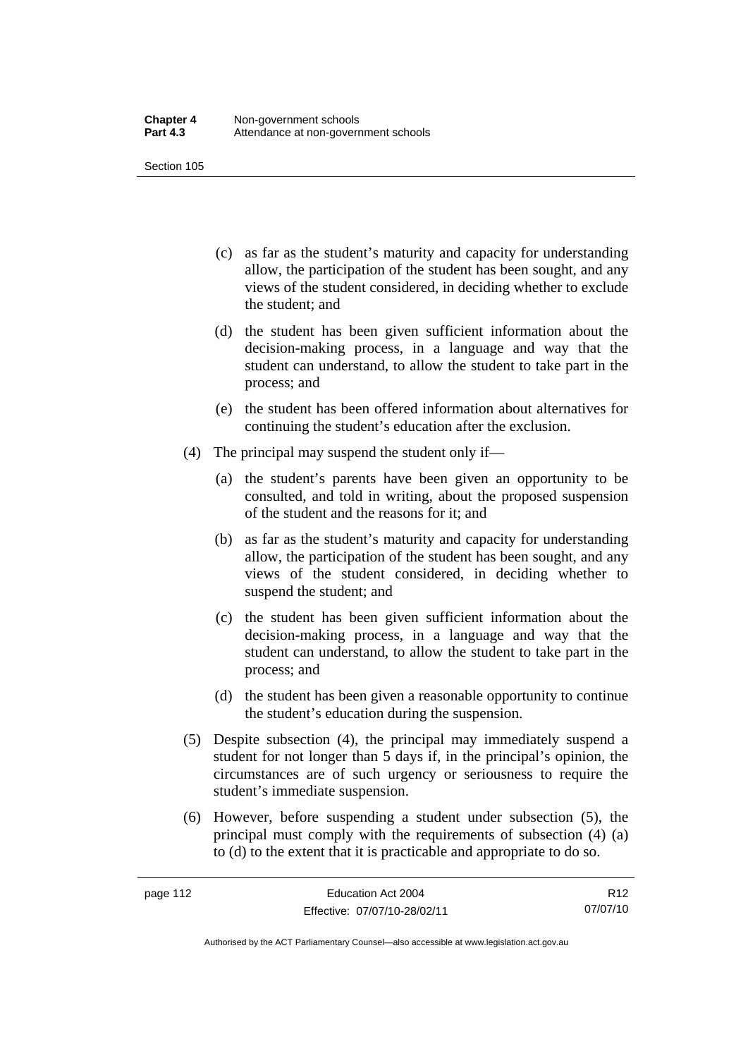(c) as far as the student's maturity and capacity for understanding allow, the participation of the student has been sought, and any views of the student considered, in deciding whether to exclude the student; and

(d) the student has been given sufficient information about the decision-making process, in a language and way that the student can understand, to allow the student to take part in the process; and

(e) the student has been offered information about alternatives for continuing the student's education after the exclusion.

(4) The principal may suspend the student only if—

(a) the student's parents have been given an opportunity to be consulted, and told in writing, about the proposed suspension of the student and the reasons for it; and

(b) as far as the student's maturity and capacity for understanding allow, the participation of the student has been sought, and any views of the student considered, in deciding whether to suspend the student; and

(c) the student has been given sufficient information about the decision-making process, in a language and way that the student can understand, to allow the student to take part in the process; and

(d) the student has been given a reasonable opportunity to continue the student's education during the suspension.

(5) Despite subsection (4), the principal may immediately suspend a student for not longer than 5 days if, in the principal's opinion, the circumstances are of such urgency or seriousness to require the student's immediate suspension.

(6) However, before suspending a student under subsection (5), the principal must comply with the requirements of subsection (4) (a) to (d) to the extent that it is practicable and appropriate to do so.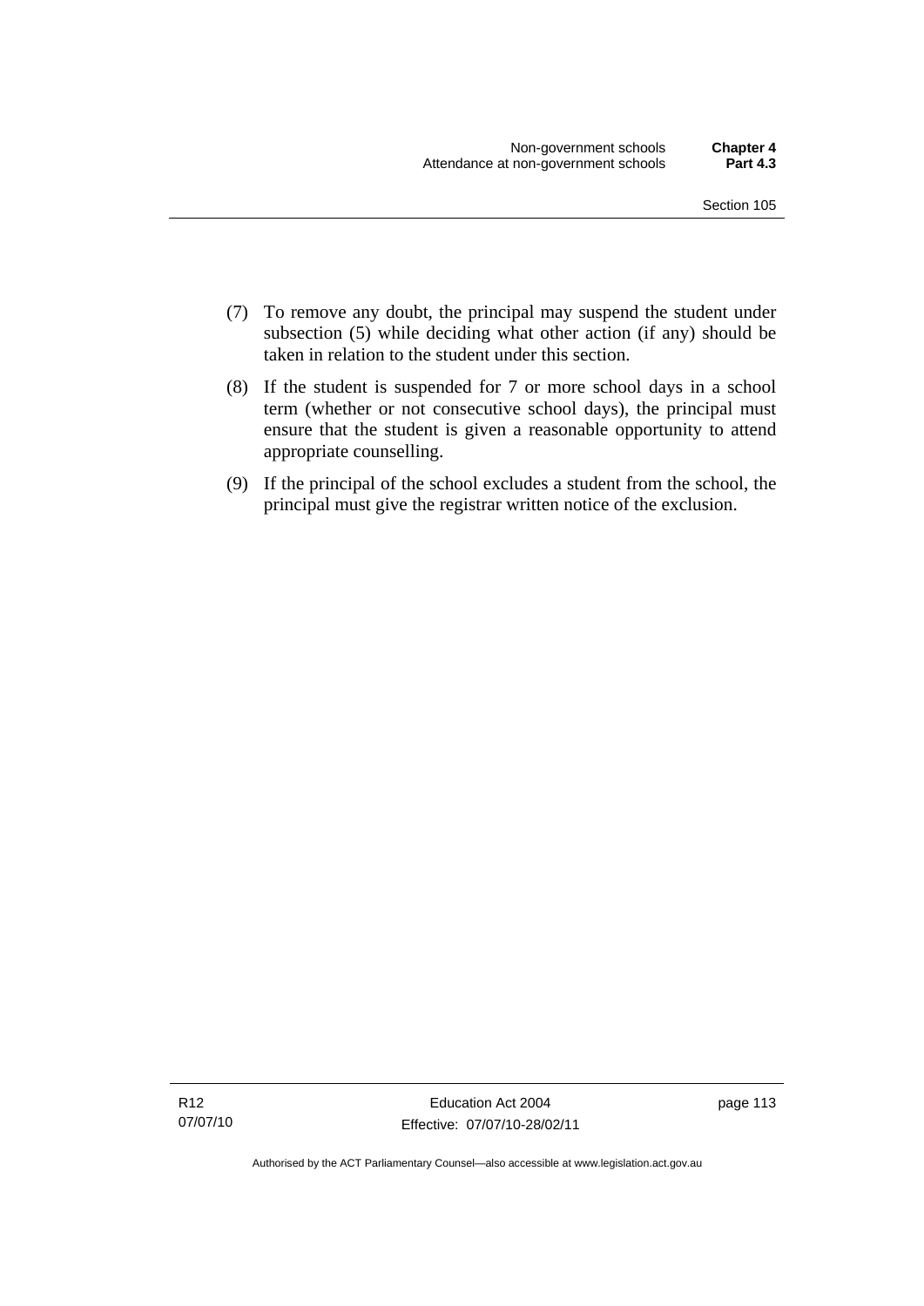(7) To remove any doubt, the principal may suspend the student under subsection (5) while deciding what other action (if any) should be taken in relation to the student under this section.

(8) If the student is suspended for 7 or more school days in a school term (whether or not consecutive school days), the principal must ensure that the student is given a reasonable opportunity to attend appropriate counselling.

(9) If the principal of the school excludes a student from the school, the principal must give the registrar written notice of the exclusion.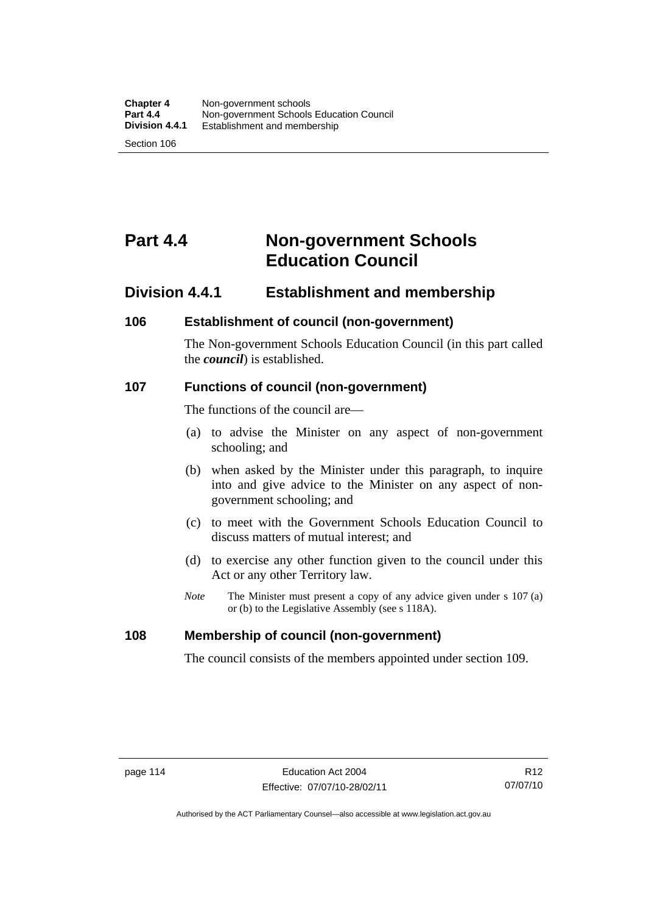# Part 4.4 Non-government Schools Education Council

## Division 4.4.1 Establishment and membership

### 106 Establishment of council (non-government)

The Non-government Schools Education Council (in this part called the ***council***) is established.

### 107 Functions of council (non-government)

The functions of the council are—

(a) to advise the Minister on any aspect of non-government schooling; and

(b) when asked by the Minister under this paragraph, to inquire into and give advice to the Minister on any aspect of non-government schooling; and

(c) to meet with the Government Schools Education Council to discuss matters of mutual interest; and

(d) to exercise any other function given to the council under this Act or any other Territory law.

*Note* The Minister must present a copy of any advice given under s 107 (a) or (b) to the Legislative Assembly (see s 118A).

### 108 Membership of council (non-government)

The council consists of the members appointed under section 109.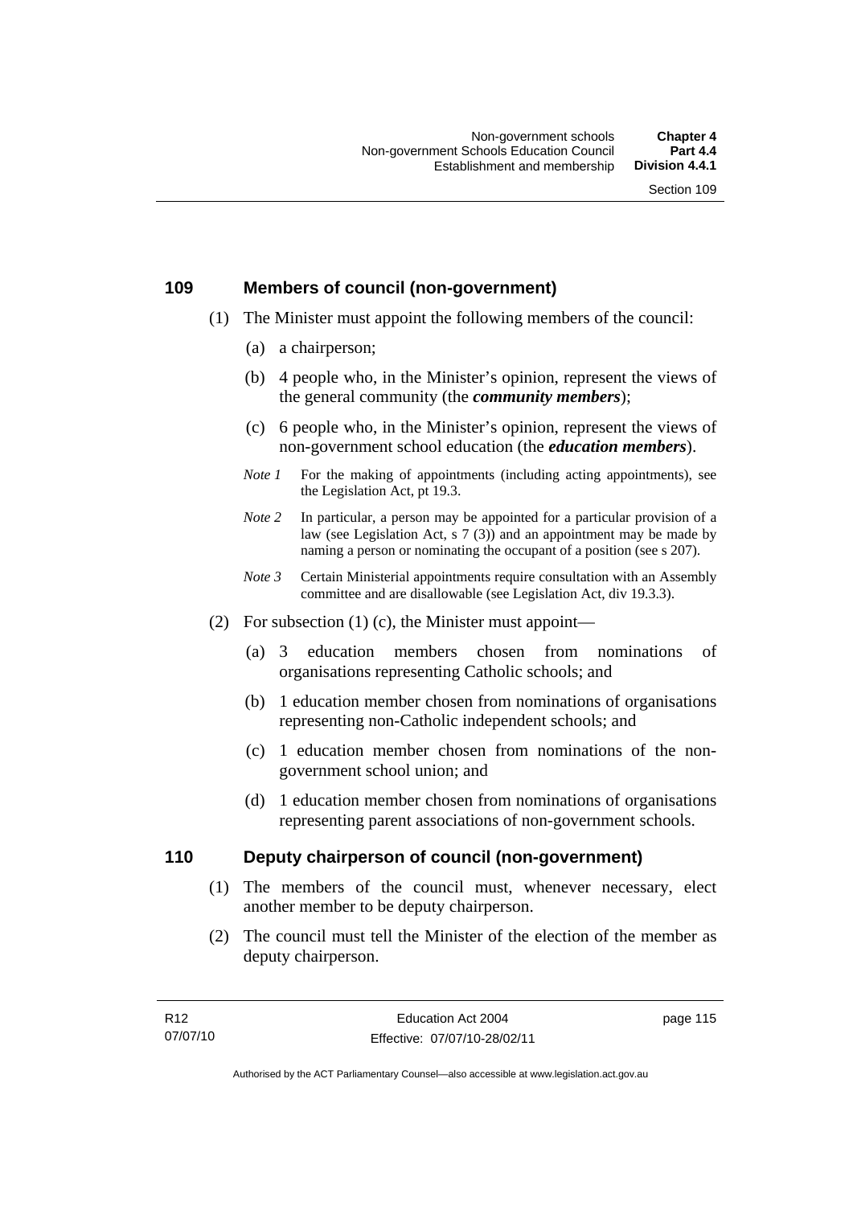## 109 Members of council (non-government)

(1) The Minister must appoint the following members of the council:

(a) a chairperson;

(b) 4 people who, in the Minister's opinion, represent the views of the general community (the ***community members***);

(c) 6 people who, in the Minister's opinion, represent the views of non-government school education (the ***education members***).

*Note 1* For the making of appointments (including acting appointments), see the Legislation Act, pt 19.3.

*Note 2* In particular, a person may be appointed for a particular provision of a law (see Legislation Act, s 7 (3)) and an appointment may be made by naming a person or nominating the occupant of a position (see s 207).

*Note 3* Certain Ministerial appointments require consultation with an Assembly committee and are disallowable (see Legislation Act, div 19.3.3).

(2) For subsection (1) (c), the Minister must appoint—

(a) 3 education members chosen from nominations of organisations representing Catholic schools; and

(b) 1 education member chosen from nominations of organisations representing non-Catholic independent schools; and

(c) 1 education member chosen from nominations of the non-government school union; and

(d) 1 education member chosen from nominations of organisations representing parent associations of non-government schools.

## 110 Deputy chairperson of council (non-government)

(1) The members of the council must, whenever necessary, elect another member to be deputy chairperson.

(2) The council must tell the Minister of the election of the member as deputy chairperson.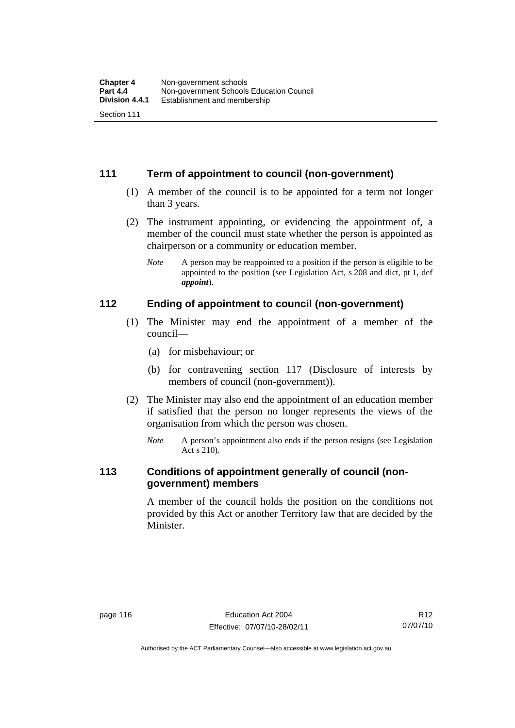## 111 Term of appointment to council (non-government)

(1) A member of the council is to be appointed for a term not longer than 3 years.

(2) The instrument appointing, or evidencing the appointment of, a member of the council must state whether the person is appointed as chairperson or a community or education member.

*Note* A person may be reappointed to a position if the person is eligible to be appointed to the position (see Legislation Act, s 208 and dict, pt 1, def ***appoint***).

## 112 Ending of appointment to council (non-government)

(1) The Minister may end the appointment of a member of the council—

(a) for misbehaviour; or

(b) for contravening section 117 (Disclosure of interests by members of council (non-government)).

(2) The Minister may also end the appointment of an education member if satisfied that the person no longer represents the views of the organisation from which the person was chosen.

*Note* A person's appointment also ends if the person resigns (see Legislation Act s 210).

## 113 Conditions of appointment generally of council (non-government) members

A member of the council holds the position on the conditions not provided by this Act or another Territory law that are decided by the Minister.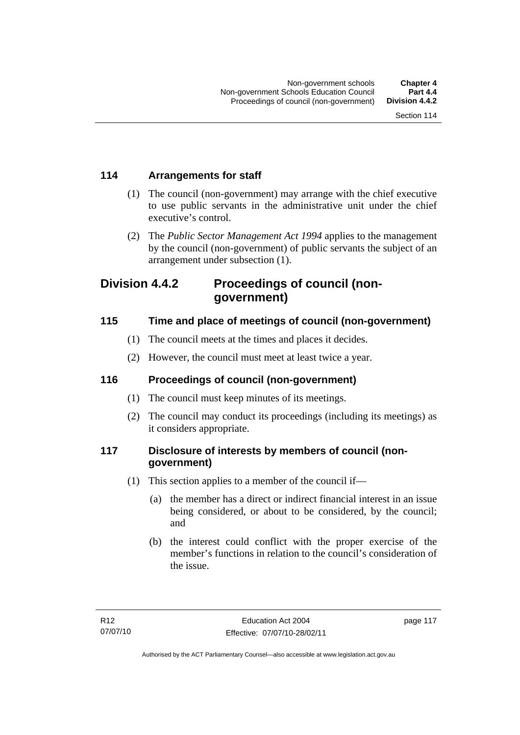## 114 Arrangements for staff

(1) The council (non-government) may arrange with the chief executive to use public servants in the administrative unit under the chief executive's control.

(2) The *Public Sector Management Act 1994* applies to the management by the council (non-government) of public servants the subject of an arrangement under subsection (1).

# Division 4.4.2 Proceedings of council (non-government)

## 115 Time and place of meetings of council (non-government)

(1) The council meets at the times and places it decides.

(2) However, the council must meet at least twice a year.

## 116 Proceedings of council (non-government)

(1) The council must keep minutes of its meetings.

(2) The council may conduct its proceedings (including its meetings) as it considers appropriate.

## 117 Disclosure of interests by members of council (non-government)

(1) This section applies to a member of the council if—

(a) the member has a direct or indirect financial interest in an issue being considered, or about to be considered, by the council; and

(b) the interest could conflict with the proper exercise of the member's functions in relation to the council's consideration of the issue.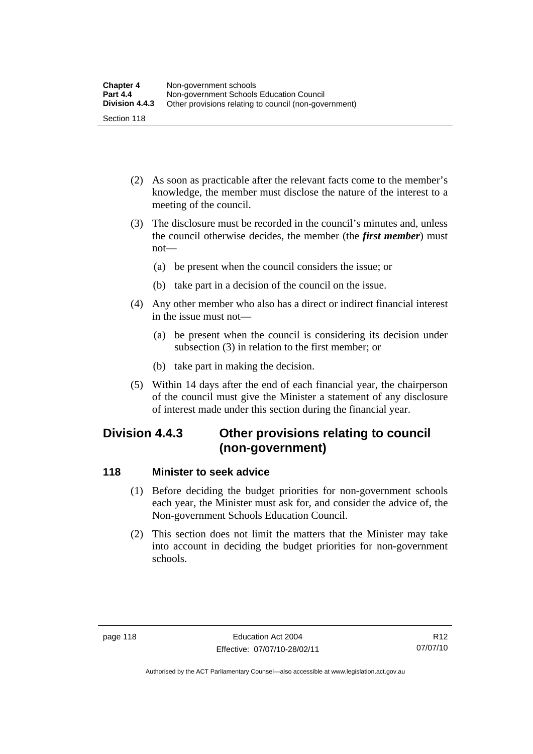(2) As soon as practicable after the relevant facts come to the member's knowledge, the member must disclose the nature of the interest to a meeting of the council.

(3) The disclosure must be recorded in the council's minutes and, unless the council otherwise decides, the member (the ***first member***) must not—

(a) be present when the council considers the issue; or

(b) take part in a decision of the council on the issue.

(4) Any other member who also has a direct or indirect financial interest in the issue must not—

(a) be present when the council is considering its decision under subsection (3) in relation to the first member; or

(b) take part in making the decision.

(5) Within 14 days after the end of each financial year, the chairperson of the council must give the Minister a statement of any disclosure of interest made under this section during the financial year.

## Division 4.4.3 Other provisions relating to council (non-government)

### 118 Minister to seek advice

(1) Before deciding the budget priorities for non-government schools each year, the Minister must ask for, and consider the advice of, the Non-government Schools Education Council.

(2) This section does not limit the matters that the Minister may take into account in deciding the budget priorities for non-government schools.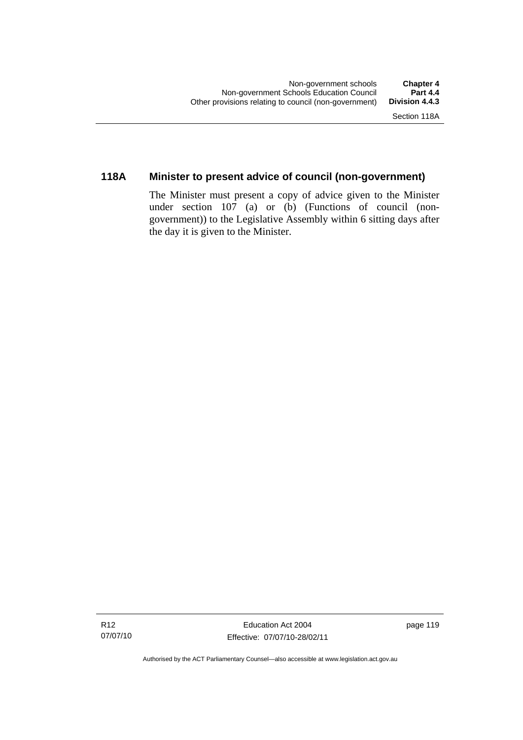## 118A Minister to present advice of council (non-government)

The Minister must present a copy of advice given to the Minister under section 107 (a) or (b) (Functions of council (non-government)) to the Legislative Assembly within 6 sitting days after the day it is given to the Minister.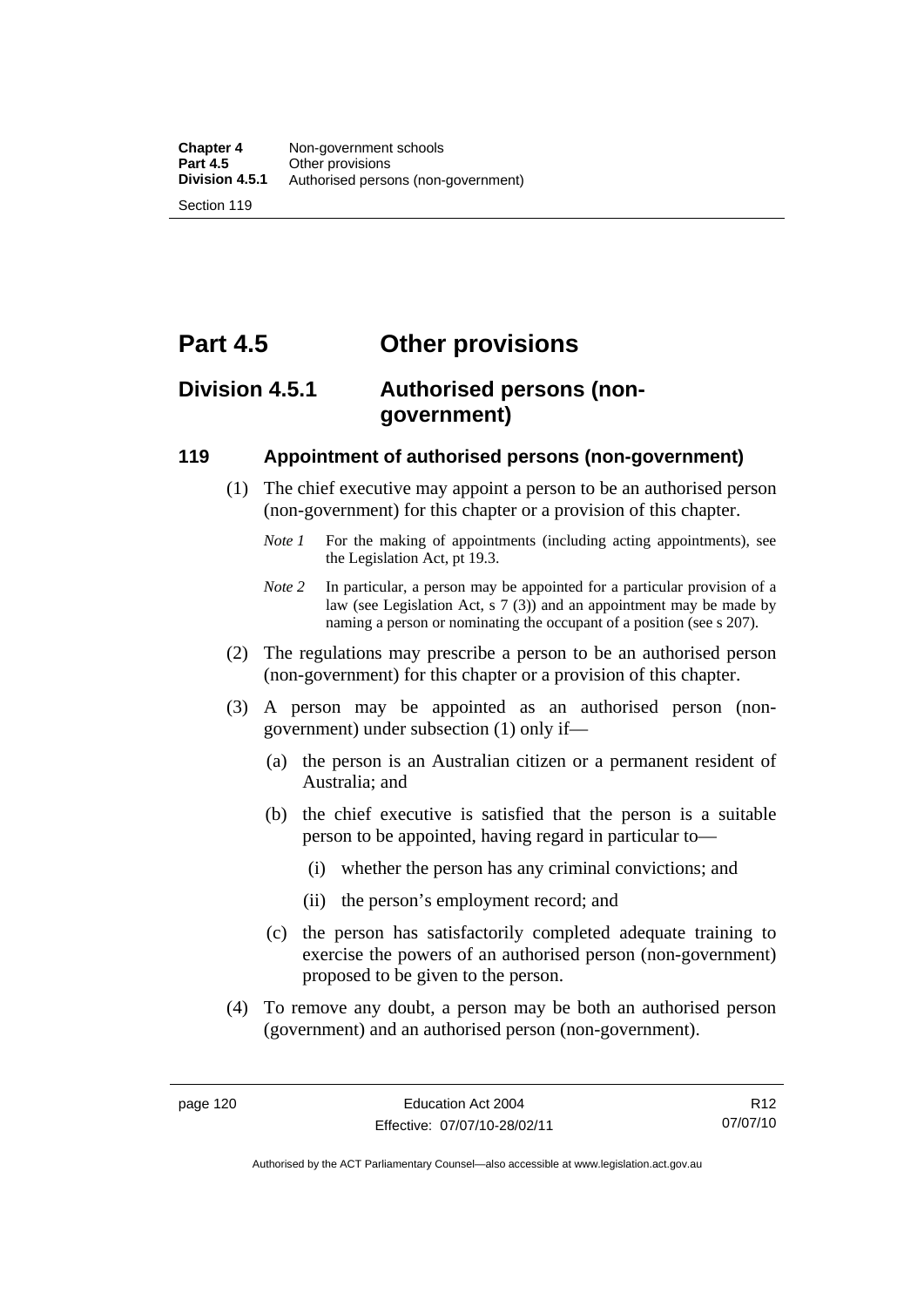# Part 4.5 Other provisions

## Division 4.5.1 Authorised persons (non-government)

### 119 Appointment of authorised persons (non-government)

(1) The chief executive may appoint a person to be an authorised person (non-government) for this chapter or a provision of this chapter.

*Note 1* For the making of appointments (including acting appointments), see the Legislation Act, pt 19.3.

*Note 2* In particular, a person may be appointed for a particular provision of a law (see Legislation Act, s 7 (3)) and an appointment may be made by naming a person or nominating the occupant of a position (see s 207).

(2) The regulations may prescribe a person to be an authorised person (non-government) for this chapter or a provision of this chapter.

(3) A person may be appointed as an authorised person (non-government) under subsection (1) only if—

(a) the person is an Australian citizen or a permanent resident of Australia; and

(b) the chief executive is satisfied that the person is a suitable person to be appointed, having regard in particular to—

(i) whether the person has any criminal convictions; and

(ii) the person's employment record; and

(c) the person has satisfactorily completed adequate training to exercise the powers of an authorised person (non-government) proposed to be given to the person.

(4) To remove any doubt, a person may be both an authorised person (government) and an authorised person (non-government).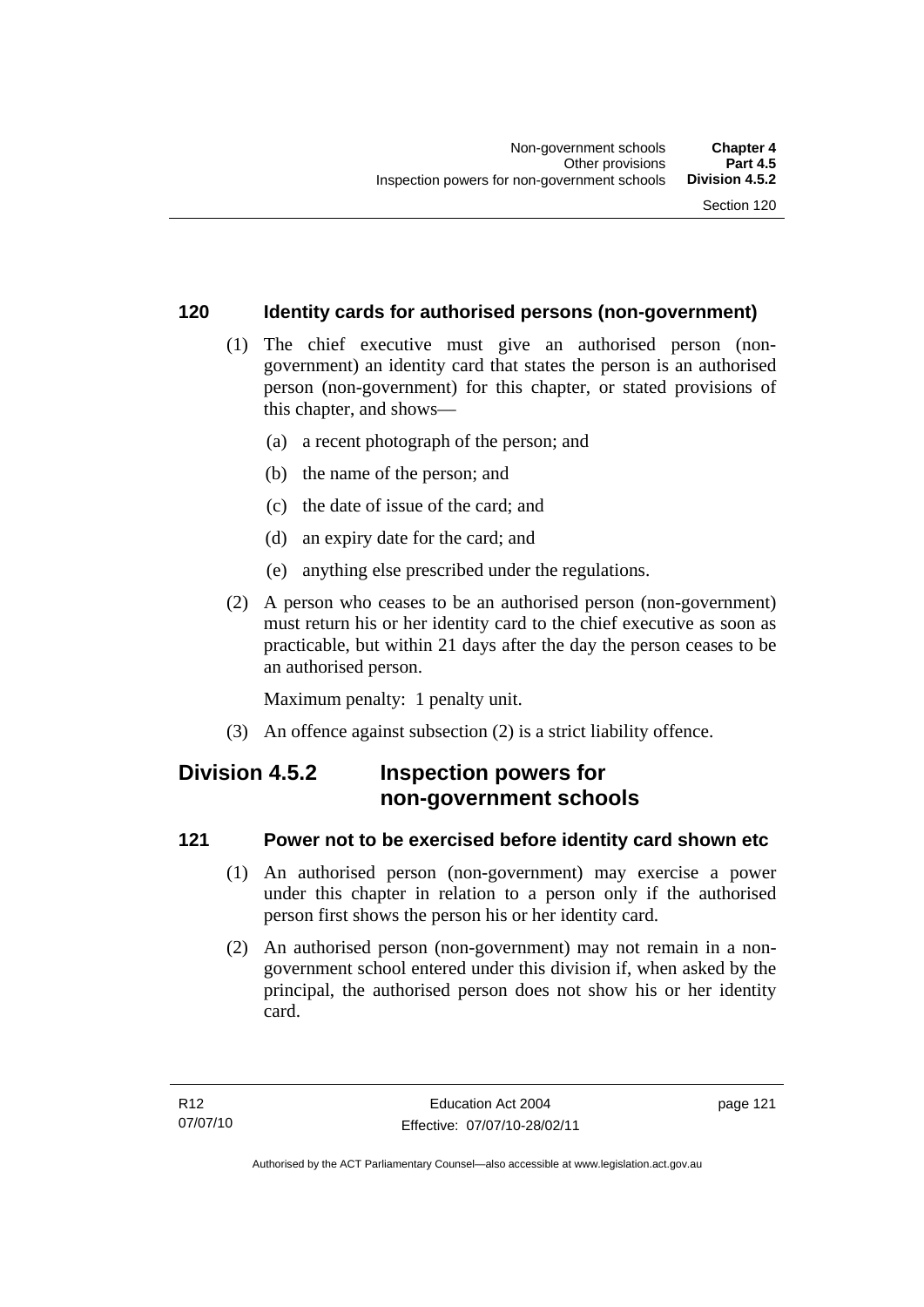### 120 Identity cards for authorised persons (non-government)

(1) The chief executive must give an authorised person (non-government) an identity card that states the person is an authorised person (non-government) for this chapter, or stated provisions of this chapter, and shows—

(a) a recent photograph of the person; and

(b) the name of the person; and

(c) the date of issue of the card; and

(d) an expiry date for the card; and

(e) anything else prescribed under the regulations.

(2) A person who ceases to be an authorised person (non-government) must return his or her identity card to the chief executive as soon as practicable, but within 21 days after the day the person ceases to be an authorised person.

Maximum penalty: 1 penalty unit.

(3) An offence against subsection (2) is a strict liability offence.

## Division 4.5.2 Inspection powers for non-government schools

### 121 Power not to be exercised before identity card shown etc

(1) An authorised person (non-government) may exercise a power under this chapter in relation to a person only if the authorised person first shows the person his or her identity card.

(2) An authorised person (non-government) may not remain in a non-government school entered under this division if, when asked by the principal, the authorised person does not show his or her identity card.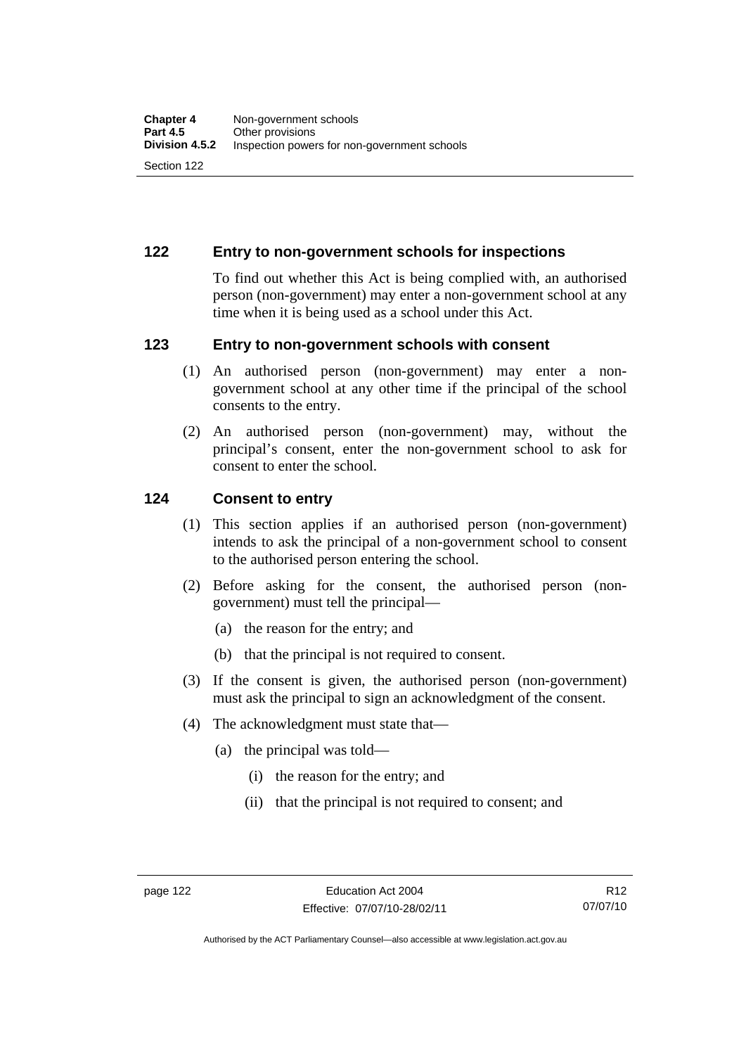## 122 Entry to non-government schools for inspections

To find out whether this Act is being complied with, an authorised person (non-government) may enter a non-government school at any time when it is being used as a school under this Act.

## 123 Entry to non-government schools with consent

(1) An authorised person (non-government) may enter a non-government school at any other time if the principal of the school consents to the entry.

(2) An authorised person (non-government) may, without the principal's consent, enter the non-government school to ask for consent to enter the school.

## 124 Consent to entry

(1) This section applies if an authorised person (non-government) intends to ask the principal of a non-government school to consent to the authorised person entering the school.

(2) Before asking for the consent, the authorised person (non-government) must tell the principal—

- (a) the reason for the entry; and
- (b) that the principal is not required to consent.

(3) If the consent is given, the authorised person (non-government) must ask the principal to sign an acknowledgment of the consent.

(4) The acknowledgment must state that—

- (a) the principal was told—
  - (i) the reason for the entry; and
  - (ii) that the principal is not required to consent; and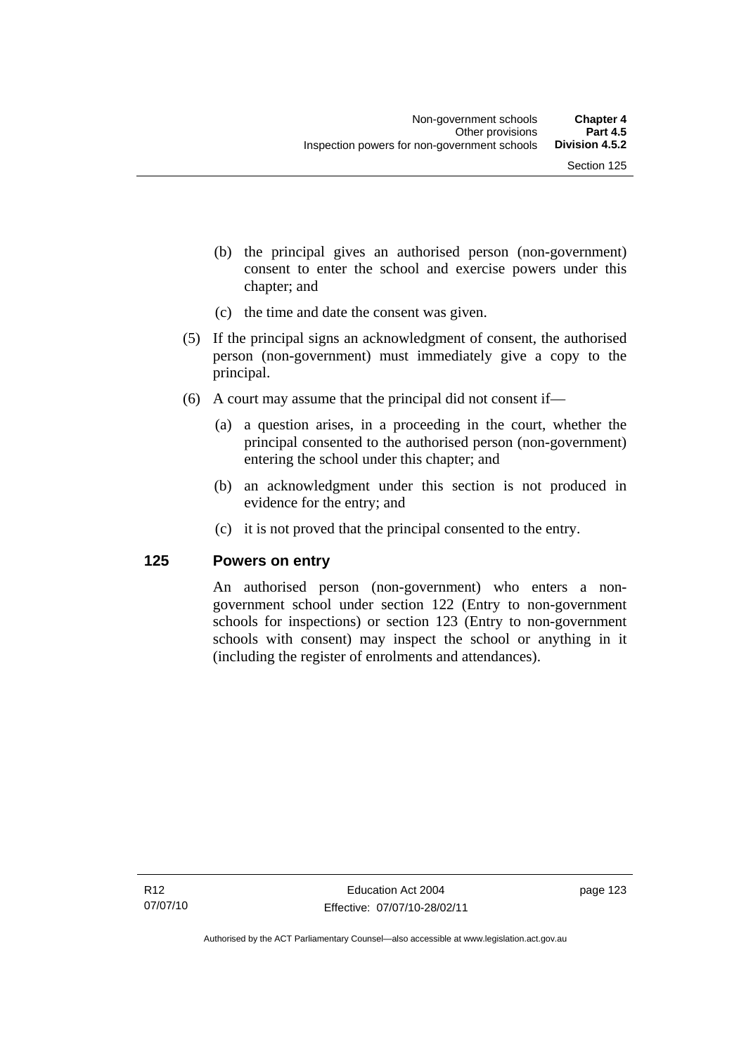(b) the principal gives an authorised person (non-government) consent to enter the school and exercise powers under this chapter; and

(c) the time and date the consent was given.

(5) If the principal signs an acknowledgment of consent, the authorised person (non-government) must immediately give a copy to the principal.

(6) A court may assume that the principal did not consent if—

(a) a question arises, in a proceeding in the court, whether the principal consented to the authorised person (non-government) entering the school under this chapter; and

(b) an acknowledgment under this section is not produced in evidence for the entry; and

(c) it is not proved that the principal consented to the entry.

## 125 Powers on entry

An authorised person (non-government) who enters a non-government school under section 122 (Entry to non-government schools for inspections) or section 123 (Entry to non-government schools with consent) may inspect the school or anything in it (including the register of enrolments and attendances).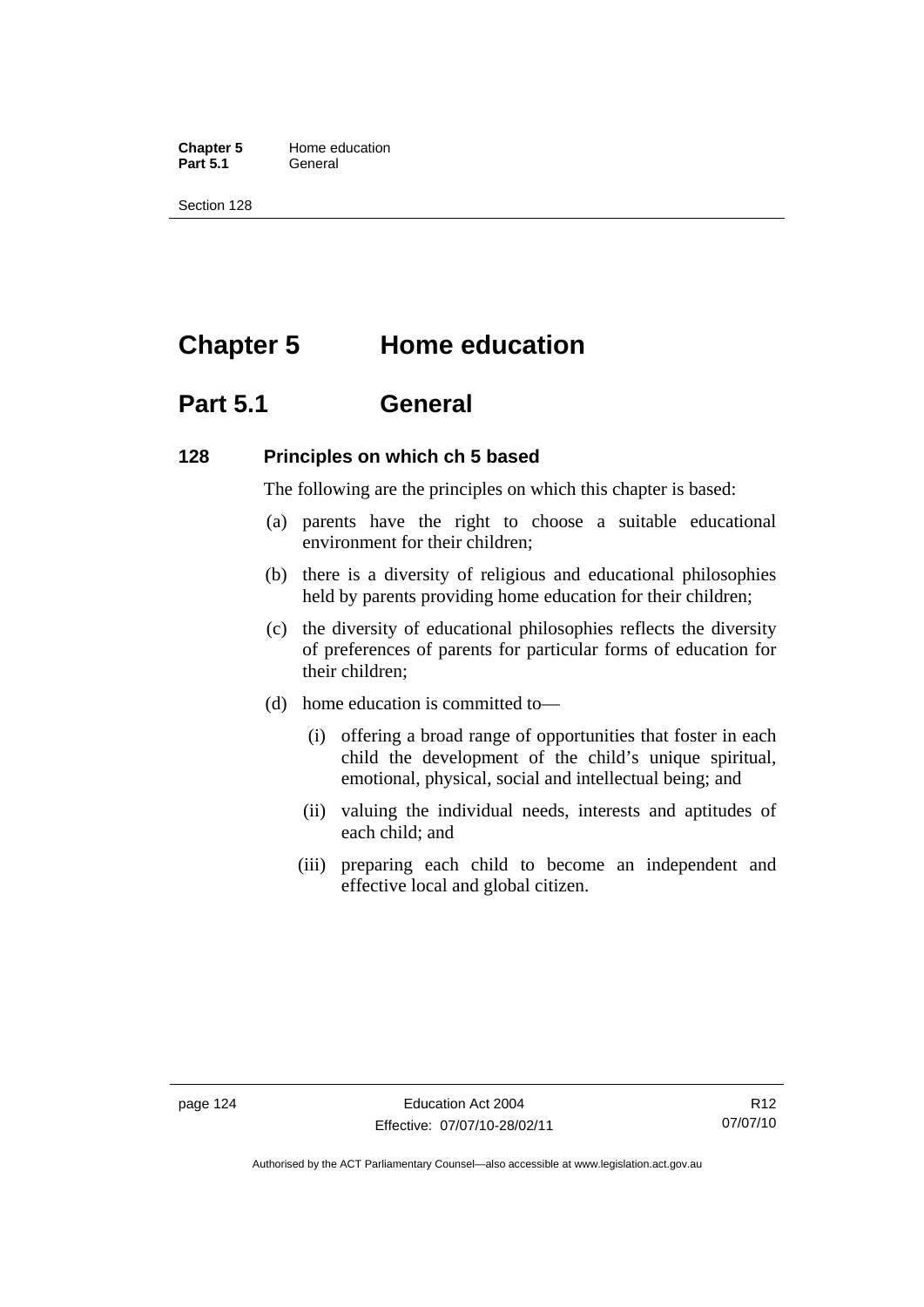# Chapter 5 Home education

## Part 5.1 General

### 128 Principles on which ch 5 based

The following are the principles on which this chapter is based:

(a) parents have the right to choose a suitable educational environment for their children;

(b) there is a diversity of religious and educational philosophies held by parents providing home education for their children;

(c) the diversity of educational philosophies reflects the diversity of preferences of parents for particular forms of education for their children;

(d) home education is committed to—

(i) offering a broad range of opportunities that foster in each child the development of the child's unique spiritual, emotional, physical, social and intellectual being; and

(ii) valuing the individual needs, interests and aptitudes of each child; and

(iii) preparing each child to become an independent and effective local and global citizen.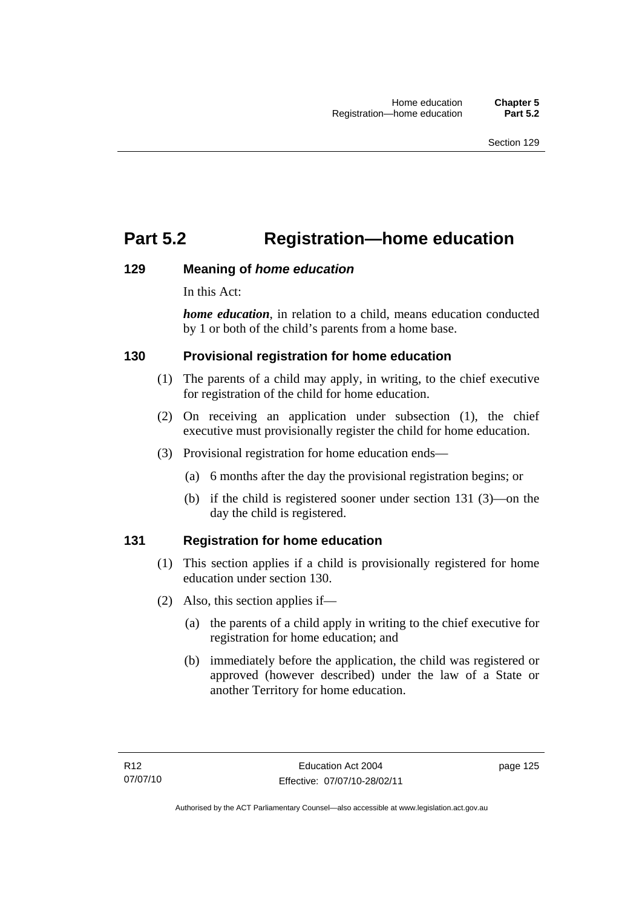# Part 5.2 Registration—home education

### 129 Meaning of *home education*

In this Act:

***home education***, in relation to a child, means education conducted by 1 or both of the child's parents from a home base.

### 130 Provisional registration for home education

(1) The parents of a child may apply, in writing, to the chief executive for registration of the child for home education.

(2) On receiving an application under subsection (1), the chief executive must provisionally register the child for home education.

(3) Provisional registration for home education ends—

(a) 6 months after the day the provisional registration begins; or

(b) if the child is registered sooner under section 131 (3)—on the day the child is registered.

### 131 Registration for home education

(1) This section applies if a child is provisionally registered for home education under section 130.

(2) Also, this section applies if—

(a) the parents of a child apply in writing to the chief executive for registration for home education; and

(b) immediately before the application, the child was registered or approved (however described) under the law of a State or another Territory for home education.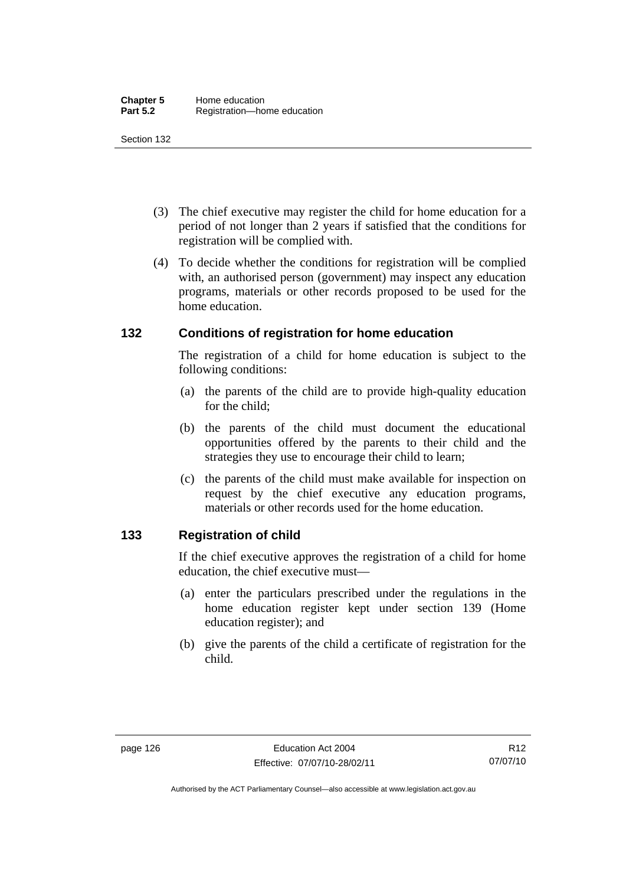(3) The chief executive may register the child for home education for a period of not longer than 2 years if satisfied that the conditions for registration will be complied with.

(4) To decide whether the conditions for registration will be complied with, an authorised person (government) may inspect any education programs, materials or other records proposed to be used for the home education.

## 132 Conditions of registration for home education

The registration of a child for home education is subject to the following conditions:

(a) the parents of the child are to provide high-quality education for the child;

(b) the parents of the child must document the educational opportunities offered by the parents to their child and the strategies they use to encourage their child to learn;

(c) the parents of the child must make available for inspection on request by the chief executive any education programs, materials or other records used for the home education.

## 133 Registration of child

If the chief executive approves the registration of a child for home education, the chief executive must—

(a) enter the particulars prescribed under the regulations in the home education register kept under section 139 (Home education register); and

(b) give the parents of the child a certificate of registration for the child.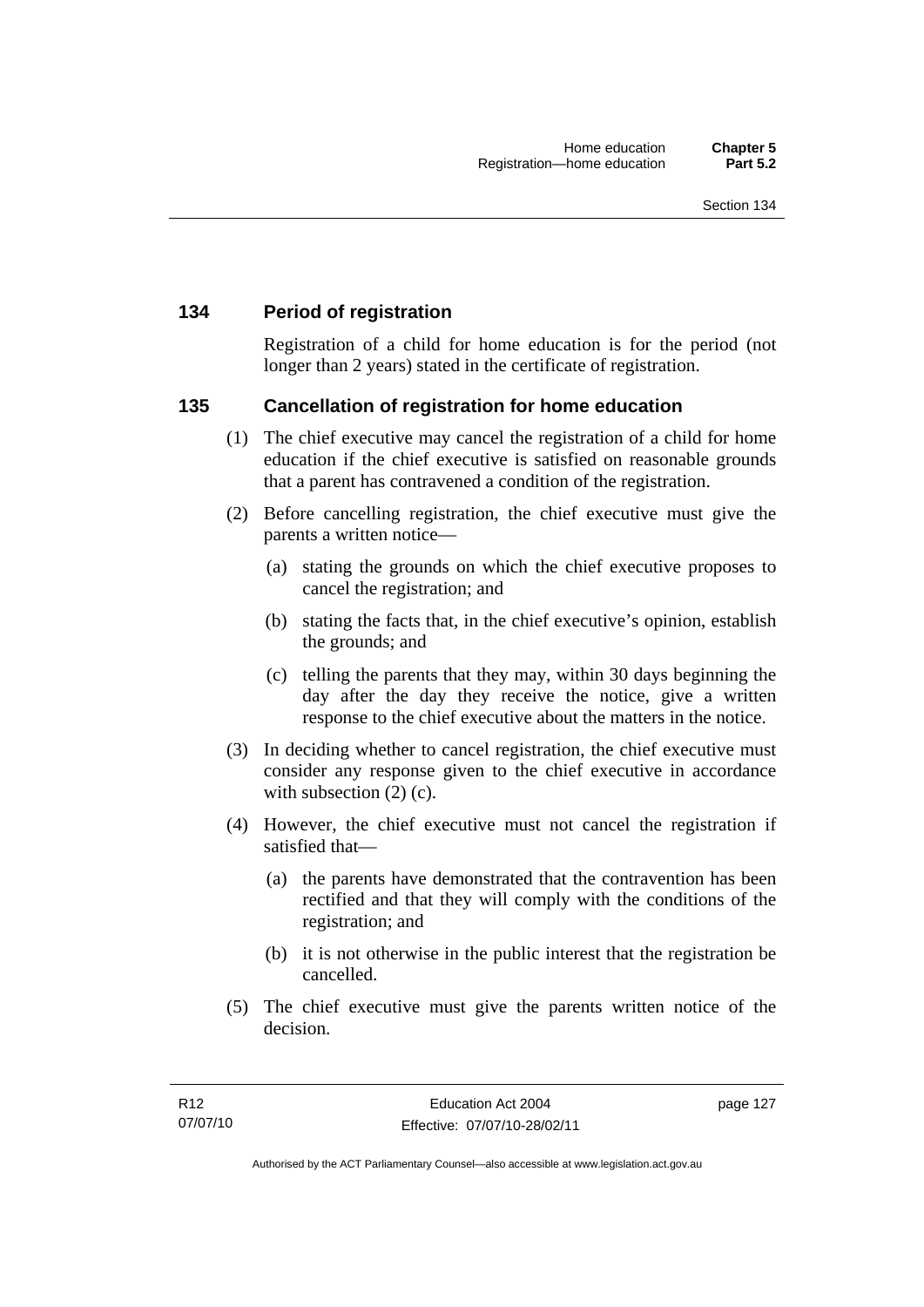## 134 Period of registration

Registration of a child for home education is for the period (not longer than 2 years) stated in the certificate of registration.

## 135 Cancellation of registration for home education

(1) The chief executive may cancel the registration of a child for home education if the chief executive is satisfied on reasonable grounds that a parent has contravened a condition of the registration.

(2) Before cancelling registration, the chief executive must give the parents a written notice—

(a) stating the grounds on which the chief executive proposes to cancel the registration; and

(b) stating the facts that, in the chief executive's opinion, establish the grounds; and

(c) telling the parents that they may, within 30 days beginning the day after the day they receive the notice, give a written response to the chief executive about the matters in the notice.

(3) In deciding whether to cancel registration, the chief executive must consider any response given to the chief executive in accordance with subsection (2) (c).

(4) However, the chief executive must not cancel the registration if satisfied that—

(a) the parents have demonstrated that the contravention has been rectified and that they will comply with the conditions of the registration; and

(b) it is not otherwise in the public interest that the registration be cancelled.

(5) The chief executive must give the parents written notice of the decision.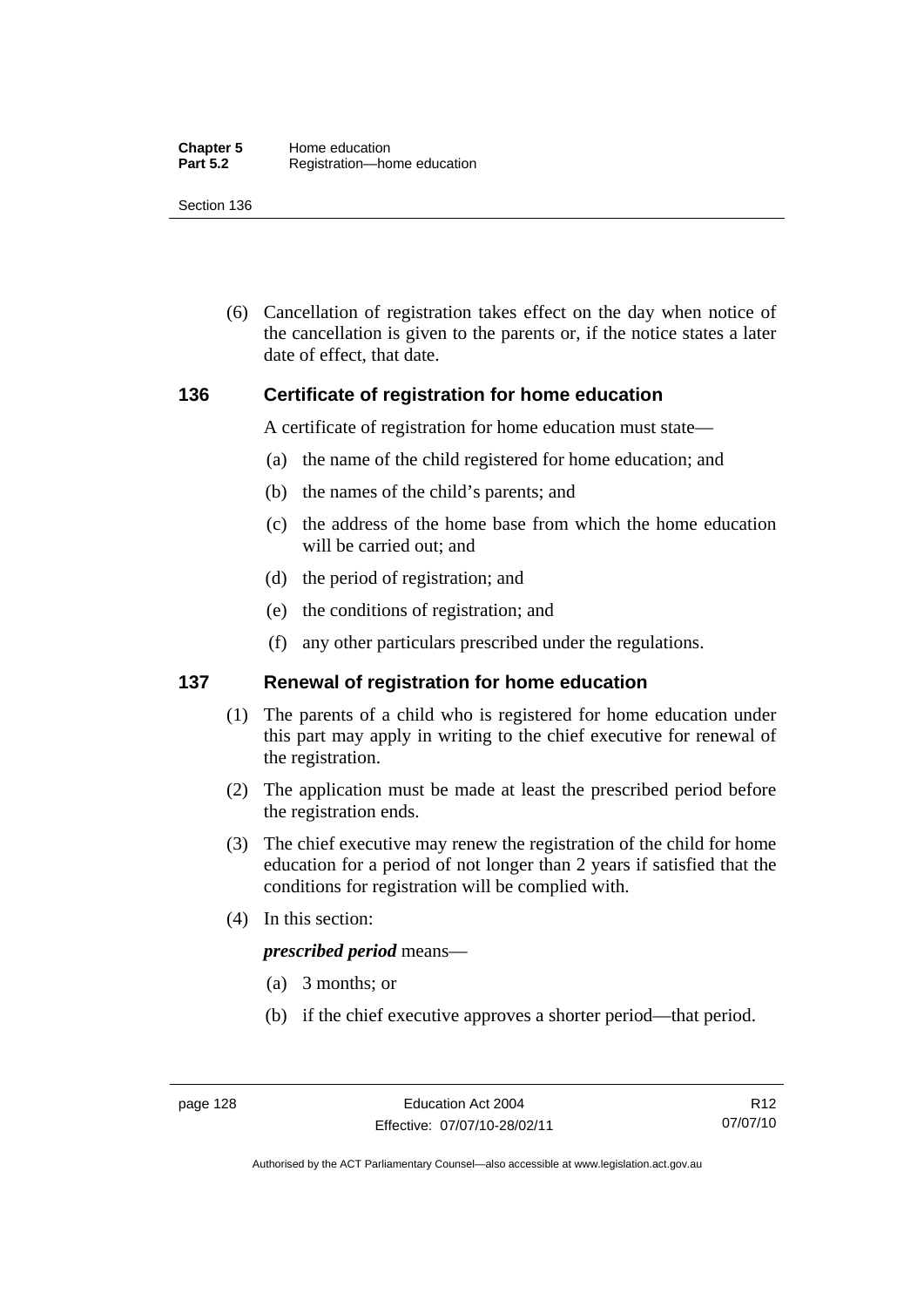(6) Cancellation of registration takes effect on the day when notice of the cancellation is given to the parents or, if the notice states a later date of effect, that date.

### 136 Certificate of registration for home education

A certificate of registration for home education must state—

(a) the name of the child registered for home education; and

(b) the names of the child's parents; and

(c) the address of the home base from which the home education will be carried out; and

(d) the period of registration; and

(e) the conditions of registration; and

(f) any other particulars prescribed under the regulations.

### 137 Renewal of registration for home education

(1) The parents of a child who is registered for home education under this part may apply in writing to the chief executive for renewal of the registration.

(2) The application must be made at least the prescribed period before the registration ends.

(3) The chief executive may renew the registration of the child for home education for a period of not longer than 2 years if satisfied that the conditions for registration will be complied with.

(4) In this section:

***prescribed period*** means—

(a) 3 months; or

(b) if the chief executive approves a shorter period—that period.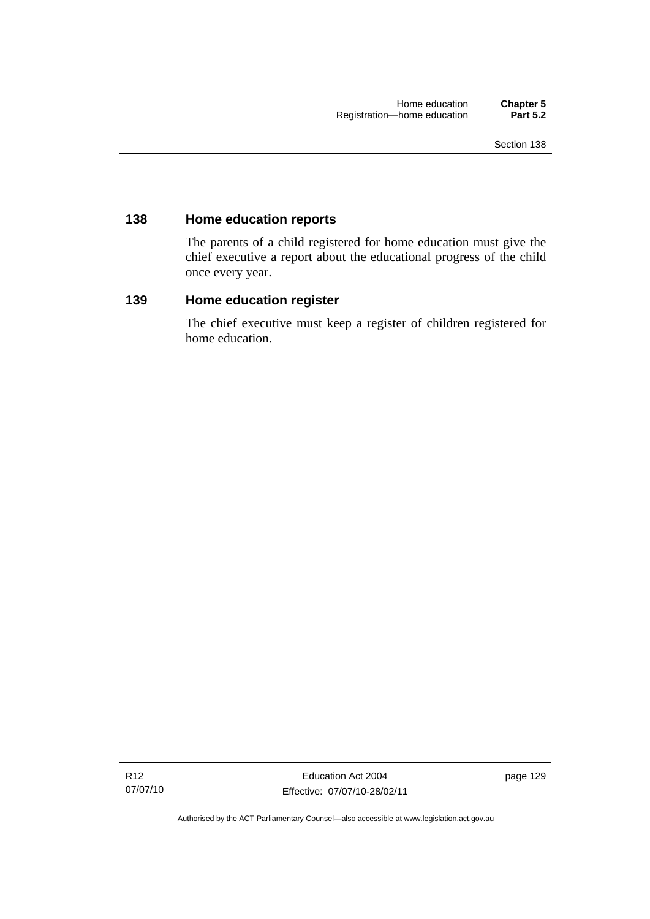### 138 Home education reports

The parents of a child registered for home education must give the chief executive a report about the educational progress of the child once every year.

### 139 Home education register

The chief executive must keep a register of children registered for home education.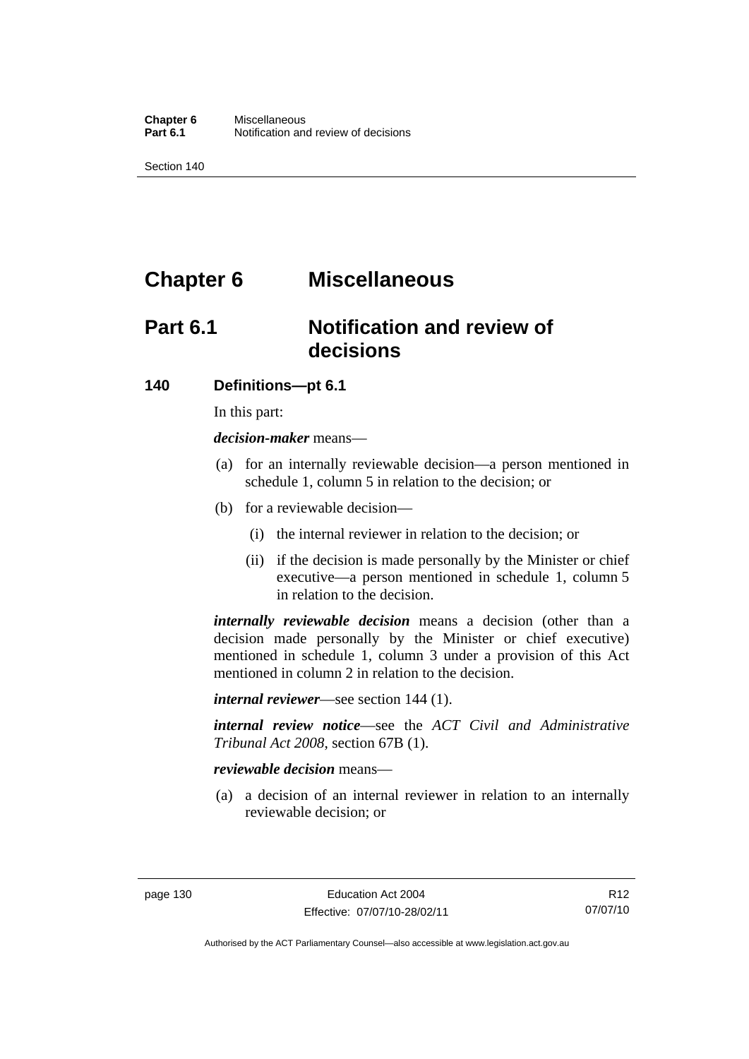# Chapter 6 Miscellaneous

## Part 6.1 Notification and review of decisions

### 140 Definitions—pt 6.1

In this part:

***decision-maker*** means—

(a) for an internally reviewable decision—a person mentioned in schedule 1, column 5 in relation to the decision; or

(b) for a reviewable decision—

(i) the internal reviewer in relation to the decision; or

(ii) if the decision is made personally by the Minister or chief executive—a person mentioned in schedule 1, column 5 in relation to the decision.

***internally reviewable decision*** means a decision (other than a decision made personally by the Minister or chief executive) mentioned in schedule 1, column 3 under a provision of this Act mentioned in column 2 in relation to the decision.

***internal reviewer***—see section 144 (1).

***internal review notice***—see the *ACT Civil and Administrative Tribunal Act 2008*, section 67B (1).

***reviewable decision*** means—

(a) a decision of an internal reviewer in relation to an internally reviewable decision; or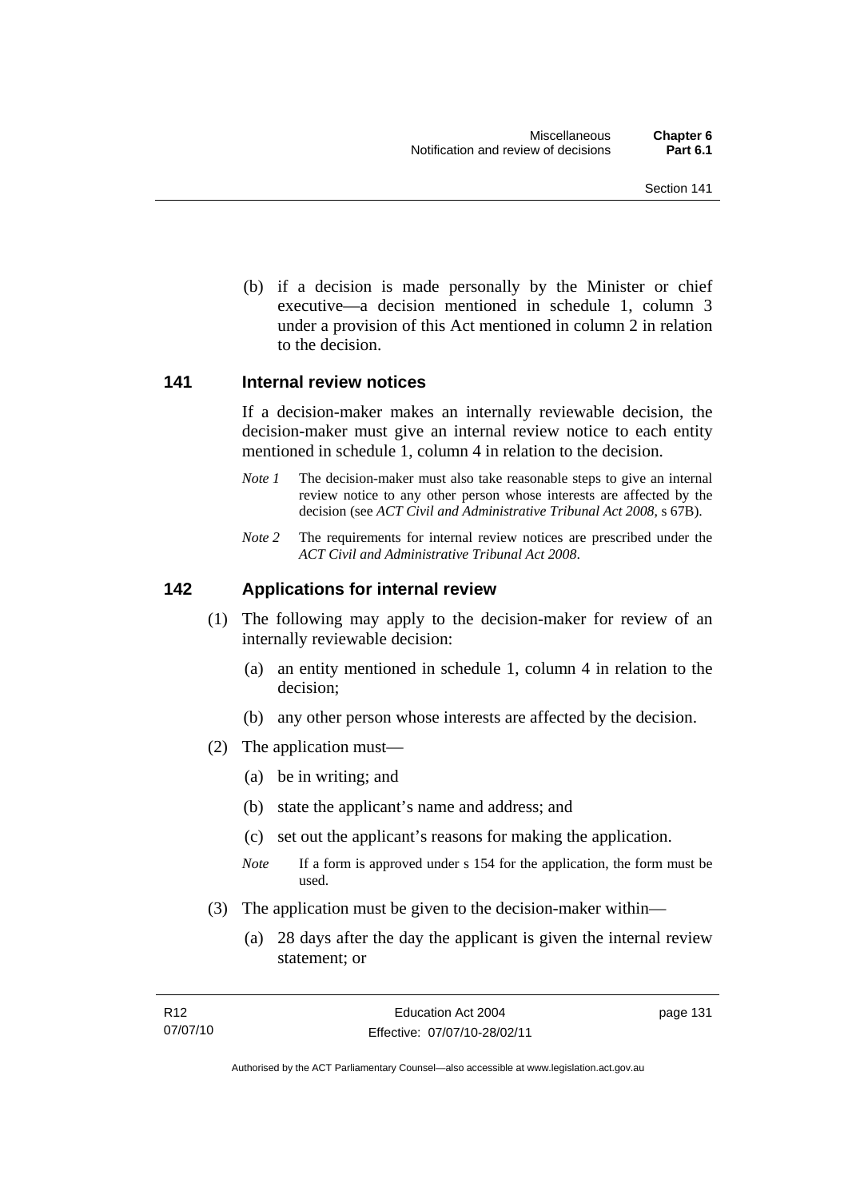(b) if a decision is made personally by the Minister or chief executive—a decision mentioned in schedule 1, column 3 under a provision of this Act mentioned in column 2 in relation to the decision.

### 141 Internal review notices

If a decision-maker makes an internally reviewable decision, the decision-maker must give an internal review notice to each entity mentioned in schedule 1, column 4 in relation to the decision.

*Note 1* The decision-maker must also take reasonable steps to give an internal review notice to any other person whose interests are affected by the decision (see *ACT Civil and Administrative Tribunal Act 2008*, s 67B).

*Note 2* The requirements for internal review notices are prescribed under the *ACT Civil and Administrative Tribunal Act 2008*.

### 142 Applications for internal review

(1) The following may apply to the decision-maker for review of an internally reviewable decision:

(a) an entity mentioned in schedule 1, column 4 in relation to the decision;

(b) any other person whose interests are affected by the decision.

(2) The application must—

(a) be in writing; and

(b) state the applicant's name and address; and

(c) set out the applicant's reasons for making the application.

*Note* If a form is approved under s 154 for the application, the form must be used.

(3) The application must be given to the decision-maker within—

(a) 28 days after the day the applicant is given the internal review statement; or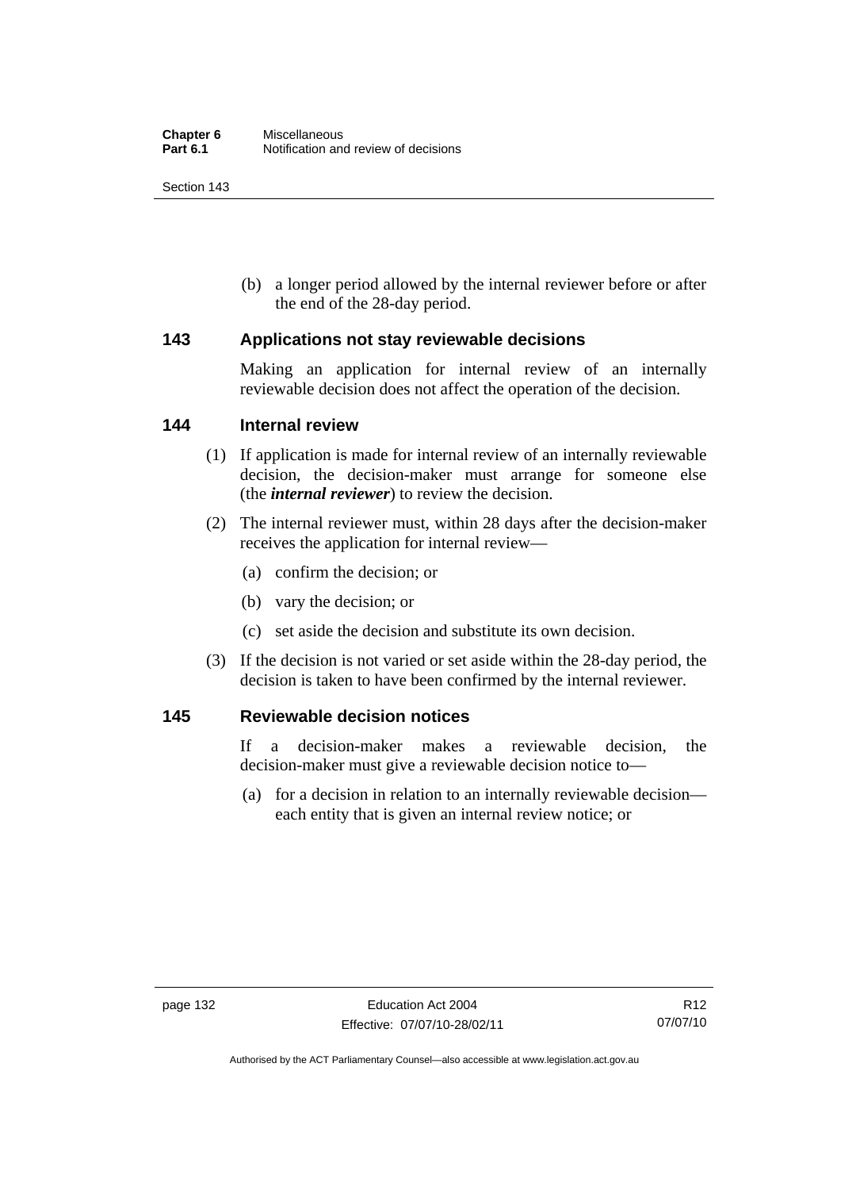(b) a longer period allowed by the internal reviewer before or after the end of the 28-day period.

## 143 Applications not stay reviewable decisions

Making an application for internal review of an internally reviewable decision does not affect the operation of the decision.

## 144 Internal review

(1) If application is made for internal review of an internally reviewable decision, the decision-maker must arrange for someone else (the ***internal reviewer***) to review the decision.

(2) The internal reviewer must, within 28 days after the decision-maker receives the application for internal review—

(a) confirm the decision; or

(b) vary the decision; or

(c) set aside the decision and substitute its own decision.

(3) If the decision is not varied or set aside within the 28-day period, the decision is taken to have been confirmed by the internal reviewer.

## 145 Reviewable decision notices

If a decision-maker makes a reviewable decision, the decision-maker must give a reviewable decision notice to—

(a) for a decision in relation to an internally reviewable decision—each entity that is given an internal review notice; or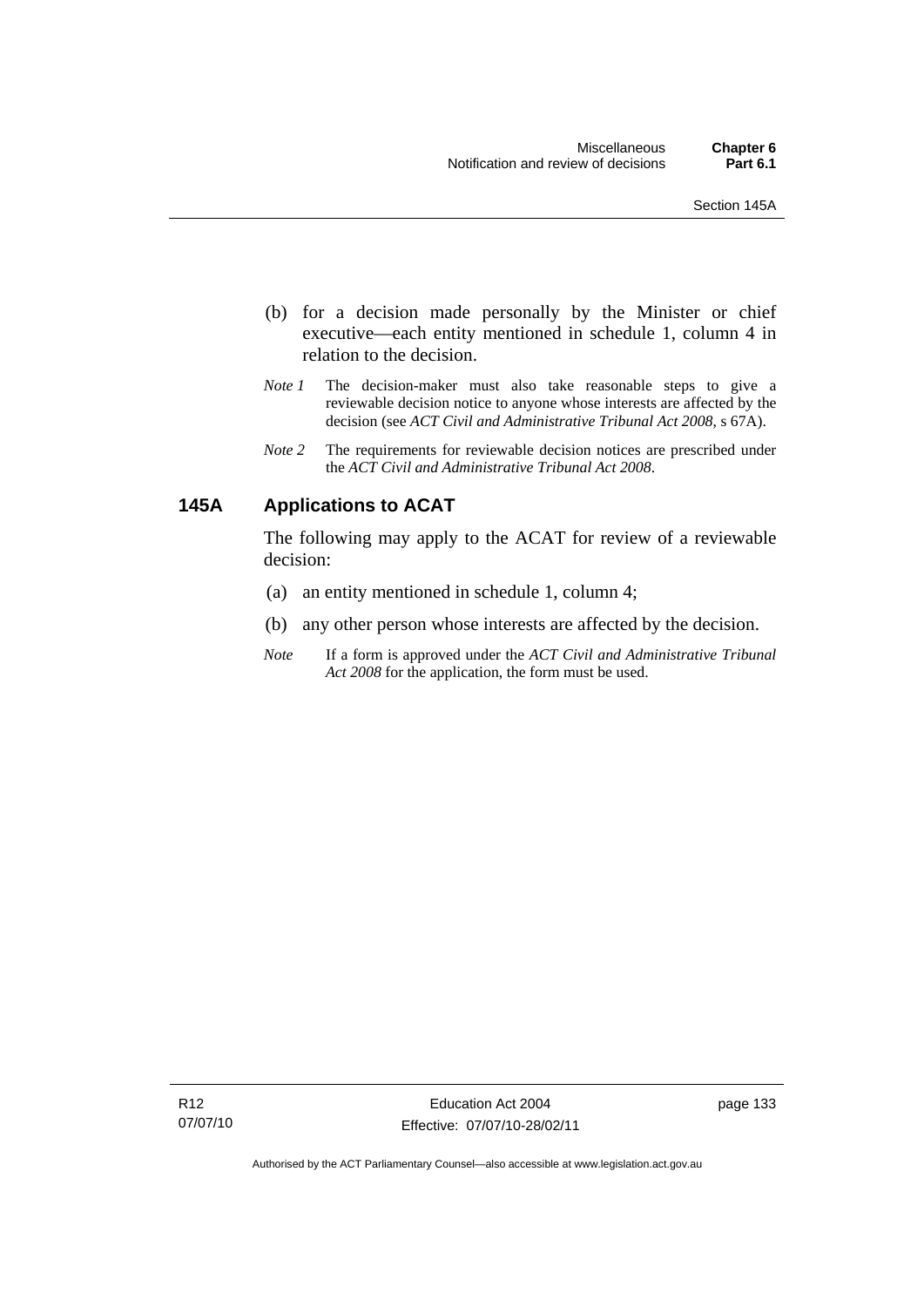(b) for a decision made personally by the Minister or chief executive—each entity mentioned in schedule 1, column 4 in relation to the decision.

*Note 1* The decision-maker must also take reasonable steps to give a reviewable decision notice to anyone whose interests are affected by the decision (see *ACT Civil and Administrative Tribunal Act 2008*, s 67A).

*Note 2* The requirements for reviewable decision notices are prescribed under the *ACT Civil and Administrative Tribunal Act 2008*.

## 145A Applications to ACAT

The following may apply to the ACAT for review of a reviewable decision:

(a) an entity mentioned in schedule 1, column 4;

(b) any other person whose interests are affected by the decision.

*Note* If a form is approved under the *ACT Civil and Administrative Tribunal Act 2008* for the application, the form must be used.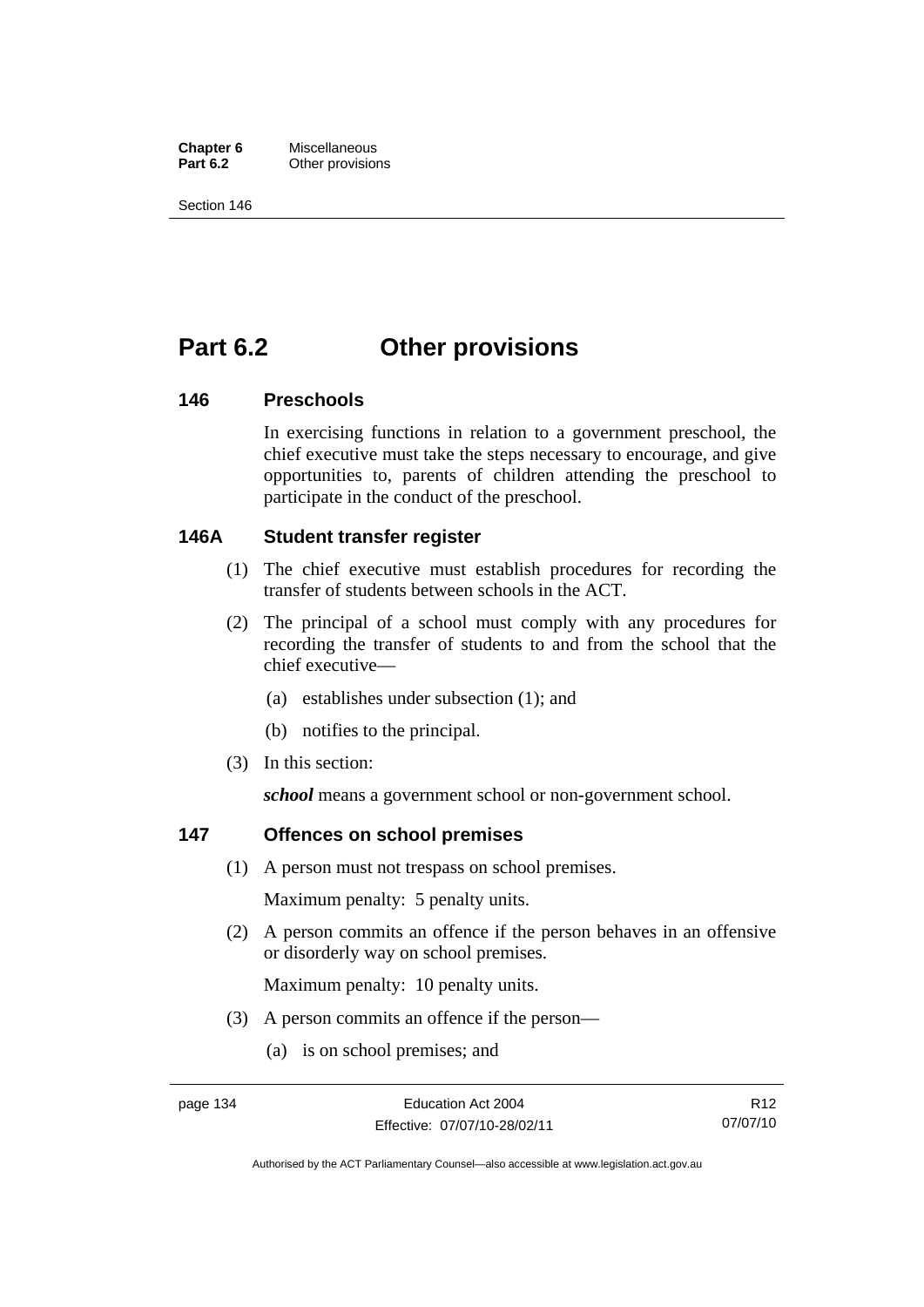# Part 6.2 Other provisions

## 146 Preschools

In exercising functions in relation to a government preschool, the chief executive must take the steps necessary to encourage, and give opportunities to, parents of children attending the preschool to participate in the conduct of the preschool.

## 146A Student transfer register

(1) The chief executive must establish procedures for recording the transfer of students between schools in the ACT.

(2) The principal of a school must comply with any procedures for recording the transfer of students to and from the school that the chief executive—

(a) establishes under subsection (1); and

(b) notifies to the principal.

(3) In this section:

***school*** means a government school or non-government school.

## 147 Offences on school premises

(1) A person must not trespass on school premises.

Maximum penalty: 5 penalty units.

(2) A person commits an offence if the person behaves in an offensive or disorderly way on school premises.

Maximum penalty: 10 penalty units.

(3) A person commits an offence if the person—

(a) is on school premises; and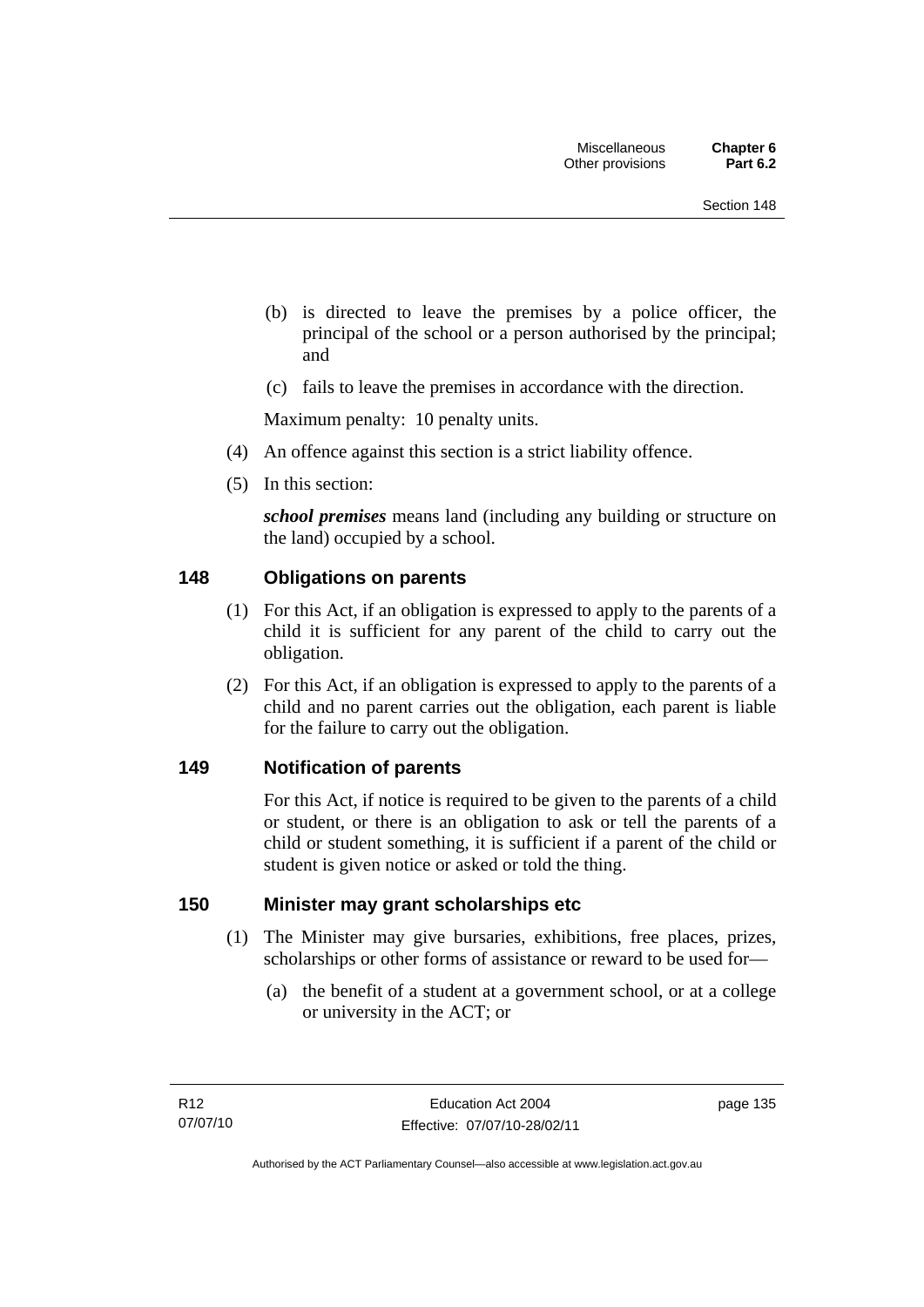(b) is directed to leave the premises by a police officer, the principal of the school or a person authorised by the principal; and

(c) fails to leave the premises in accordance with the direction.

Maximum penalty: 10 penalty units.

(4) An offence against this section is a strict liability offence.

(5) In this section:

***school premises*** means land (including any building or structure on the land) occupied by a school.

## 148 Obligations on parents

(1) For this Act, if an obligation is expressed to apply to the parents of a child it is sufficient for any parent of the child to carry out the obligation.

(2) For this Act, if an obligation is expressed to apply to the parents of a child and no parent carries out the obligation, each parent is liable for the failure to carry out the obligation.

## 149 Notification of parents

For this Act, if notice is required to be given to the parents of a child or student, or there is an obligation to ask or tell the parents of a child or student something, it is sufficient if a parent of the child or student is given notice or asked or told the thing.

## 150 Minister may grant scholarships etc

(1) The Minister may give bursaries, exhibitions, free places, prizes, scholarships or other forms of assistance or reward to be used for—

(a) the benefit of a student at a government school, or at a college or university in the ACT; or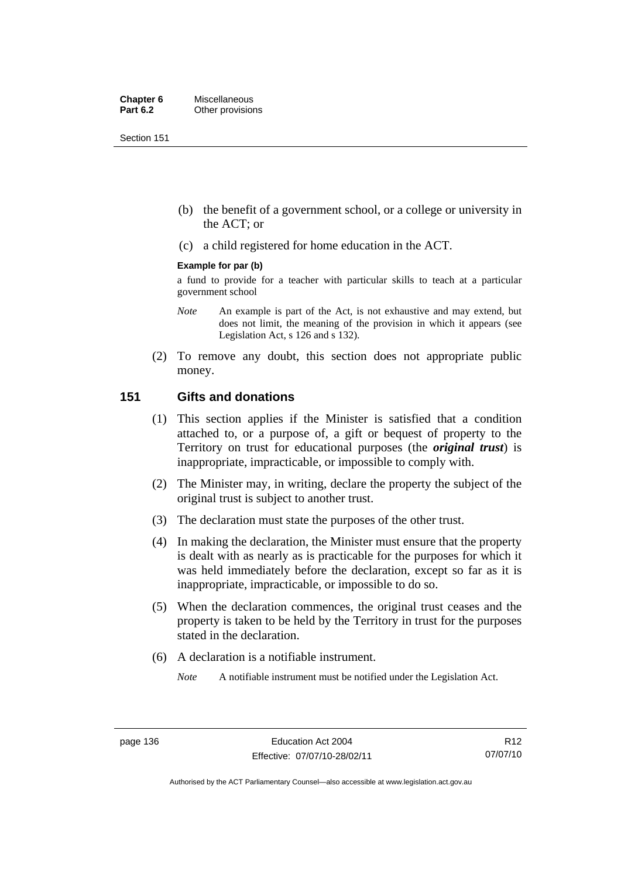(b) the benefit of a government school, or a college or university in the ACT; or

(c) a child registered for home education in the ACT.

**Example for par (b)**

a fund to provide for a teacher with particular skills to teach at a particular government school

*Note* An example is part of the Act, is not exhaustive and may extend, but does not limit, the meaning of the provision in which it appears (see Legislation Act, s 126 and s 132).

(2) To remove any doubt, this section does not appropriate public money.

## 151 Gifts and donations

(1) This section applies if the Minister is satisfied that a condition attached to, or a purpose of, a gift or bequest of property to the Territory on trust for educational purposes (the ***original trust***) is inappropriate, impracticable, or impossible to comply with.

(2) The Minister may, in writing, declare the property the subject of the original trust is subject to another trust.

(3) The declaration must state the purposes of the other trust.

(4) In making the declaration, the Minister must ensure that the property is dealt with as nearly as is practicable for the purposes for which it was held immediately before the declaration, except so far as it is inappropriate, impracticable, or impossible to do so.

(5) When the declaration commences, the original trust ceases and the property is taken to be held by the Territory in trust for the purposes stated in the declaration.

(6) A declaration is a notifiable instrument.

*Note* A notifiable instrument must be notified under the Legislation Act.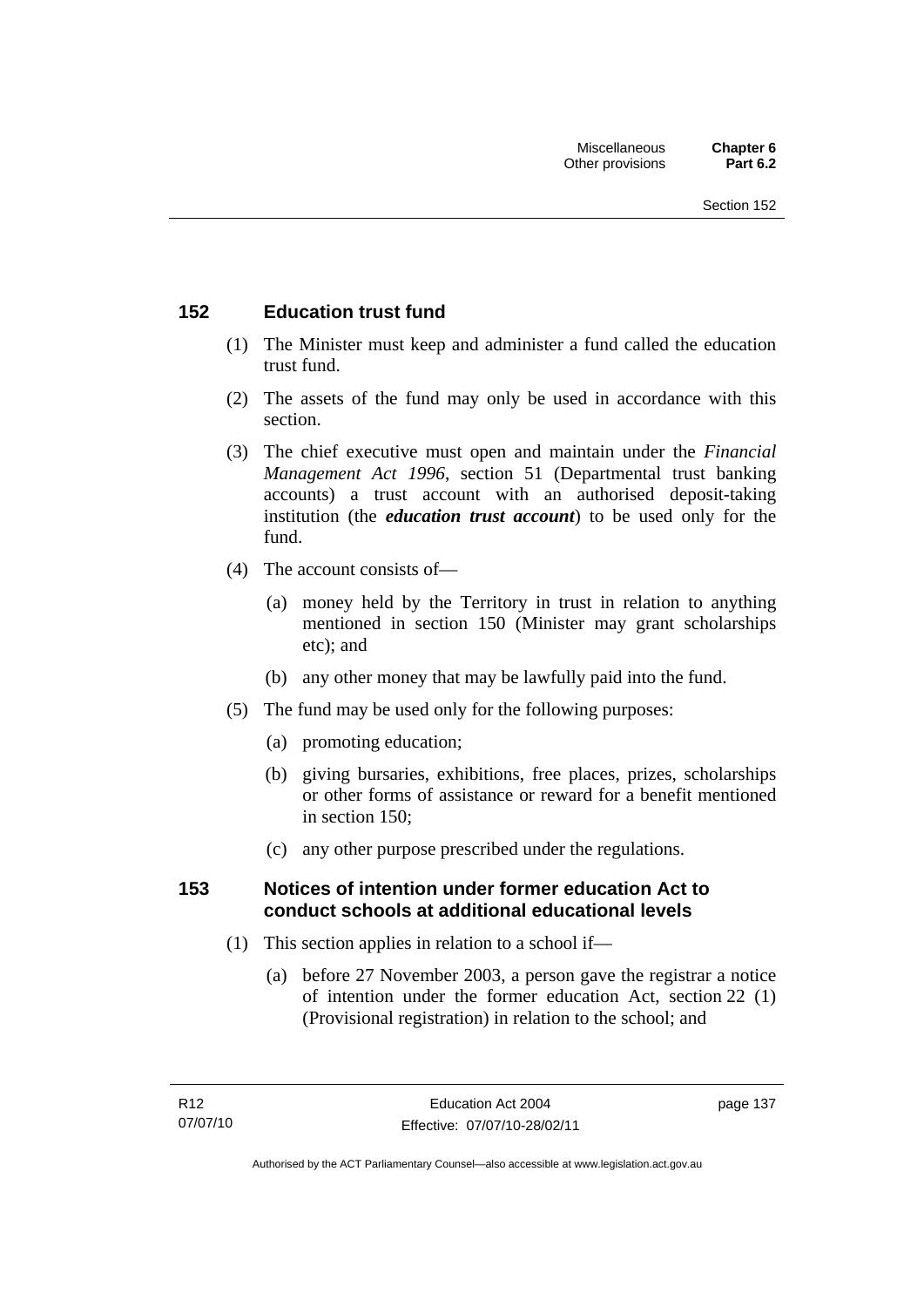## 152 Education trust fund

(1) The Minister must keep and administer a fund called the education trust fund.

(2) The assets of the fund may only be used in accordance with this section.

(3) The chief executive must open and maintain under the *Financial Management Act 1996*, section 51 (Departmental trust banking accounts) a trust account with an authorised deposit-taking institution (the ***education trust account***) to be used only for the fund.

(4) The account consists of—

(a) money held by the Territory in trust in relation to anything mentioned in section 150 (Minister may grant scholarships etc); and

(b) any other money that may be lawfully paid into the fund.

(5) The fund may be used only for the following purposes:

(a) promoting education;

(b) giving bursaries, exhibitions, free places, prizes, scholarships or other forms of assistance or reward for a benefit mentioned in section 150;

(c) any other purpose prescribed under the regulations.

## 153 Notices of intention under former education Act to conduct schools at additional educational levels

(1) This section applies in relation to a school if—

(a) before 27 November 2003, a person gave the registrar a notice of intention under the former education Act, section 22 (1) (Provisional registration) in relation to the school; and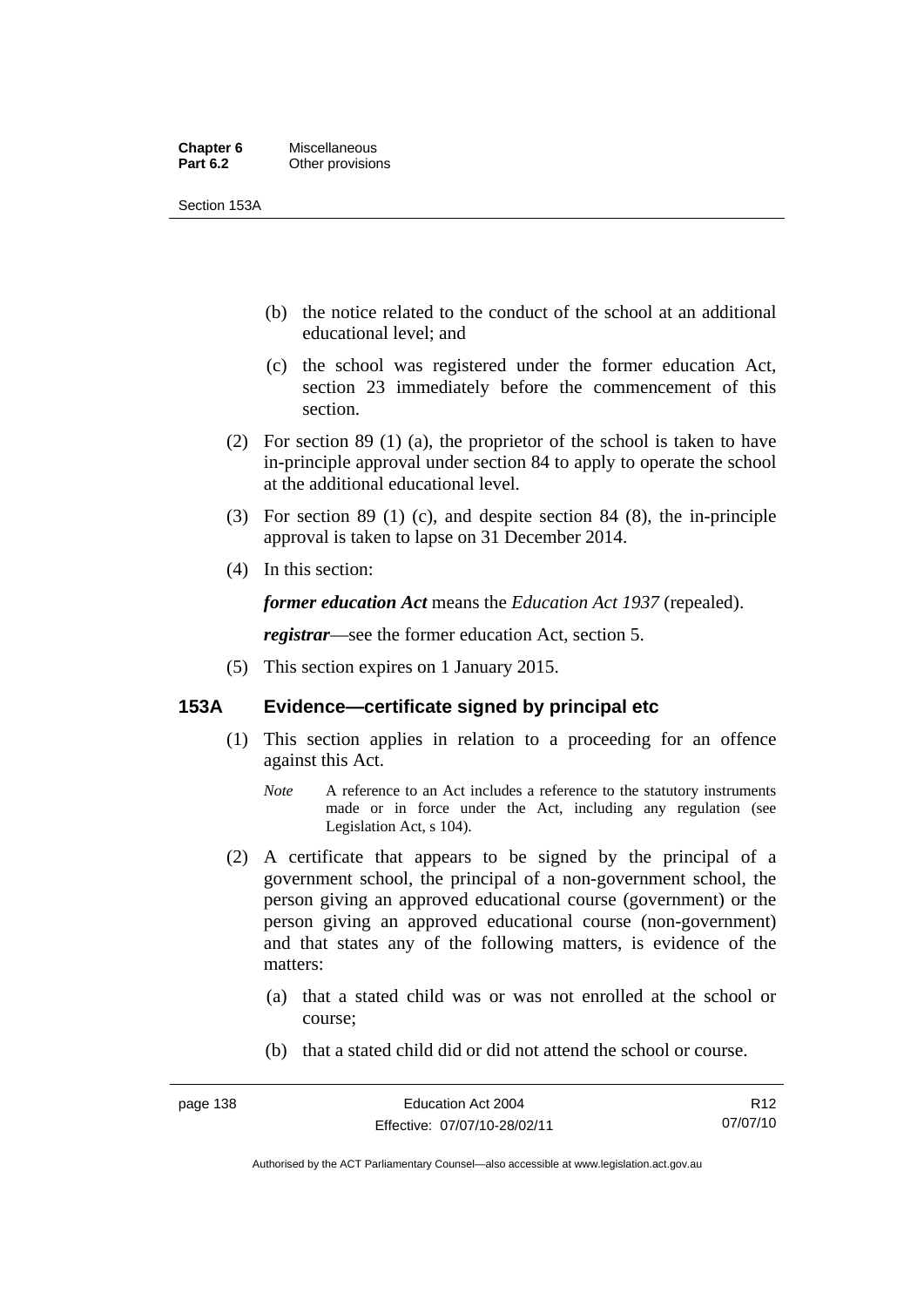(b) the notice related to the conduct of the school at an additional educational level; and

(c) the school was registered under the former education Act, section 23 immediately before the commencement of this section.

(2) For section 89 (1) (a), the proprietor of the school is taken to have in-principle approval under section 84 to apply to operate the school at the additional educational level.

(3) For section 89 (1) (c), and despite section 84 (8), the in-principle approval is taken to lapse on 31 December 2014.

(4) In this section:

***former education Act*** means the *Education Act 1937* (repealed).

***registrar***—see the former education Act, section 5.

(5) This section expires on 1 January 2015.

### 153A Evidence—certificate signed by principal etc

(1) This section applies in relation to a proceeding for an offence against this Act.

*Note* A reference to an Act includes a reference to the statutory instruments made or in force under the Act, including any regulation (see Legislation Act, s 104).

(2) A certificate that appears to be signed by the principal of a government school, the principal of a non-government school, the person giving an approved educational course (government) or the person giving an approved educational course (non-government) and that states any of the following matters, is evidence of the matters:

(a) that a stated child was or was not enrolled at the school or course;

(b) that a stated child did or did not attend the school or course.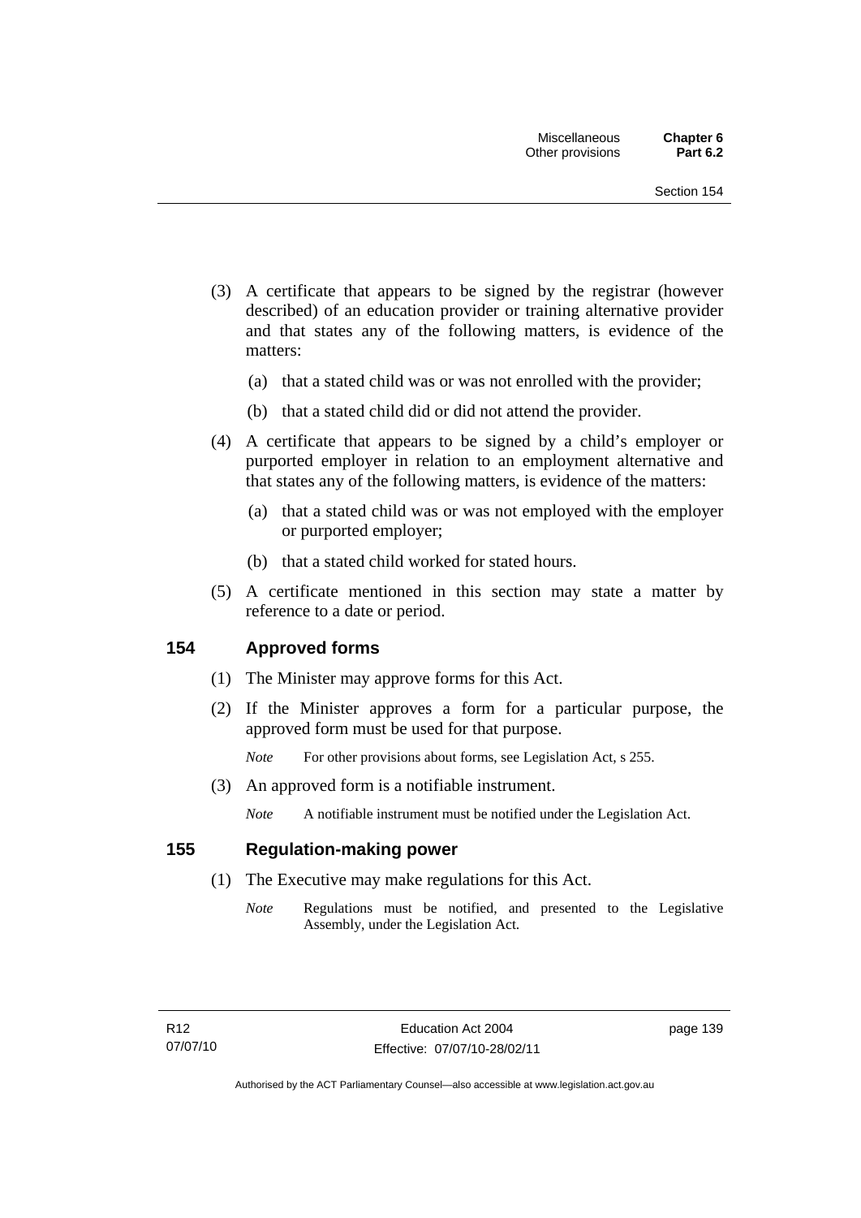(3) A certificate that appears to be signed by the registrar (however described) of an education provider or training alternative provider and that states any of the following matters, is evidence of the matters:

(a) that a stated child was or was not enrolled with the provider;

(b) that a stated child did or did not attend the provider.

(4) A certificate that appears to be signed by a child's employer or purported employer in relation to an employment alternative and that states any of the following matters, is evidence of the matters:

(a) that a stated child was or was not employed with the employer or purported employer;

(b) that a stated child worked for stated hours.

(5) A certificate mentioned in this section may state a matter by reference to a date or period.

## 154 Approved forms

(1) The Minister may approve forms for this Act.

(2) If the Minister approves a form for a particular purpose, the approved form must be used for that purpose.

*Note* For other provisions about forms, see Legislation Act, s 255.

(3) An approved form is a notifiable instrument.

*Note* A notifiable instrument must be notified under the Legislation Act.

## 155 Regulation-making power

(1) The Executive may make regulations for this Act.

*Note* Regulations must be notified, and presented to the Legislative Assembly, under the Legislation Act.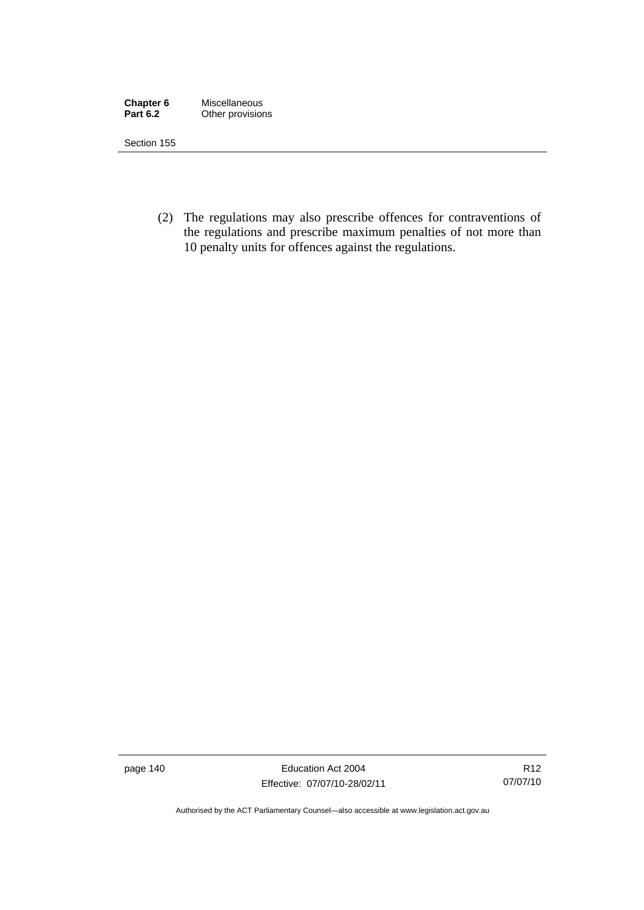(2) The regulations may also prescribe offences for contraventions of the regulations and prescribe maximum penalties of not more than 10 penalty units for offences against the regulations.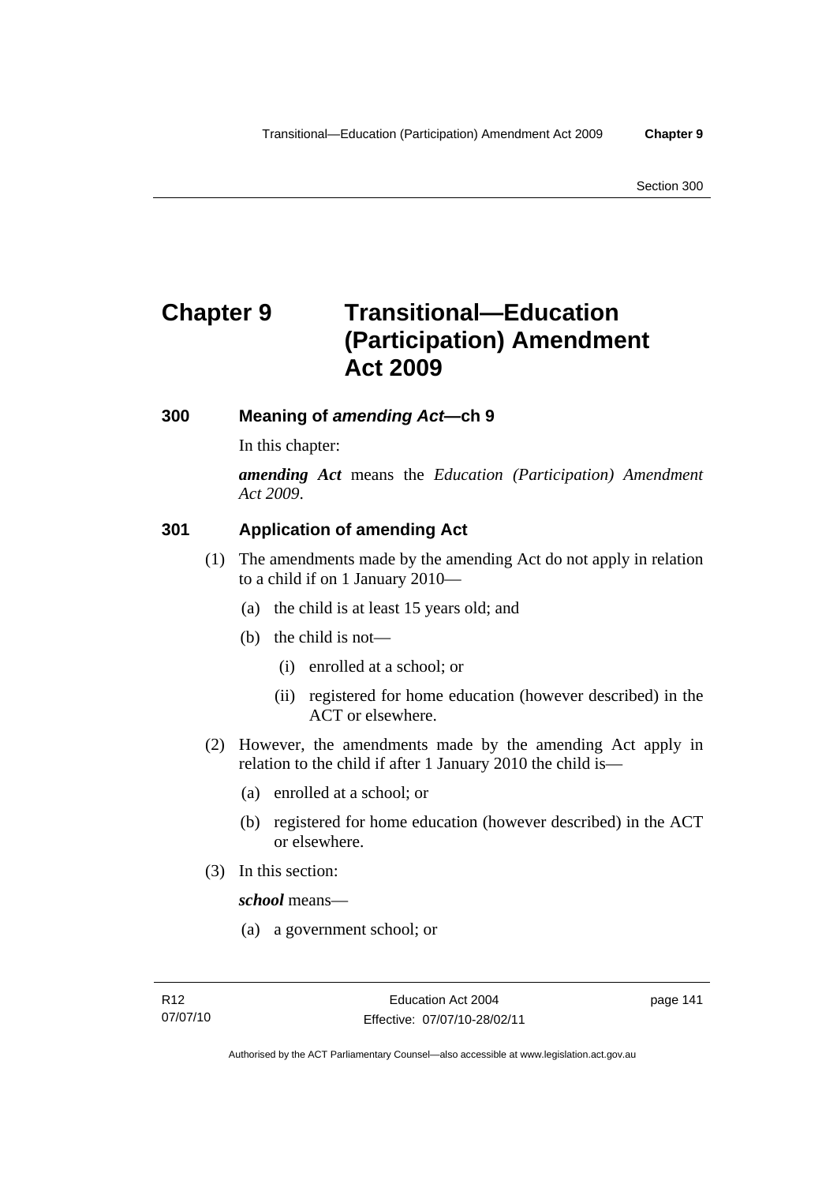# Chapter 9 Transitional—Education (Participation) Amendment Act 2009

## 300 Meaning of *amending Act*—ch 9

In this chapter:

***amending Act*** means the *Education (Participation) Amendment Act 2009*.

## 301 Application of amending Act

(1) The amendments made by the amending Act do not apply in relation to a child if on 1 January 2010—

  (a) the child is at least 15 years old; and

  (b) the child is not—

    (i) enrolled at a school; or

    (ii) registered for home education (however described) in the ACT or elsewhere.

(2) However, the amendments made by the amending Act apply in relation to the child if after 1 January 2010 the child is—

  (a) enrolled at a school; or

  (b) registered for home education (however described) in the ACT or elsewhere.

(3) In this section:

***school*** means—

  (a) a government school; or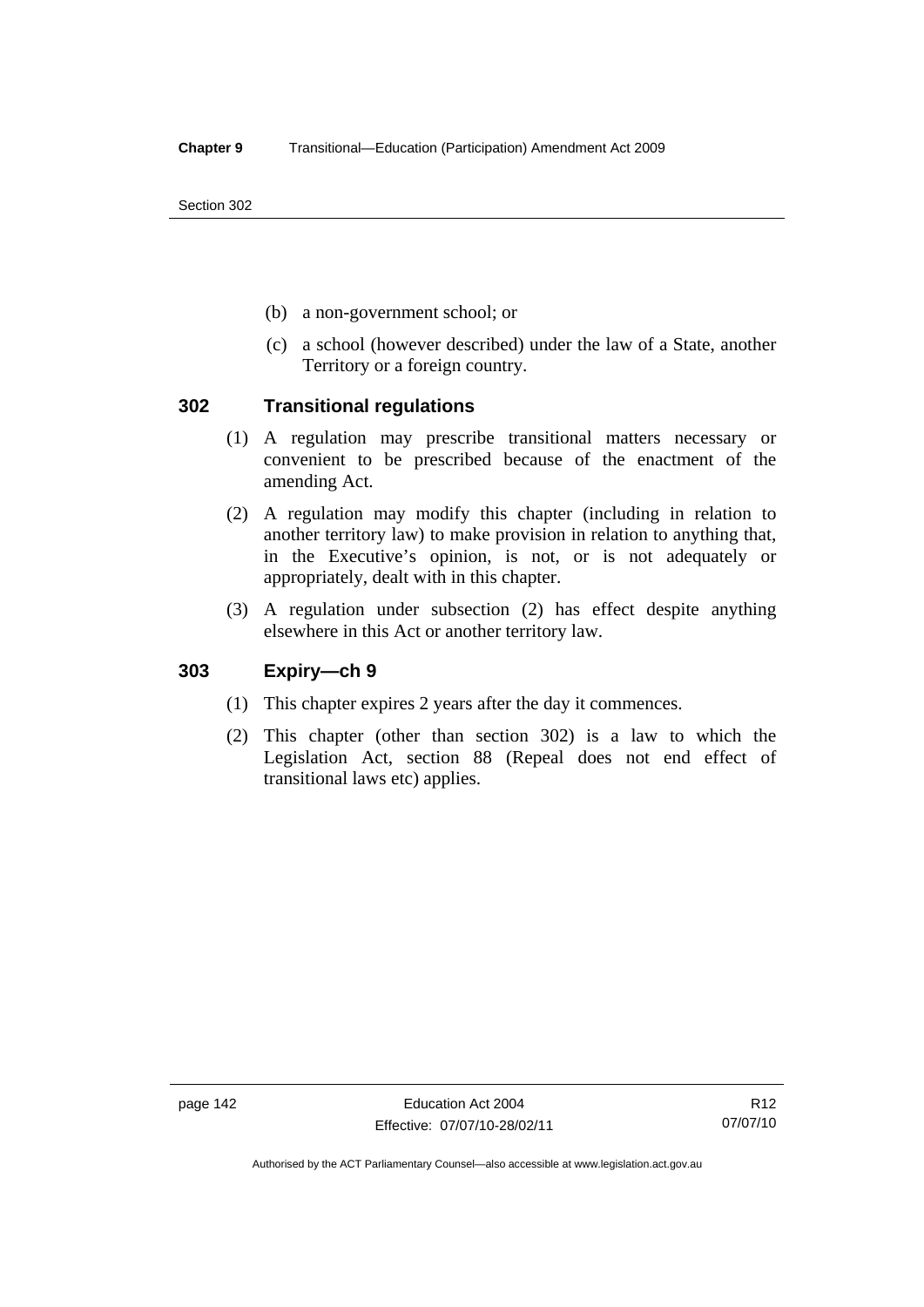(b) a non-government school; or

(c) a school (however described) under the law of a State, another Territory or a foreign country.

### 302 Transitional regulations

(1) A regulation may prescribe transitional matters necessary or convenient to be prescribed because of the enactment of the amending Act.

(2) A regulation may modify this chapter (including in relation to another territory law) to make provision in relation to anything that, in the Executive's opinion, is not, or is not adequately or appropriately, dealt with in this chapter.

(3) A regulation under subsection (2) has effect despite anything elsewhere in this Act or another territory law.

### 303 Expiry—ch 9

(1) This chapter expires 2 years after the day it commences.

(2) This chapter (other than section 302) is a law to which the Legislation Act, section 88 (Repeal does not end effect of transitional laws etc) applies.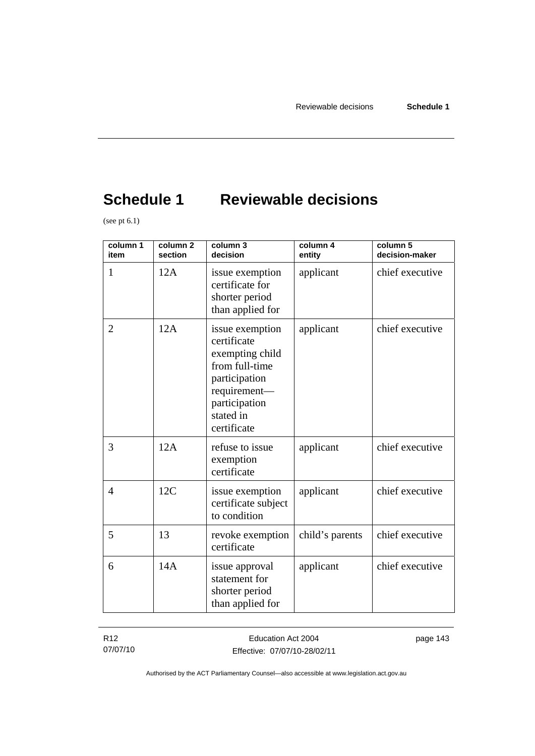# Schedule 1 Reviewable decisions

(see pt 6.1)

| column 1 item | column 2 section | column 3 decision | column 4 entity | column 5 decision-maker |
|---|---|---|---|---|
| 1 | 12A | issue exemption certificate for shorter period than applied for | applicant | chief executive |
| 2 | 12A | issue exemption certificate exempting child from full-time participation requirement—participation stated in certificate | applicant | chief executive |
| 3 | 12A | refuse to issue exemption certificate | applicant | chief executive |
| 4 | 12C | issue exemption certificate subject to condition | applicant | chief executive |
| 5 | 13 | revoke exemption certificate | child's parents | chief executive |
| 6 | 14A | issue approval statement for shorter period than applied for | applicant | chief executive |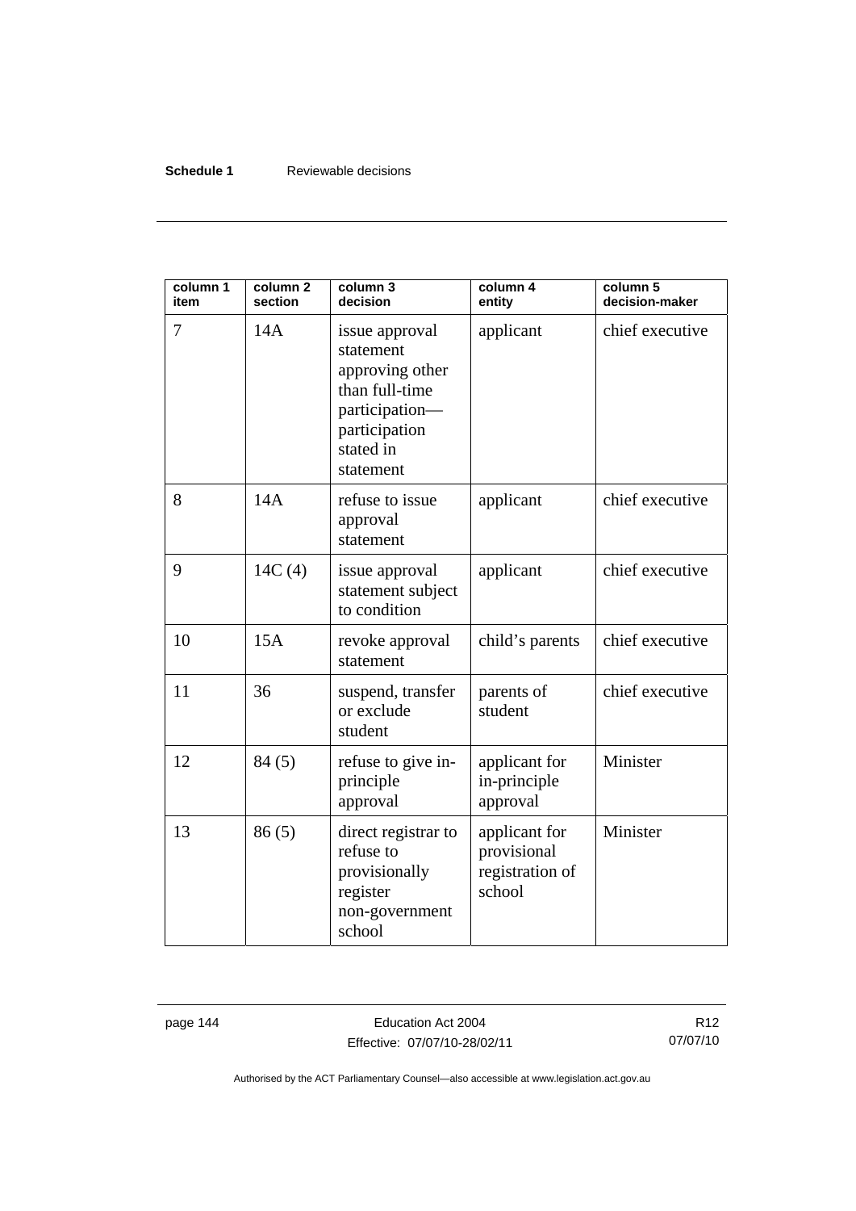| column 1 item | column 2 section | column 3 decision | column 4 entity | column 5 decision-maker |
|---|---|---|---|---|
| 7 | 14A | issue approval statement approving other than full-time participation—participation stated in statement | applicant | chief executive |
| 8 | 14A | refuse to issue approval statement | applicant | chief executive |
| 9 | 14C (4) | issue approval statement subject to condition | applicant | chief executive |
| 10 | 15A | revoke approval statement | child's parents | chief executive |
| 11 | 36 | suspend, transfer or exclude student | parents of student | chief executive |
| 12 | 84 (5) | refuse to give in-principle approval | applicant for in-principle approval | Minister |
| 13 | 86 (5) | direct registrar to refuse to provisionally register non-government school | applicant for provisional registration of school | Minister |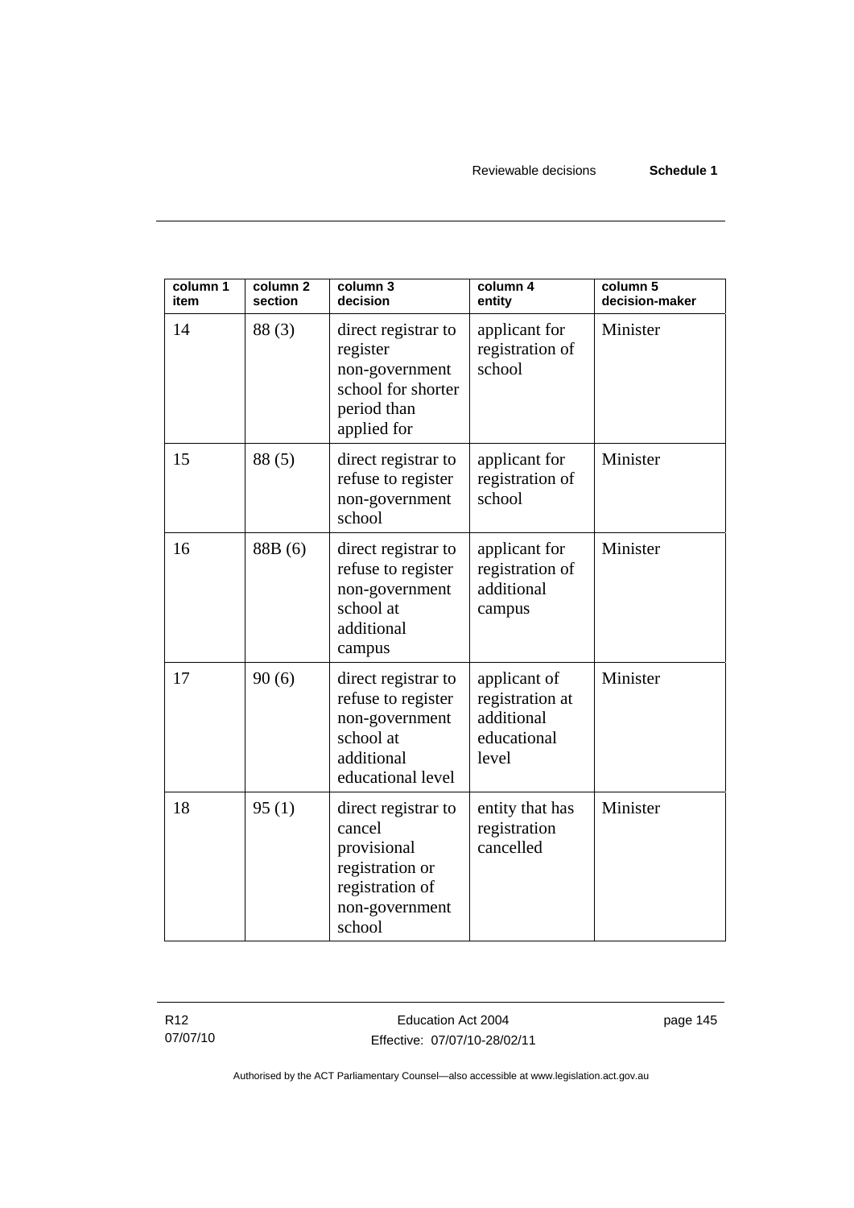| column 1 item | column 2 section | column 3 decision | column 4 entity | column 5 decision-maker |
|---|---|---|---|---|
| 14 | 88 (3) | direct registrar to register non-government school for shorter period than applied for | applicant for registration of school | Minister |
| 15 | 88 (5) | direct registrar to refuse to register non-government school | applicant for registration of school | Minister |
| 16 | 88B (6) | direct registrar to refuse to register non-government school at additional campus | applicant for registration of additional campus | Minister |
| 17 | 90 (6) | direct registrar to refuse to register non-government school at additional educational level | applicant of registration at additional educational level | Minister |
| 18 | 95 (1) | direct registrar to cancel provisional registration or registration of non-government school | entity that has registration cancelled | Minister |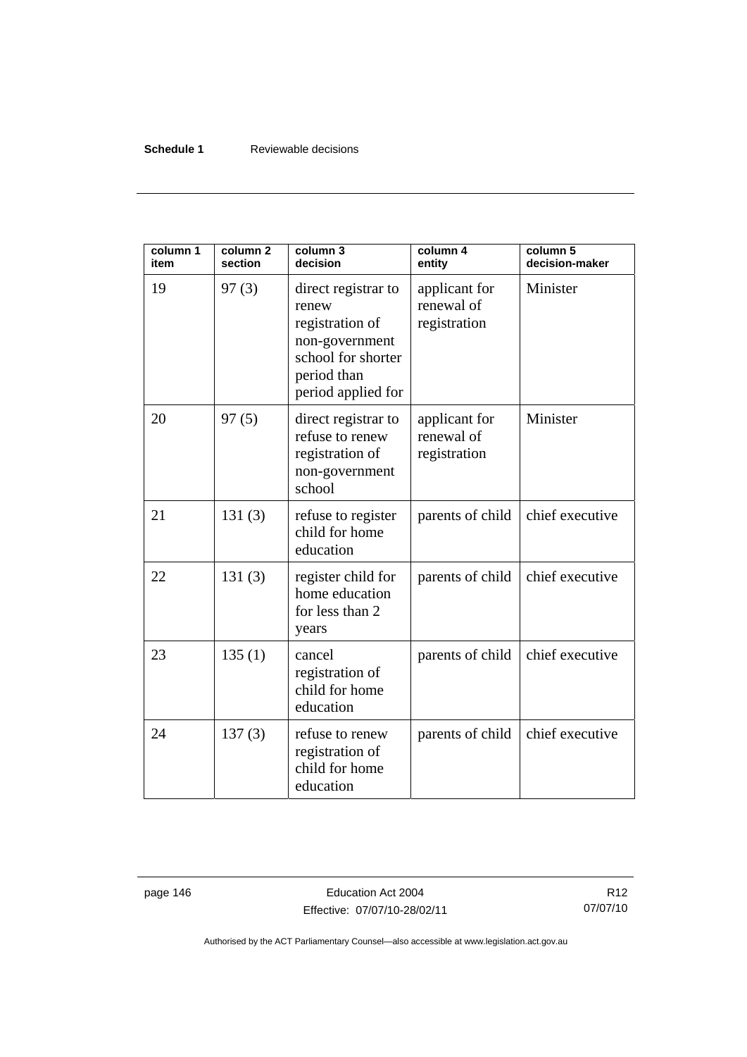| column 1 item | column 2 section | column 3 decision | column 4 entity | column 5 decision-maker |
|---|---|---|---|---|
| 19 | 97 (3) | direct registrar to renew registration of non-government school for shorter period than period applied for | applicant for renewal of registration | Minister |
| 20 | 97 (5) | direct registrar to refuse to renew registration of non-government school | applicant for renewal of registration | Minister |
| 21 | 131 (3) | refuse to register child for home education | parents of child | chief executive |
| 22 | 131 (3) | register child for home education for less than 2 years | parents of child | chief executive |
| 23 | 135 (1) | cancel registration of child for home education | parents of child | chief executive |
| 24 | 137 (3) | refuse to renew registration of child for home education | parents of child | chief executive |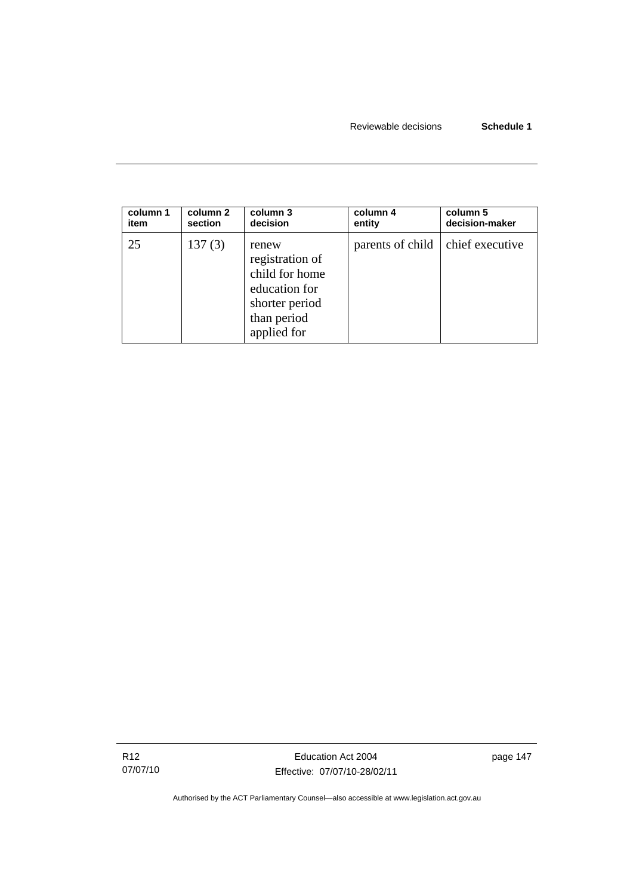| column 1 item | column 2 section | column 3 decision | column 4 entity | column 5 decision-maker |
|---|---|---|---|---|
| 25 | 137 (3) | renew registration of child for home education for shorter period than period applied for | parents of child | chief executive |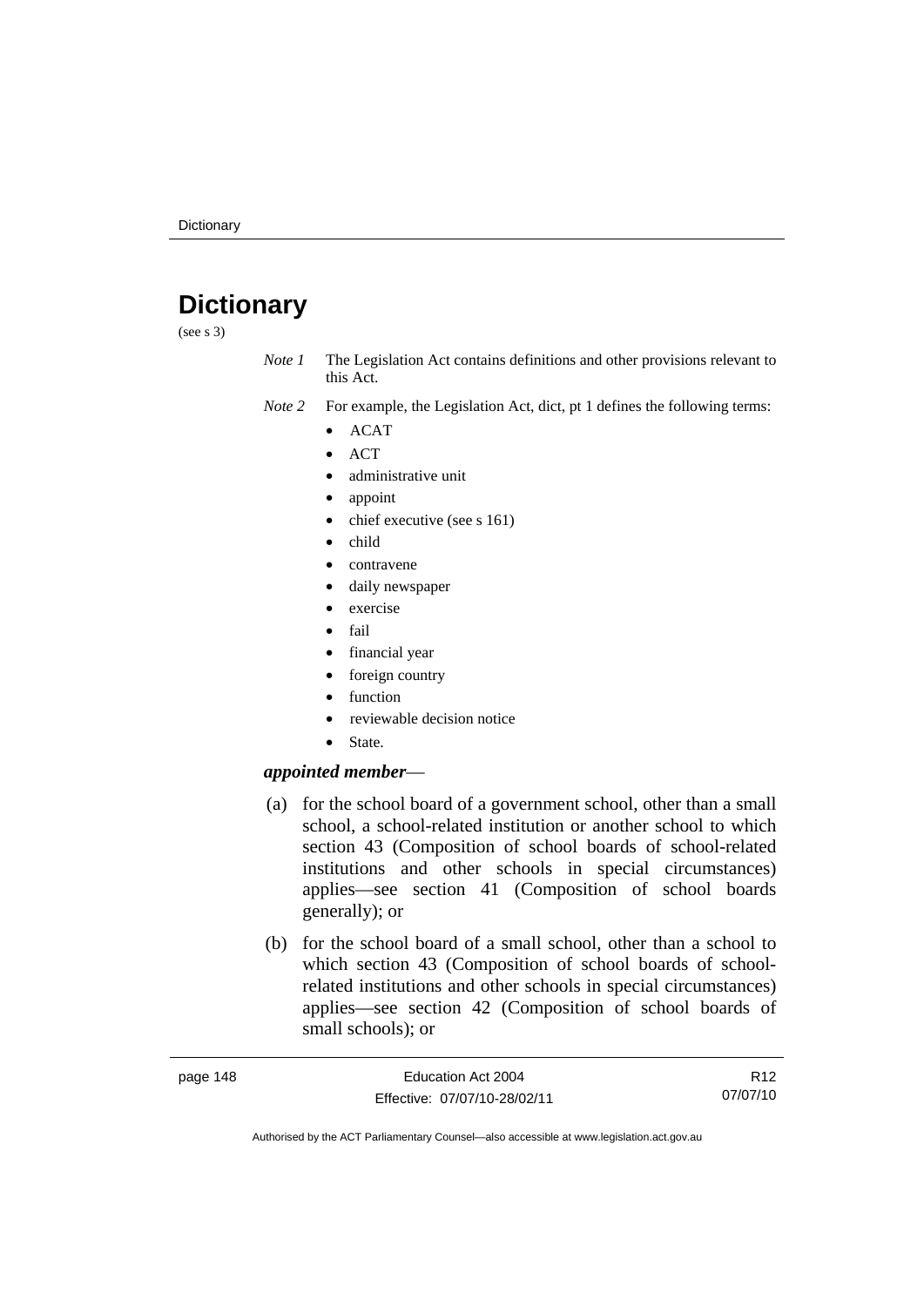# Dictionary

(see s 3)

*Note 1* The Legislation Act contains definitions and other provisions relevant to this Act.

*Note 2* For example, the Legislation Act, dict, pt 1 defines the following terms:

- ACAT
- ACT
- administrative unit
- appoint
- chief executive (see s 161)
- child
- contravene
- daily newspaper
- exercise
- fail
- financial year
- foreign country
- function
- reviewable decision notice
- State.

***appointed member***—

(a) for the school board of a government school, other than a small school, a school-related institution or another school to which section 43 (Composition of school boards of school-related institutions and other schools in special circumstances) applies—see section 41 (Composition of school boards generally); or

(b) for the school board of a small school, other than a school to which section 43 (Composition of school boards of school-related institutions and other schools in special circumstances) applies—see section 42 (Composition of school boards of small schools); or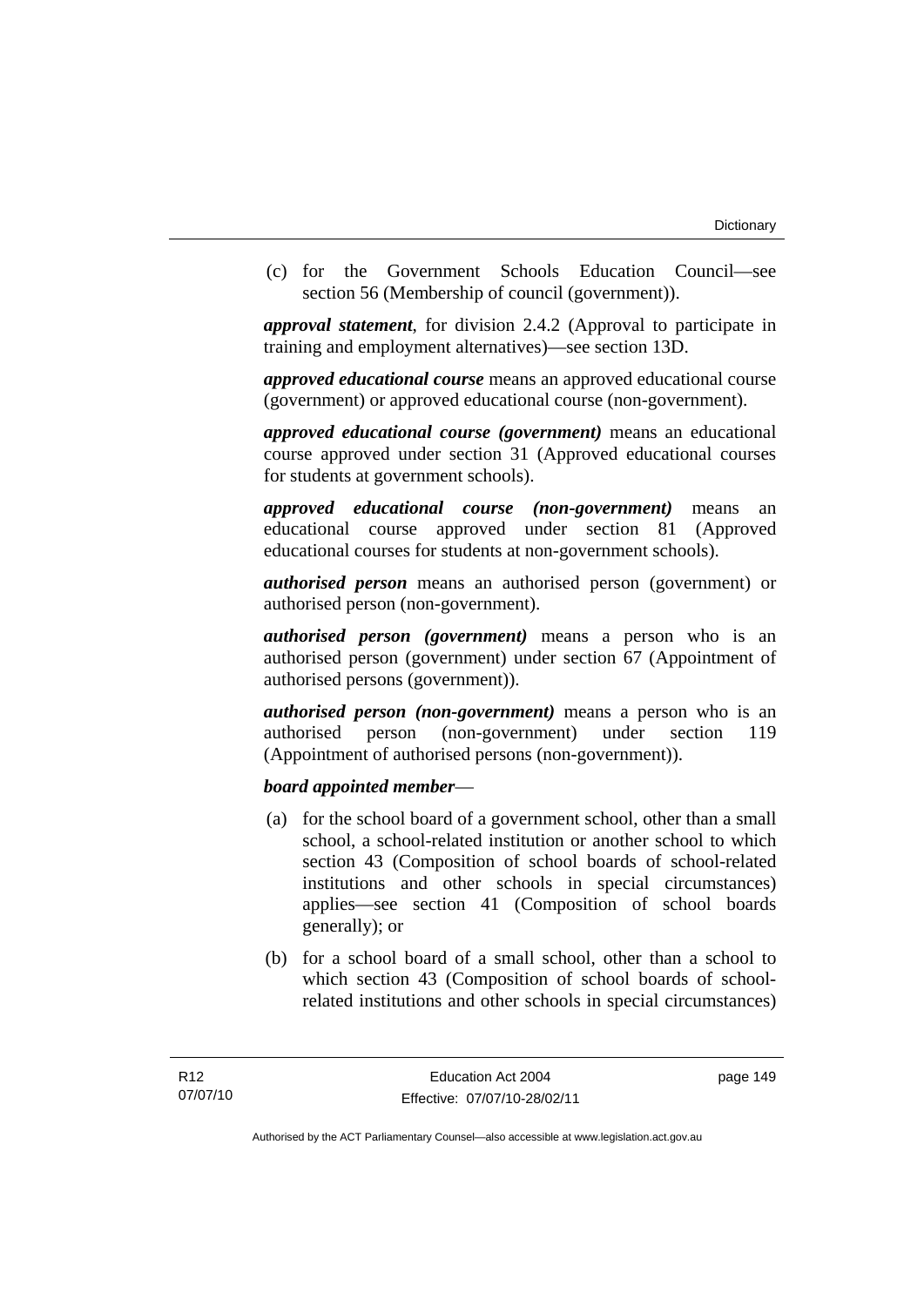(c) for the Government Schools Education Council—see section 56 (Membership of council (government)).

***approval statement***, for division 2.4.2 (Approval to participate in training and employment alternatives)—see section 13D.

***approved educational course*** means an approved educational course (government) or approved educational course (non-government).

***approved educational course (government)*** means an educational course approved under section 31 (Approved educational courses for students at government schools).

***approved educational course (non-government)*** means an educational course approved under section 81 (Approved educational courses for students at non-government schools).

***authorised person*** means an authorised person (government) or authorised person (non-government).

***authorised person (government)*** means a person who is an authorised person (government) under section 67 (Appointment of authorised persons (government)).

***authorised person (non-government)*** means a person who is an authorised person (non-government) under section 119 (Appointment of authorised persons (non-government)).

***board appointed member***—

(a) for the school board of a government school, other than a small school, a school-related institution or another school to which section 43 (Composition of school boards of school-related institutions and other schools in special circumstances) applies—see section 41 (Composition of school boards generally); or

(b) for a school board of a small school, other than a school to which section 43 (Composition of school boards of school-related institutions and other schools in special circumstances)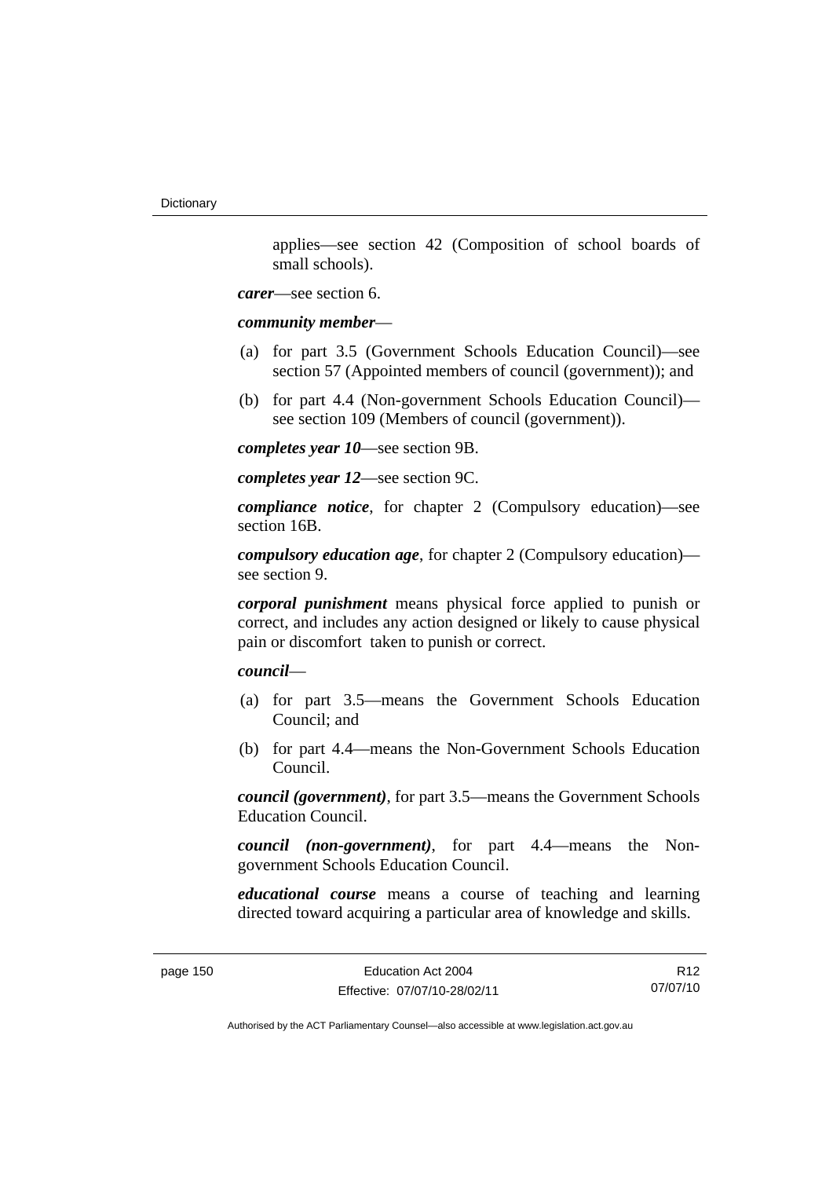applies—see section 42 (Composition of school boards of small schools).

***carer***—see section 6.

***community member***—

(a) for part 3.5 (Government Schools Education Council)—see section 57 (Appointed members of council (government)); and

(b) for part 4.4 (Non-government Schools Education Council)—see section 109 (Members of council (government)).

***completes year 10***—see section 9B.

***completes year 12***—see section 9C.

***compliance notice***, for chapter 2 (Compulsory education)—see section 16B.

***compulsory education age***, for chapter 2 (Compulsory education)—see section 9.

***corporal punishment*** means physical force applied to punish or correct, and includes any action designed or likely to cause physical pain or discomfort taken to punish or correct.

***council***—

(a) for part 3.5—means the Government Schools Education Council; and

(b) for part 4.4—means the Non-Government Schools Education Council.

***council (government)***, for part 3.5—means the Government Schools Education Council.

***council (non-government)***, for part 4.4—means the Non-government Schools Education Council.

***educational course*** means a course of teaching and learning directed toward acquiring a particular area of knowledge and skills.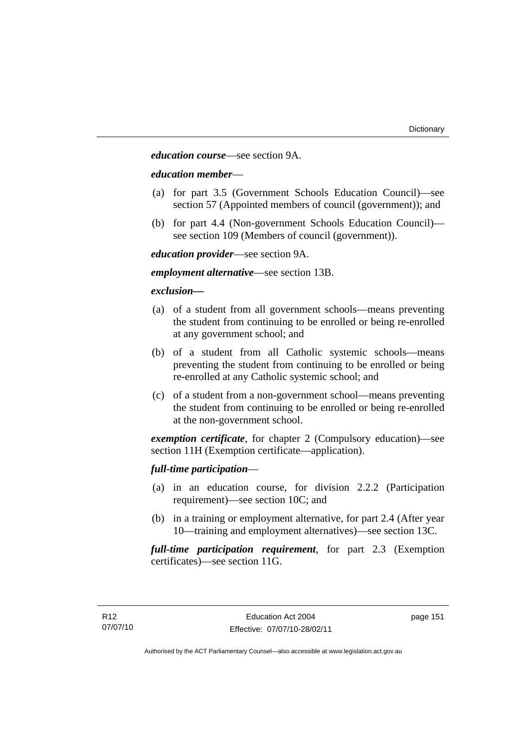***education course***—see section 9A.

***education member***—

(a) for part 3.5 (Government Schools Education Council)—see section 57 (Appointed members of council (government)); and

(b) for part 4.4 (Non-government Schools Education Council)—see section 109 (Members of council (government)).

***education provider***—see section 9A.

***employment alternative***—see section 13B.

***exclusion—***

(a) of a student from all government schools—means preventing the student from continuing to be enrolled or being re-enrolled at any government school; and

(b) of a student from all Catholic systemic schools—means preventing the student from continuing to be enrolled or being re-enrolled at any Catholic systemic school; and

(c) of a student from a non-government school—means preventing the student from continuing to be enrolled or being re-enrolled at the non-government school.

***exemption certificate***, for chapter 2 (Compulsory education)—see section 11H (Exemption certificate—application).

***full-time participation***—

(a) in an education course, for division 2.2.2 (Participation requirement)—see section 10C; and

(b) in a training or employment alternative, for part 2.4 (After year 10—training and employment alternatives)—see section 13C.

***full-time participation requirement***, for part 2.3 (Exemption certificates)—see section 11G.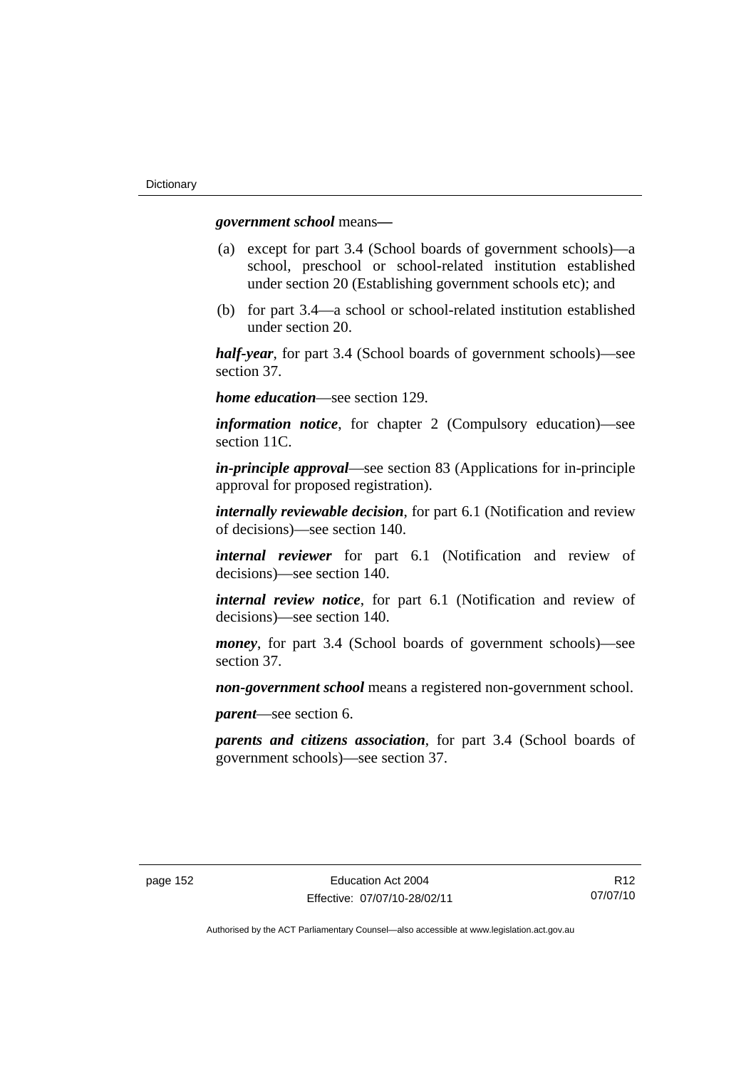***government school*** means—

(a) except for part 3.4 (School boards of government schools)—a school, preschool or school-related institution established under section 20 (Establishing government schools etc); and

(b) for part 3.4—a school or school-related institution established under section 20.

***half-year***, for part 3.4 (School boards of government schools)—see section 37.

***home education***—see section 129.

***information notice***, for chapter 2 (Compulsory education)—see section 11C.

***in-principle approval***—see section 83 (Applications for in-principle approval for proposed registration).

***internally reviewable decision***, for part 6.1 (Notification and review of decisions)—see section 140.

***internal reviewer*** for part 6.1 (Notification and review of decisions)—see section 140.

***internal review notice***, for part 6.1 (Notification and review of decisions)—see section 140.

***money***, for part 3.4 (School boards of government schools)—see section 37.

***non-government school*** means a registered non-government school.

***parent***—see section 6.

***parents and citizens association***, for part 3.4 (School boards of government schools)—see section 37.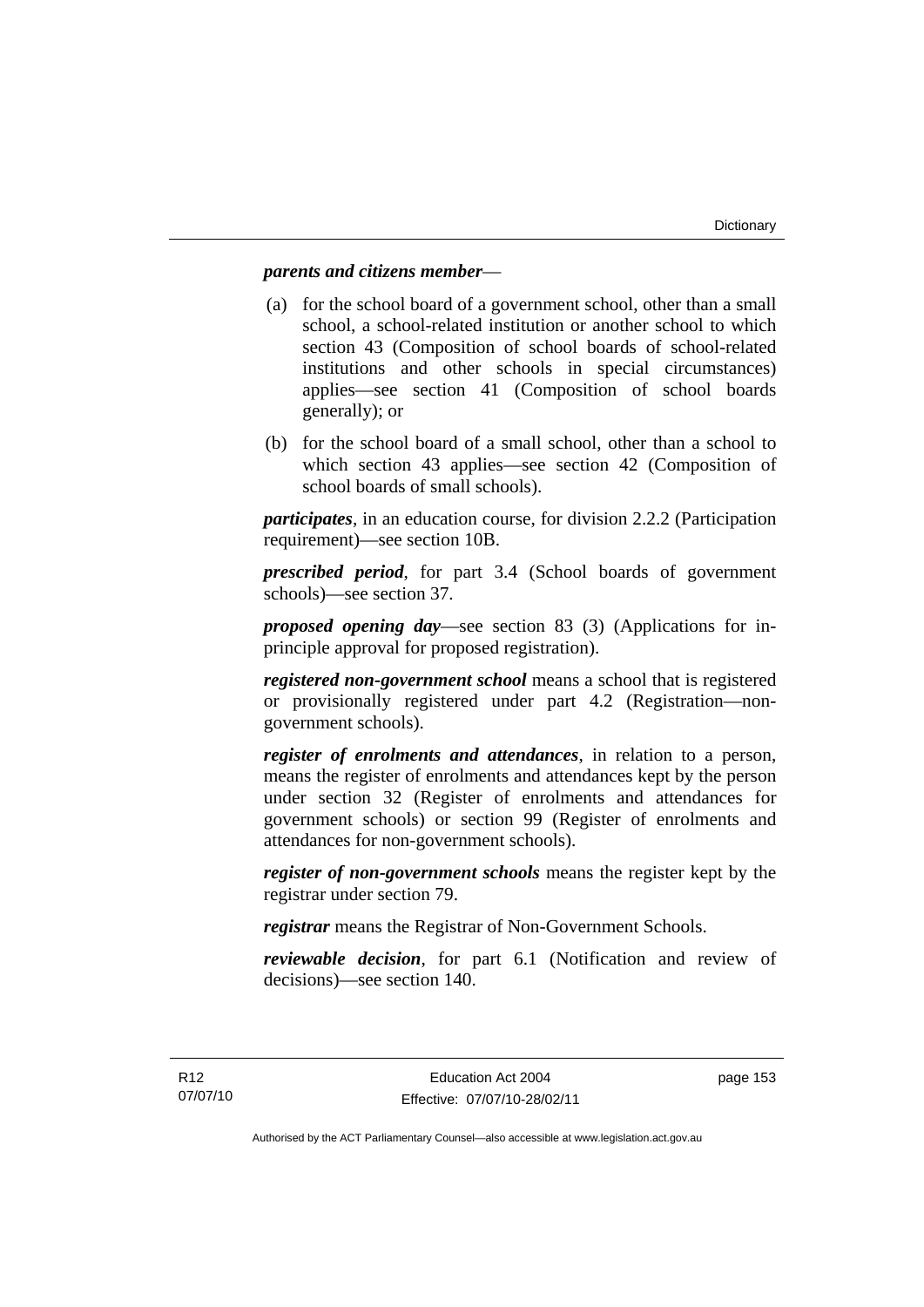***parents and citizens member***—

(a) for the school board of a government school, other than a small school, a school-related institution or another school to which section 43 (Composition of school boards of school-related institutions and other schools in special circumstances) applies—see section 41 (Composition of school boards generally); or

(b) for the school board of a small school, other than a school to which section 43 applies—see section 42 (Composition of school boards of small schools).

***participates***, in an education course, for division 2.2.2 (Participation requirement)—see section 10B.

***prescribed period***, for part 3.4 (School boards of government schools)—see section 37.

***proposed opening day***—see section 83 (3) (Applications for in-principle approval for proposed registration).

***registered non-government school*** means a school that is registered or provisionally registered under part 4.2 (Registration—non-government schools).

***register of enrolments and attendances***, in relation to a person, means the register of enrolments and attendances kept by the person under section 32 (Register of enrolments and attendances for government schools) or section 99 (Register of enrolments and attendances for non-government schools).

***register of non-government schools*** means the register kept by the registrar under section 79.

***registrar*** means the Registrar of Non-Government Schools.

***reviewable decision***, for part 6.1 (Notification and review of decisions)—see section 140.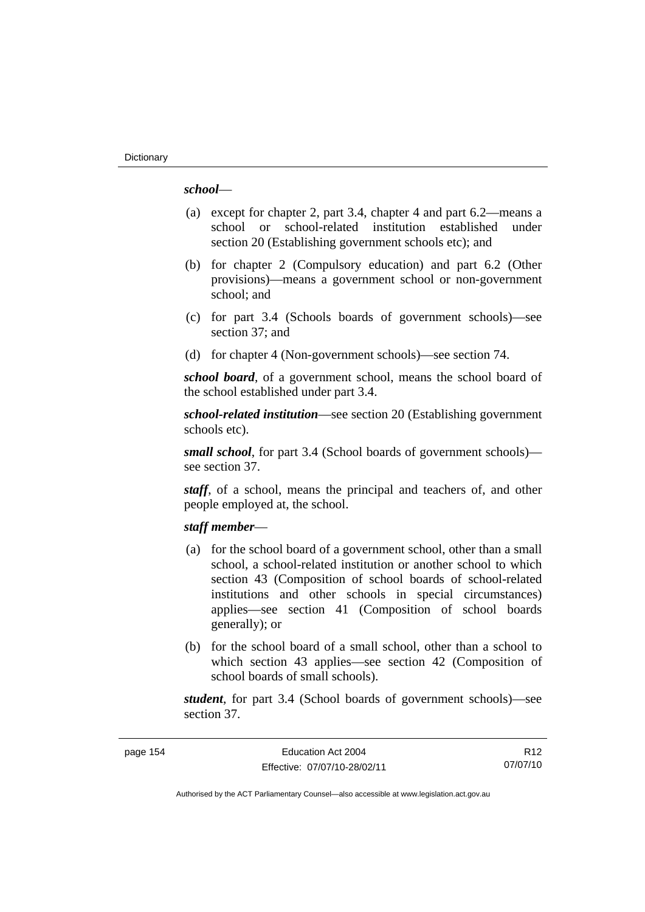***school***—

(a) except for chapter 2, part 3.4, chapter 4 and part 6.2—means a school or school-related institution established under section 20 (Establishing government schools etc); and

(b) for chapter 2 (Compulsory education) and part 6.2 (Other provisions)—means a government school or non-government school; and

(c) for part 3.4 (Schools boards of government schools)—see section 37; and

(d) for chapter 4 (Non-government schools)—see section 74.

***school board***, of a government school, means the school board of the school established under part 3.4.

***school-related institution***—see section 20 (Establishing government schools etc).

***small school***, for part 3.4 (School boards of government schools)—see section 37.

***staff***, of a school, means the principal and teachers of, and other people employed at, the school.

***staff member***—

(a) for the school board of a government school, other than a small school, a school-related institution or another school to which section 43 (Composition of school boards of school-related institutions and other schools in special circumstances) applies—see section 41 (Composition of school boards generally); or

(b) for the school board of a small school, other than a school to which section 43 applies—see section 42 (Composition of school boards of small schools).

***student***, for part 3.4 (School boards of government schools)—see section 37.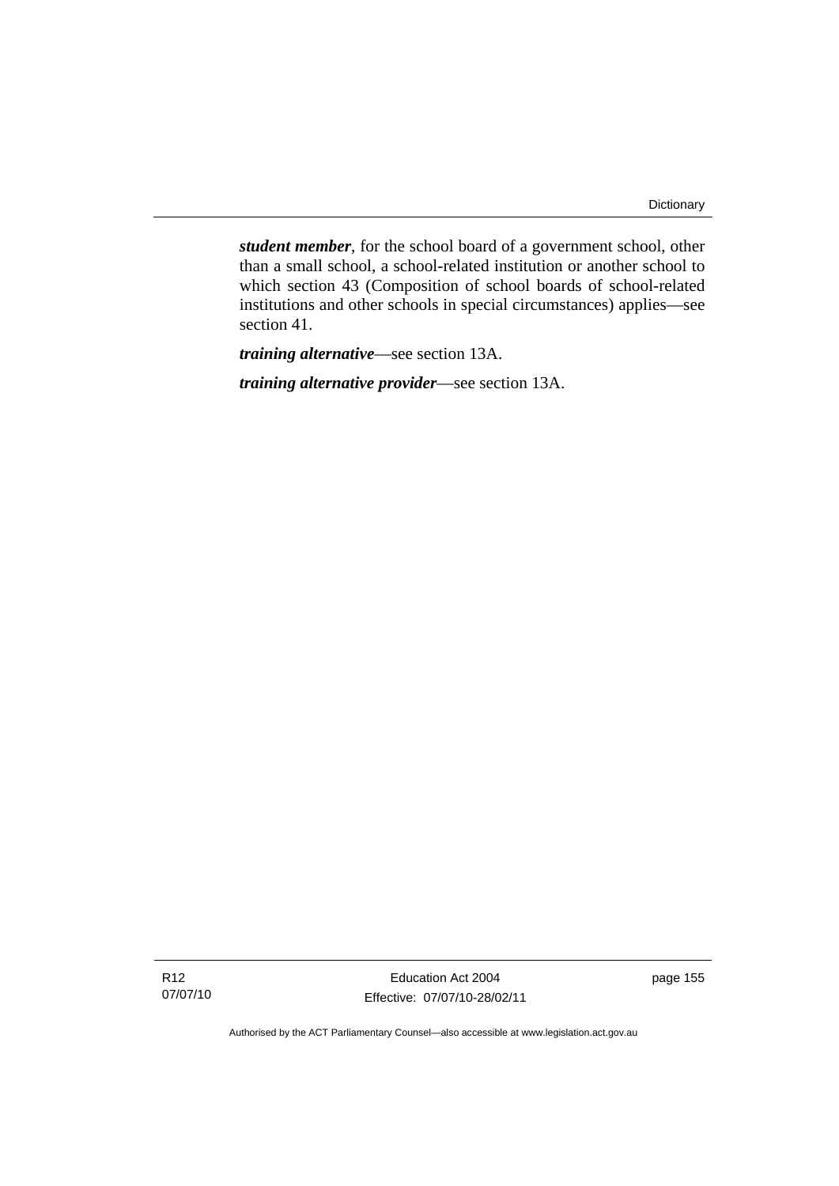***student member***, for the school board of a government school, other than a small school, a school-related institution or another school to which section 43 (Composition of school boards of school-related institutions and other schools in special circumstances) applies—see section 41.

***training alternative***—see section 13A.

***training alternative provider***—see section 13A.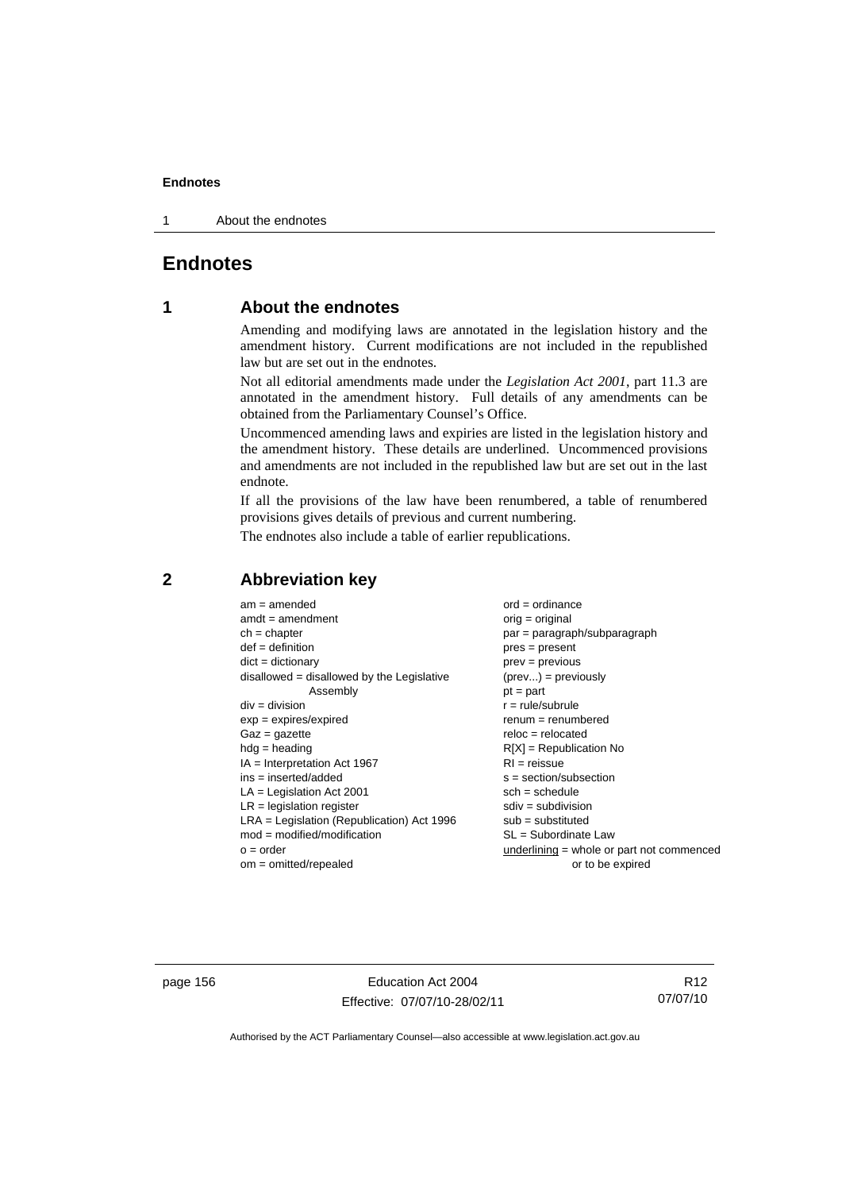# Endnotes

## 1 About the endnotes

Amending and modifying laws are annotated in the legislation history and the amendment history. Current modifications are not included in the republished law but are set out in the endnotes.

Not all editorial amendments made under the *Legislation Act 2001*, part 11.3 are annotated in the amendment history. Full details of any amendments can be obtained from the Parliamentary Counsel's Office.

Uncommenced amending laws and expiries are listed in the legislation history and the amendment history. These details are underlined. Uncommenced provisions and amendments are not included in the republished law but are set out in the last endnote.

If all the provisions of the law have been renumbered, a table of renumbered provisions gives details of previous and current numbering.

The endnotes also include a table of earlier republications.

## 2 Abbreviation key

am = amended
amdt = amendment
ch = chapter
def = definition
dict = dictionary
disallowed = disallowed by the Legislative Assembly
div = division
exp = expires/expired
Gaz = gazette
hdg = heading
IA = Interpretation Act 1967
ins = inserted/added
LA = Legislation Act 2001
LR = legislation register
LRA = Legislation (Republication) Act 1996
mod = modified/modification
o = order
om = omitted/repealed
ord = ordinance
orig = original
par = paragraph/subparagraph
pres = present
prev = previous
(prev...) = previously
pt = part
r = rule/subrule
renum = renumbered
reloc = relocated
R[X] = Republication No
RI = reissue
s = section/subsection
sch = schedule
sdiv = subdivision
sub = substituted
SL = Subordinate Law
underlining = whole or part not commenced or to be expired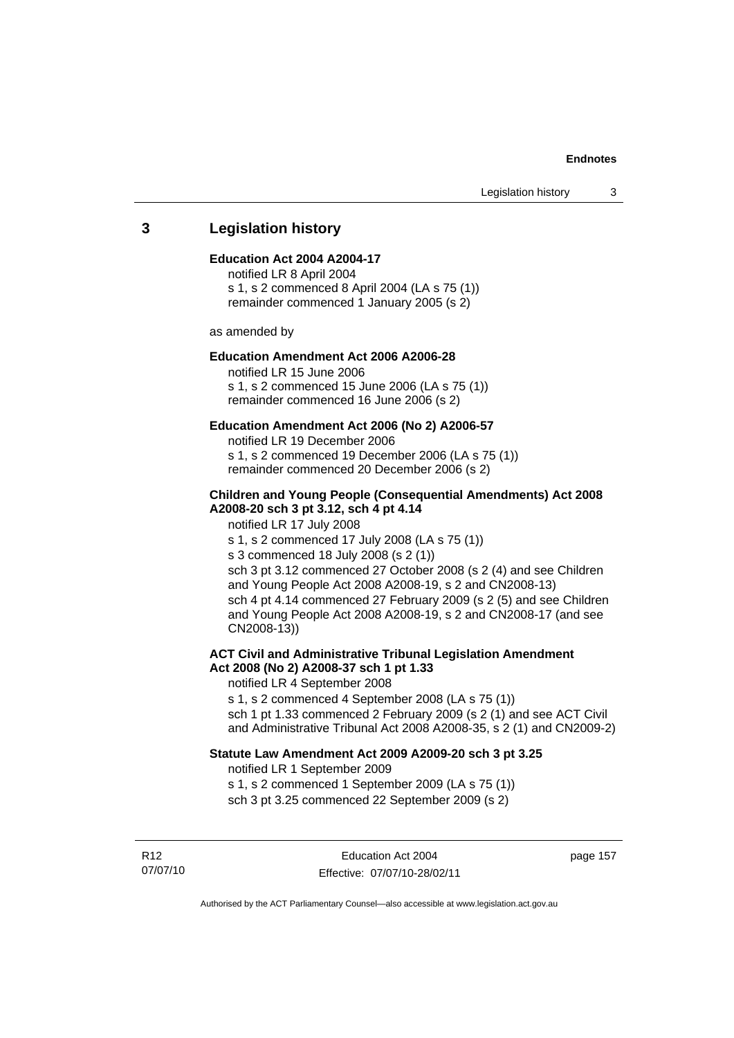## 3 Legislation history

**Education Act 2004 A2004-17**

notified LR 8 April 2004
s 1, s 2 commenced 8 April 2004 (LA s 75 (1))
remainder commenced 1 January 2005 (s 2)

as amended by

**Education Amendment Act 2006 A2006-28**

notified LR 15 June 2006
s 1, s 2 commenced 15 June 2006 (LA s 75 (1))
remainder commenced 16 June 2006 (s 2)

**Education Amendment Act 2006 (No 2) A2006-57**

notified LR 19 December 2006
s 1, s 2 commenced 19 December 2006 (LA s 75 (1))
remainder commenced 20 December 2006 (s 2)

**Children and Young People (Consequential Amendments) Act 2008 A2008-20 sch 3 pt 3.12, sch 4 pt 4.14**

notified LR 17 July 2008
s 1, s 2 commenced 17 July 2008 (LA s 75 (1))
s 3 commenced 18 July 2008 (s 2 (1))
sch 3 pt 3.12 commenced 27 October 2008 (s 2 (4) and see Children and Young People Act 2008 A2008-19, s 2 and CN2008-13)
sch 4 pt 4.14 commenced 27 February 2009 (s 2 (5) and see Children and Young People Act 2008 A2008-19, s 2 and CN2008-17 (and see CN2008-13))

**ACT Civil and Administrative Tribunal Legislation Amendment Act 2008 (No 2) A2008-37 sch 1 pt 1.33**

notified LR 4 September 2008
s 1, s 2 commenced 4 September 2008 (LA s 75 (1))
sch 1 pt 1.33 commenced 2 February 2009 (s 2 (1) and see ACT Civil and Administrative Tribunal Act 2008 A2008-35, s 2 (1) and CN2009-2)

**Statute Law Amendment Act 2009 A2009-20 sch 3 pt 3.25**

notified LR 1 September 2009
s 1, s 2 commenced 1 September 2009 (LA s 75 (1))
sch 3 pt 3.25 commenced 22 September 2009 (s 2)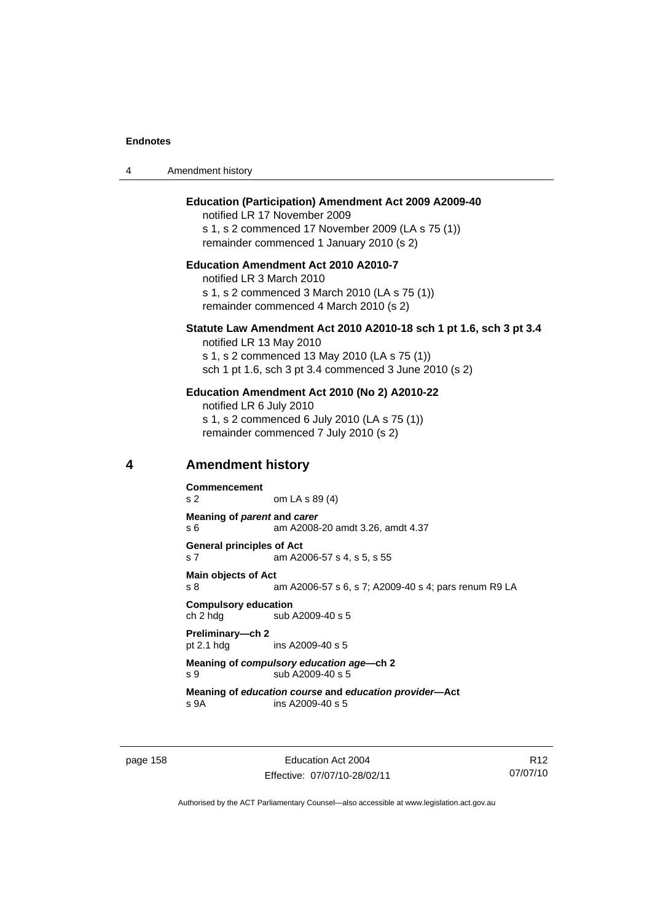**Education (Participation) Amendment Act 2009 A2009-40**

notified LR 17 November 2009

s 1, s 2 commenced 17 November 2009 (LA s 75 (1))

remainder commenced 1 January 2010 (s 2)

**Education Amendment Act 2010 A2010-7**

notified LR 3 March 2010

s 1, s 2 commenced 3 March 2010 (LA s 75 (1))

remainder commenced 4 March 2010 (s 2)

**Statute Law Amendment Act 2010 A2010-18 sch 1 pt 1.6, sch 3 pt 3.4**

notified LR 13 May 2010

s 1, s 2 commenced 13 May 2010 (LA s 75 (1))

sch 1 pt 1.6, sch 3 pt 3.4 commenced 3 June 2010 (s 2)

**Education Amendment Act 2010 (No 2) A2010-22**

notified LR 6 July 2010

s 1, s 2 commenced 6 July 2010 (LA s 75 (1))

remainder commenced 7 July 2010 (s 2)

## 4 Amendment history

**Commencement**
s 2 om LA s 89 (4)

**Meaning of *parent* and *carer***
s 6 am A2008-20 amdt 3.26, amdt 4.37

**General principles of Act**
s 7 am A2006-57 s 4, s 5, s 55

**Main objects of Act**
s 8 am A2006-57 s 6, s 7; A2009-40 s 4; pars renum R9 LA

**Compulsory education**
ch 2 hdg sub A2009-40 s 5

**Preliminary—ch 2**
pt 2.1 hdg ins A2009-40 s 5

**Meaning of *compulsory education age*—ch 2**
s 9 sub A2009-40 s 5

**Meaning of *education course* and *education provider*—Act**
s 9A ins A2009-40 s 5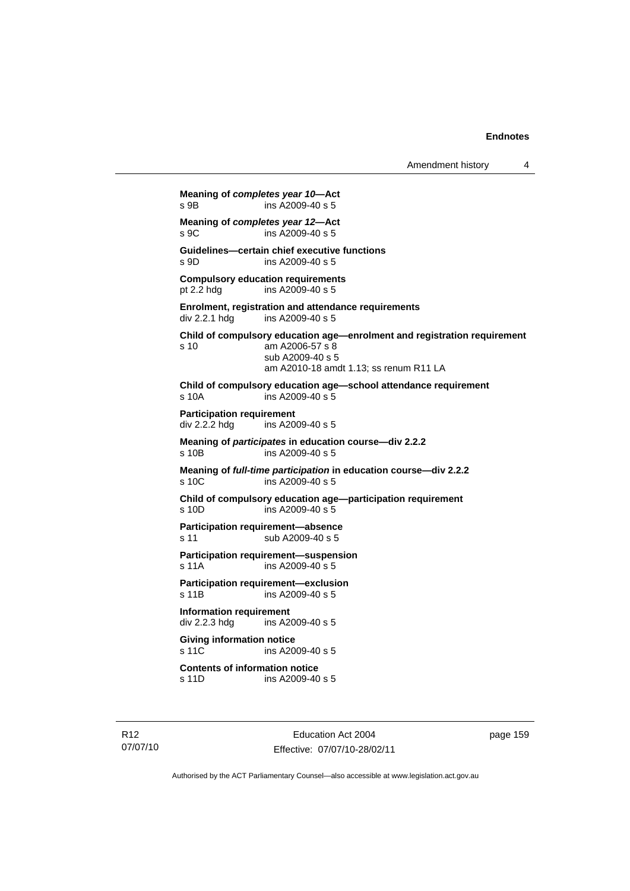**Meaning of *completes year 10*—Act**
s 9B ins A2009-40 s 5

**Meaning of *completes year 12*—Act**
s 9C ins A2009-40 s 5

**Guidelines—certain chief executive functions**
s 9D ins A2009-40 s 5

**Compulsory education requirements**
pt 2.2 hdg ins A2009-40 s 5

**Enrolment, registration and attendance requirements**
div 2.2.1 hdg ins A2009-40 s 5

**Child of compulsory education age—enrolment and registration requirement**
s 10 am A2006-57 s 8
sub A2009-40 s 5
am A2010-18 amdt 1.13; ss renum R11 LA

**Child of compulsory education age—school attendance requirement**
s 10A ins A2009-40 s 5

**Participation requirement**
div 2.2.2 hdg ins A2009-40 s 5

**Meaning of *participates* in education course—div 2.2.2**
s 10B ins A2009-40 s 5

**Meaning of *full-time participation* in education course—div 2.2.2**
s 10C ins A2009-40 s 5

**Child of compulsory education age—participation requirement**
s 10D ins A2009-40 s 5

**Participation requirement—absence**
s 11 sub A2009-40 s 5

**Participation requirement—suspension**
s 11A ins A2009-40 s 5

**Participation requirement—exclusion**
s 11B ins A2009-40 s 5

**Information requirement**
div 2.2.3 hdg ins A2009-40 s 5

**Giving information notice**
s 11C ins A2009-40 s 5

**Contents of information notice**
s 11D ins A2009-40 s 5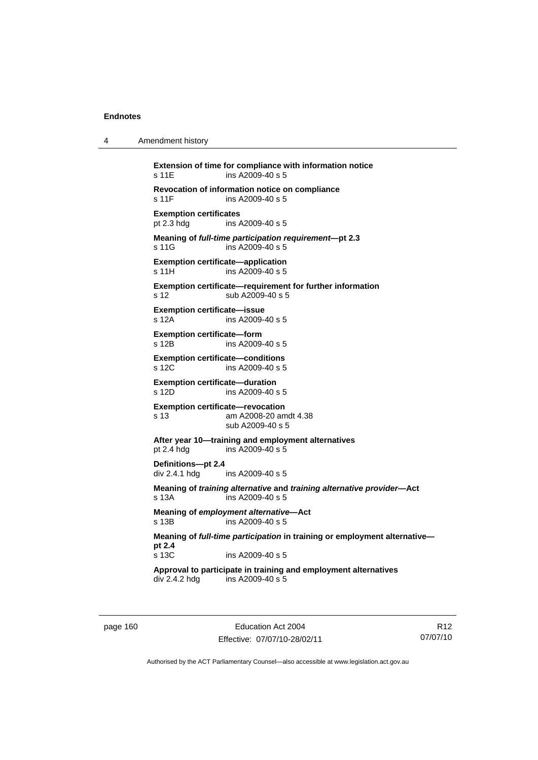**Extension of time for compliance with information notice**
s 11E ins A2009-40 s 5

**Revocation of information notice on compliance**
s 11F ins A2009-40 s 5

**Exemption certificates**
pt 2.3 hdg ins A2009-40 s 5

**Meaning of *full-time participation requirement*—pt 2.3**
s 11G ins A2009-40 s 5

**Exemption certificate—application**
s 11H ins A2009-40 s 5

**Exemption certificate—requirement for further information**
s 12 sub A2009-40 s 5

**Exemption certificate—issue**
s 12A ins A2009-40 s 5

**Exemption certificate—form**
s 12B ins A2009-40 s 5

**Exemption certificate—conditions**
s 12C ins A2009-40 s 5

**Exemption certificate—duration**
s 12D ins A2009-40 s 5

**Exemption certificate—revocation**
s 13 am A2008-20 amdt 4.38
sub A2009-40 s 5

**After year 10—training and employment alternatives**
pt 2.4 hdg ins A2009-40 s 5

**Definitions—pt 2.4**
div 2.4.1 hdg ins A2009-40 s 5

**Meaning of *training alternative* and *training alternative provider*—Act**
s 13A ins A2009-40 s 5

**Meaning of *employment alternative*—Act**
s 13B ins A2009-40 s 5

**Meaning of *full-time participation* in training or employment alternative—pt 2.4**
s 13C ins A2009-40 s 5

**Approval to participate in training and employment alternatives**
div 2.4.2 hdg ins A2009-40 s 5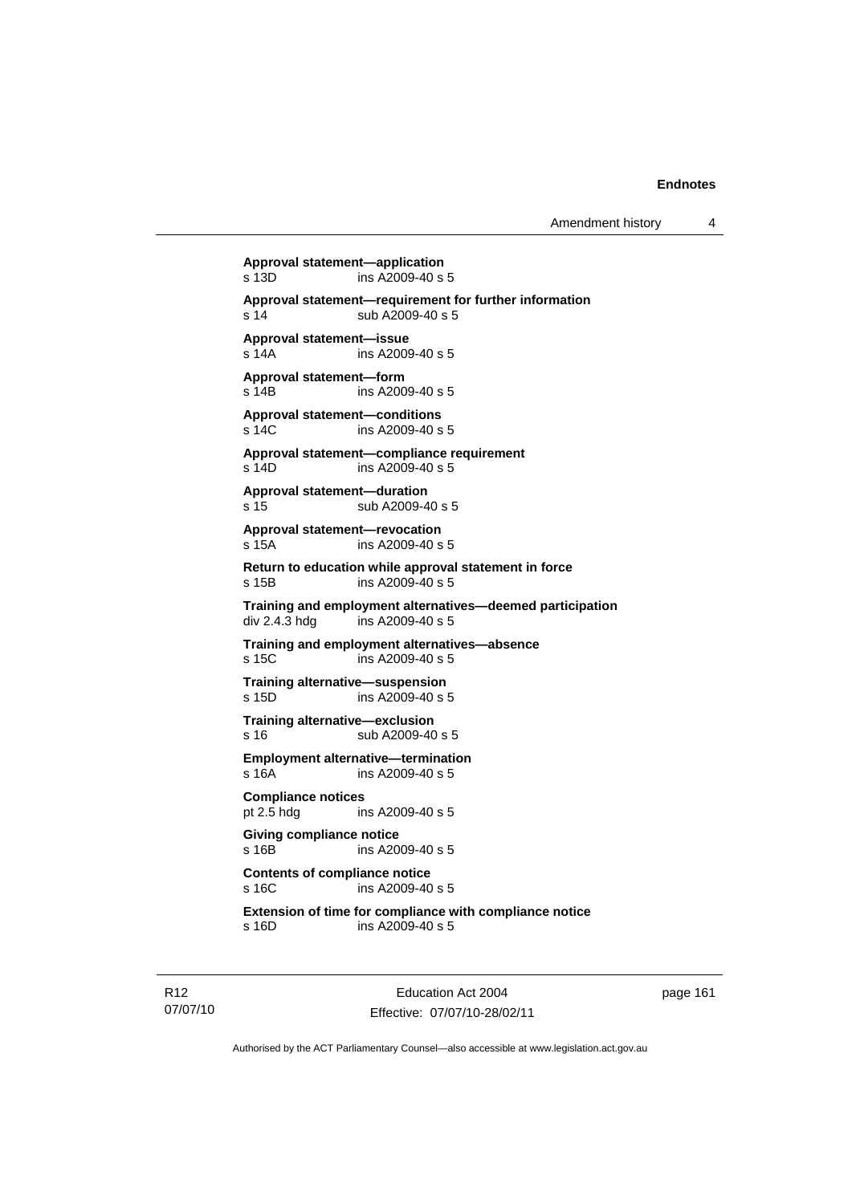**Approval statement—application**
s 13D ins A2009-40 s 5

**Approval statement—requirement for further information**
s 14 sub A2009-40 s 5

**Approval statement—issue**
s 14A ins A2009-40 s 5

**Approval statement—form**
s 14B ins A2009-40 s 5

**Approval statement—conditions**
s 14C ins A2009-40 s 5

**Approval statement—compliance requirement**
s 14D ins A2009-40 s 5

**Approval statement—duration**
s 15 sub A2009-40 s 5

**Approval statement—revocation**
s 15A ins A2009-40 s 5

**Return to education while approval statement in force**
s 15B ins A2009-40 s 5

**Training and employment alternatives—deemed participation**
div 2.4.3 hdg ins A2009-40 s 5

**Training and employment alternatives—absence**
s 15C ins A2009-40 s 5

**Training alternative—suspension**
s 15D ins A2009-40 s 5

**Training alternative—exclusion**
s 16 sub A2009-40 s 5

**Employment alternative—termination**
s 16A ins A2009-40 s 5

**Compliance notices**
pt 2.5 hdg ins A2009-40 s 5

**Giving compliance notice**
s 16B ins A2009-40 s 5

**Contents of compliance notice**
s 16C ins A2009-40 s 5

**Extension of time for compliance with compliance notice**
s 16D ins A2009-40 s 5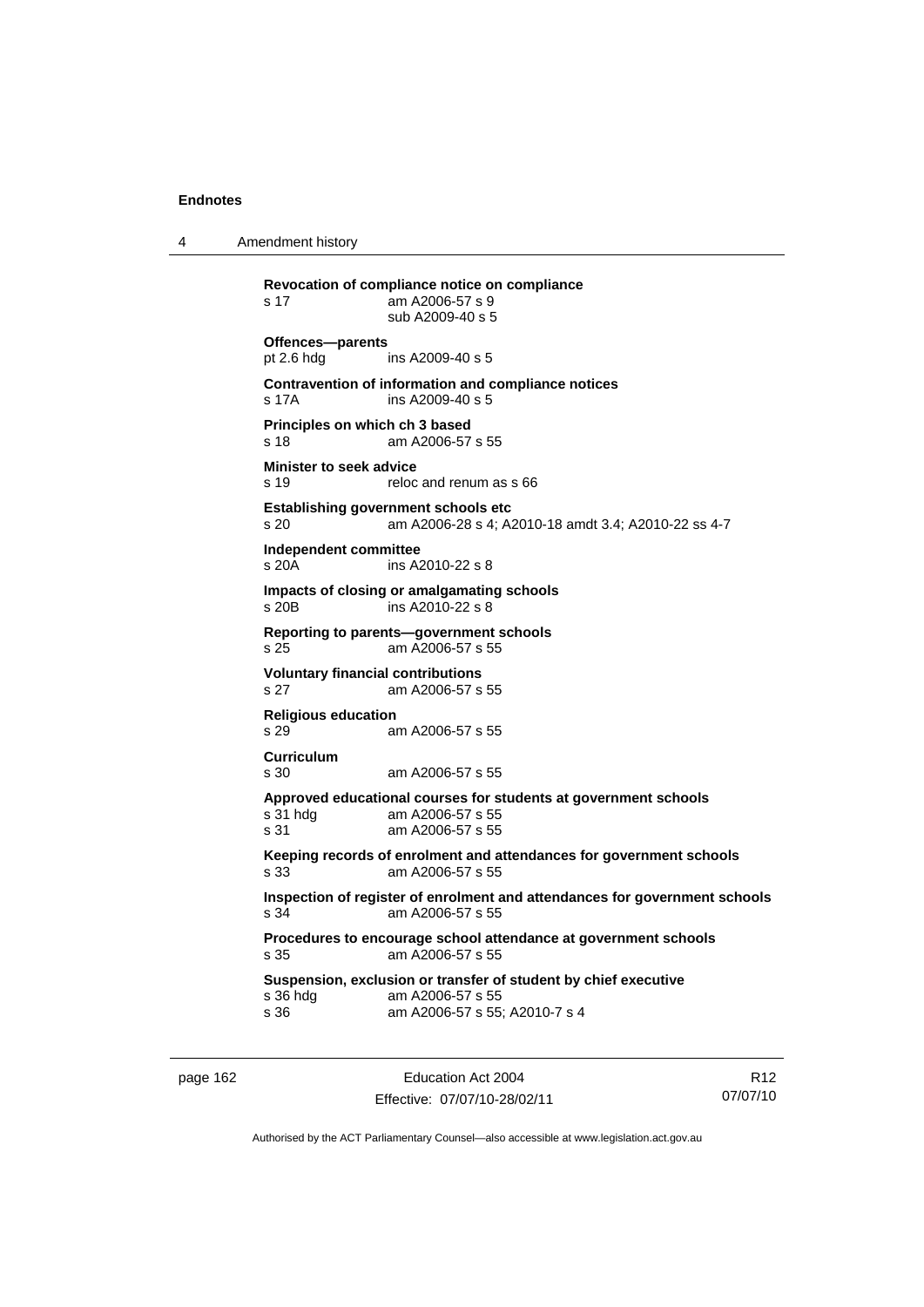**Revocation of compliance notice on compliance**
s 17 am A2006-57 s 9
sub A2009-40 s 5

**Offences—parents**
pt 2.6 hdg ins A2009-40 s 5

**Contravention of information and compliance notices**
s 17A ins A2009-40 s 5

**Principles on which ch 3 based**
s 18 am A2006-57 s 55

**Minister to seek advice**
s 19 reloc and renum as s 66

**Establishing government schools etc**
s 20 am A2006-28 s 4; A2010-18 amdt 3.4; A2010-22 ss 4-7

**Independent committee**
s 20A ins A2010-22 s 8

**Impacts of closing or amalgamating schools**
s 20B ins A2010-22 s 8

**Reporting to parents—government schools**
s 25 am A2006-57 s 55

**Voluntary financial contributions**
s 27 am A2006-57 s 55

**Religious education**
s 29 am A2006-57 s 55

**Curriculum**
s 30 am A2006-57 s 55

**Approved educational courses for students at government schools**
s 31 hdg am A2006-57 s 55
s 31 am A2006-57 s 55

**Keeping records of enrolment and attendances for government schools**
s 33 am A2006-57 s 55

**Inspection of register of enrolment and attendances for government schools**
s 34 am A2006-57 s 55

**Procedures to encourage school attendance at government schools**
s 35 am A2006-57 s 55

**Suspension, exclusion or transfer of student by chief executive**
s 36 hdg am A2006-57 s 55
s 36 am A2006-57 s 55; A2010-7 s 4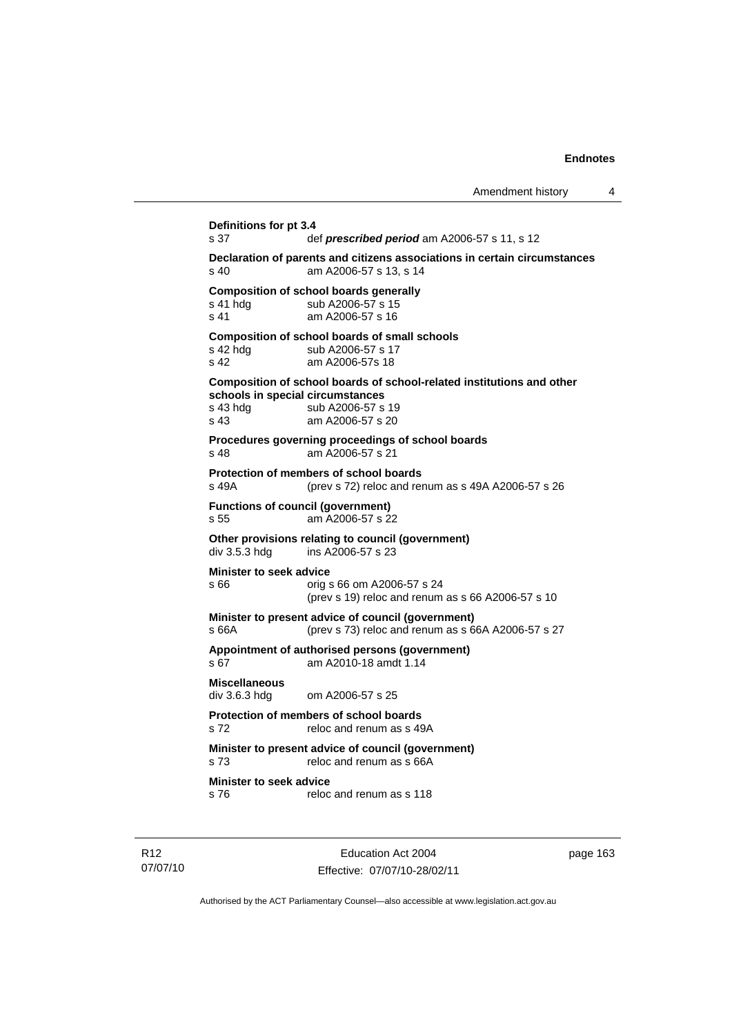**Definitions for pt 3.4**
s 37 def ***prescribed period*** am A2006-57 s 11, s 12

**Declaration of parents and citizens associations in certain circumstances**
s 40 am A2006-57 s 13, s 14

**Composition of school boards generally**
s 41 hdg sub A2006-57 s 15
s 41 am A2006-57 s 16

**Composition of school boards of small schools**
s 42 hdg sub A2006-57 s 17
s 42 am A2006-57s 18

**Composition of school boards of school-related institutions and other schools in special circumstances**
s 43 hdg sub A2006-57 s 19
s 43 am A2006-57 s 20

**Procedures governing proceedings of school boards**
s 48 am A2006-57 s 21

**Protection of members of school boards**
s 49A (prev s 72) reloc and renum as s 49A A2006-57 s 26

**Functions of council (government)**
s 55 am A2006-57 s 22

**Other provisions relating to council (government)**
div 3.5.3 hdg ins A2006-57 s 23

**Minister to seek advice**
s 66 orig s 66 om A2006-57 s 24
(prev s 19) reloc and renum as s 66 A2006-57 s 10

**Minister to present advice of council (government)**
s 66A (prev s 73) reloc and renum as s 66A A2006-57 s 27

**Appointment of authorised persons (government)**
s 67 am A2010-18 amdt 1.14

**Miscellaneous**
div 3.6.3 hdg om A2006-57 s 25

**Protection of members of school boards**
s 72 reloc and renum as s 49A

**Minister to present advice of council (government)**
s 73 reloc and renum as s 66A

**Minister to seek advice**
s 76 reloc and renum as s 118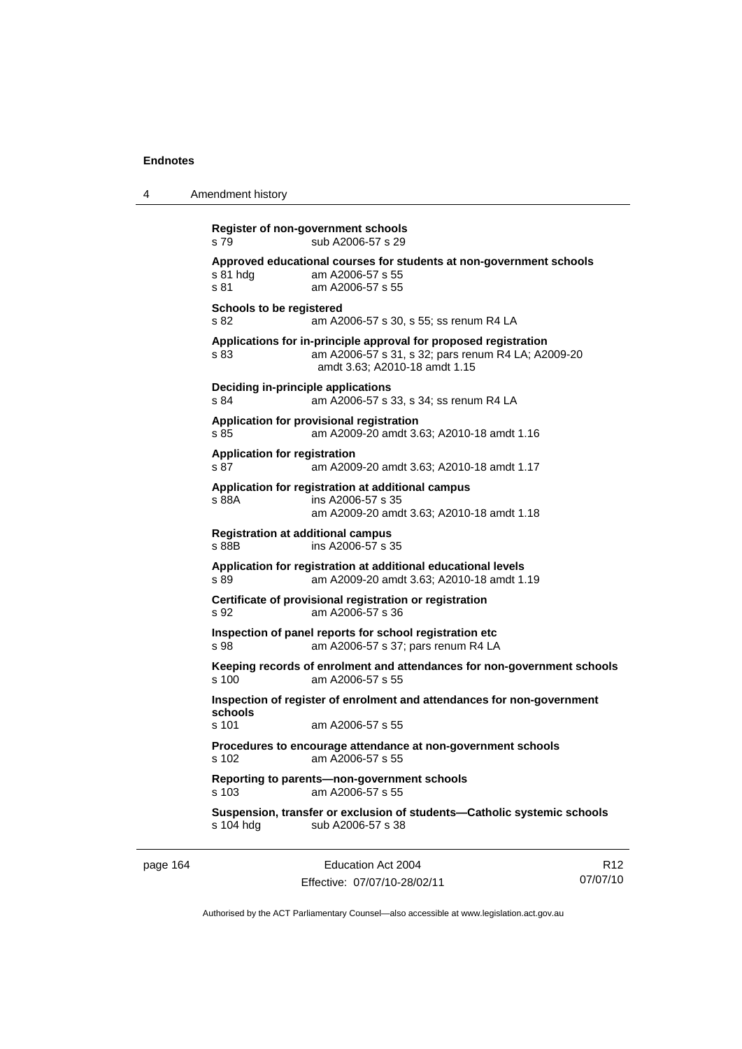**Register of non-government schools**
s 79 sub A2006-57 s 29

**Approved educational courses for students at non-government schools**
s 81 hdg am A2006-57 s 55
s 81 am A2006-57 s 55

**Schools to be registered**
s 82 am A2006-57 s 30, s 55; ss renum R4 LA

**Applications for in-principle approval for proposed registration**
s 83 am A2006-57 s 31, s 32; pars renum R4 LA; A2009-20 amdt 3.63; A2010-18 amdt 1.15

**Deciding in-principle applications**
s 84 am A2006-57 s 33, s 34; ss renum R4 LA

**Application for provisional registration**
s 85 am A2009-20 amdt 3.63; A2010-18 amdt 1.16

**Application for registration**
s 87 am A2009-20 amdt 3.63; A2010-18 amdt 1.17

**Application for registration at additional campus**
s 88A ins A2006-57 s 35
am A2009-20 amdt 3.63; A2010-18 amdt 1.18

**Registration at additional campus**
s 88B ins A2006-57 s 35

**Application for registration at additional educational levels**
s 89 am A2009-20 amdt 3.63; A2010-18 amdt 1.19

**Certificate of provisional registration or registration**
s 92 am A2006-57 s 36

**Inspection of panel reports for school registration etc**
s 98 am A2006-57 s 37; pars renum R4 LA

**Keeping records of enrolment and attendances for non-government schools**
s 100 am A2006-57 s 55

**Inspection of register of enrolment and attendances for non-government schools**
s 101 am A2006-57 s 55

**Procedures to encourage attendance at non-government schools**
s 102 am A2006-57 s 55

**Reporting to parents—non-government schools**
s 103 am A2006-57 s 55

**Suspension, transfer or exclusion of students—Catholic systemic schools**
s 104 hdg sub A2006-57 s 38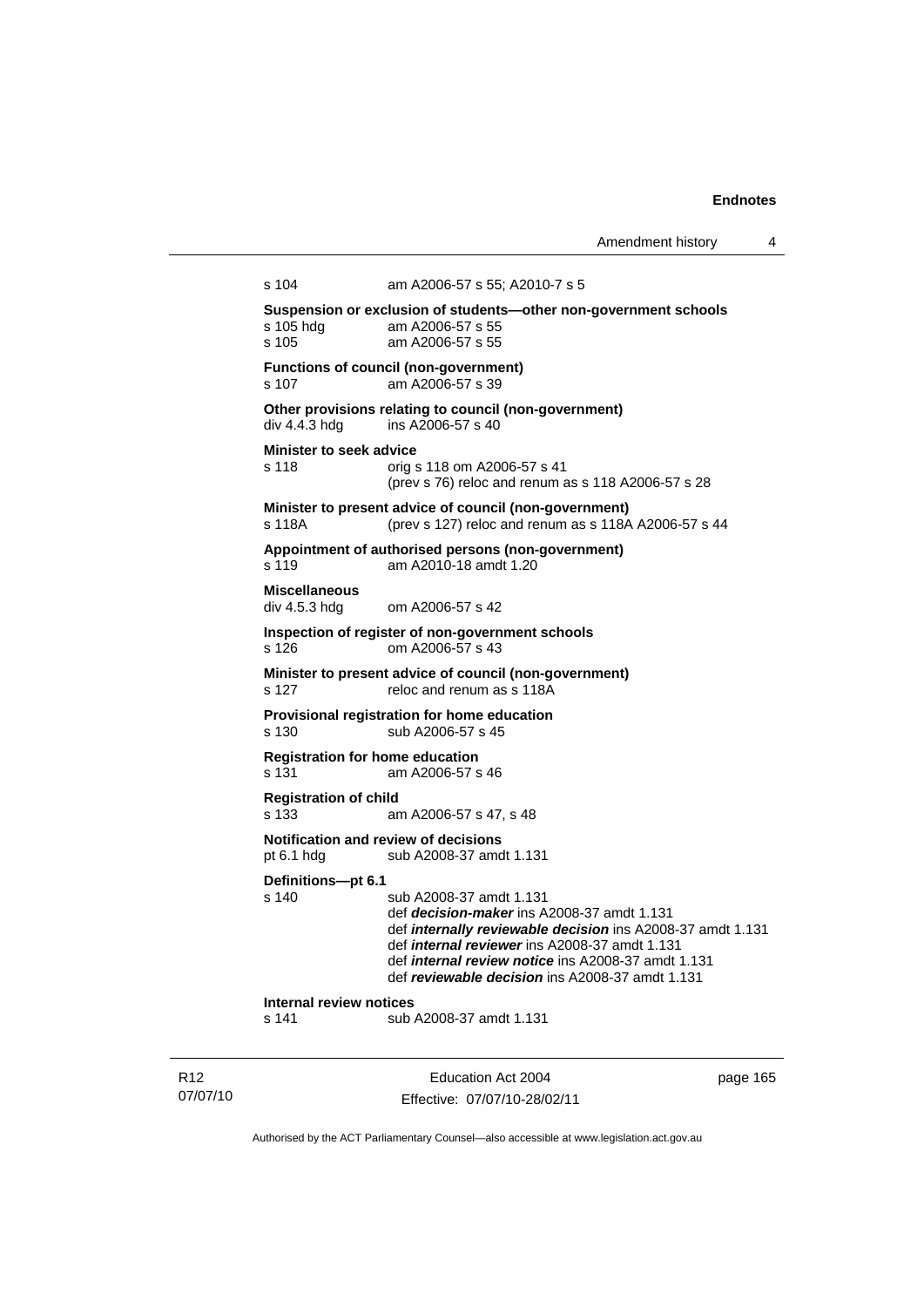s 104 am A2006-57 s 55; A2010-7 s 5

**Suspension or exclusion of students—other non-government schools**
s 105 hdg am A2006-57 s 55
s 105 am A2006-57 s 55

**Functions of council (non-government)**
s 107 am A2006-57 s 39

**Other provisions relating to council (non-government)**
div 4.4.3 hdg ins A2006-57 s 40

**Minister to seek advice**
s 118 orig s 118 om A2006-57 s 41
(prev s 76) reloc and renum as s 118 A2006-57 s 28

**Minister to present advice of council (non-government)**
s 118A (prev s 127) reloc and renum as s 118A A2006-57 s 44

**Appointment of authorised persons (non-government)**
s 119 am A2010-18 amdt 1.20

**Miscellaneous**
div 4.5.3 hdg om A2006-57 s 42

**Inspection of register of non-government schools**
s 126 om A2006-57 s 43

**Minister to present advice of council (non-government)**
s 127 reloc and renum as s 118A

**Provisional registration for home education**
s 130 sub A2006-57 s 45

**Registration for home education**
s 131 am A2006-57 s 46

**Registration of child**
s 133 am A2006-57 s 47, s 48

**Notification and review of decisions**
pt 6.1 hdg sub A2008-37 amdt 1.131

**Definitions—pt 6.1**
s 140 sub A2008-37 amdt 1.131
def ***decision-maker*** ins A2008-37 amdt 1.131
def ***internally reviewable decision*** ins A2008-37 amdt 1.131
def ***internal reviewer*** ins A2008-37 amdt 1.131
def ***internal review notice*** ins A2008-37 amdt 1.131
def ***reviewable decision*** ins A2008-37 amdt 1.131

**Internal review notices**
s 141 sub A2008-37 amdt 1.131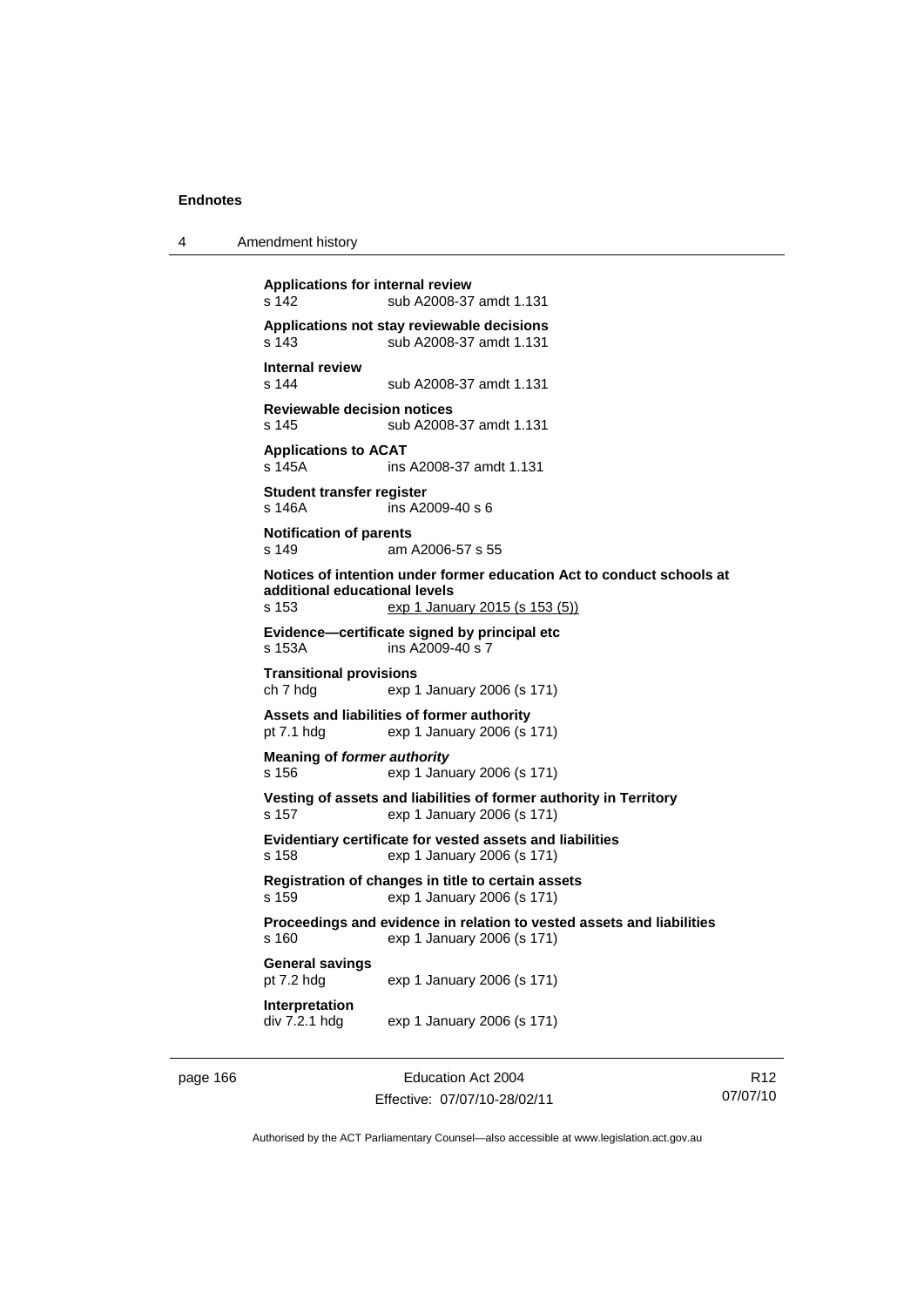**Applications for internal review**
s 142 sub A2008-37 amdt 1.131

**Applications not stay reviewable decisions**
s 143 sub A2008-37 amdt 1.131

**Internal review**
s 144 sub A2008-37 amdt 1.131

**Reviewable decision notices**
s 145 sub A2008-37 amdt 1.131

**Applications to ACAT**
s 145A ins A2008-37 amdt 1.131

**Student transfer register**
s 146A ins A2009-40 s 6

**Notification of parents**
s 149 am A2006-57 s 55

**Notices of intention under former education Act to conduct schools at additional educational levels**
s 153 exp 1 January 2015 (s 153 (5))

**Evidence—certificate signed by principal etc**
s 153A ins A2009-40 s 7

**Transitional provisions**
ch 7 hdg exp 1 January 2006 (s 171)

**Assets and liabilities of former authority**
pt 7.1 hdg exp 1 January 2006 (s 171)

**Meaning of *former authority***
s 156 exp 1 January 2006 (s 171)

**Vesting of assets and liabilities of former authority in Territory**
s 157 exp 1 January 2006 (s 171)

**Evidentiary certificate for vested assets and liabilities**
s 158 exp 1 January 2006 (s 171)

**Registration of changes in title to certain assets**
s 159 exp 1 January 2006 (s 171)

**Proceedings and evidence in relation to vested assets and liabilities**
s 160 exp 1 January 2006 (s 171)

**General savings**
pt 7.2 hdg exp 1 January 2006 (s 171)

**Interpretation**
div 7.2.1 hdg exp 1 January 2006 (s 171)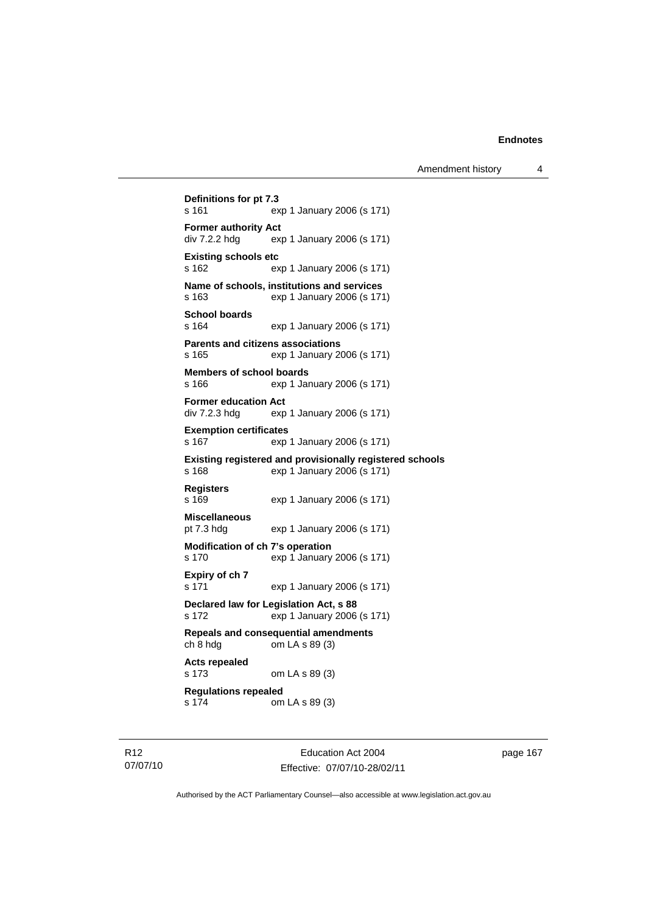**Definitions for pt 7.3**
s 161 exp 1 January 2006 (s 171)

**Former authority Act**
div 7.2.2 hdg exp 1 January 2006 (s 171)

**Existing schools etc**
s 162 exp 1 January 2006 (s 171)

**Name of schools, institutions and services**
s 163 exp 1 January 2006 (s 171)

**School boards**
s 164 exp 1 January 2006 (s 171)

**Parents and citizens associations**
s 165 exp 1 January 2006 (s 171)

**Members of school boards**
s 166 exp 1 January 2006 (s 171)

**Former education Act**
div 7.2.3 hdg exp 1 January 2006 (s 171)

**Exemption certificates**
s 167 exp 1 January 2006 (s 171)

**Existing registered and provisionally registered schools**
s 168 exp 1 January 2006 (s 171)

**Registers**
s 169 exp 1 January 2006 (s 171)

**Miscellaneous**
pt 7.3 hdg exp 1 January 2006 (s 171)

**Modification of ch 7's operation**
s 170 exp 1 January 2006 (s 171)

**Expiry of ch 7**
s 171 exp 1 January 2006 (s 171)

**Declared law for Legislation Act, s 88**
s 172 exp 1 January 2006 (s 171)

**Repeals and consequential amendments**
ch 8 hdg om LA s 89 (3)

**Acts repealed**
s 173 om LA s 89 (3)

**Regulations repealed**
s 174 om LA s 89 (3)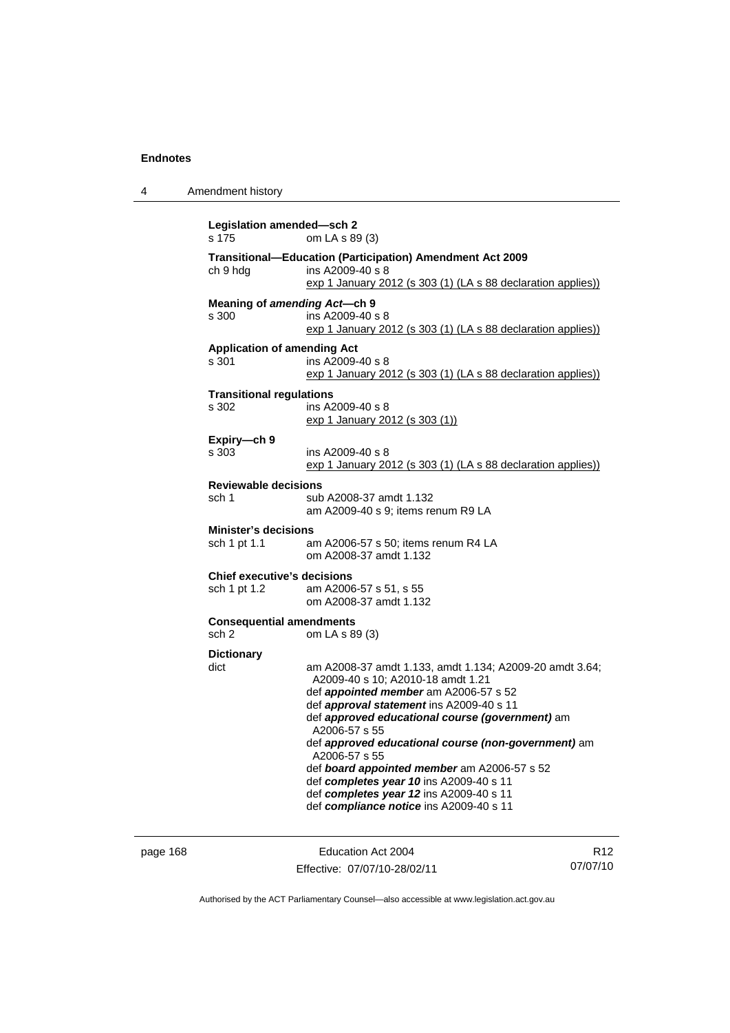**Legislation amended—sch 2**
s 175 om LA s 89 (3)

**Transitional—Education (Participation) Amendment Act 2009**
ch 9 hdg ins A2009-40 s 8
exp 1 January 2012 (s 303 (1) (LA s 88 declaration applies))

**Meaning of *amending Act*—ch 9**
s 300 ins A2009-40 s 8
exp 1 January 2012 (s 303 (1) (LA s 88 declaration applies))

**Application of amending Act**
s 301 ins A2009-40 s 8
exp 1 January 2012 (s 303 (1) (LA s 88 declaration applies))

**Transitional regulations**
s 302 ins A2009-40 s 8
exp 1 January 2012 (s 303 (1))

**Expiry—ch 9**
s 303 ins A2009-40 s 8
exp 1 January 2012 (s 303 (1) (LA s 88 declaration applies))

**Reviewable decisions**
sch 1 sub A2008-37 amdt 1.132
am A2009-40 s 9; items renum R9 LA

**Minister's decisions**
sch 1 pt 1.1 am A2006-57 s 50; items renum R4 LA
om A2008-37 amdt 1.132

**Chief executive's decisions**
sch 1 pt 1.2 am A2006-57 s 51, s 55
om A2008-37 amdt 1.132

**Consequential amendments**
sch 2 om LA s 89 (3)

**Dictionary**
dict am A2008-37 amdt 1.133, amdt 1.134; A2009-20 amdt 3.64; A2009-40 s 10; A2010-18 amdt 1.21
def ***appointed member*** am A2006-57 s 52
def ***approval statement*** ins A2009-40 s 11
def ***approved educational course (government)*** am A2006-57 s 55
def ***approved educational course (non-government)*** am A2006-57 s 55
def ***board appointed member*** am A2006-57 s 52
def ***completes year 10*** ins A2009-40 s 11
def ***completes year 12*** ins A2009-40 s 11
def ***compliance notice*** ins A2009-40 s 11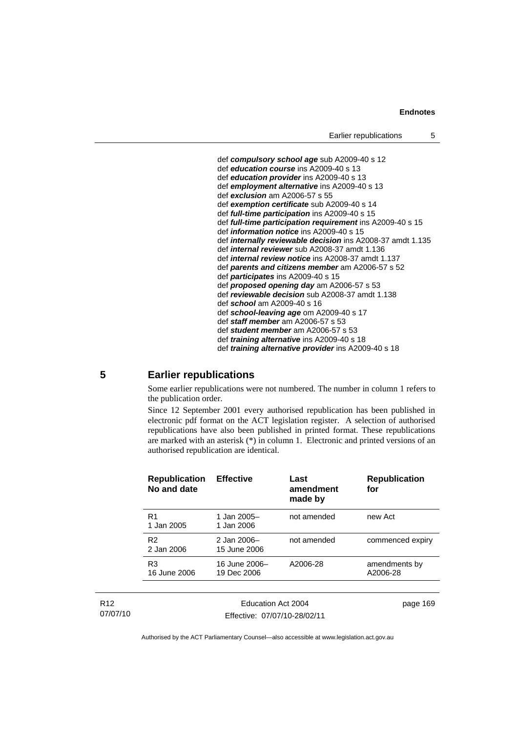def ***compulsory school age*** sub A2009-40 s 12
def ***education course*** ins A2009-40 s 13
def ***education provider*** ins A2009-40 s 13
def ***employment alternative*** ins A2009-40 s 13
def ***exclusion*** am A2006-57 s 55
def ***exemption certificate*** sub A2009-40 s 14
def ***full-time participation*** ins A2009-40 s 15
def ***full-time participation requirement*** ins A2009-40 s 15
def ***information notice*** ins A2009-40 s 15
def ***internally reviewable decision*** ins A2008-37 amdt 1.135
def ***internal reviewer*** sub A2008-37 amdt 1.136
def ***internal review notice*** ins A2008-37 amdt 1.137
def ***parents and citizens member*** am A2006-57 s 52
def ***participates*** ins A2009-40 s 15
def ***proposed opening day*** am A2006-57 s 53
def ***reviewable decision*** sub A2008-37 amdt 1.138
def ***school*** am A2009-40 s 16
def ***school-leaving age*** om A2009-40 s 17
def ***staff member*** am A2006-57 s 53
def ***student member*** am A2006-57 s 53
def ***training alternative*** ins A2009-40 s 18
def ***training alternative provider*** ins A2009-40 s 18

## 5 Earlier republications

Some earlier republications were not numbered. The number in column 1 refers to the publication order.

Since 12 September 2001 every authorised republication has been published in electronic pdf format on the ACT legislation register. A selection of authorised republications have also been published in printed format. These republications are marked with an asterisk (*) in column 1. Electronic and printed versions of an authorised republication are identical.

| Republication No and date | Effective | Last amendment made by | Republication for |
|---|---|---|---|
| R1 1 Jan 2005 | 1 Jan 2005– 1 Jan 2006 | not amended | new Act |
| R2 2 Jan 2006 | 2 Jan 2006– 15 June 2006 | not amended | commenced expiry |
| R3 16 June 2006 | 16 June 2006– 19 Dec 2006 | A2006-28 | amendments by A2006-28 |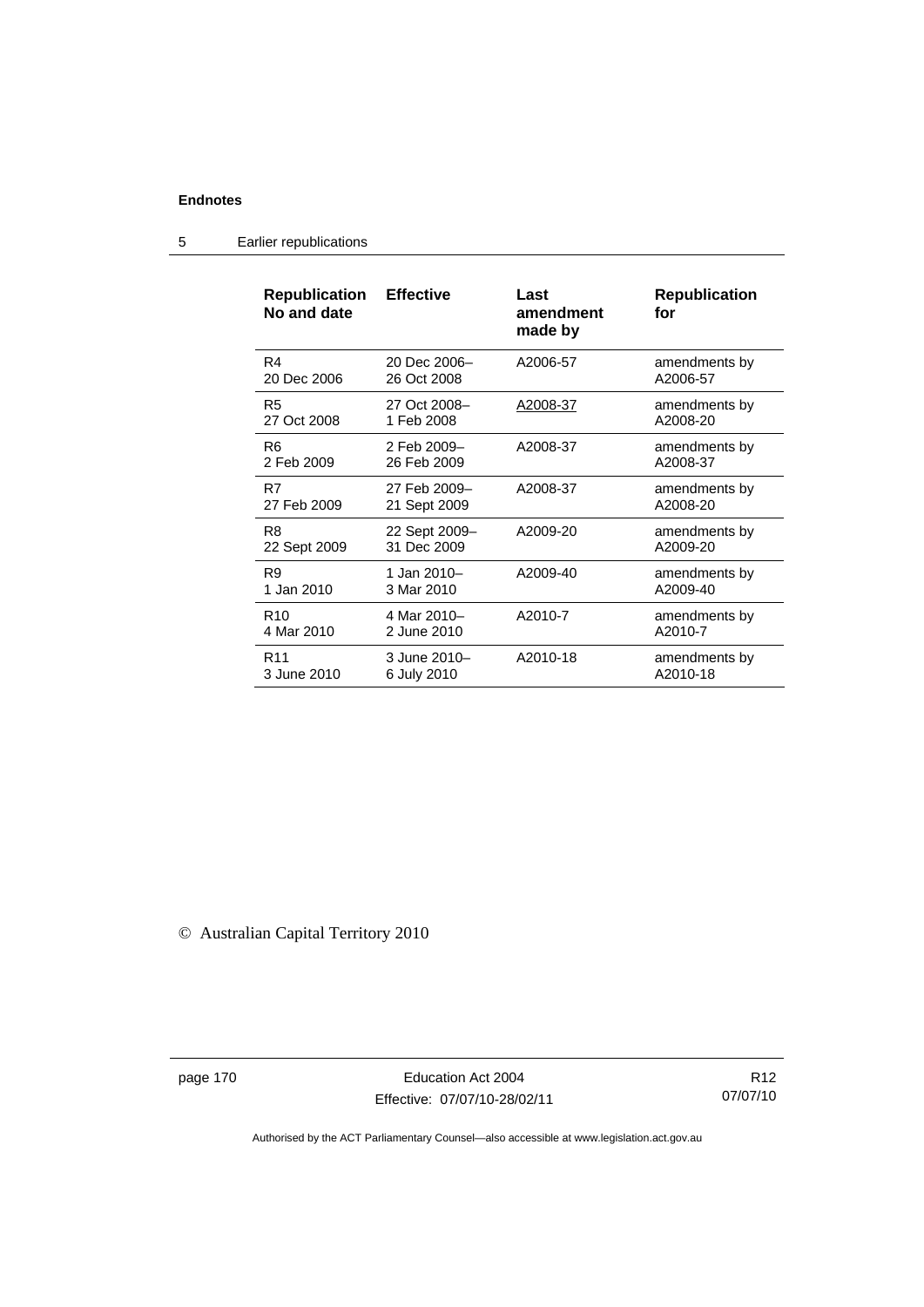**Endnotes**

5 Earlier republications

| Republication No and date | Effective | Last amendment made by | Republication for |
|---|---|---|---|
| R4<br>20 Dec 2006 | 20 Dec 2006–<br>26 Oct 2008 | A2006-57 | amendments by<br>A2006-57 |
| R5<br>27 Oct 2008 | 27 Oct 2008–<br>1 Feb 2008 | A2008-37 | amendments by<br>A2008-20 |
| R6<br>2 Feb 2009 | 2 Feb 2009–<br>26 Feb 2009 | A2008-37 | amendments by<br>A2008-37 |
| R7<br>27 Feb 2009 | 27 Feb 2009–<br>21 Sept 2009 | A2008-37 | amendments by<br>A2008-20 |
| R8<br>22 Sept 2009 | 22 Sept 2009–<br>31 Dec 2009 | A2009-20 | amendments by<br>A2009-20 |
| R9<br>1 Jan 2010 | 1 Jan 2010–<br>3 Mar 2010 | A2009-40 | amendments by<br>A2009-40 |
| R10<br>4 Mar 2010 | 4 Mar 2010–<br>2 June 2010 | A2010-7 | amendments by<br>A2010-7 |
| R11<br>3 June 2010 | 3 June 2010–<br>6 July 2010 | A2010-18 | amendments by<br>A2010-18 |

© Australian Capital Territory 2010